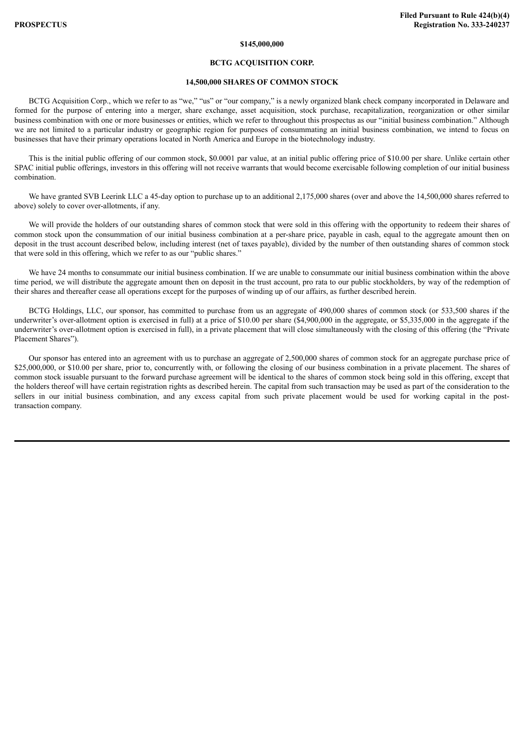**PROSPECTUS**

**Filed Pursuant to Rule 424(b)(4)**
**Registration No. 333-240237**

**$145,000,000**

# BCTG ACQUISITION CORP.

## 14,500,000 SHARES OF COMMON STOCK

BCTG Acquisition Corp., which we refer to as "we," "us" or "our company," is a newly organized blank check company incorporated in Delaware and formed for the purpose of entering into a merger, share exchange, asset acquisition, stock purchase, recapitalization, reorganization or other similar business combination with one or more businesses or entities, which we refer to throughout this prospectus as our "initial business combination." Although we are not limited to a particular industry or geographic region for purposes of consummating an initial business combination, we intend to focus on businesses that have their primary operations located in North America and Europe in the biotechnology industry.

This is the initial public offering of our common stock, $0.0001 par value, at an initial public offering price of $10.00 per share. Unlike certain other SPAC initial public offerings, investors in this offering will not receive warrants that would become exercisable following completion of our initial business combination.

We have granted SVB Leerink LLC a 45-day option to purchase up to an additional 2,175,000 shares (over and above the 14,500,000 shares referred to above) solely to cover over-allotments, if any.

We will provide the holders of our outstanding shares of common stock that were sold in this offering with the opportunity to redeem their shares of common stock upon the consummation of our initial business combination at a per-share price, payable in cash, equal to the aggregate amount then on deposit in the trust account described below, including interest (net of taxes payable), divided by the number of then outstanding shares of common stock that were sold in this offering, which we refer to as our "public shares."

We have 24 months to consummate our initial business combination. If we are unable to consummate our initial business combination within the above time period, we will distribute the aggregate amount then on deposit in the trust account, pro rata to our public stockholders, by way of the redemption of their shares and thereafter cease all operations except for the purposes of winding up of our affairs, as further described herein.

BCTG Holdings, LLC, our sponsor, has committed to purchase from us an aggregate of 490,000 shares of common stock (or 533,500 shares if the underwriter's over-allotment option is exercised in full) at a price of $10.00 per share ($4,900,000 in the aggregate, or $5,335,000 in the aggregate if the underwriter's over-allotment option is exercised in full), in a private placement that will close simultaneously with the closing of this offering (the "Private Placement Shares").

Our sponsor has entered into an agreement with us to purchase an aggregate of 2,500,000 shares of common stock for an aggregate purchase price of $25,000,000, or $10.00 per share, prior to, concurrently with, or following the closing of our business combination in a private placement. The shares of common stock issuable pursuant to the forward purchase agreement will be identical to the shares of common stock being sold in this offering, except that the holders thereof will have certain registration rights as described herein. The capital from such transaction may be used as part of the consideration to the sellers in our initial business combination, and any excess capital from such private placement would be used for working capital in the post-transaction company.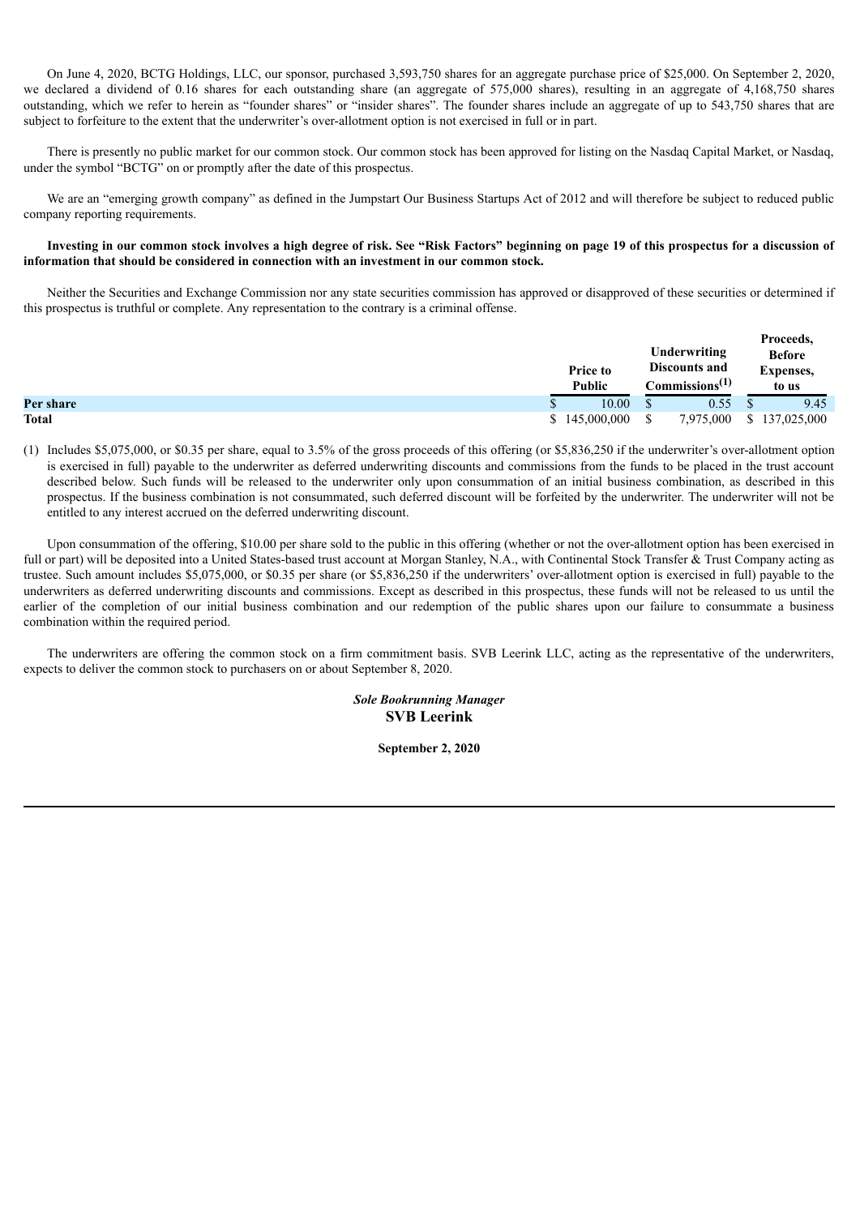On June 4, 2020, BCTG Holdings, LLC, our sponsor, purchased 3,593,750 shares for an aggregate purchase price of $25,000. On September 2, 2020, we declared a dividend of 0.16 shares for each outstanding share (an aggregate of 575,000 shares), resulting in an aggregate of 4,168,750 shares outstanding, which we refer to herein as "founder shares" or "insider shares". The founder shares include an aggregate of up to 543,750 shares that are subject to forfeiture to the extent that the underwriter's over-allotment option is not exercised in full or in part.

There is presently no public market for our common stock. Our common stock has been approved for listing on the Nasdaq Capital Market, or Nasdaq, under the symbol "BCTG" on or promptly after the date of this prospectus.

We are an "emerging growth company" as defined in the Jumpstart Our Business Startups Act of 2012 and will therefore be subject to reduced public company reporting requirements.

**Investing in our common stock involves a high degree of risk. See "Risk Factors" beginning on page 19 of this prospectus for a discussion of information that should be considered in connection with an investment in our common stock.**

Neither the Securities and Exchange Commission nor any state securities commission has approved or disapproved of these securities or determined if this prospectus is truthful or complete. Any representation to the contrary is a criminal offense.

| | Price to Public | Underwriting Discounts and Commissions[(1)] | Proceeds, Before Expenses, to us |
|---|---|---|---|
| **Per share** | $ 10.00 | $ 0.55 | $ 9.45 |
| **Total** | $ 145,000,000 | $ 7,975,000 | $ 137,025,000 |

(1) Includes $5,075,000, or $0.35 per share, equal to 3.5% of the gross proceeds of this offering (or $5,836,250 if the underwriter's over-allotment option is exercised in full) payable to the underwriter as deferred underwriting discounts and commissions from the funds to be placed in the trust account described below. Such funds will be released to the underwriter only upon consummation of an initial business combination, as described in this prospectus. If the business combination is not consummated, such deferred discount will be forfeited by the underwriter. The underwriter will not be entitled to any interest accrued on the deferred underwriting discount.

Upon consummation of the offering, $10.00 per share sold to the public in this offering (whether or not the over-allotment option has been exercised in full or part) will be deposited into a United States-based trust account at Morgan Stanley, N.A., with Continental Stock Transfer & Trust Company acting as trustee. Such amount includes $5,075,000, or $0.35 per share (or $5,836,250 if the underwriters' over-allotment option is exercised in full) payable to the underwriters as deferred underwriting discounts and commissions. Except as described in this prospectus, these funds will not be released to us until the earlier of the completion of our initial business combination and our redemption of the public shares upon our failure to consummate a business combination within the required period.

The underwriters are offering the common stock on a firm commitment basis. SVB Leerink LLC, acting as the representative of the underwriters, expects to deliver the common stock to purchasers on or about September 8, 2020.

***Sole Bookrunning Manager***
**SVB Leerink**

**September 2, 2020**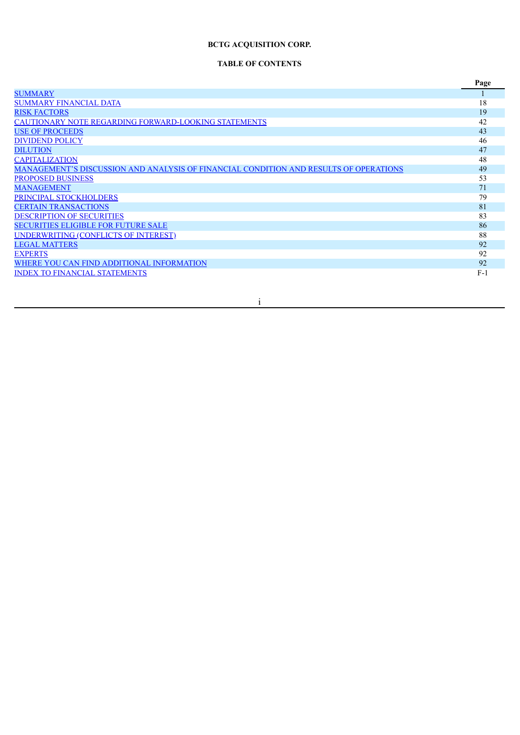**BCTG ACQUISITION CORP.**

**TABLE OF CONTENTS**

| | Page |
|---|---|
| SUMMARY | 1 |
| SUMMARY FINANCIAL DATA | 18 |
| RISK FACTORS | 19 |
| CAUTIONARY NOTE REGARDING FORWARD-LOOKING STATEMENTS | 42 |
| USE OF PROCEEDS | 43 |
| DIVIDEND POLICY | 46 |
| DILUTION | 47 |
| CAPITALIZATION | 48 |
| MANAGEMENT'S DISCUSSION AND ANALYSIS OF FINANCIAL CONDITION AND RESULTS OF OPERATIONS | 49 |
| PROPOSED BUSINESS | 53 |
| MANAGEMENT | 71 |
| PRINCIPAL STOCKHOLDERS | 79 |
| CERTAIN TRANSACTIONS | 81 |
| DESCRIPTION OF SECURITIES | 83 |
| SECURITIES ELIGIBLE FOR FUTURE SALE | 86 |
| UNDERWRITING (CONFLICTS OF INTEREST) | 88 |
| LEGAL MATTERS | 92 |
| EXPERTS | 92 |
| WHERE YOU CAN FIND ADDITIONAL INFORMATION | 92 |
| INDEX TO FINANCIAL STATEMENTS | F-1 |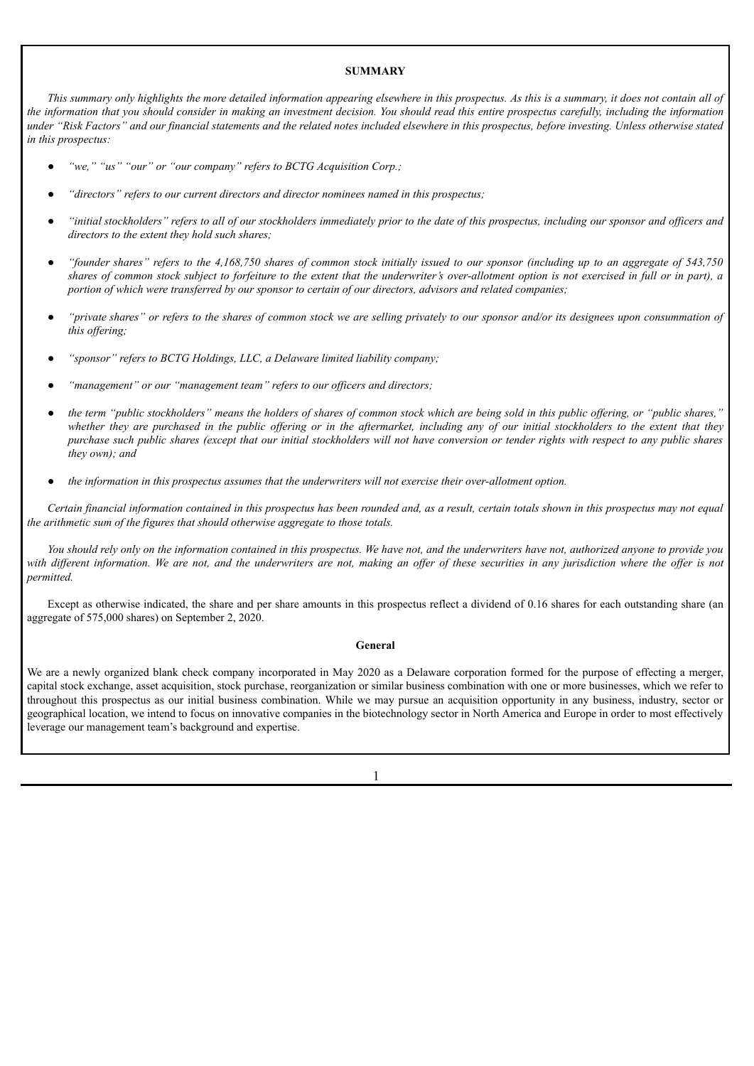## SUMMARY

*This summary only highlights the more detailed information appearing elsewhere in this prospectus. As this is a summary, it does not contain all of the information that you should consider in making an investment decision. You should read this entire prospectus carefully, including the information under "Risk Factors" and our financial statements and the related notes included elsewhere in this prospectus, before investing. Unless otherwise stated in this prospectus:*

- *"we," "us" "our" or "our company" refers to BCTG Acquisition Corp.;*
- *"directors" refers to our current directors and director nominees named in this prospectus;*
- *"initial stockholders" refers to all of our stockholders immediately prior to the date of this prospectus, including our sponsor and officers and directors to the extent they hold such shares;*
- *"founder shares" refers to the 4,168,750 shares of common stock initially issued to our sponsor (including up to an aggregate of 543,750 shares of common stock subject to forfeiture to the extent that the underwriter's over-allotment option is not exercised in full or in part), a portion of which were transferred by our sponsor to certain of our directors, advisors and related companies;*
- *"private shares" or refers to the shares of common stock we are selling privately to our sponsor and/or its designees upon consummation of this offering;*
- *"sponsor" refers to BCTG Holdings, LLC, a Delaware limited liability company;*
- *"management" or our "management team" refers to our officers and directors;*
- *the term "public stockholders" means the holders of shares of common stock which are being sold in this public offering, or "public shares," whether they are purchased in the public offering or in the aftermarket, including any of our initial stockholders to the extent that they purchase such public shares (except that our initial stockholders will not have conversion or tender rights with respect to any public shares they own); and*
- *the information in this prospectus assumes that the underwriters will not exercise their over-allotment option.*

*Certain financial information contained in this prospectus has been rounded and, as a result, certain totals shown in this prospectus may not equal the arithmetic sum of the figures that should otherwise aggregate to those totals.*

*You should rely only on the information contained in this prospectus. We have not, and the underwriters have not, authorized anyone to provide you with different information. We are not, and the underwriters are not, making an offer of these securities in any jurisdiction where the offer is not permitted.*

Except as otherwise indicated, the share and per share amounts in this prospectus reflect a dividend of 0.16 shares for each outstanding share (an aggregate of 575,000 shares) on September 2, 2020.

### General

We are a newly organized blank check company incorporated in May 2020 as a Delaware corporation formed for the purpose of effecting a merger, capital stock exchange, asset acquisition, stock purchase, reorganization or similar business combination with one or more businesses, which we refer to throughout this prospectus as our initial business combination. While we may pursue an acquisition opportunity in any business, industry, sector or geographical location, we intend to focus on innovative companies in the biotechnology sector in North America and Europe in order to most effectively leverage our management team's background and expertise.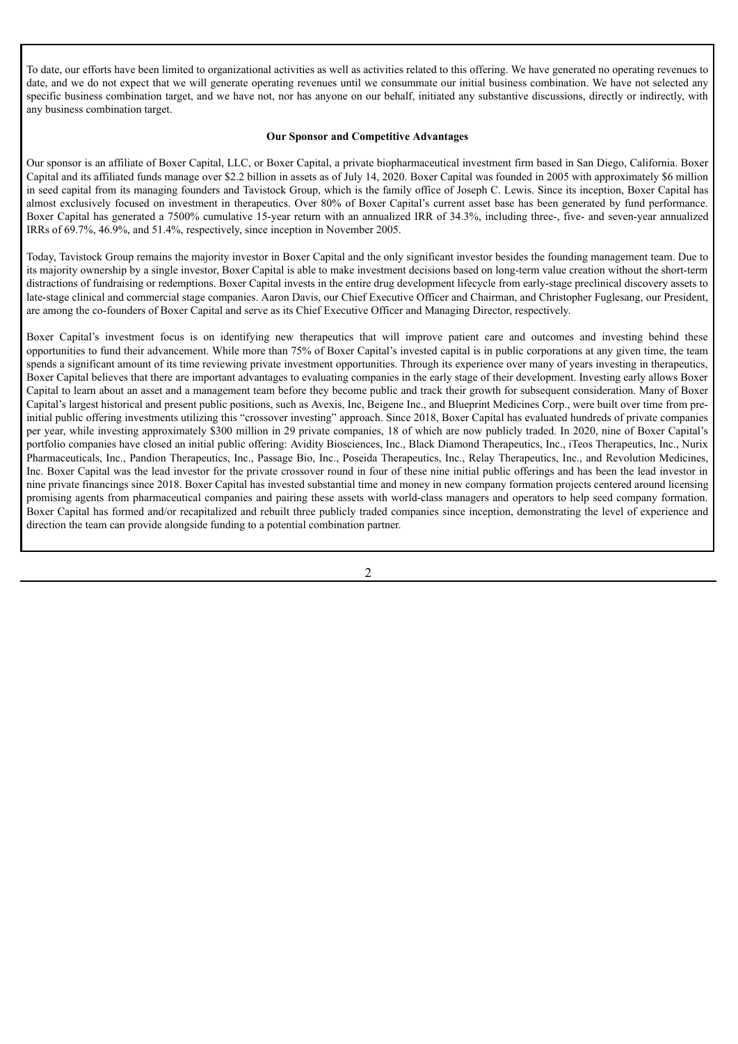To date, our efforts have been limited to organizational activities as well as activities related to this offering. We have generated no operating revenues to date, and we do not expect that we will generate operating revenues until we consummate our initial business combination. We have not selected any specific business combination target, and we have not, nor has anyone on our behalf, initiated any substantive discussions, directly or indirectly, with any business combination target.

**Our Sponsor and Competitive Advantages**

Our sponsor is an affiliate of Boxer Capital, LLC, or Boxer Capital, a private biopharmaceutical investment firm based in San Diego, California. Boxer Capital and its affiliated funds manage over $2.2 billion in assets as of July 14, 2020. Boxer Capital was founded in 2005 with approximately $6 million in seed capital from its managing founders and Tavistock Group, which is the family office of Joseph C. Lewis. Since its inception, Boxer Capital has almost exclusively focused on investment in therapeutics. Over 80% of Boxer Capital's current asset base has been generated by fund performance. Boxer Capital has generated a 7500% cumulative 15-year return with an annualized IRR of 34.3%, including three-, five- and seven-year annualized IRRs of 69.7%, 46.9%, and 51.4%, respectively, since inception in November 2005.

Today, Tavistock Group remains the majority investor in Boxer Capital and the only significant investor besides the founding management team. Due to its majority ownership by a single investor, Boxer Capital is able to make investment decisions based on long-term value creation without the short-term distractions of fundraising or redemptions. Boxer Capital invests in the entire drug development lifecycle from early-stage preclinical discovery assets to late-stage clinical and commercial stage companies. Aaron Davis, our Chief Executive Officer and Chairman, and Christopher Fuglesang, our President, are among the co-founders of Boxer Capital and serve as its Chief Executive Officer and Managing Director, respectively.

Boxer Capital's investment focus is on identifying new therapeutics that will improve patient care and outcomes and investing behind these opportunities to fund their advancement. While more than 75% of Boxer Capital's invested capital is in public corporations at any given time, the team spends a significant amount of its time reviewing private investment opportunities. Through its experience over many of years investing in therapeutics, Boxer Capital believes that there are important advantages to evaluating companies in the early stage of their development. Investing early allows Boxer Capital to learn about an asset and a management team before they become public and track their growth for subsequent consideration. Many of Boxer Capital's largest historical and present public positions, such as Avexis, Inc, Beigene Inc., and Blueprint Medicines Corp., were built over time from pre-initial public offering investments utilizing this "crossover investing" approach. Since 2018, Boxer Capital has evaluated hundreds of private companies per year, while investing approximately $300 million in 29 private companies, 18 of which are now publicly traded. In 2020, nine of Boxer Capital's portfolio companies have closed an initial public offering: Avidity Biosciences, Inc., Black Diamond Therapeutics, Inc., iTeos Therapeutics, Inc., Nurix Pharmaceuticals, Inc., Pandion Therapeutics, Inc., Passage Bio, Inc., Poseida Therapeutics, Inc., Relay Therapeutics, Inc., and Revolution Medicines, Inc. Boxer Capital was the lead investor for the private crossover round in four of these nine initial public offerings and has been the lead investor in nine private financings since 2018. Boxer Capital has invested substantial time and money in new company formation projects centered around licensing promising agents from pharmaceutical companies and pairing these assets with world-class managers and operators to help seed company formation. Boxer Capital has formed and/or recapitalized and rebuilt three publicly traded companies since inception, demonstrating the level of experience and direction the team can provide alongside funding to a potential combination partner.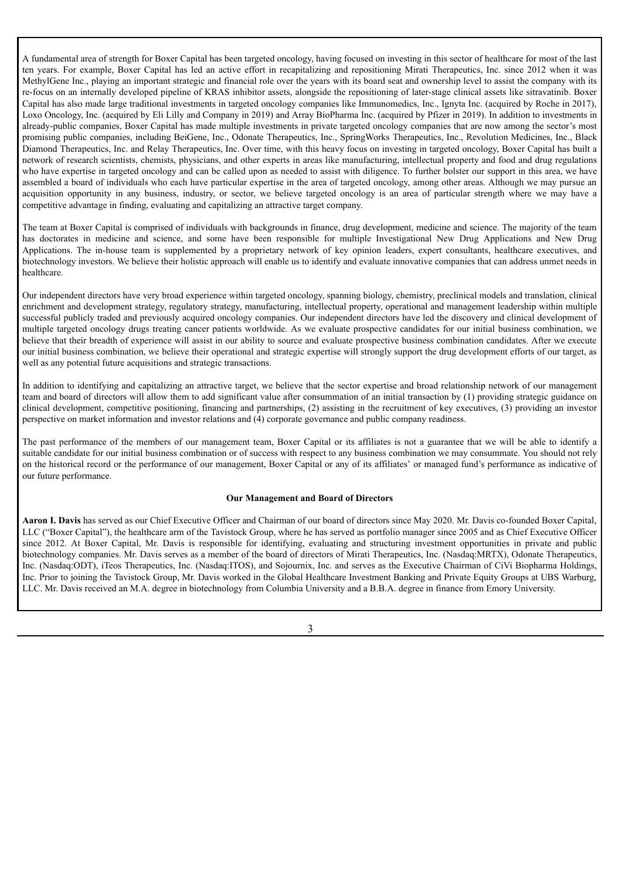A fundamental area of strength for Boxer Capital has been targeted oncology, having focused on investing in this sector of healthcare for most of the last ten years. For example, Boxer Capital has led an active effort in recapitalizing and repositioning Mirati Therapeutics, Inc. since 2012 when it was MethylGene Inc., playing an important strategic and financial role over the years with its board seat and ownership level to assist the company with its re-focus on an internally developed pipeline of KRAS inhibitor assets, alongside the repositioning of later-stage clinical assets like sitravatinib. Boxer Capital has also made large traditional investments in targeted oncology companies like Immunomedics, Inc., Ignyta Inc. (acquired by Roche in 2017), Loxo Oncology, Inc. (acquired by Eli Lilly and Company in 2019) and Array BioPharma Inc. (acquired by Pfizer in 2019). In addition to investments in already-public companies, Boxer Capital has made multiple investments in private targeted oncology companies that are now among the sector's most promising public companies, including BeiGene, Inc., Odonate Therapeutics, Inc., SpringWorks Therapeutics, Inc., Revolution Medicines, Inc., Black Diamond Therapeutics, Inc. and Relay Therapeutics, Inc. Over time, with this heavy focus on investing in targeted oncology, Boxer Capital has built a network of research scientists, chemists, physicians, and other experts in areas like manufacturing, intellectual property and food and drug regulations who have expertise in targeted oncology and can be called upon as needed to assist with diligence. To further bolster our support in this area, we have assembled a board of individuals who each have particular expertise in the area of targeted oncology, among other areas. Although we may pursue an acquisition opportunity in any business, industry, or sector, we believe targeted oncology is an area of particular strength where we may have a competitive advantage in finding, evaluating and capitalizing an attractive target company.

The team at Boxer Capital is comprised of individuals with backgrounds in finance, drug development, medicine and science. The majority of the team has doctorates in medicine and science, and some have been responsible for multiple Investigational New Drug Applications and New Drug Applications. The in-house team is supplemented by a proprietary network of key opinion leaders, expert consultants, healthcare executives, and biotechnology investors. We believe their holistic approach will enable us to identify and evaluate innovative companies that can address unmet needs in healthcare.

Our independent directors have very broad experience within targeted oncology, spanning biology, chemistry, preclinical models and translation, clinical enrichment and development strategy, regulatory strategy, manufacturing, intellectual property, operational and management leadership within multiple successful publicly traded and previously acquired oncology companies. Our independent directors have led the discovery and clinical development of multiple targeted oncology drugs treating cancer patients worldwide. As we evaluate prospective candidates for our initial business combination, we believe that their breadth of experience will assist in our ability to source and evaluate prospective business combination candidates. After we execute our initial business combination, we believe their operational and strategic expertise will strongly support the drug development efforts of our target, as well as any potential future acquisitions and strategic transactions.

In addition to identifying and capitalizing an attractive target, we believe that the sector expertise and broad relationship network of our management team and board of directors will allow them to add significant value after consummation of an initial transaction by (1) providing strategic guidance on clinical development, competitive positioning, financing and partnerships, (2) assisting in the recruitment of key executives, (3) providing an investor perspective on market information and investor relations and (4) corporate governance and public company readiness.

The past performance of the members of our management team, Boxer Capital or its affiliates is not a guarantee that we will be able to identify a suitable candidate for our initial business combination or of success with respect to any business combination we may consummate. You should not rely on the historical record or the performance of our management, Boxer Capital or any of its affiliates' or managed fund's performance as indicative of our future performance.

**Our Management and Board of Directors**

**Aaron I. Davis** has served as our Chief Executive Officer and Chairman of our board of directors since May 2020. Mr. Davis co-founded Boxer Capital, LLC ("Boxer Capital"), the healthcare arm of the Tavistock Group, where he has served as portfolio manager since 2005 and as Chief Executive Officer since 2012. At Boxer Capital, Mr. Davis is responsible for identifying, evaluating and structuring investment opportunities in private and public biotechnology companies. Mr. Davis serves as a member of the board of directors of Mirati Therapeutics, Inc. (Nasdaq:MRTX), Odonate Therapeutics, Inc. (Nasdaq:ODT), iTeos Therapeutics, Inc. (Nasdaq:ITOS), and Sojournix, Inc. and serves as the Executive Chairman of CiVi Biopharma Holdings, Inc. Prior to joining the Tavistock Group, Mr. Davis worked in the Global Healthcare Investment Banking and Private Equity Groups at UBS Warburg, LLC. Mr. Davis received an M.A. degree in biotechnology from Columbia University and a B.B.A. degree in finance from Emory University.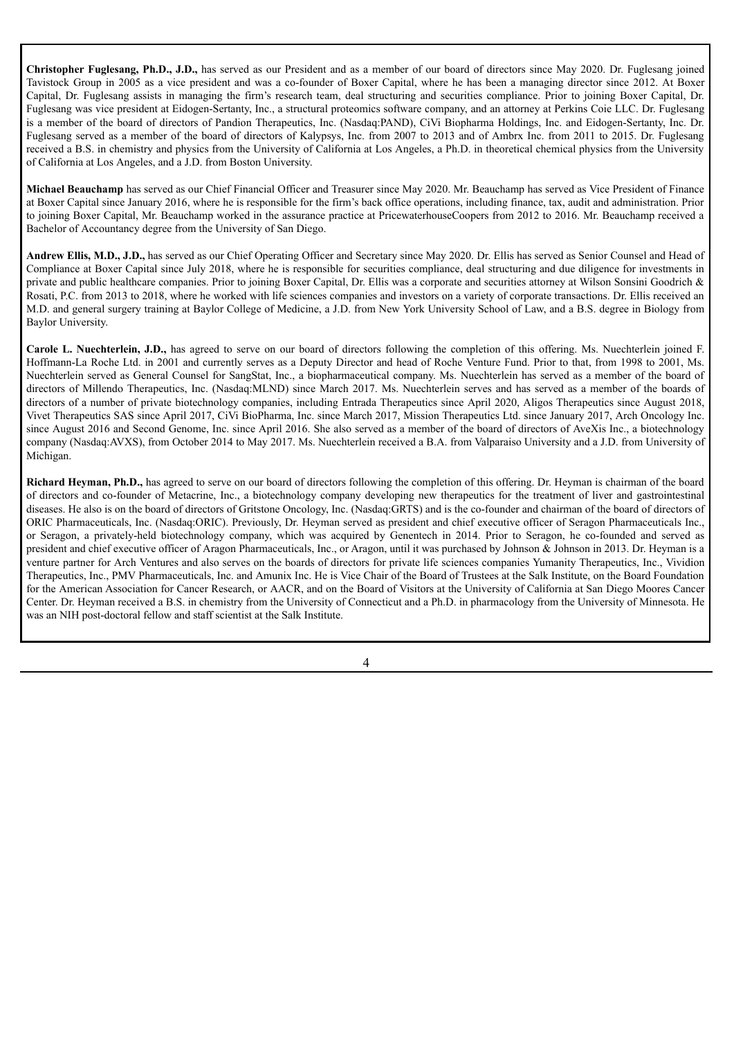**Christopher Fuglesang, Ph.D., J.D.,** has served as our President and as a member of our board of directors since May 2020. Dr. Fuglesang joined Tavistock Group in 2005 as a vice president and was a co-founder of Boxer Capital, where he has been a managing director since 2012. At Boxer Capital, Dr. Fuglesang assists in managing the firm's research team, deal structuring and securities compliance. Prior to joining Boxer Capital, Dr. Fuglesang was vice president at Eidogen-Sertanty, Inc., a structural proteomics software company, and an attorney at Perkins Coie LLC. Dr. Fuglesang is a member of the board of directors of Pandion Therapeutics, Inc. (Nasdaq:PAND), CiVi Biopharma Holdings, Inc. and Eidogen-Sertanty, Inc. Dr. Fuglesang served as a member of the board of directors of Kalypsys, Inc. from 2007 to 2013 and of Ambrx Inc. from 2011 to 2015. Dr. Fuglesang received a B.S. in chemistry and physics from the University of California at Los Angeles, a Ph.D. in theoretical chemical physics from the University of California at Los Angeles, and a J.D. from Boston University.

**Michael Beauchamp** has served as our Chief Financial Officer and Treasurer since May 2020. Mr. Beauchamp has served as Vice President of Finance at Boxer Capital since January 2016, where he is responsible for the firm's back office operations, including finance, tax, audit and administration. Prior to joining Boxer Capital, Mr. Beauchamp worked in the assurance practice at PricewaterhouseCoopers from 2012 to 2016. Mr. Beauchamp received a Bachelor of Accountancy degree from the University of San Diego.

**Andrew Ellis, M.D., J.D.,** has served as our Chief Operating Officer and Secretary since May 2020. Dr. Ellis has served as Senior Counsel and Head of Compliance at Boxer Capital since July 2018, where he is responsible for securities compliance, deal structuring and due diligence for investments in private and public healthcare companies. Prior to joining Boxer Capital, Dr. Ellis was a corporate and securities attorney at Wilson Sonsini Goodrich & Rosati, P.C. from 2013 to 2018, where he worked with life sciences companies and investors on a variety of corporate transactions. Dr. Ellis received an M.D. and general surgery training at Baylor College of Medicine, a J.D. from New York University School of Law, and a B.S. degree in Biology from Baylor University.

**Carole L. Nuechterlein, J.D.,** has agreed to serve on our board of directors following the completion of this offering. Ms. Nuechterlein joined F. Hoffmann-La Roche Ltd. in 2001 and currently serves as a Deputy Director and head of Roche Venture Fund. Prior to that, from 1998 to 2001, Ms. Nuechterlein served as General Counsel for SangStat, Inc., a biopharmaceutical company. Ms. Nuechterlein has served as a member of the board of directors of Millendo Therapeutics, Inc. (Nasdaq:MLND) since March 2017. Ms. Nuechterlein serves and has served as a member of the boards of directors of a number of private biotechnology companies, including Entrada Therapeutics since April 2020, Aligos Therapeutics since August 2018, Vivet Therapeutics SAS since April 2017, CiVi BioPharma, Inc. since March 2017, Mission Therapeutics Ltd. since January 2017, Arch Oncology Inc. since August 2016 and Second Genome, Inc. since April 2016. She also served as a member of the board of directors of AveXis Inc., a biotechnology company (Nasdaq:AVXS), from October 2014 to May 2017. Ms. Nuechterlein received a B.A. from Valparaiso University and a J.D. from University of Michigan.

**Richard Heyman, Ph.D.,** has agreed to serve on our board of directors following the completion of this offering. Dr. Heyman is chairman of the board of directors and co-founder of Metacrine, Inc., a biotechnology company developing new therapeutics for the treatment of liver and gastrointestinal diseases. He also is on the board of directors of Gritstone Oncology, Inc. (Nasdaq:GRTS) and is the co-founder and chairman of the board of directors of ORIC Pharmaceuticals, Inc. (Nasdaq:ORIC). Previously, Dr. Heyman served as president and chief executive officer of Seragon Pharmaceuticals Inc., or Seragon, a privately-held biotechnology company, which was acquired by Genentech in 2014. Prior to Seragon, he co-founded and served as president and chief executive officer of Aragon Pharmaceuticals, Inc., or Aragon, until it was purchased by Johnson & Johnson in 2013. Dr. Heyman is a venture partner for Arch Ventures and also serves on the boards of directors for private life sciences companies Yumanity Therapeutics, Inc., Vividion Therapeutics, Inc., PMV Pharmaceuticals, Inc. and Amunix Inc. He is Vice Chair of the Board of Trustees at the Salk Institute, on the Board Foundation for the American Association for Cancer Research, or AACR, and on the Board of Visitors at the University of California at San Diego Moores Cancer Center. Dr. Heyman received a B.S. in chemistry from the University of Connecticut and a Ph.D. in pharmacology from the University of Minnesota. He was an NIH post-doctoral fellow and staff scientist at the Salk Institute.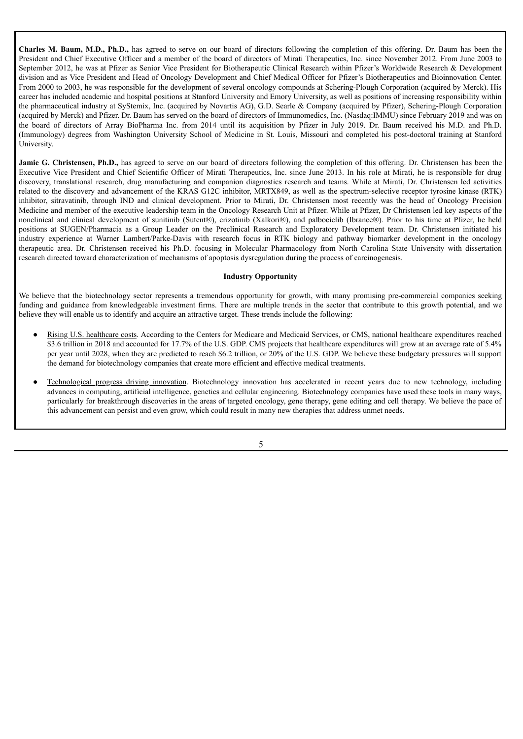**Charles M. Baum, M.D., Ph.D.,** has agreed to serve on our board of directors following the completion of this offering. Dr. Baum has been the President and Chief Executive Officer and a member of the board of directors of Mirati Therapeutics, Inc. since November 2012. From June 2003 to September 2012, he was at Pfizer as Senior Vice President for Biotherapeutic Clinical Research within Pfizer's Worldwide Research & Development division and as Vice President and Head of Oncology Development and Chief Medical Officer for Pfizer's Biotherapeutics and Bioinnovation Center. From 2000 to 2003, he was responsible for the development of several oncology compounds at Schering-Plough Corporation (acquired by Merck). His career has included academic and hospital positions at Stanford University and Emory University, as well as positions of increasing responsibility within the pharmaceutical industry at SyStemix, Inc. (acquired by Novartis AG), G.D. Searle & Company (acquired by Pfizer), Schering-Plough Corporation (acquired by Merck) and Pfizer. Dr. Baum has served on the board of directors of Immunomedics, Inc. (Nasdaq:IMMU) since February 2019 and was on the board of directors of Array BioPharma Inc. from 2014 until its acquisition by Pfizer in July 2019. Dr. Baum received his M.D. and Ph.D. (Immunology) degrees from Washington University School of Medicine in St. Louis, Missouri and completed his post-doctoral training at Stanford University.

**Jamie G. Christensen, Ph.D.,** has agreed to serve on our board of directors following the completion of this offering. Dr. Christensen has been the Executive Vice President and Chief Scientific Officer of Mirati Therapeutics, Inc. since June 2013. In his role at Mirati, he is responsible for drug discovery, translational research, drug manufacturing and companion diagnostics research and teams. While at Mirati, Dr. Christensen led activities related to the discovery and advancement of the KRAS G12C inhibitor, MRTX849, as well as the spectrum-selective receptor tyrosine kinase (RTK) inhibitor, sitravatinib, through IND and clinical development. Prior to Mirati, Dr. Christensen most recently was the head of Oncology Precision Medicine and member of the executive leadership team in the Oncology Research Unit at Pfizer. While at Pfizer, Dr Christensen led key aspects of the nonclinical and clinical development of sunitinib (Sutent®), crizotinib (Xalkori®), and palbociclib (Ibrance®). Prior to his time at Pfizer, he held positions at SUGEN/Pharmacia as a Group Leader on the Preclinical Research and Exploratory Development team. Dr. Christensen initiated his industry experience at Warner Lambert/Parke-Davis with research focus in RTK biology and pathway biomarker development in the oncology therapeutic area. Dr. Christensen received his Ph.D. focusing in Molecular Pharmacology from North Carolina State University with dissertation research directed toward characterization of mechanisms of apoptosis dysregulation during the process of carcinogenesis.

**Industry Opportunity**

We believe that the biotechnology sector represents a tremendous opportunity for growth, with many promising pre-commercial companies seeking funding and guidance from knowledgeable investment firms. There are multiple trends in the sector that contribute to this growth potential, and we believe they will enable us to identify and acquire an attractive target. These trends include the following:

- Rising U.S. healthcare costs. According to the Centers for Medicare and Medicaid Services, or CMS, national healthcare expenditures reached \$3.6 trillion in 2018 and accounted for 17.7% of the U.S. GDP. CMS projects that healthcare expenditures will grow at an average rate of 5.4% per year until 2028, when they are predicted to reach \$6.2 trillion, or 20% of the U.S. GDP. We believe these budgetary pressures will support the demand for biotechnology companies that create more efficient and effective medical treatments.

- Technological progress driving innovation. Biotechnology innovation has accelerated in recent years due to new technology, including advances in computing, artificial intelligence, genetics and cellular engineering. Biotechnology companies have used these tools in many ways, particularly for breakthrough discoveries in the areas of targeted oncology, gene therapy, gene editing and cell therapy. We believe the pace of this advancement can persist and even grow, which could result in many new therapies that address unmet needs.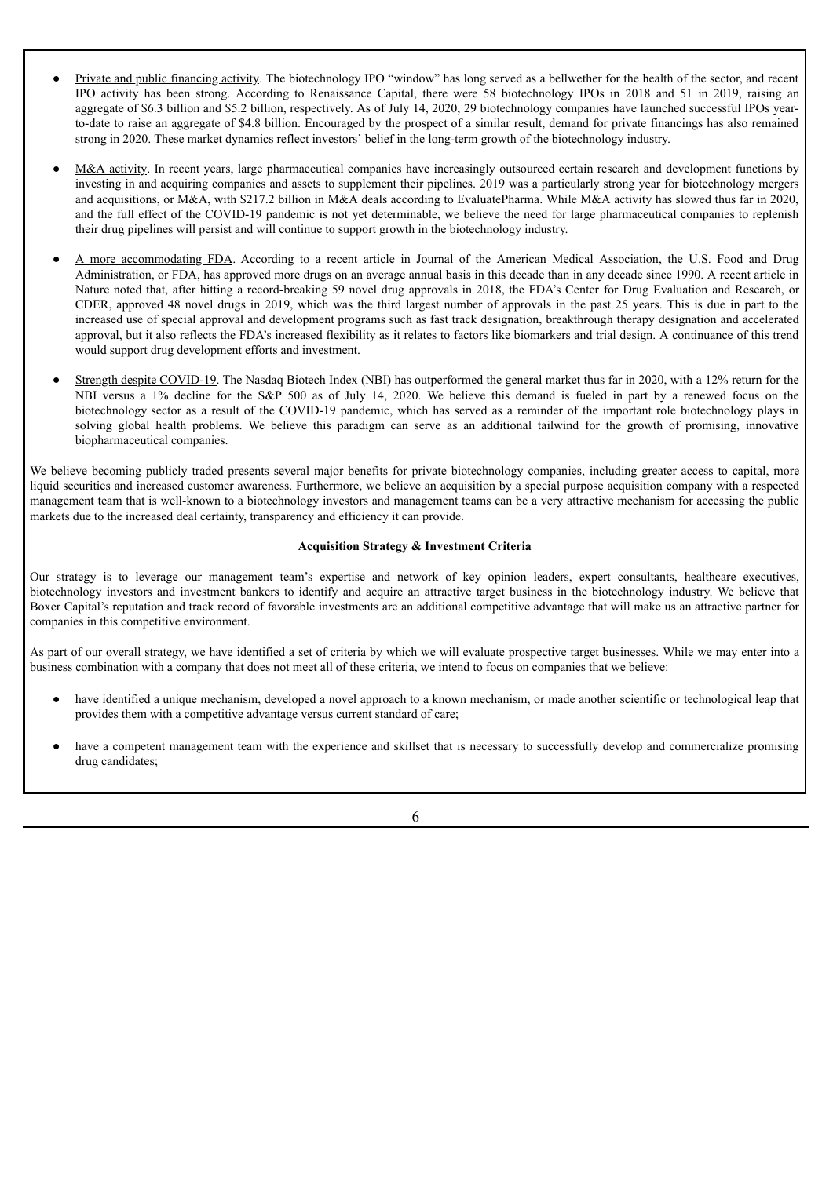- Private and public financing activity. The biotechnology IPO "window" has long served as a bellwether for the health of the sector, and recent IPO activity has been strong. According to Renaissance Capital, there were 58 biotechnology IPOs in 2018 and 51 in 2019, raising an aggregate of $6.3 billion and $5.2 billion, respectively. As of July 14, 2020, 29 biotechnology companies have launched successful IPOs year-to-date to raise an aggregate of $4.8 billion. Encouraged by the prospect of a similar result, demand for private financings has also remained strong in 2020. These market dynamics reflect investors' belief in the long-term growth of the biotechnology industry.

- M&A activity. In recent years, large pharmaceutical companies have increasingly outsourced certain research and development functions by investing in and acquiring companies and assets to supplement their pipelines. 2019 was a particularly strong year for biotechnology mergers and acquisitions, or M&A, with $217.2 billion in M&A deals according to EvaluatePharma. While M&A activity has slowed thus far in 2020, and the full effect of the COVID-19 pandemic is not yet determinable, we believe the need for large pharmaceutical companies to replenish their drug pipelines will persist and will continue to support growth in the biotechnology industry.

- A more accommodating FDA. According to a recent article in Journal of the American Medical Association, the U.S. Food and Drug Administration, or FDA, has approved more drugs on an average annual basis in this decade than in any decade since 1990. A recent article in Nature noted that, after hitting a record-breaking 59 novel drug approvals in 2018, the FDA's Center for Drug Evaluation and Research, or CDER, approved 48 novel drugs in 2019, which was the third largest number of approvals in the past 25 years. This is due in part to the increased use of special approval and development programs such as fast track designation, breakthrough therapy designation and accelerated approval, but it also reflects the FDA's increased flexibility as it relates to factors like biomarkers and trial design. A continuance of this trend would support drug development efforts and investment.

- Strength despite COVID-19. The Nasdaq Biotech Index (NBI) has outperformed the general market thus far in 2020, with a 12% return for the NBI versus a 1% decline for the S&P 500 as of July 14, 2020. We believe this demand is fueled in part by a renewed focus on the biotechnology sector as a result of the COVID-19 pandemic, which has served as a reminder of the important role biotechnology plays in solving global health problems. We believe this paradigm can serve as an additional tailwind for the growth of promising, innovative biopharmaceutical companies.

We believe becoming publicly traded presents several major benefits for private biotechnology companies, including greater access to capital, more liquid securities and increased customer awareness. Furthermore, we believe an acquisition by a special purpose acquisition company with a respected management team that is well-known to a biotechnology investors and management teams can be a very attractive mechanism for accessing the public markets due to the increased deal certainty, transparency and efficiency it can provide.

**Acquisition Strategy & Investment Criteria**

Our strategy is to leverage our management team's expertise and network of key opinion leaders, expert consultants, healthcare executives, biotechnology investors and investment bankers to identify and acquire an attractive target business in the biotechnology industry. We believe that Boxer Capital's reputation and track record of favorable investments are an additional competitive advantage that will make us an attractive partner for companies in this competitive environment.

As part of our overall strategy, we have identified a set of criteria by which we will evaluate prospective target businesses. While we may enter into a business combination with a company that does not meet all of these criteria, we intend to focus on companies that we believe:

- have identified a unique mechanism, developed a novel approach to a known mechanism, or made another scientific or technological leap that provides them with a competitive advantage versus current standard of care;

- have a competent management team with the experience and skillset that is necessary to successfully develop and commercialize promising drug candidates;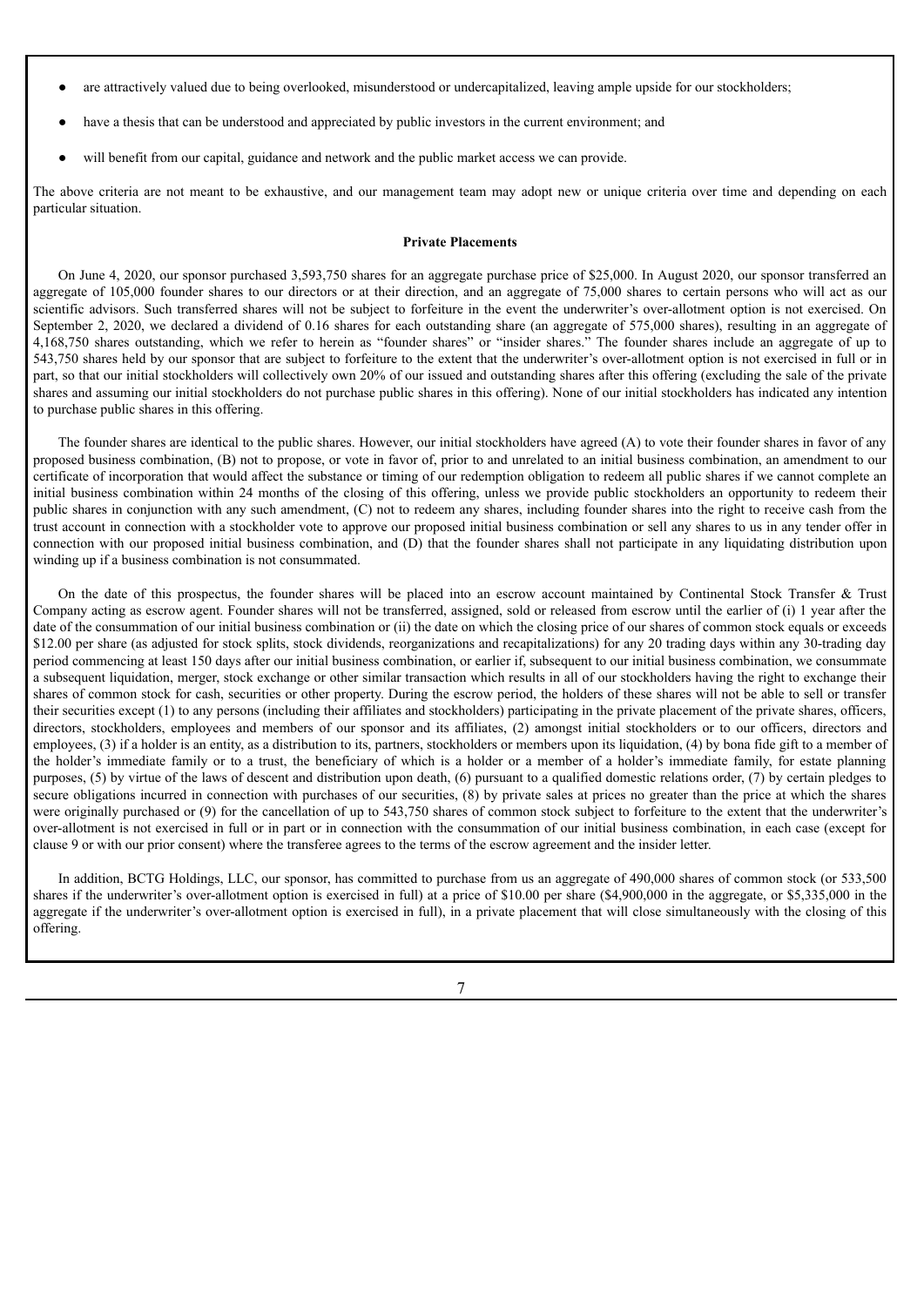- are attractively valued due to being overlooked, misunderstood or undercapitalized, leaving ample upside for our stockholders;
- have a thesis that can be understood and appreciated by public investors in the current environment; and
- will benefit from our capital, guidance and network and the public market access we can provide.

The above criteria are not meant to be exhaustive, and our management team may adopt new or unique criteria over time and depending on each particular situation.

**Private Placements**

On June 4, 2020, our sponsor purchased 3,593,750 shares for an aggregate purchase price of $25,000. In August 2020, our sponsor transferred an aggregate of 105,000 founder shares to our directors or at their direction, and an aggregate of 75,000 shares to certain persons who will act as our scientific advisors. Such transferred shares will not be subject to forfeiture in the event the underwriter's over-allotment option is not exercised. On September 2, 2020, we declared a dividend of 0.16 shares for each outstanding share (an aggregate of 575,000 shares), resulting in an aggregate of 4,168,750 shares outstanding, which we refer to herein as "founder shares" or "insider shares." The founder shares include an aggregate of up to 543,750 shares held by our sponsor that are subject to forfeiture to the extent that the underwriter's over-allotment option is not exercised in full or in part, so that our initial stockholders will collectively own 20% of our issued and outstanding shares after this offering (excluding the sale of the private shares and assuming our initial stockholders do not purchase public shares in this offering). None of our initial stockholders has indicated any intention to purchase public shares in this offering.

The founder shares are identical to the public shares. However, our initial stockholders have agreed (A) to vote their founder shares in favor of any proposed business combination, (B) not to propose, or vote in favor of, prior to and unrelated to an initial business combination, an amendment to our certificate of incorporation that would affect the substance or timing of our redemption obligation to redeem all public shares if we cannot complete an initial business combination within 24 months of the closing of this offering, unless we provide public stockholders an opportunity to redeem their public shares in conjunction with any such amendment, (C) not to redeem any shares, including founder shares into the right to receive cash from the trust account in connection with a stockholder vote to approve our proposed initial business combination or sell any shares to us in any tender offer in connection with our proposed initial business combination, and (D) that the founder shares shall not participate in any liquidating distribution upon winding up if a business combination is not consummated.

On the date of this prospectus, the founder shares will be placed into an escrow account maintained by Continental Stock Transfer & Trust Company acting as escrow agent. Founder shares will not be transferred, assigned, sold or released from escrow until the earlier of (i) 1 year after the date of the consummation of our initial business combination or (ii) the date on which the closing price of our shares of common stock equals or exceeds $12.00 per share (as adjusted for stock splits, stock dividends, reorganizations and recapitalizations) for any 20 trading days within any 30-trading day period commencing at least 150 days after our initial business combination, or earlier if, subsequent to our initial business combination, we consummate a subsequent liquidation, merger, stock exchange or other similar transaction which results in all of our stockholders having the right to exchange their shares of common stock for cash, securities or other property. During the escrow period, the holders of these shares will not be able to sell or transfer their securities except (1) to any persons (including their affiliates and stockholders) participating in the private placement of the private shares, officers, directors, stockholders, employees and members of our sponsor and its affiliates, (2) amongst initial stockholders or to our officers, directors and employees, (3) if a holder is an entity, as a distribution to its, partners, stockholders or members upon its liquidation, (4) by bona fide gift to a member of the holder's immediate family or to a trust, the beneficiary of which is a holder or a member of a holder's immediate family, for estate planning purposes, (5) by virtue of the laws of descent and distribution upon death, (6) pursuant to a qualified domestic relations order, (7) by certain pledges to secure obligations incurred in connection with purchases of our securities, (8) by private sales at prices no greater than the price at which the shares were originally purchased or (9) for the cancellation of up to 543,750 shares of common stock subject to forfeiture to the extent that the underwriter's over-allotment is not exercised in full or in part or in connection with the consummation of our initial business combination, in each case (except for clause 9 or with our prior consent) where the transferee agrees to the terms of the escrow agreement and the insider letter.

In addition, BCTG Holdings, LLC, our sponsor, has committed to purchase from us an aggregate of 490,000 shares of common stock (or 533,500 shares if the underwriter's over-allotment option is exercised in full) at a price of $10.00 per share ($4,900,000 in the aggregate, or $5,335,000 in the aggregate if the underwriter's over-allotment option is exercised in full), in a private placement that will close simultaneously with the closing of this offering.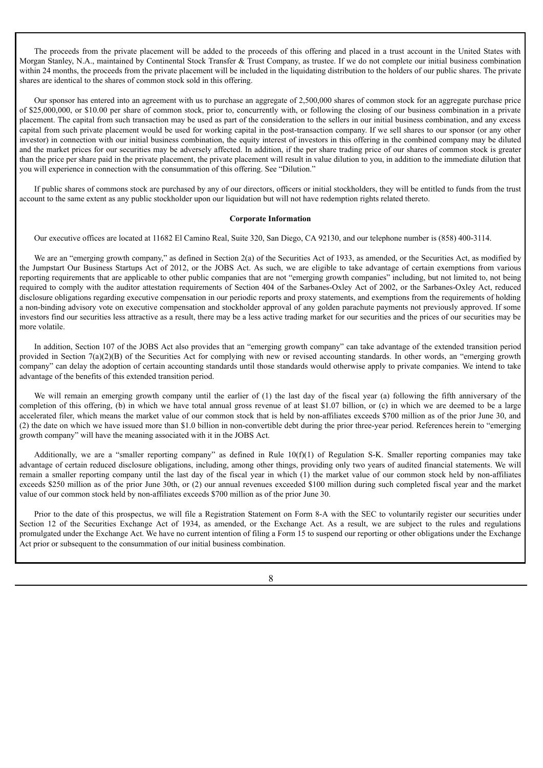The proceeds from the private placement will be added to the proceeds of this offering and placed in a trust account in the United States with Morgan Stanley, N.A., maintained by Continental Stock Transfer & Trust Company, as trustee. If we do not complete our initial business combination within 24 months, the proceeds from the private placement will be included in the liquidating distribution to the holders of our public shares. The private shares are identical to the shares of common stock sold in this offering.

Our sponsor has entered into an agreement with us to purchase an aggregate of 2,500,000 shares of common stock for an aggregate purchase price of $25,000,000, or $10.00 per share of common stock, prior to, concurrently with, or following the closing of our business combination in a private placement. The capital from such transaction may be used as part of the consideration to the sellers in our initial business combination, and any excess capital from such private placement would be used for working capital in the post-transaction company. If we sell shares to our sponsor (or any other investor) in connection with our initial business combination, the equity interest of investors in this offering in the combined company may be diluted and the market prices for our securities may be adversely affected. In addition, if the per share trading price of our shares of common stock is greater than the price per share paid in the private placement, the private placement will result in value dilution to you, in addition to the immediate dilution that you will experience in connection with the consummation of this offering. See "Dilution."

If public shares of commons stock are purchased by any of our directors, officers or initial stockholders, they will be entitled to funds from the trust account to the same extent as any public stockholder upon our liquidation but will not have redemption rights related thereto.

**Corporate Information**

Our executive offices are located at 11682 El Camino Real, Suite 320, San Diego, CA 92130, and our telephone number is (858) 400-3114.

We are an "emerging growth company," as defined in Section 2(a) of the Securities Act of 1933, as amended, or the Securities Act, as modified by the Jumpstart Our Business Startups Act of 2012, or the JOBS Act. As such, we are eligible to take advantage of certain exemptions from various reporting requirements that are applicable to other public companies that are not "emerging growth companies" including, but not limited to, not being required to comply with the auditor attestation requirements of Section 404 of the Sarbanes-Oxley Act of 2002, or the Sarbanes-Oxley Act, reduced disclosure obligations regarding executive compensation in our periodic reports and proxy statements, and exemptions from the requirements of holding a non-binding advisory vote on executive compensation and stockholder approval of any golden parachute payments not previously approved. If some investors find our securities less attractive as a result, there may be a less active trading market for our securities and the prices of our securities may be more volatile.

In addition, Section 107 of the JOBS Act also provides that an "emerging growth company" can take advantage of the extended transition period provided in Section 7(a)(2)(B) of the Securities Act for complying with new or revised accounting standards. In other words, an "emerging growth company" can delay the adoption of certain accounting standards until those standards would otherwise apply to private companies. We intend to take advantage of the benefits of this extended transition period.

We will remain an emerging growth company until the earlier of (1) the last day of the fiscal year (a) following the fifth anniversary of the completion of this offering, (b) in which we have total annual gross revenue of at least $1.07 billion, or (c) in which we are deemed to be a large accelerated filer, which means the market value of our common stock that is held by non-affiliates exceeds $700 million as of the prior June 30, and (2) the date on which we have issued more than $1.0 billion in non-convertible debt during the prior three-year period. References herein to "emerging growth company" will have the meaning associated with it in the JOBS Act.

Additionally, we are a "smaller reporting company" as defined in Rule 10(f)(1) of Regulation S-K. Smaller reporting companies may take advantage of certain reduced disclosure obligations, including, among other things, providing only two years of audited financial statements. We will remain a smaller reporting company until the last day of the fiscal year in which (1) the market value of our common stock held by non-affiliates exceeds $250 million as of the prior June 30th, or (2) our annual revenues exceeded $100 million during such completed fiscal year and the market value of our common stock held by non-affiliates exceeds $700 million as of the prior June 30.

Prior to the date of this prospectus, we will file a Registration Statement on Form 8-A with the SEC to voluntarily register our securities under Section 12 of the Securities Exchange Act of 1934, as amended, or the Exchange Act. As a result, we are subject to the rules and regulations promulgated under the Exchange Act. We have no current intention of filing a Form 15 to suspend our reporting or other obligations under the Exchange Act prior or subsequent to the consummation of our initial business combination.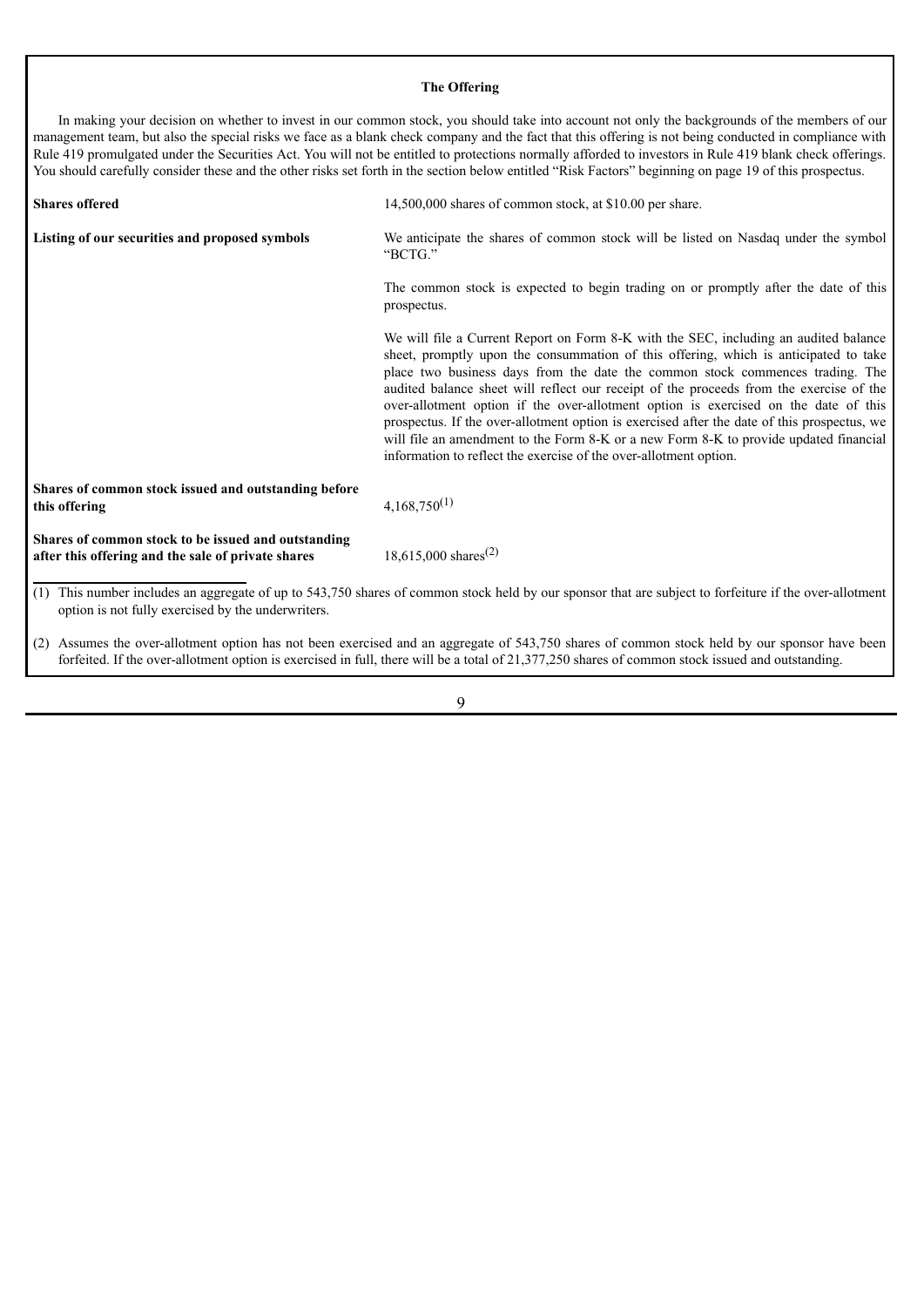### The Offering

In making your decision on whether to invest in our common stock, you should take into account not only the backgrounds of the members of our management team, but also the special risks we face as a blank check company and the fact that this offering is not being conducted in compliance with Rule 419 promulgated under the Securities Act. You will not be entitled to protections normally afforded to investors in Rule 419 blank check offerings. You should carefully consider these and the other risks set forth in the section below entitled "Risk Factors" beginning on page 19 of this prospectus.

| | |
|---|---|
| **Shares offered** | 14,500,000 shares of common stock, at $10.00 per share. |
| **Listing of our securities and proposed symbols** | We anticipate the shares of common stock will be listed on Nasdaq under the symbol "BCTG." |
| | The common stock is expected to begin trading on or promptly after the date of this prospectus. |
| | We will file a Current Report on Form 8-K with the SEC, including an audited balance sheet, promptly upon the consummation of this offering, which is anticipated to take place two business days from the date the common stock commences trading. The audited balance sheet will reflect our receipt of the proceeds from the exercise of the over-allotment option if the over-allotment option is exercised on the date of this prospectus. If the over-allotment option is exercised after the date of this prospectus, we will file an amendment to the Form 8-K or a new Form 8-K to provide updated financial information to reflect the exercise of the over-allotment option. |
| **Shares of common stock issued and outstanding before this offering** | 4,168,750[(1)] |
| **Shares of common stock to be issued and outstanding after this offering and the sale of private shares** | 18,615,000 shares[(2)] |

(1) This number includes an aggregate of up to 543,750 shares of common stock held by our sponsor that are subject to forfeiture if the over-allotment option is not fully exercised by the underwriters.

(2) Assumes the over-allotment option has not been exercised and an aggregate of 543,750 shares of common stock held by our sponsor have been forfeited. If the over-allotment option is exercised in full, there will be a total of 21,377,250 shares of common stock issued and outstanding.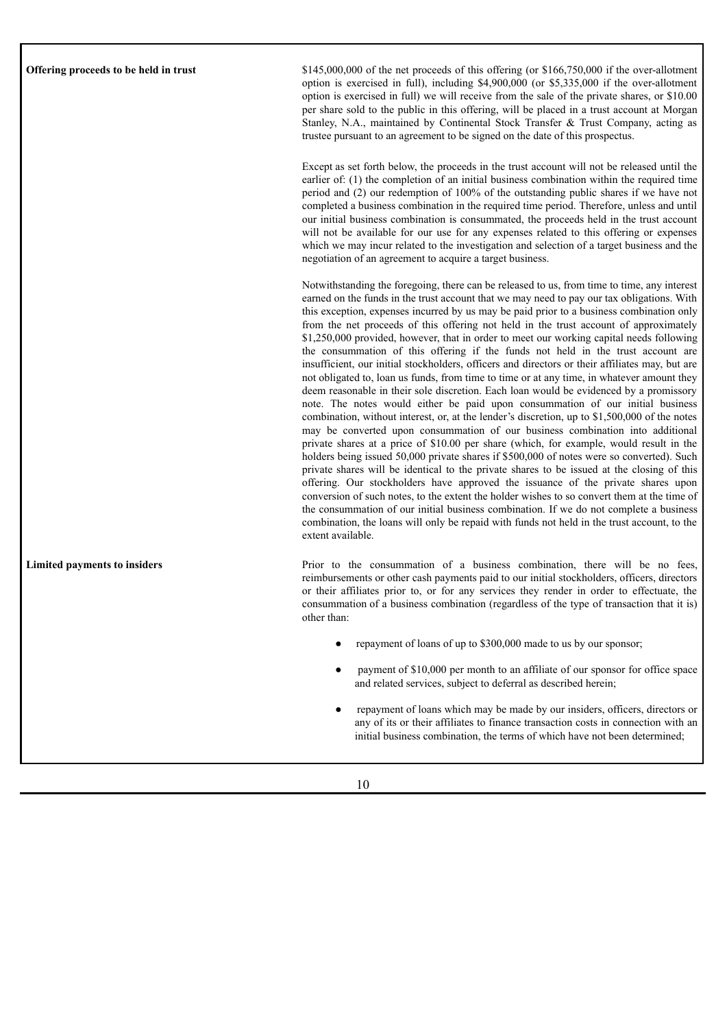| | |
|---|---|
| **Offering proceeds to be held in trust** | $145,000,000 of the net proceeds of this offering (or $166,750,000 if the over-allotment option is exercised in full), including $4,900,000 (or $5,335,000 if the over-allotment option is exercised in full) we will receive from the sale of the private shares, or $10.00 per share sold to the public in this offering, will be placed in a trust account at Morgan Stanley, N.A., maintained by Continental Stock Transfer & Trust Company, acting as trustee pursuant to an agreement to be signed on the date of this prospectus.<br><br>Except as set forth below, the proceeds in the trust account will not be released until the earlier of: (1) the completion of an initial business combination within the required time period and (2) our redemption of 100% of the outstanding public shares if we have not completed a business combination in the required time period. Therefore, unless and until our initial business combination is consummated, the proceeds held in the trust account will not be available for our use for any expenses related to this offering or expenses which we may incur related to the investigation and selection of a target business and the negotiation of an agreement to acquire a target business.<br><br>Notwithstanding the foregoing, there can be released to us, from time to time, any interest earned on the funds in the trust account that we may need to pay our tax obligations. With this exception, expenses incurred by us may be paid prior to a business combination only from the net proceeds of this offering not held in the trust account of approximately $1,250,000 provided, however, that in order to meet our working capital needs following the consummation of this offering if the funds not held in the trust account are insufficient, our initial stockholders, officers and directors or their affiliates may, but are not obligated to, loan us funds, from time to time or at any time, in whatever amount they deem reasonable in their sole discretion. Each loan would be evidenced by a promissory note. The notes would either be paid upon consummation of our initial business combination, without interest, or, at the lender's discretion, up to $1,500,000 of the notes may be converted upon consummation of our business combination into additional private shares at a price of $10.00 per share (which, for example, would result in the holders being issued 50,000 private shares if $500,000 of notes were so converted). Such private shares will be identical to the private shares to be issued at the closing of this offering. Our stockholders have approved the issuance of the private shares upon conversion of such notes, to the extent the holder wishes to so convert them at the time of the consummation of our initial business combination. If we do not complete a business combination, the loans will only be repaid with funds not held in the trust account, to the extent available. |
| **Limited payments to insiders** | Prior to the consummation of a business combination, there will be no fees, reimbursements or other cash payments paid to our initial stockholders, officers, directors or their affiliates prior to, or for any services they render in order to effectuate, the consummation of a business combination (regardless of the type of transaction that it is) other than:<br><br>● repayment of loans of up to $300,000 made to us by our sponsor;<br><br>● payment of $10,000 per month to an affiliate of our sponsor for office space and related services, subject to deferral as described herein;<br><br>● repayment of loans which may be made by our insiders, officers, directors or any of its or their affiliates to finance transaction costs in connection with an initial business combination, the terms of which have not been determined; |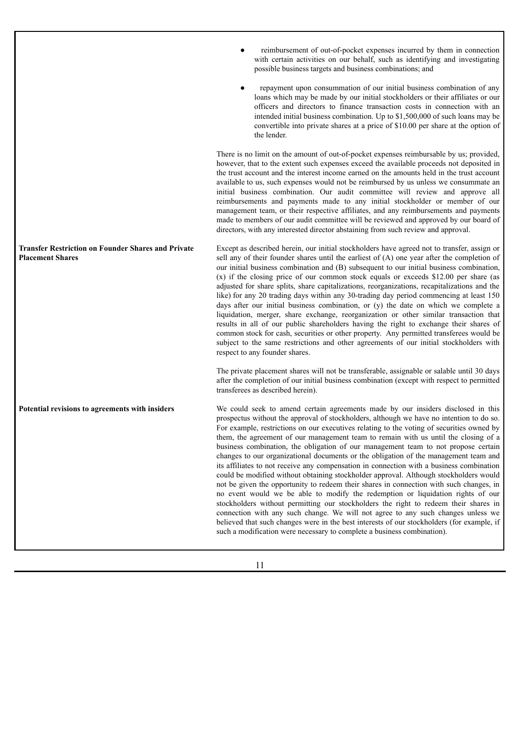- reimbursement of out-of-pocket expenses incurred by them in connection with certain activities on our behalf, such as identifying and investigating possible business targets and business combinations; and

- repayment upon consummation of our initial business combination of any loans which may be made by our initial stockholders or their affiliates or our officers and directors to finance transaction costs in connection with an intended initial business combination. Up to $1,500,000 of such loans may be convertible into private shares at a price of $10.00 per share at the option of the lender.

There is no limit on the amount of out-of-pocket expenses reimbursable by us; provided, however, that to the extent such expenses exceed the available proceeds not deposited in the trust account and the interest income earned on the amounts held in the trust account available to us, such expenses would not be reimbursed by us unless we consummate an initial business combination. Our audit committee will review and approve all reimbursements and payments made to any initial stockholder or member of our management team, or their respective affiliates, and any reimbursements and payments made to members of our audit committee will be reviewed and approved by our board of directors, with any interested director abstaining from such review and approval.

**Transfer Restriction on Founder Shares and Private Placement Shares**

Except as described herein, our initial stockholders have agreed not to transfer, assign or sell any of their founder shares until the earliest of (A) one year after the completion of our initial business combination and (B) subsequent to our initial business combination, (x) if the closing price of our common stock equals or exceeds $12.00 per share (as adjusted for share splits, share capitalizations, reorganizations, recapitalizations and the like) for any 20 trading days within any 30-trading day period commencing at least 150 days after our initial business combination, or (y) the date on which we complete a liquidation, merger, share exchange, reorganization or other similar transaction that results in all of our public shareholders having the right to exchange their shares of common stock for cash, securities or other property. Any permitted transferees would be subject to the same restrictions and other agreements of our initial stockholders with respect to any founder shares.

The private placement shares will not be transferable, assignable or salable until 30 days after the completion of our initial business combination (except with respect to permitted transferees as described herein).

**Potential revisions to agreements with insiders**

We could seek to amend certain agreements made by our insiders disclosed in this prospectus without the approval of stockholders, although we have no intention to do so. For example, restrictions on our executives relating to the voting of securities owned by them, the agreement of our management team to remain with us until the closing of a business combination, the obligation of our management team to not propose certain changes to our organizational documents or the obligation of the management team and its affiliates to not receive any compensation in connection with a business combination could be modified without obtaining stockholder approval. Although stockholders would not be given the opportunity to redeem their shares in connection with such changes, in no event would we be able to modify the redemption or liquidation rights of our stockholders without permitting our stockholders the right to redeem their shares in connection with any such change. We will not agree to any such changes unless we believed that such changes were in the best interests of our stockholders (for example, if such a modification were necessary to complete a business combination).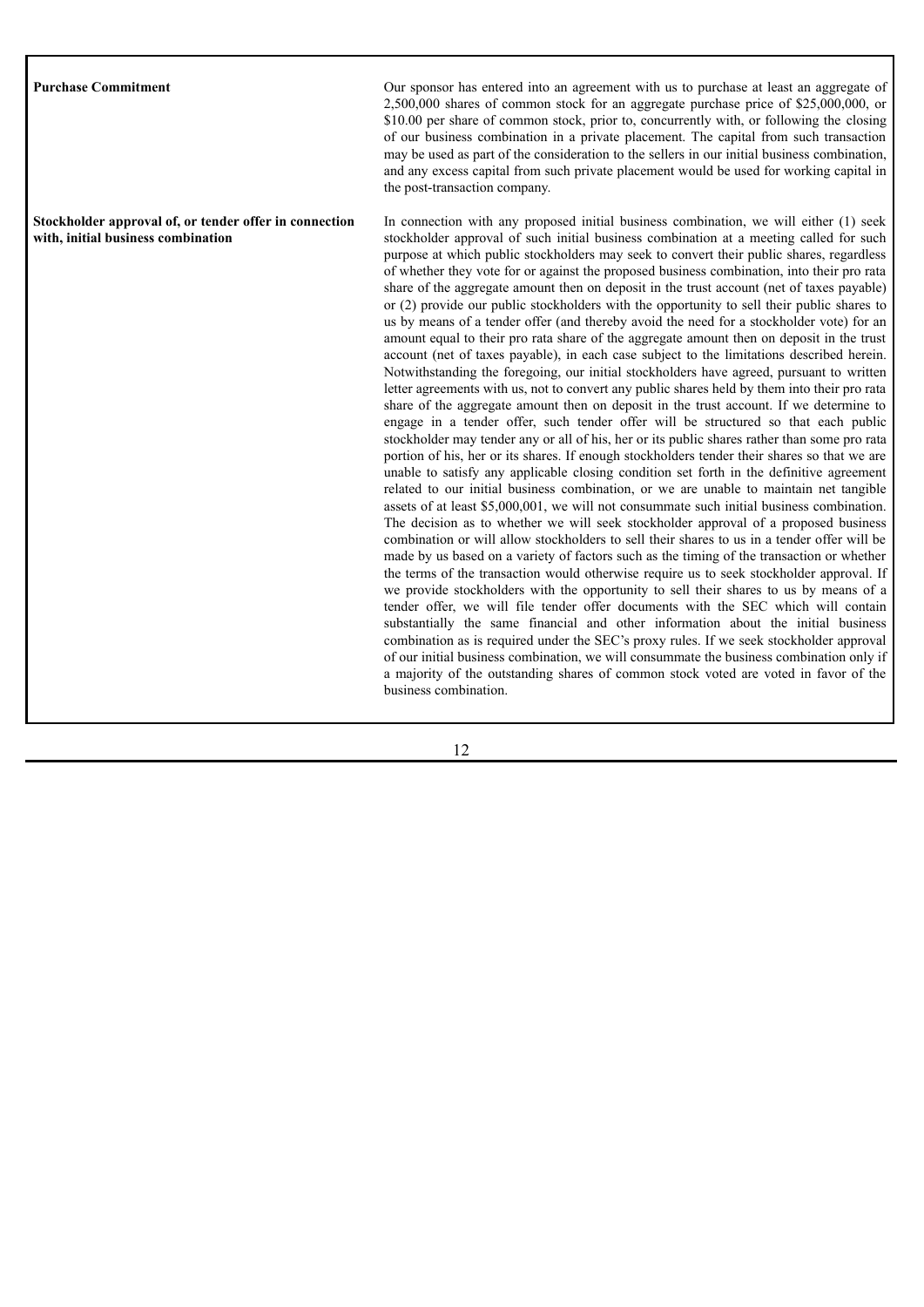| | |
|---|---|
| **Purchase Commitment** | Our sponsor has entered into an agreement with us to purchase at least an aggregate of 2,500,000 shares of common stock for an aggregate purchase price of $25,000,000, or $10.00 per share of common stock, prior to, concurrently with, or following the closing of our business combination in a private placement. The capital from such transaction may be used as part of the consideration to the sellers in our initial business combination, and any excess capital from such private placement would be used for working capital in the post-transaction company. |
| **Stockholder approval of, or tender offer in connection with, initial business combination** | In connection with any proposed initial business combination, we will either (1) seek stockholder approval of such initial business combination at a meeting called for such purpose at which public stockholders may seek to convert their public shares, regardless of whether they vote for or against the proposed business combination, into their pro rata share of the aggregate amount then on deposit in the trust account (net of taxes payable) or (2) provide our public stockholders with the opportunity to sell their public shares to us by means of a tender offer (and thereby avoid the need for a stockholder vote) for an amount equal to their pro rata share of the aggregate amount then on deposit in the trust account (net of taxes payable), in each case subject to the limitations described herein. Notwithstanding the foregoing, our initial stockholders have agreed, pursuant to written letter agreements with us, not to convert any public shares held by them into their pro rata share of the aggregate amount then on deposit in the trust account. If we determine to engage in a tender offer, such tender offer will be structured so that each public stockholder may tender any or all of his, her or its public shares rather than some pro rata portion of his, her or its shares. If enough stockholders tender their shares so that we are unable to satisfy any applicable closing condition set forth in the definitive agreement related to our initial business combination, or we are unable to maintain net tangible assets of at least $5,000,001, we will not consummate such initial business combination. The decision as to whether we will seek stockholder approval of a proposed business combination or will allow stockholders to sell their shares to us in a tender offer will be made by us based on a variety of factors such as the timing of the transaction or whether the terms of the transaction would otherwise require us to seek stockholder approval. If we provide stockholders with the opportunity to sell their shares to us by means of a tender offer, we will file tender offer documents with the SEC which will contain substantially the same financial and other information about the initial business combination as is required under the SEC's proxy rules. If we seek stockholder approval of our initial business combination, we will consummate the business combination only if a majority of the outstanding shares of common stock voted are voted in favor of the business combination. |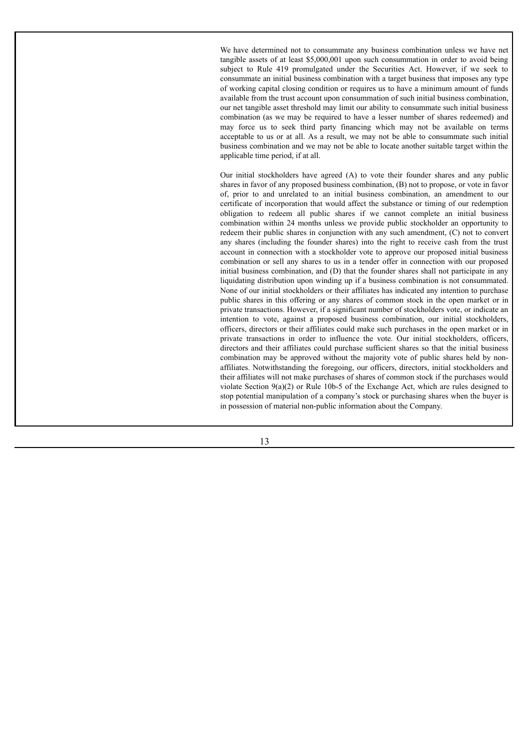We have determined not to consummate any business combination unless we have net tangible assets of at least $5,000,001 upon such consummation in order to avoid being subject to Rule 419 promulgated under the Securities Act. However, if we seek to consummate an initial business combination with a target business that imposes any type of working capital closing condition or requires us to have a minimum amount of funds available from the trust account upon consummation of such initial business combination, our net tangible asset threshold may limit our ability to consummate such initial business combination (as we may be required to have a lesser number of shares redeemed) and may force us to seek third party financing which may not be available on terms acceptable to us or at all. As a result, we may not be able to consummate such initial business combination and we may not be able to locate another suitable target within the applicable time period, if at all.

Our initial stockholders have agreed (A) to vote their founder shares and any public shares in favor of any proposed business combination, (B) not to propose, or vote in favor of, prior to and unrelated to an initial business combination, an amendment to our certificate of incorporation that would affect the substance or timing of our redemption obligation to redeem all public shares if we cannot complete an initial business combination within 24 months unless we provide public stockholder an opportunity to redeem their public shares in conjunction with any such amendment, (C) not to convert any shares (including the founder shares) into the right to receive cash from the trust account in connection with a stockholder vote to approve our proposed initial business combination or sell any shares to us in a tender offer in connection with our proposed initial business combination, and (D) that the founder shares shall not participate in any liquidating distribution upon winding up if a business combination is not consummated. None of our initial stockholders or their affiliates has indicated any intention to purchase public shares in this offering or any shares of common stock in the open market or in private transactions. However, if a significant number of stockholders vote, or indicate an intention to vote, against a proposed business combination, our initial stockholders, officers, directors or their affiliates could make such purchases in the open market or in private transactions in order to influence the vote. Our initial stockholders, officers, directors and their affiliates could purchase sufficient shares so that the initial business combination may be approved without the majority vote of public shares held by non-affiliates. Notwithstanding the foregoing, our officers, directors, initial stockholders and their affiliates will not make purchases of shares of common stock if the purchases would violate Section 9(a)(2) or Rule 10b-5 of the Exchange Act, which are rules designed to stop potential manipulation of a company's stock or purchasing shares when the buyer is in possession of material non-public information about the Company.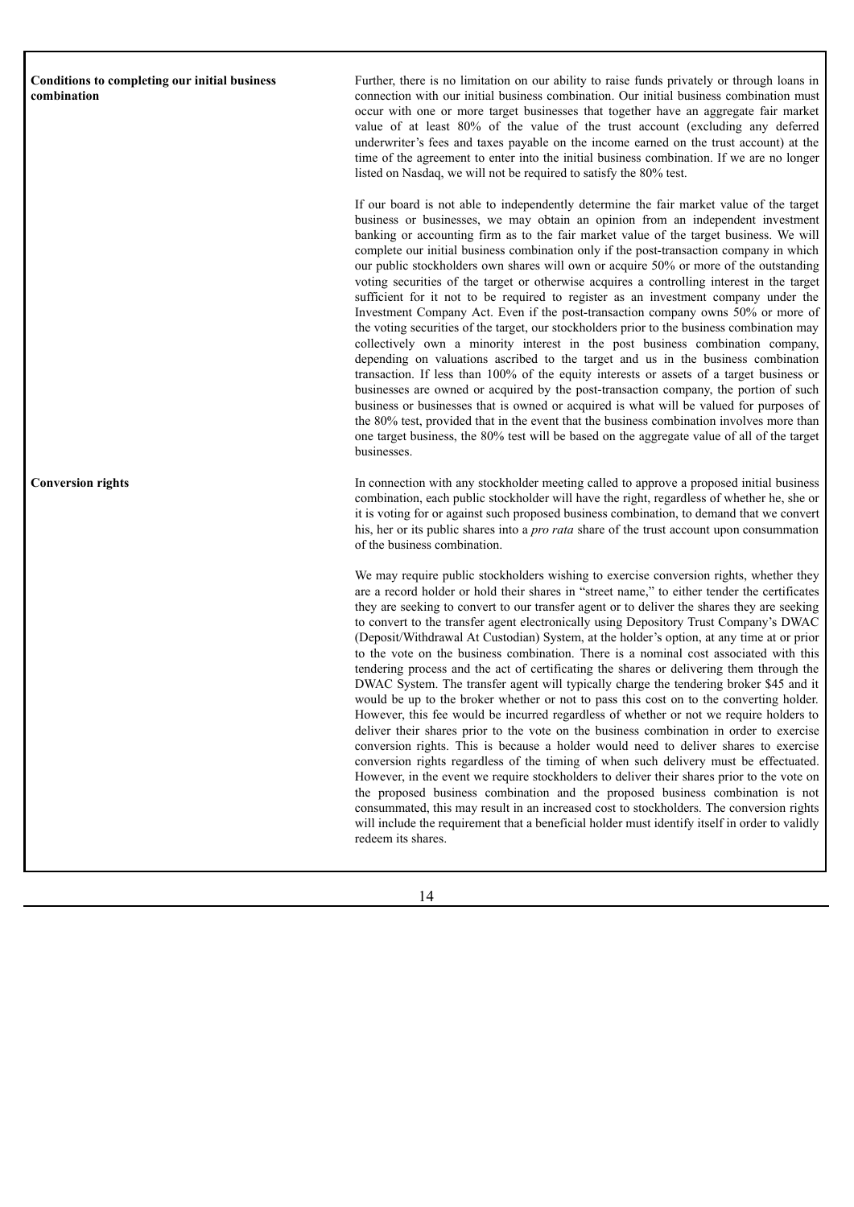| | |
|---|---|
| **Conditions to completing our initial business combination** | Further, there is no limitation on our ability to raise funds privately or through loans in connection with our initial business combination. Our initial business combination must occur with one or more target businesses that together have an aggregate fair market value of at least 80% of the value of the trust account (excluding any deferred underwriter's fees and taxes payable on the income earned on the trust account) at the time of the agreement to enter into the initial business combination. If we are no longer listed on Nasdaq, we will not be required to satisfy the 80% test.<br><br>If our board is not able to independently determine the fair market value of the target business or businesses, we may obtain an opinion from an independent investment banking or accounting firm as to the fair market value of the target business. We will complete our initial business combination only if the post-transaction company in which our public stockholders own shares will own or acquire 50% or more of the outstanding voting securities of the target or otherwise acquires a controlling interest in the target sufficient for it not to be required to register as an investment company under the Investment Company Act. Even if the post-transaction company owns 50% or more of the voting securities of the target, our stockholders prior to the business combination may collectively own a minority interest in the post business combination company, depending on valuations ascribed to the target and us in the business combination transaction. If less than 100% of the equity interests or assets of a target business or businesses are owned or acquired by the post-transaction company, the portion of such business or businesses that is owned or acquired is what will be valued for purposes of the 80% test, provided that in the event that the business combination involves more than one target business, the 80% test will be based on the aggregate value of all of the target businesses. |
| **Conversion rights** | In connection with any stockholder meeting called to approve a proposed initial business combination, each public stockholder will have the right, regardless of whether he, she or it is voting for or against such proposed business combination, to demand that we convert his, her or its public shares into a *pro rata* share of the trust account upon consummation of the business combination.<br><br>We may require public stockholders wishing to exercise conversion rights, whether they are a record holder or hold their shares in "street name," to either tender the certificates they are seeking to convert to our transfer agent or to deliver the shares they are seeking to convert to the transfer agent electronically using Depository Trust Company's DWAC (Deposit/Withdrawal At Custodian) System, at the holder's option, at any time at or prior to the vote on the business combination. There is a nominal cost associated with this tendering process and the act of certificating the shares or delivering them through the DWAC System. The transfer agent will typically charge the tendering broker $45 and it would be up to the broker whether or not to pass this cost on to the converting holder. However, this fee would be incurred regardless of whether or not we require holders to deliver their shares prior to the vote on the business combination in order to exercise conversion rights. This is because a holder would need to deliver shares to exercise conversion rights regardless of the timing of when such delivery must be effectuated. However, in the event we require stockholders to deliver their shares prior to the vote on the proposed business combination and the proposed business combination is not consummated, this may result in an increased cost to stockholders. The conversion rights will include the requirement that a beneficial holder must identify itself in order to validly redeem its shares. |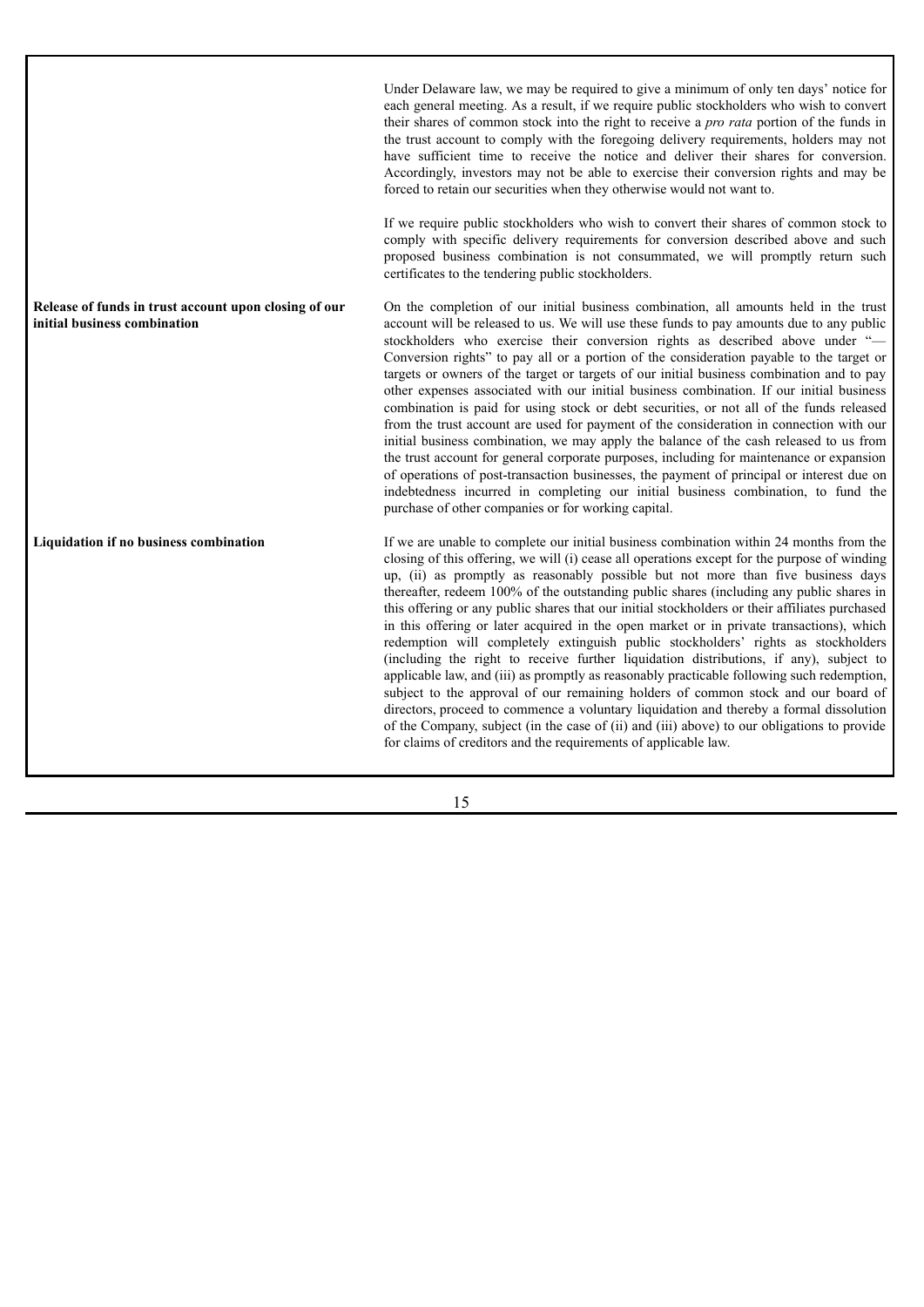| | |
|---|---|
| | Under Delaware law, we may be required to give a minimum of only ten days' notice for each general meeting. As a result, if we require public stockholders who wish to convert their shares of common stock into the right to receive a *pro rata* portion of the funds in the trust account to comply with the foregoing delivery requirements, holders may not have sufficient time to receive the notice and deliver their shares for conversion. Accordingly, investors may not be able to exercise their conversion rights and may be forced to retain our securities when they otherwise would not want to.<br><br>If we require public stockholders who wish to convert their shares of common stock to comply with specific delivery requirements for conversion described above and such proposed business combination is not consummated, we will promptly return such certificates to the tendering public stockholders. |
| **Release of funds in trust account upon closing of our initial business combination** | On the completion of our initial business combination, all amounts held in the trust account will be released to us. We will use these funds to pay amounts due to any public stockholders who exercise their conversion rights as described above under "—Conversion rights" to pay all or a portion of the consideration payable to the target or targets or owners of the target or targets of our initial business combination and to pay other expenses associated with our initial business combination. If our initial business combination is paid for using stock or debt securities, or not all of the funds released from the trust account are used for payment of the consideration in connection with our initial business combination, we may apply the balance of the cash released to us from the trust account for general corporate purposes, including for maintenance or expansion of operations of post-transaction businesses, the payment of principal or interest due on indebtedness incurred in completing our initial business combination, to fund the purchase of other companies or for working capital. |
| **Liquidation if no business combination** | If we are unable to complete our initial business combination within 24 months from the closing of this offering, we will (i) cease all operations except for the purpose of winding up, (ii) as promptly as reasonably possible but not more than five business days thereafter, redeem 100% of the outstanding public shares (including any public shares in this offering or any public shares that our initial stockholders or their affiliates purchased in this offering or later acquired in the open market or in private transactions), which redemption will completely extinguish public stockholders' rights as stockholders (including the right to receive further liquidation distributions, if any), subject to applicable law, and (iii) as promptly as reasonably practicable following such redemption, subject to the approval of our remaining holders of common stock and our board of directors, proceed to commence a voluntary liquidation and thereby a formal dissolution of the Company, subject (in the case of (ii) and (iii) above) to our obligations to provide for claims of creditors and the requirements of applicable law. |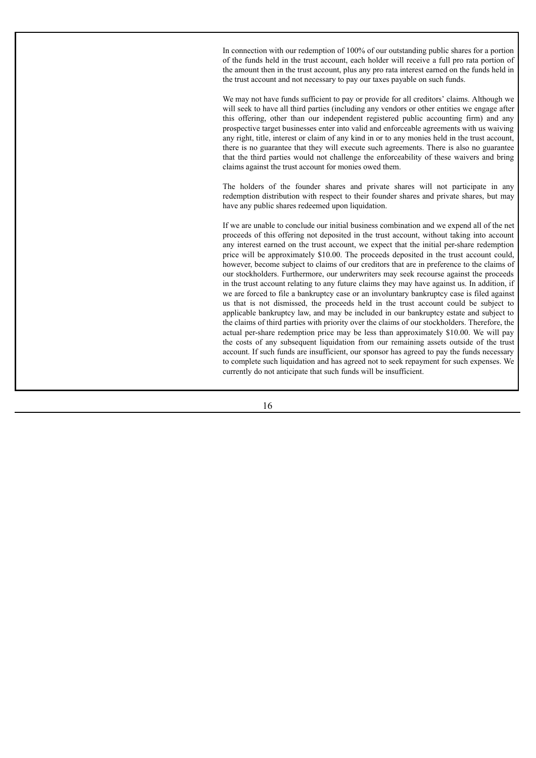In connection with our redemption of 100% of our outstanding public shares for a portion of the funds held in the trust account, each holder will receive a full pro rata portion of the amount then in the trust account, plus any pro rata interest earned on the funds held in the trust account and not necessary to pay our taxes payable on such funds.

We may not have funds sufficient to pay or provide for all creditors' claims. Although we will seek to have all third parties (including any vendors or other entities we engage after this offering, other than our independent registered public accounting firm) and any prospective target businesses enter into valid and enforceable agreements with us waiving any right, title, interest or claim of any kind in or to any monies held in the trust account, there is no guarantee that they will execute such agreements. There is also no guarantee that the third parties would not challenge the enforceability of these waivers and bring claims against the trust account for monies owed them.

The holders of the founder shares and private shares will not participate in any redemption distribution with respect to their founder shares and private shares, but may have any public shares redeemed upon liquidation.

If we are unable to conclude our initial business combination and we expend all of the net proceeds of this offering not deposited in the trust account, without taking into account any interest earned on the trust account, we expect that the initial per-share redemption price will be approximately $10.00. The proceeds deposited in the trust account could, however, become subject to claims of our creditors that are in preference to the claims of our stockholders. Furthermore, our underwriters may seek recourse against the proceeds in the trust account relating to any future claims they may have against us. In addition, if we are forced to file a bankruptcy case or an involuntary bankruptcy case is filed against us that is not dismissed, the proceeds held in the trust account could be subject to applicable bankruptcy law, and may be included in our bankruptcy estate and subject to the claims of third parties with priority over the claims of our stockholders. Therefore, the actual per-share redemption price may be less than approximately $10.00. We will pay the costs of any subsequent liquidation from our remaining assets outside of the trust account. If such funds are insufficient, our sponsor has agreed to pay the funds necessary to complete such liquidation and has agreed not to seek repayment for such expenses. We currently do not anticipate that such funds will be insufficient.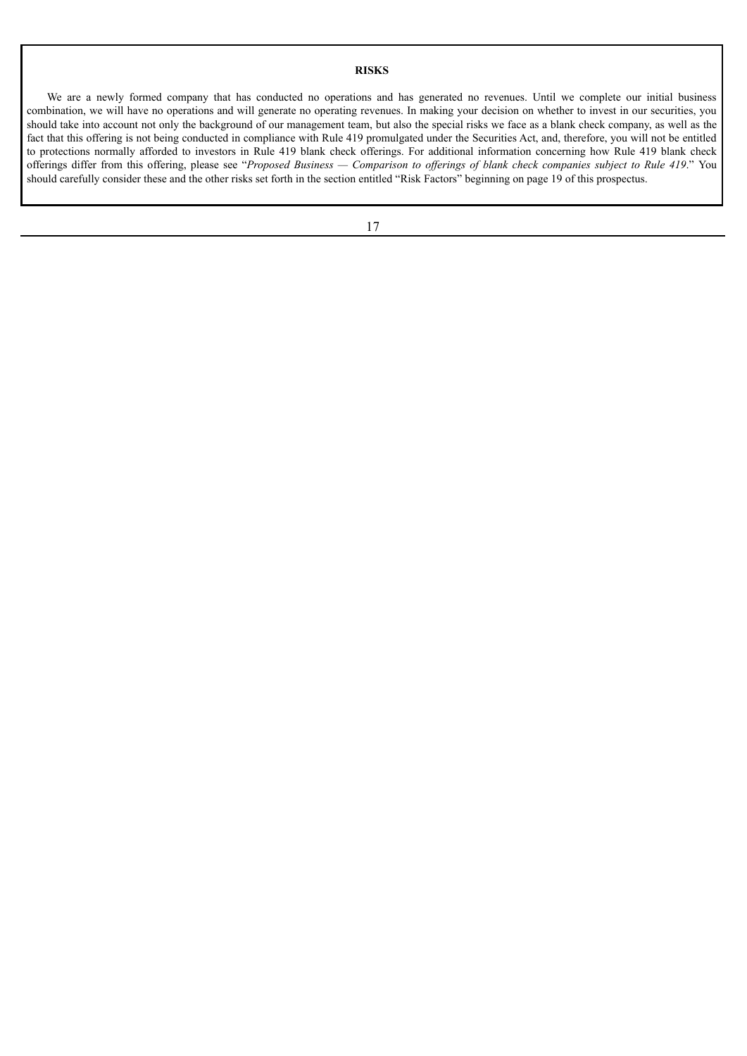**RISKS**

We are a newly formed company that has conducted no operations and has generated no revenues. Until we complete our initial business combination, we will have no operations and will generate no operating revenues. In making your decision on whether to invest in our securities, you should take into account not only the background of our management team, but also the special risks we face as a blank check company, as well as the fact that this offering is not being conducted in compliance with Rule 419 promulgated under the Securities Act, and, therefore, you will not be entitled to protections normally afforded to investors in Rule 419 blank check offerings. For additional information concerning how Rule 419 blank check offerings differ from this offering, please see "*Proposed Business — Comparison to offerings of blank check companies subject to Rule 419*." You should carefully consider these and the other risks set forth in the section entitled "Risk Factors" beginning on page 19 of this prospectus.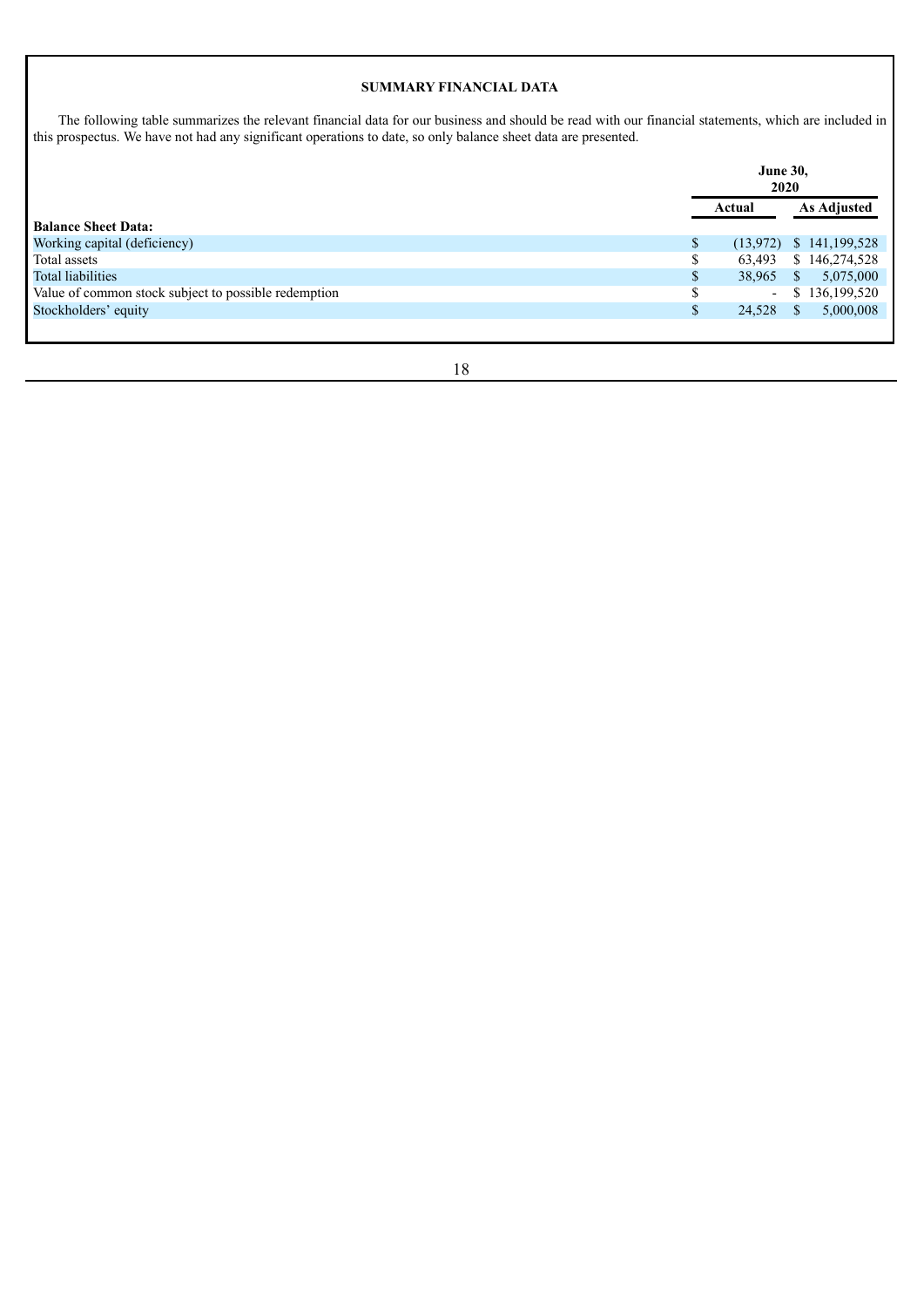**SUMMARY FINANCIAL DATA**

The following table summarizes the relevant financial data for our business and should be read with our financial statements, which are included in this prospectus. We have not had any significant operations to date, so only balance sheet data are presented.

| | June 30, 2020 | |
|---|---|---|
| | Actual | As Adjusted |
| **Balance Sheet Data:** | | |
| Working capital (deficiency) | $ (13,972) | $ 141,199,528 |
| Total assets | $ 63,493 | $ 146,274,528 |
| Total liabilities | $ 38,965 | $ 5,075,000 |
| Value of common stock subject to possible redemption | $ - | $ 136,199,520 |
| Stockholders' equity | $ 24,528 | $ 5,000,008 |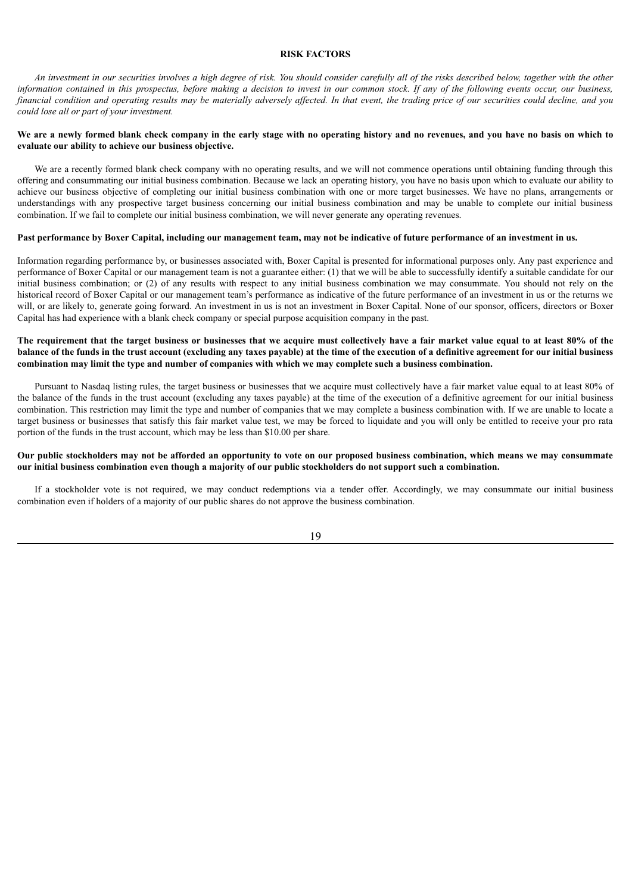## RISK FACTORS

*An investment in our securities involves a high degree of risk. You should consider carefully all of the risks described below, together with the other information contained in this prospectus, before making a decision to invest in our common stock. If any of the following events occur, our business, financial condition and operating results may be materially adversely affected. In that event, the trading price of our securities could decline, and you could lose all or part of your investment.*

**We are a newly formed blank check company in the early stage with no operating history and no revenues, and you have no basis on which to evaluate our ability to achieve our business objective.**

We are a recently formed blank check company with no operating results, and we will not commence operations until obtaining funding through this offering and consummating our initial business combination. Because we lack an operating history, you have no basis upon which to evaluate our ability to achieve our business objective of completing our initial business combination with one or more target businesses. We have no plans, arrangements or understandings with any prospective target business concerning our initial business combination and may be unable to complete our initial business combination. If we fail to complete our initial business combination, we will never generate any operating revenues.

**Past performance by Boxer Capital, including our management team, may not be indicative of future performance of an investment in us.**

Information regarding performance by, or businesses associated with, Boxer Capital is presented for informational purposes only. Any past experience and performance of Boxer Capital or our management team is not a guarantee either: (1) that we will be able to successfully identify a suitable candidate for our initial business combination; or (2) of any results with respect to any initial business combination we may consummate. You should not rely on the historical record of Boxer Capital or our management team's performance as indicative of the future performance of an investment in us or the returns we will, or are likely to, generate going forward. An investment in us is not an investment in Boxer Capital. None of our sponsor, officers, directors or Boxer Capital has had experience with a blank check company or special purpose acquisition company in the past.

**The requirement that the target business or businesses that we acquire must collectively have a fair market value equal to at least 80% of the balance of the funds in the trust account (excluding any taxes payable) at the time of the execution of a definitive agreement for our initial business combination may limit the type and number of companies with which we may complete such a business combination.**

Pursuant to Nasdaq listing rules, the target business or businesses that we acquire must collectively have a fair market value equal to at least 80% of the balance of the funds in the trust account (excluding any taxes payable) at the time of the execution of a definitive agreement for our initial business combination. This restriction may limit the type and number of companies that we may complete a business combination with. If we are unable to locate a target business or businesses that satisfy this fair market value test, we may be forced to liquidate and you will only be entitled to receive your pro rata portion of the funds in the trust account, which may be less than $10.00 per share.

**Our public stockholders may not be afforded an opportunity to vote on our proposed business combination, which means we may consummate our initial business combination even though a majority of our public stockholders do not support such a combination.**

If a stockholder vote is not required, we may conduct redemptions via a tender offer. Accordingly, we may consummate our initial business combination even if holders of a majority of our public shares do not approve the business combination.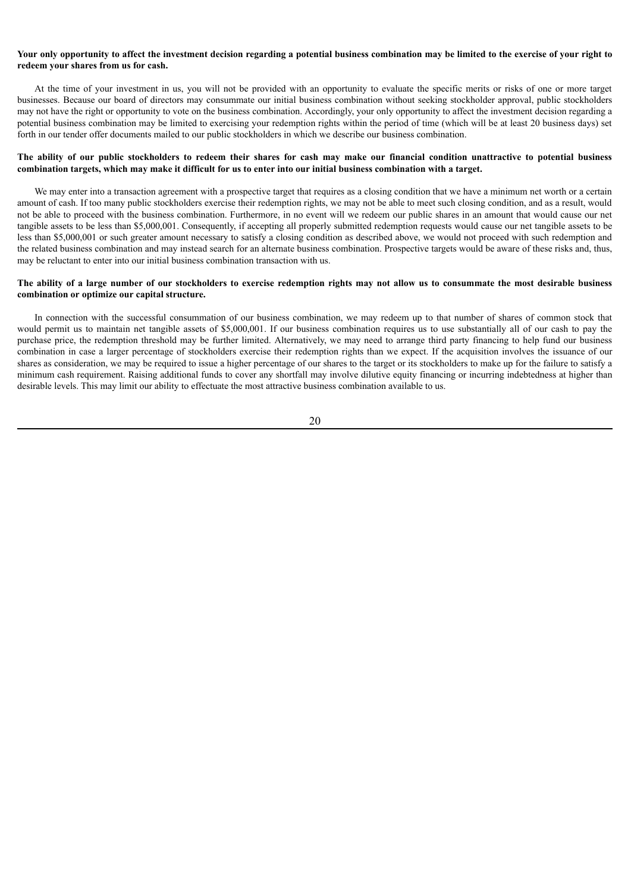**Your only opportunity to affect the investment decision regarding a potential business combination may be limited to the exercise of your right to redeem your shares from us for cash.**

At the time of your investment in us, you will not be provided with an opportunity to evaluate the specific merits or risks of one or more target businesses. Because our board of directors may consummate our initial business combination without seeking stockholder approval, public stockholders may not have the right or opportunity to vote on the business combination. Accordingly, your only opportunity to affect the investment decision regarding a potential business combination may be limited to exercising your redemption rights within the period of time (which will be at least 20 business days) set forth in our tender offer documents mailed to our public stockholders in which we describe our business combination.

**The ability of our public stockholders to redeem their shares for cash may make our financial condition unattractive to potential business combination targets, which may make it difficult for us to enter into our initial business combination with a target.**

We may enter into a transaction agreement with a prospective target that requires as a closing condition that we have a minimum net worth or a certain amount of cash. If too many public stockholders exercise their redemption rights, we may not be able to meet such closing condition, and as a result, would not be able to proceed with the business combination. Furthermore, in no event will we redeem our public shares in an amount that would cause our net tangible assets to be less than $5,000,001. Consequently, if accepting all properly submitted redemption requests would cause our net tangible assets to be less than $5,000,001 or such greater amount necessary to satisfy a closing condition as described above, we would not proceed with such redemption and the related business combination and may instead search for an alternate business combination. Prospective targets would be aware of these risks and, thus, may be reluctant to enter into our initial business combination transaction with us.

**The ability of a large number of our stockholders to exercise redemption rights may not allow us to consummate the most desirable business combination or optimize our capital structure.**

In connection with the successful consummation of our business combination, we may redeem up to that number of shares of common stock that would permit us to maintain net tangible assets of $5,000,001. If our business combination requires us to use substantially all of our cash to pay the purchase price, the redemption threshold may be further limited. Alternatively, we may need to arrange third party financing to help fund our business combination in case a larger percentage of stockholders exercise their redemption rights than we expect. If the acquisition involves the issuance of our shares as consideration, we may be required to issue a higher percentage of our shares to the target or its stockholders to make up for the failure to satisfy a minimum cash requirement. Raising additional funds to cover any shortfall may involve dilutive equity financing or incurring indebtedness at higher than desirable levels. This may limit our ability to effectuate the most attractive business combination available to us.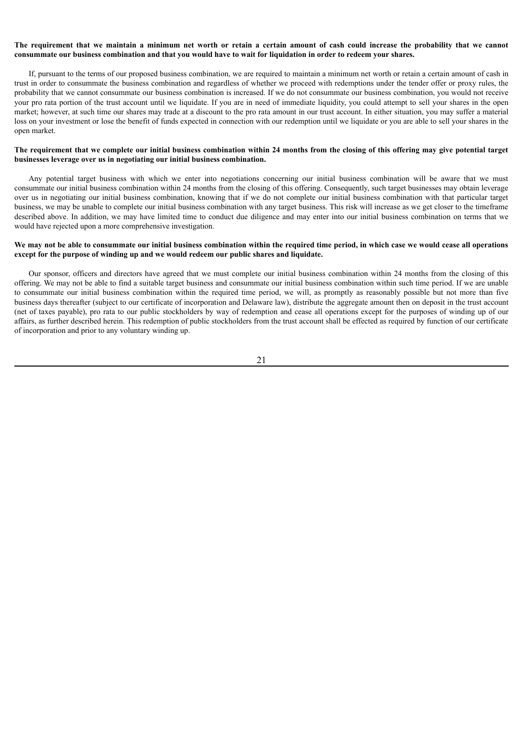**The requirement that we maintain a minimum net worth or retain a certain amount of cash could increase the probability that we cannot consummate our business combination and that you would have to wait for liquidation in order to redeem your shares.**

If, pursuant to the terms of our proposed business combination, we are required to maintain a minimum net worth or retain a certain amount of cash in trust in order to consummate the business combination and regardless of whether we proceed with redemptions under the tender offer or proxy rules, the probability that we cannot consummate our business combination is increased. If we do not consummate our business combination, you would not receive your pro rata portion of the trust account until we liquidate. If you are in need of immediate liquidity, you could attempt to sell your shares in the open market; however, at such time our shares may trade at a discount to the pro rata amount in our trust account. In either situation, you may suffer a material loss on your investment or lose the benefit of funds expected in connection with our redemption until we liquidate or you are able to sell your shares in the open market.

**The requirement that we complete our initial business combination within 24 months from the closing of this offering may give potential target businesses leverage over us in negotiating our initial business combination.**

Any potential target business with which we enter into negotiations concerning our initial business combination will be aware that we must consummate our initial business combination within 24 months from the closing of this offering. Consequently, such target businesses may obtain leverage over us in negotiating our initial business combination, knowing that if we do not complete our initial business combination with that particular target business, we may be unable to complete our initial business combination with any target business. This risk will increase as we get closer to the timeframe described above. In addition, we may have limited time to conduct due diligence and may enter into our initial business combination on terms that we would have rejected upon a more comprehensive investigation.

**We may not be able to consummate our initial business combination within the required time period, in which case we would cease all operations except for the purpose of winding up and we would redeem our public shares and liquidate.**

Our sponsor, officers and directors have agreed that we must complete our initial business combination within 24 months from the closing of this offering. We may not be able to find a suitable target business and consummate our initial business combination within such time period. If we are unable to consummate our initial business combination within the required time period, we will, as promptly as reasonably possible but not more than five business days thereafter (subject to our certificate of incorporation and Delaware law), distribute the aggregate amount then on deposit in the trust account (net of taxes payable), pro rata to our public stockholders by way of redemption and cease all operations except for the purposes of winding up of our affairs, as further described herein. This redemption of public stockholders from the trust account shall be effected as required by function of our certificate of incorporation and prior to any voluntary winding up.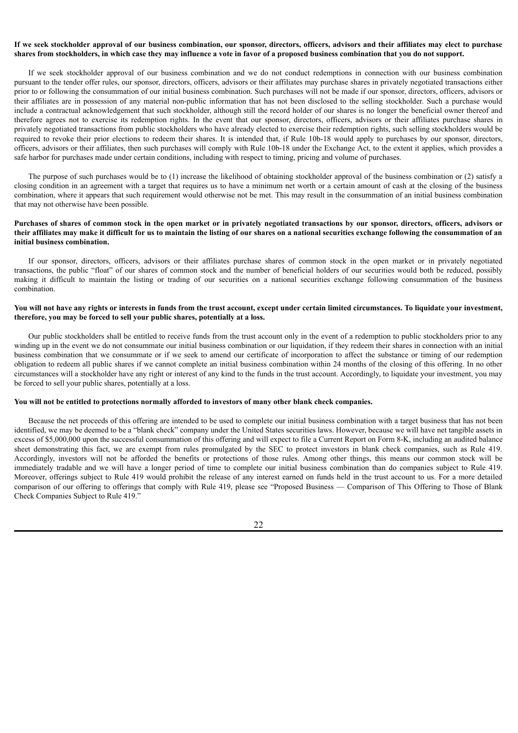**If we seek stockholder approval of our business combination, our sponsor, directors, officers, advisors and their affiliates may elect to purchase shares from stockholders, in which case they may influence a vote in favor of a proposed business combination that you do not support.**

If we seek stockholder approval of our business combination and we do not conduct redemptions in connection with our business combination pursuant to the tender offer rules, our sponsor, directors, officers, advisors or their affiliates may purchase shares in privately negotiated transactions either prior to or following the consummation of our initial business combination. Such purchases will not be made if our sponsor, directors, officers, advisors or their affiliates are in possession of any material non-public information that has not been disclosed to the selling stockholder. Such a purchase would include a contractual acknowledgement that such stockholder, although still the record holder of our shares is no longer the beneficial owner thereof and therefore agrees not to exercise its redemption rights. In the event that our sponsor, directors, officers, advisors or their affiliates purchase shares in privately negotiated transactions from public stockholders who have already elected to exercise their redemption rights, such selling stockholders would be required to revoke their prior elections to redeem their shares. It is intended that, if Rule 10b-18 would apply to purchases by our sponsor, directors, officers, advisors or their affiliates, then such purchases will comply with Rule 10b-18 under the Exchange Act, to the extent it applies, which provides a safe harbor for purchases made under certain conditions, including with respect to timing, pricing and volume of purchases.

The purpose of such purchases would be to (1) increase the likelihood of obtaining stockholder approval of the business combination or (2) satisfy a closing condition in an agreement with a target that requires us to have a minimum net worth or a certain amount of cash at the closing of the business combination, where it appears that such requirement would otherwise not be met. This may result in the consummation of an initial business combination that may not otherwise have been possible.

**Purchases of shares of common stock in the open market or in privately negotiated transactions by our sponsor, directors, officers, advisors or their affiliates may make it difficult for us to maintain the listing of our shares on a national securities exchange following the consummation of an initial business combination.**

If our sponsor, directors, officers, advisors or their affiliates purchase shares of common stock in the open market or in privately negotiated transactions, the public "float" of our shares of common stock and the number of beneficial holders of our securities would both be reduced, possibly making it difficult to maintain the listing or trading of our securities on a national securities exchange following consummation of the business combination.

**You will not have any rights or interests in funds from the trust account, except under certain limited circumstances. To liquidate your investment, therefore, you may be forced to sell your public shares, potentially at a loss.**

Our public stockholders shall be entitled to receive funds from the trust account only in the event of a redemption to public stockholders prior to any winding up in the event we do not consummate our initial business combination or our liquidation, if they redeem their shares in connection with an initial business combination that we consummate or if we seek to amend our certificate of incorporation to affect the substance or timing of our redemption obligation to redeem all public shares if we cannot complete an initial business combination within 24 months of the closing of this offering. In no other circumstances will a stockholder have any right or interest of any kind to the funds in the trust account. Accordingly, to liquidate your investment, you may be forced to sell your public shares, potentially at a loss.

**You will not be entitled to protections normally afforded to investors of many other blank check companies.**

Because the net proceeds of this offering are intended to be used to complete our initial business combination with a target business that has not been identified, we may be deemed to be a "blank check" company under the United States securities laws. However, because we will have net tangible assets in excess of $5,000,000 upon the successful consummation of this offering and will expect to file a Current Report on Form 8-K, including an audited balance sheet demonstrating this fact, we are exempt from rules promulgated by the SEC to protect investors in blank check companies, such as Rule 419. Accordingly, investors will not be afforded the benefits or protections of those rules. Among other things, this means our common stock will be immediately tradable and we will have a longer period of time to complete our initial business combination than do companies subject to Rule 419. Moreover, offerings subject to Rule 419 would prohibit the release of any interest earned on funds held in the trust account to us. For a more detailed comparison of our offering to offerings that comply with Rule 419, please see "Proposed Business — Comparison of This Offering to Those of Blank Check Companies Subject to Rule 419."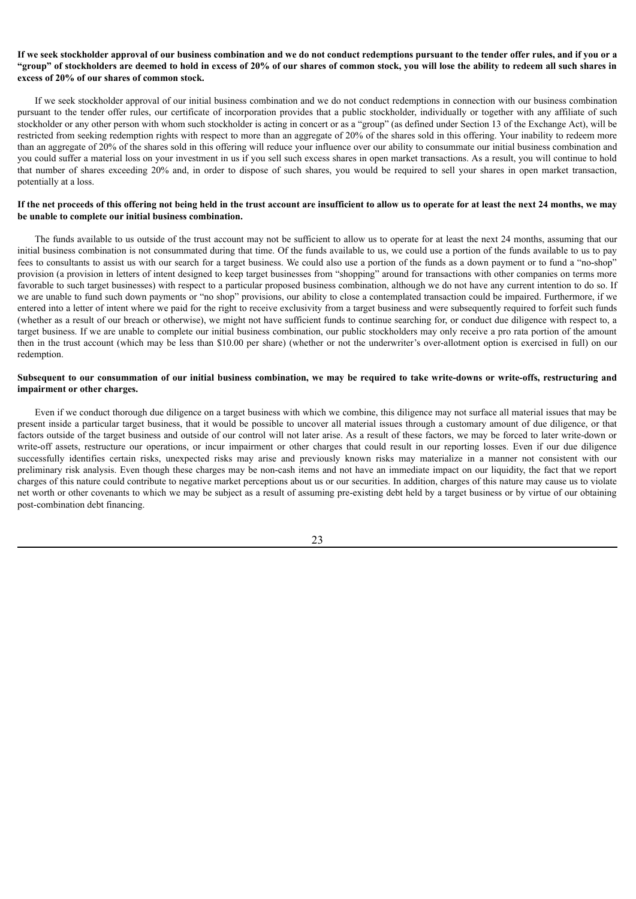**If we seek stockholder approval of our business combination and we do not conduct redemptions pursuant to the tender offer rules, and if you or a "group" of stockholders are deemed to hold in excess of 20% of our shares of common stock, you will lose the ability to redeem all such shares in excess of 20% of our shares of common stock.**

If we seek stockholder approval of our initial business combination and we do not conduct redemptions in connection with our business combination pursuant to the tender offer rules, our certificate of incorporation provides that a public stockholder, individually or together with any affiliate of such stockholder or any other person with whom such stockholder is acting in concert or as a "group" (as defined under Section 13 of the Exchange Act), will be restricted from seeking redemption rights with respect to more than an aggregate of 20% of the shares sold in this offering. Your inability to redeem more than an aggregate of 20% of the shares sold in this offering will reduce your influence over our ability to consummate our initial business combination and you could suffer a material loss on your investment in us if you sell such excess shares in open market transactions. As a result, you will continue to hold that number of shares exceeding 20% and, in order to dispose of such shares, you would be required to sell your shares in open market transaction, potentially at a loss.

**If the net proceeds of this offering not being held in the trust account are insufficient to allow us to operate for at least the next 24 months, we may be unable to complete our initial business combination.**

The funds available to us outside of the trust account may not be sufficient to allow us to operate for at least the next 24 months, assuming that our initial business combination is not consummated during that time. Of the funds available to us, we could use a portion of the funds available to us to pay fees to consultants to assist us with our search for a target business. We could also use a portion of the funds as a down payment or to fund a "no-shop" provision (a provision in letters of intent designed to keep target businesses from "shopping" around for transactions with other companies on terms more favorable to such target businesses) with respect to a particular proposed business combination, although we do not have any current intention to do so. If we are unable to fund such down payments or "no shop" provisions, our ability to close a contemplated transaction could be impaired. Furthermore, if we entered into a letter of intent where we paid for the right to receive exclusivity from a target business and were subsequently required to forfeit such funds (whether as a result of our breach or otherwise), we might not have sufficient funds to continue searching for, or conduct due diligence with respect to, a target business. If we are unable to complete our initial business combination, our public stockholders may only receive a pro rata portion of the amount then in the trust account (which may be less than $10.00 per share) (whether or not the underwriter's over-allotment option is exercised in full) on our redemption.

**Subsequent to our consummation of our initial business combination, we may be required to take write-downs or write-offs, restructuring and impairment or other charges.**

Even if we conduct thorough due diligence on a target business with which we combine, this diligence may not surface all material issues that may be present inside a particular target business, that it would be possible to uncover all material issues through a customary amount of due diligence, or that factors outside of the target business and outside of our control will not later arise. As a result of these factors, we may be forced to later write-down or write-off assets, restructure our operations, or incur impairment or other charges that could result in our reporting losses. Even if our due diligence successfully identifies certain risks, unexpected risks may arise and previously known risks may materialize in a manner not consistent with our preliminary risk analysis. Even though these charges may be non-cash items and not have an immediate impact on our liquidity, the fact that we report charges of this nature could contribute to negative market perceptions about us or our securities. In addition, charges of this nature may cause us to violate net worth or other covenants to which we may be subject as a result of assuming pre-existing debt held by a target business or by virtue of our obtaining post-combination debt financing.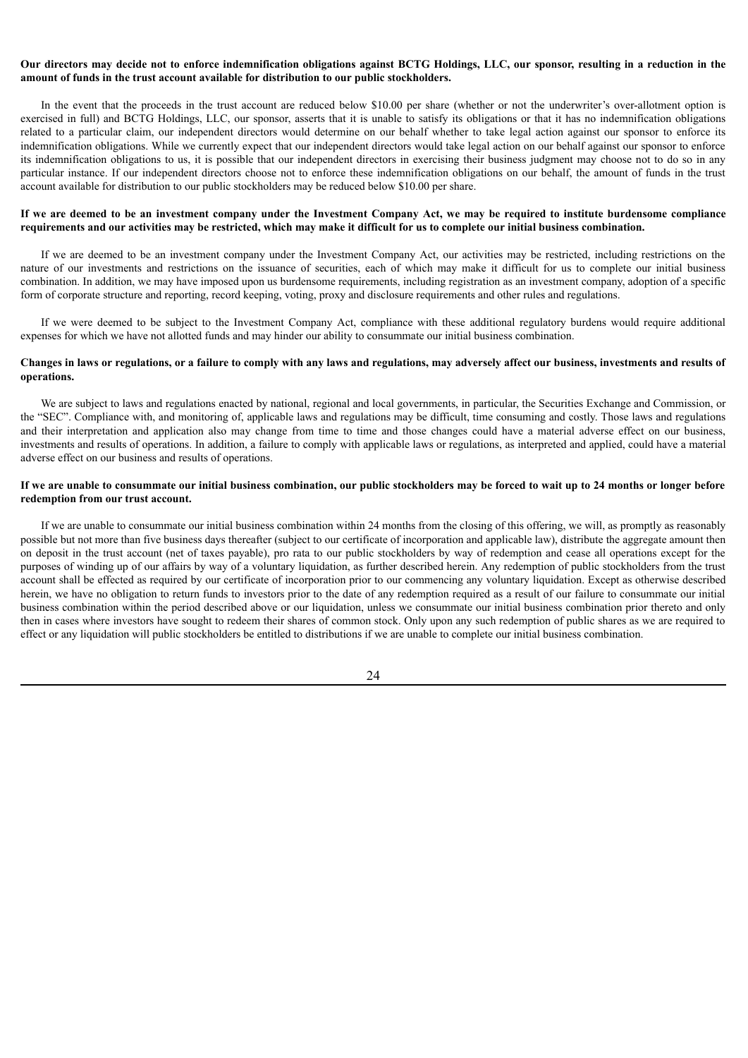**Our directors may decide not to enforce indemnification obligations against BCTG Holdings, LLC, our sponsor, resulting in a reduction in the amount of funds in the trust account available for distribution to our public stockholders.**

In the event that the proceeds in the trust account are reduced below $10.00 per share (whether or not the underwriter's over-allotment option is exercised in full) and BCTG Holdings, LLC, our sponsor, asserts that it is unable to satisfy its obligations or that it has no indemnification obligations related to a particular claim, our independent directors would determine on our behalf whether to take legal action against our sponsor to enforce its indemnification obligations. While we currently expect that our independent directors would take legal action on our behalf against our sponsor to enforce its indemnification obligations to us, it is possible that our independent directors in exercising their business judgment may choose not to do so in any particular instance. If our independent directors choose not to enforce these indemnification obligations on our behalf, the amount of funds in the trust account available for distribution to our public stockholders may be reduced below $10.00 per share.

**If we are deemed to be an investment company under the Investment Company Act, we may be required to institute burdensome compliance requirements and our activities may be restricted, which may make it difficult for us to complete our initial business combination.**

If we are deemed to be an investment company under the Investment Company Act, our activities may be restricted, including restrictions on the nature of our investments and restrictions on the issuance of securities, each of which may make it difficult for us to complete our initial business combination. In addition, we may have imposed upon us burdensome requirements, including registration as an investment company, adoption of a specific form of corporate structure and reporting, record keeping, voting, proxy and disclosure requirements and other rules and regulations.

If we were deemed to be subject to the Investment Company Act, compliance with these additional regulatory burdens would require additional expenses for which we have not allotted funds and may hinder our ability to consummate our initial business combination.

**Changes in laws or regulations, or a failure to comply with any laws and regulations, may adversely affect our business, investments and results of operations.**

We are subject to laws and regulations enacted by national, regional and local governments, in particular, the Securities Exchange and Commission, or the "SEC". Compliance with, and monitoring of, applicable laws and regulations may be difficult, time consuming and costly. Those laws and regulations and their interpretation and application also may change from time to time and those changes could have a material adverse effect on our business, investments and results of operations. In addition, a failure to comply with applicable laws or regulations, as interpreted and applied, could have a material adverse effect on our business and results of operations.

**If we are unable to consummate our initial business combination, our public stockholders may be forced to wait up to 24 months or longer before redemption from our trust account.**

If we are unable to consummate our initial business combination within 24 months from the closing of this offering, we will, as promptly as reasonably possible but not more than five business days thereafter (subject to our certificate of incorporation and applicable law), distribute the aggregate amount then on deposit in the trust account (net of taxes payable), pro rata to our public stockholders by way of redemption and cease all operations except for the purposes of winding up of our affairs by way of a voluntary liquidation, as further described herein. Any redemption of public stockholders from the trust account shall be effected as required by our certificate of incorporation prior to our commencing any voluntary liquidation. Except as otherwise described herein, we have no obligation to return funds to investors prior to the date of any redemption required as a result of our failure to consummate our initial business combination within the period described above or our liquidation, unless we consummate our initial business combination prior thereto and only then in cases where investors have sought to redeem their shares of common stock. Only upon any such redemption of public shares as we are required to effect or any liquidation will public stockholders be entitled to distributions if we are unable to complete our initial business combination.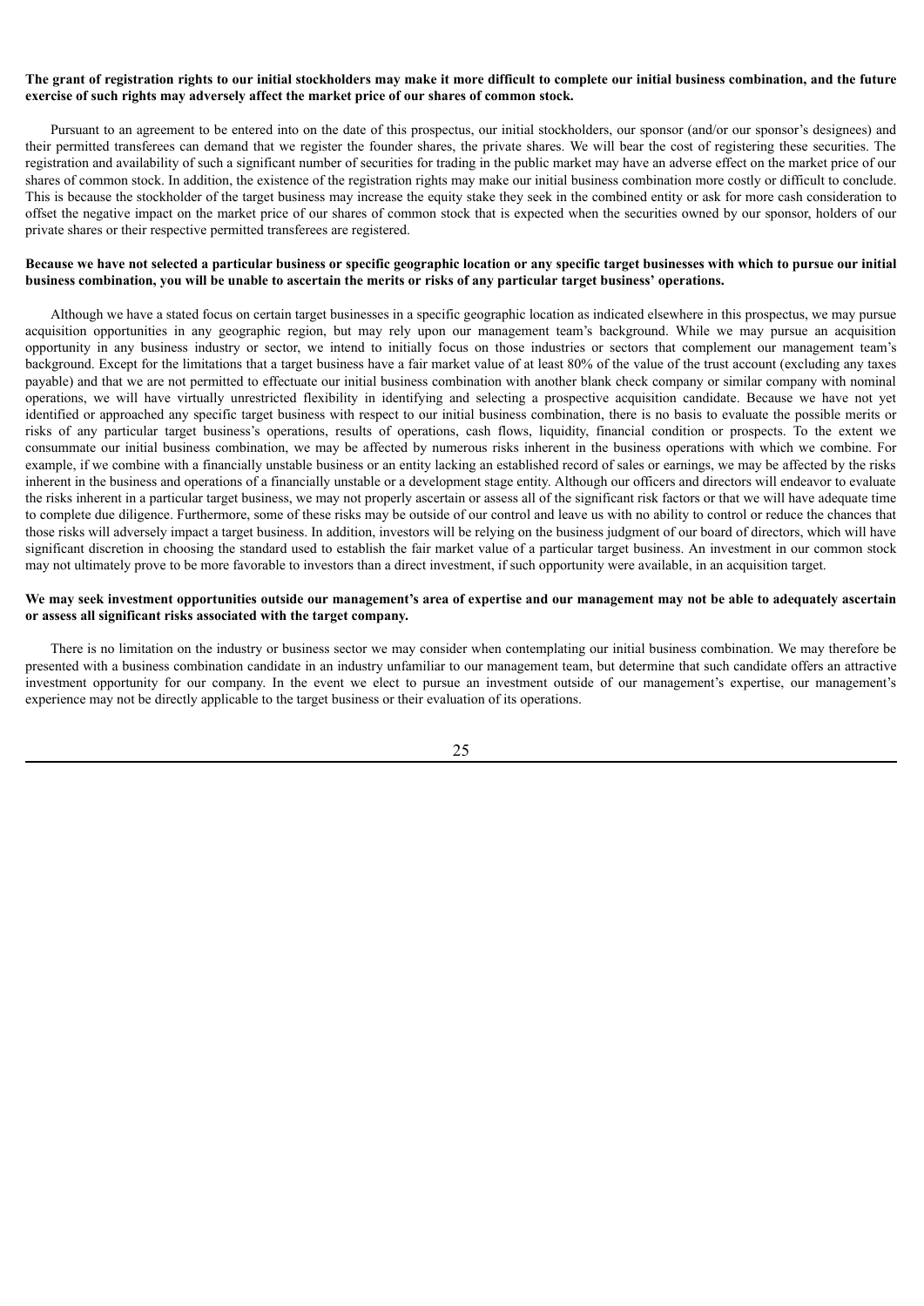**The grant of registration rights to our initial stockholders may make it more difficult to complete our initial business combination, and the future exercise of such rights may adversely affect the market price of our shares of common stock.**

Pursuant to an agreement to be entered into on the date of this prospectus, our initial stockholders, our sponsor (and/or our sponsor's designees) and their permitted transferees can demand that we register the founder shares, the private shares. We will bear the cost of registering these securities. The registration and availability of such a significant number of securities for trading in the public market may have an adverse effect on the market price of our shares of common stock. In addition, the existence of the registration rights may make our initial business combination more costly or difficult to conclude. This is because the stockholder of the target business may increase the equity stake they seek in the combined entity or ask for more cash consideration to offset the negative impact on the market price of our shares of common stock that is expected when the securities owned by our sponsor, holders of our private shares or their respective permitted transferees are registered.

**Because we have not selected a particular business or specific geographic location or any specific target businesses with which to pursue our initial business combination, you will be unable to ascertain the merits or risks of any particular target business' operations.**

Although we have a stated focus on certain target businesses in a specific geographic location as indicated elsewhere in this prospectus, we may pursue acquisition opportunities in any geographic region, but may rely upon our management team's background. While we may pursue an acquisition opportunity in any business industry or sector, we intend to initially focus on those industries or sectors that complement our management team's background. Except for the limitations that a target business have a fair market value of at least 80% of the value of the trust account (excluding any taxes payable) and that we are not permitted to effectuate our initial business combination with another blank check company or similar company with nominal operations, we will have virtually unrestricted flexibility in identifying and selecting a prospective acquisition candidate. Because we have not yet identified or approached any specific target business with respect to our initial business combination, there is no basis to evaluate the possible merits or risks of any particular target business's operations, results of operations, cash flows, liquidity, financial condition or prospects. To the extent we consummate our initial business combination, we may be affected by numerous risks inherent in the business operations with which we combine. For example, if we combine with a financially unstable business or an entity lacking an established record of sales or earnings, we may be affected by the risks inherent in the business and operations of a financially unstable or a development stage entity. Although our officers and directors will endeavor to evaluate the risks inherent in a particular target business, we may not properly ascertain or assess all of the significant risk factors or that we will have adequate time to complete due diligence. Furthermore, some of these risks may be outside of our control and leave us with no ability to control or reduce the chances that those risks will adversely impact a target business. In addition, investors will be relying on the business judgment of our board of directors, which will have significant discretion in choosing the standard used to establish the fair market value of a particular target business. An investment in our common stock may not ultimately prove to be more favorable to investors than a direct investment, if such opportunity were available, in an acquisition target.

**We may seek investment opportunities outside our management's area of expertise and our management may not be able to adequately ascertain or assess all significant risks associated with the target company.**

There is no limitation on the industry or business sector we may consider when contemplating our initial business combination. We may therefore be presented with a business combination candidate in an industry unfamiliar to our management team, but determine that such candidate offers an attractive investment opportunity for our company. In the event we elect to pursue an investment outside of our management's expertise, our management's experience may not be directly applicable to the target business or their evaluation of its operations.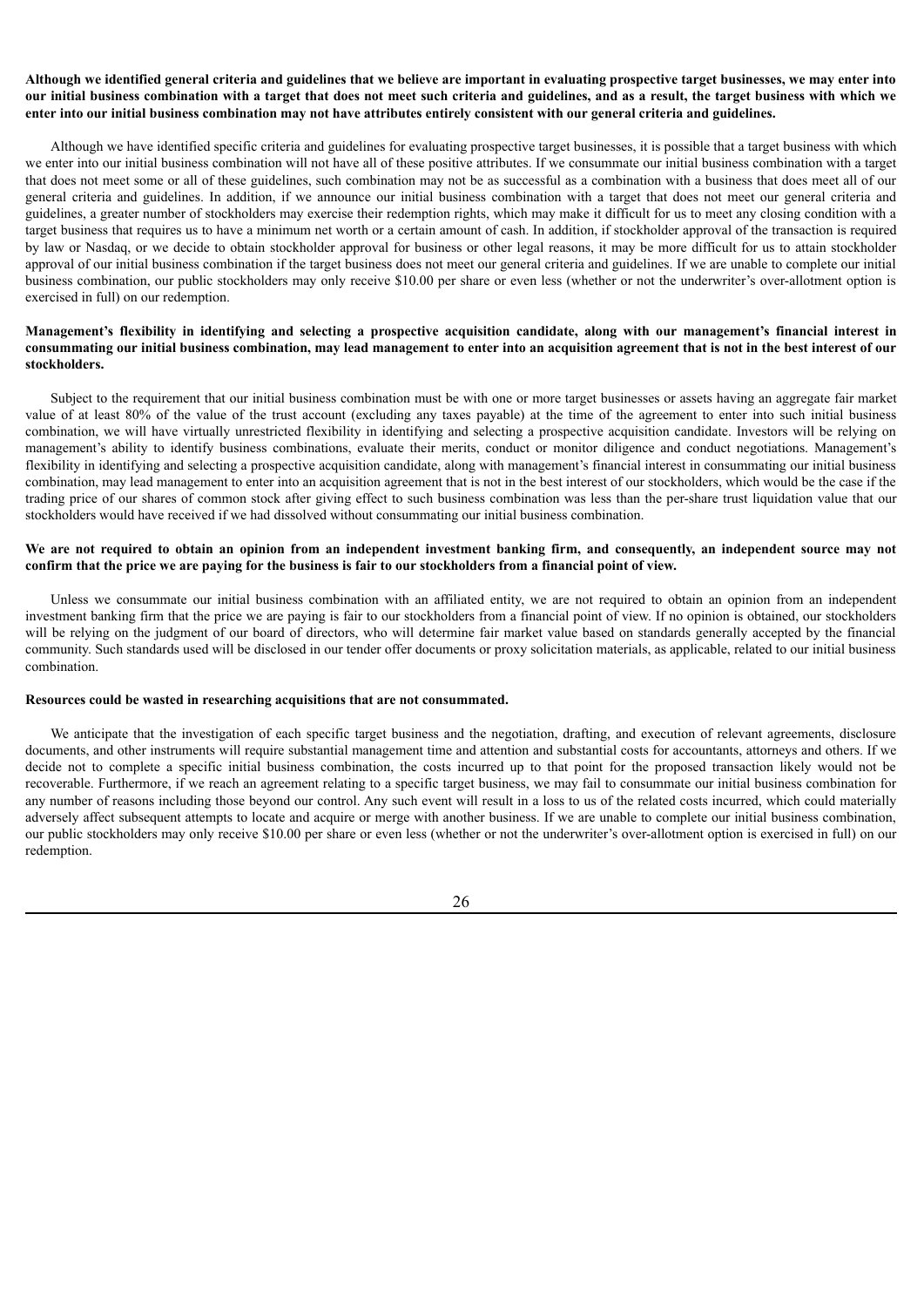**Although we identified general criteria and guidelines that we believe are important in evaluating prospective target businesses, we may enter into our initial business combination with a target that does not meet such criteria and guidelines, and as a result, the target business with which we enter into our initial business combination may not have attributes entirely consistent with our general criteria and guidelines.**

Although we have identified specific criteria and guidelines for evaluating prospective target businesses, it is possible that a target business with which we enter into our initial business combination will not have all of these positive attributes. If we consummate our initial business combination with a target that does not meet some or all of these guidelines, such combination may not be as successful as a combination with a business that does meet all of our general criteria and guidelines. In addition, if we announce our initial business combination with a target that does not meet our general criteria and guidelines, a greater number of stockholders may exercise their redemption rights, which may make it difficult for us to meet any closing condition with a target business that requires us to have a minimum net worth or a certain amount of cash. In addition, if stockholder approval of the transaction is required by law or Nasdaq, or we decide to obtain stockholder approval for business or other legal reasons, it may be more difficult for us to attain stockholder approval of our initial business combination if the target business does not meet our general criteria and guidelines. If we are unable to complete our initial business combination, our public stockholders may only receive $10.00 per share or even less (whether or not the underwriter's over-allotment option is exercised in full) on our redemption.

**Management's flexibility in identifying and selecting a prospective acquisition candidate, along with our management's financial interest in consummating our initial business combination, may lead management to enter into an acquisition agreement that is not in the best interest of our stockholders.**

Subject to the requirement that our initial business combination must be with one or more target businesses or assets having an aggregate fair market value of at least 80% of the value of the trust account (excluding any taxes payable) at the time of the agreement to enter into such initial business combination, we will have virtually unrestricted flexibility in identifying and selecting a prospective acquisition candidate. Investors will be relying on management's ability to identify business combinations, evaluate their merits, conduct or monitor diligence and conduct negotiations. Management's flexibility in identifying and selecting a prospective acquisition candidate, along with management's financial interest in consummating our initial business combination, may lead management to enter into an acquisition agreement that is not in the best interest of our stockholders, which would be the case if the trading price of our shares of common stock after giving effect to such business combination was less than the per-share trust liquidation value that our stockholders would have received if we had dissolved without consummating our initial business combination.

**We are not required to obtain an opinion from an independent investment banking firm, and consequently, an independent source may not confirm that the price we are paying for the business is fair to our stockholders from a financial point of view.**

Unless we consummate our initial business combination with an affiliated entity, we are not required to obtain an opinion from an independent investment banking firm that the price we are paying is fair to our stockholders from a financial point of view. If no opinion is obtained, our stockholders will be relying on the judgment of our board of directors, who will determine fair market value based on standards generally accepted by the financial community. Such standards used will be disclosed in our tender offer documents or proxy solicitation materials, as applicable, related to our initial business combination.

**Resources could be wasted in researching acquisitions that are not consummated.**

We anticipate that the investigation of each specific target business and the negotiation, drafting, and execution of relevant agreements, disclosure documents, and other instruments will require substantial management time and attention and substantial costs for accountants, attorneys and others. If we decide not to complete a specific initial business combination, the costs incurred up to that point for the proposed transaction likely would not be recoverable. Furthermore, if we reach an agreement relating to a specific target business, we may fail to consummate our initial business combination for any number of reasons including those beyond our control. Any such event will result in a loss to us of the related costs incurred, which could materially adversely affect subsequent attempts to locate and acquire or merge with another business. If we are unable to complete our initial business combination, our public stockholders may only receive $10.00 per share or even less (whether or not the underwriter's over-allotment option is exercised in full) on our redemption.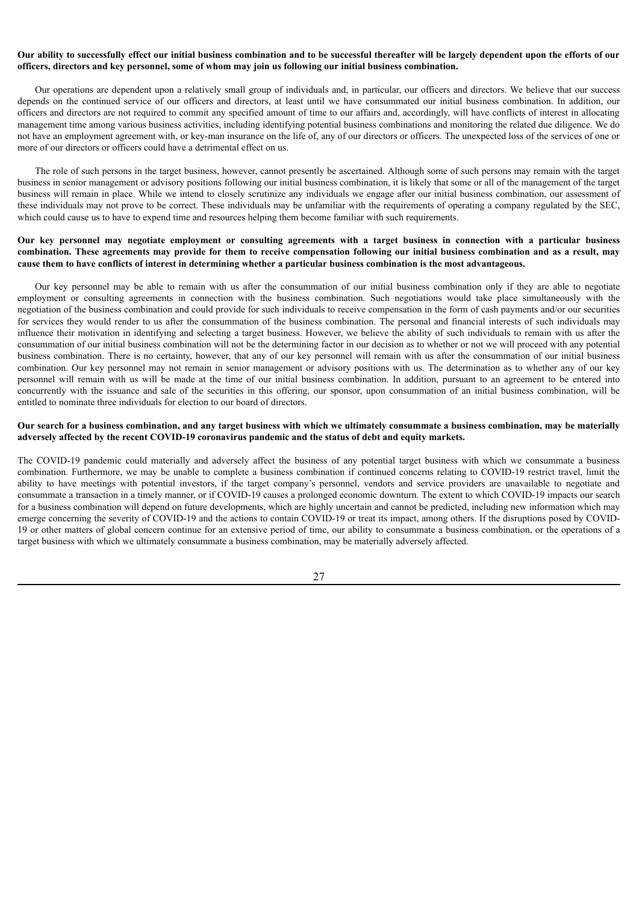**Our ability to successfully effect our initial business combination and to be successful thereafter will be largely dependent upon the efforts of our officers, directors and key personnel, some of whom may join us following our initial business combination.**

Our operations are dependent upon a relatively small group of individuals and, in particular, our officers and directors. We believe that our success depends on the continued service of our officers and directors, at least until we have consummated our initial business combination. In addition, our officers and directors are not required to commit any specified amount of time to our affairs and, accordingly, will have conflicts of interest in allocating management time among various business activities, including identifying potential business combinations and monitoring the related due diligence. We do not have an employment agreement with, or key-man insurance on the life of, any of our directors or officers. The unexpected loss of the services of one or more of our directors or officers could have a detrimental effect on us.

The role of such persons in the target business, however, cannot presently be ascertained. Although some of such persons may remain with the target business in senior management or advisory positions following our initial business combination, it is likely that some or all of the management of the target business will remain in place. While we intend to closely scrutinize any individuals we engage after our initial business combination, our assessment of these individuals may not prove to be correct. These individuals may be unfamiliar with the requirements of operating a company regulated by the SEC, which could cause us to have to expend time and resources helping them become familiar with such requirements.

**Our key personnel may negotiate employment or consulting agreements with a target business in connection with a particular business combination. These agreements may provide for them to receive compensation following our initial business combination and as a result, may cause them to have conflicts of interest in determining whether a particular business combination is the most advantageous.**

Our key personnel may be able to remain with us after the consummation of our initial business combination only if they are able to negotiate employment or consulting agreements in connection with the business combination. Such negotiations would take place simultaneously with the negotiation of the business combination and could provide for such individuals to receive compensation in the form of cash payments and/or our securities for services they would render to us after the consummation of the business combination. The personal and financial interests of such individuals may influence their motivation in identifying and selecting a target business. However, we believe the ability of such individuals to remain with us after the consummation of our initial business combination will not be the determining factor in our decision as to whether or not we will proceed with any potential business combination. There is no certainty, however, that any of our key personnel will remain with us after the consummation of our initial business combination. Our key personnel may not remain in senior management or advisory positions with us. The determination as to whether any of our key personnel will remain with us will be made at the time of our initial business combination. In addition, pursuant to an agreement to be entered into concurrently with the issuance and sale of the securities in this offering, our sponsor, upon consummation of an initial business combination, will be entitled to nominate three individuals for election to our board of directors.

**Our search for a business combination, and any target business with which we ultimately consummate a business combination, may be materially adversely affected by the recent COVID-19 coronavirus pandemic and the status of debt and equity markets.**

The COVID-19 pandemic could materially and adversely affect the business of any potential target business with which we consummate a business combination. Furthermore, we may be unable to complete a business combination if continued concerns relating to COVID-19 restrict travel, limit the ability to have meetings with potential investors, if the target company's personnel, vendors and service providers are unavailable to negotiate and consummate a transaction in a timely manner, or if COVID-19 causes a prolonged economic downturn. The extent to which COVID-19 impacts our search for a business combination will depend on future developments, which are highly uncertain and cannot be predicted, including new information which may emerge concerning the severity of COVID-19 and the actions to contain COVID-19 or treat its impact, among others. If the disruptions posed by COVID-19 or other matters of global concern continue for an extensive period of time, our ability to consummate a business combination, or the operations of a target business with which we ultimately consummate a business combination, may be materially adversely affected.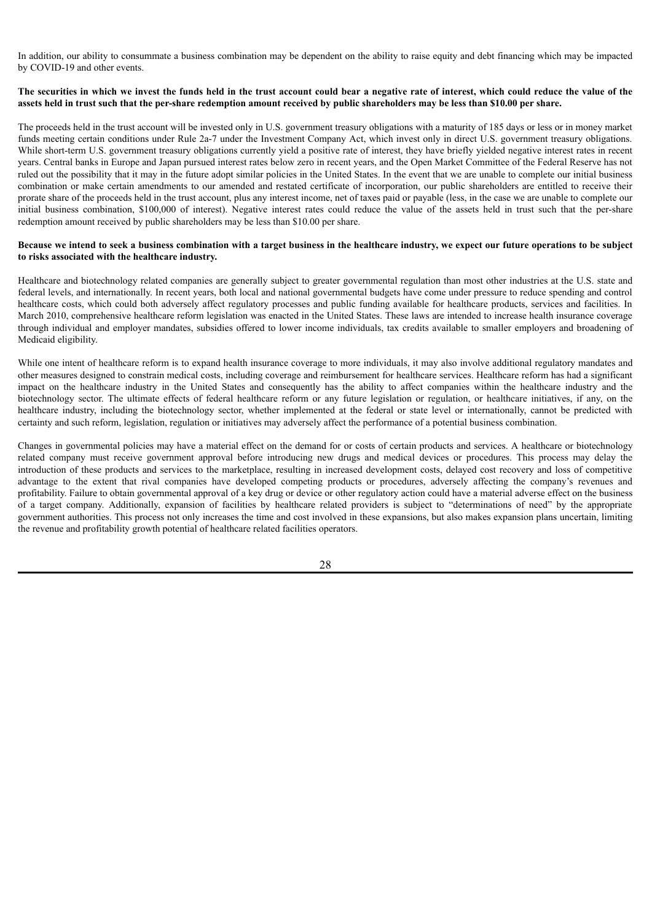In addition, our ability to consummate a business combination may be dependent on the ability to raise equity and debt financing which may be impacted by COVID-19 and other events.

**The securities in which we invest the funds held in the trust account could bear a negative rate of interest, which could reduce the value of the assets held in trust such that the per-share redemption amount received by public shareholders may be less than $10.00 per share.**

The proceeds held in the trust account will be invested only in U.S. government treasury obligations with a maturity of 185 days or less or in money market funds meeting certain conditions under Rule 2a-7 under the Investment Company Act, which invest only in direct U.S. government treasury obligations. While short-term U.S. government treasury obligations currently yield a positive rate of interest, they have briefly yielded negative interest rates in recent years. Central banks in Europe and Japan pursued interest rates below zero in recent years, and the Open Market Committee of the Federal Reserve has not ruled out the possibility that it may in the future adopt similar policies in the United States. In the event that we are unable to complete our initial business combination or make certain amendments to our amended and restated certificate of incorporation, our public shareholders are entitled to receive their prorate share of the proceeds held in the trust account, plus any interest income, net of taxes paid or payable (less, in the case we are unable to complete our initial business combination, $100,000 of interest). Negative interest rates could reduce the value of the assets held in trust such that the per-share redemption amount received by public shareholders may be less than $10.00 per share.

**Because we intend to seek a business combination with a target business in the healthcare industry, we expect our future operations to be subject to risks associated with the healthcare industry.**

Healthcare and biotechnology related companies are generally subject to greater governmental regulation than most other industries at the U.S. state and federal levels, and internationally. In recent years, both local and national governmental budgets have come under pressure to reduce spending and control healthcare costs, which could both adversely affect regulatory processes and public funding available for healthcare products, services and facilities. In March 2010, comprehensive healthcare reform legislation was enacted in the United States. These laws are intended to increase health insurance coverage through individual and employer mandates, subsidies offered to lower income individuals, tax credits available to smaller employers and broadening of Medicaid eligibility.

While one intent of healthcare reform is to expand health insurance coverage to more individuals, it may also involve additional regulatory mandates and other measures designed to constrain medical costs, including coverage and reimbursement for healthcare services. Healthcare reform has had a significant impact on the healthcare industry in the United States and consequently has the ability to affect companies within the healthcare industry and the biotechnology sector. The ultimate effects of federal healthcare reform or any future legislation or regulation, or healthcare initiatives, if any, on the healthcare industry, including the biotechnology sector, whether implemented at the federal or state level or internationally, cannot be predicted with certainty and such reform, legislation, regulation or initiatives may adversely affect the performance of a potential business combination.

Changes in governmental policies may have a material effect on the demand for or costs of certain products and services. A healthcare or biotechnology related company must receive government approval before introducing new drugs and medical devices or procedures. This process may delay the introduction of these products and services to the marketplace, resulting in increased development costs, delayed cost recovery and loss of competitive advantage to the extent that rival companies have developed competing products or procedures, adversely affecting the company's revenues and profitability. Failure to obtain governmental approval of a key drug or device or other regulatory action could have a material adverse effect on the business of a target company. Additionally, expansion of facilities by healthcare related providers is subject to "determinations of need" by the appropriate government authorities. This process not only increases the time and cost involved in these expansions, but also makes expansion plans uncertain, limiting the revenue and profitability growth potential of healthcare related facilities operators.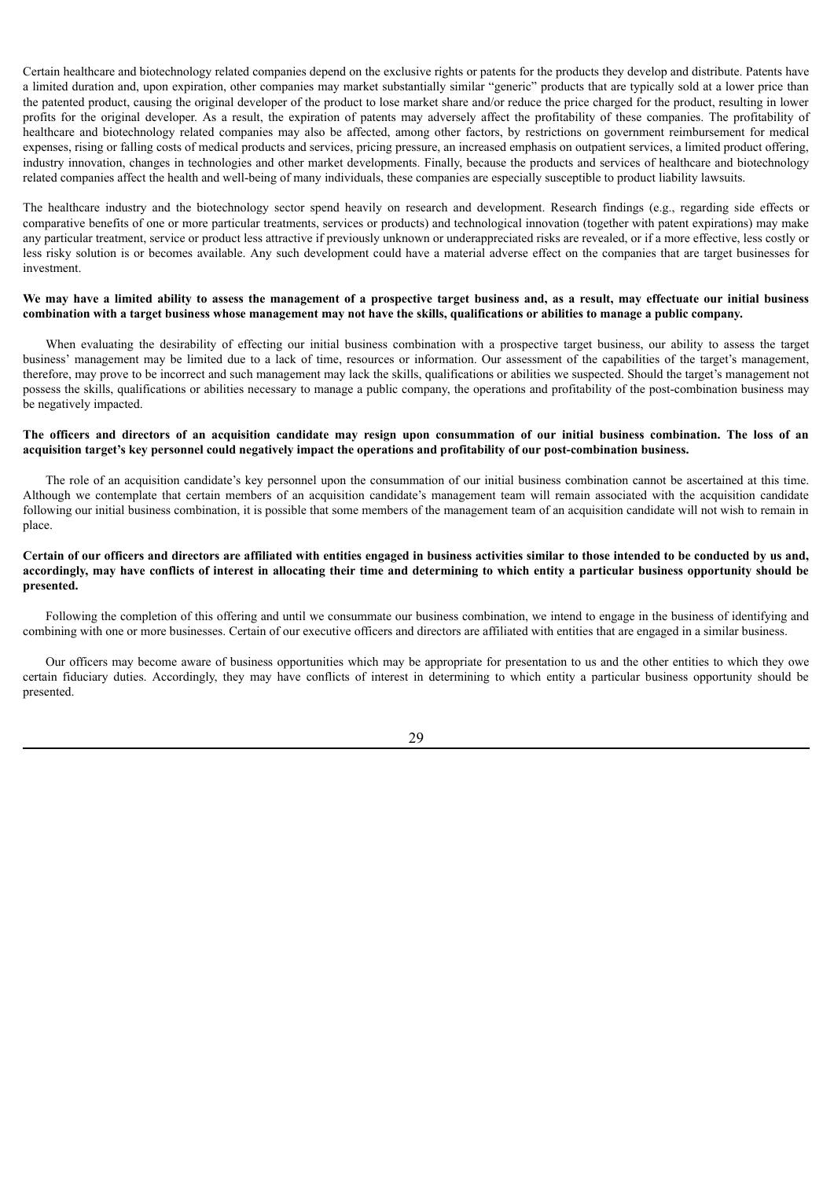Certain healthcare and biotechnology related companies depend on the exclusive rights or patents for the products they develop and distribute. Patents have a limited duration and, upon expiration, other companies may market substantially similar "generic" products that are typically sold at a lower price than the patented product, causing the original developer of the product to lose market share and/or reduce the price charged for the product, resulting in lower profits for the original developer. As a result, the expiration of patents may adversely affect the profitability of these companies. The profitability of healthcare and biotechnology related companies may also be affected, among other factors, by restrictions on government reimbursement for medical expenses, rising or falling costs of medical products and services, pricing pressure, an increased emphasis on outpatient services, a limited product offering, industry innovation, changes in technologies and other market developments. Finally, because the products and services of healthcare and biotechnology related companies affect the health and well-being of many individuals, these companies are especially susceptible to product liability lawsuits.

The healthcare industry and the biotechnology sector spend heavily on research and development. Research findings (e.g., regarding side effects or comparative benefits of one or more particular treatments, services or products) and technological innovation (together with patent expirations) may make any particular treatment, service or product less attractive if previously unknown or underappreciated risks are revealed, or if a more effective, less costly or less risky solution is or becomes available. Any such development could have a material adverse effect on the companies that are target businesses for investment.

**We may have a limited ability to assess the management of a prospective target business and, as a result, may effectuate our initial business combination with a target business whose management may not have the skills, qualifications or abilities to manage a public company.**

When evaluating the desirability of effecting our initial business combination with a prospective target business, our ability to assess the target business' management may be limited due to a lack of time, resources or information. Our assessment of the capabilities of the target's management, therefore, may prove to be incorrect and such management may lack the skills, qualifications or abilities we suspected. Should the target's management not possess the skills, qualifications or abilities necessary to manage a public company, the operations and profitability of the post-combination business may be negatively impacted.

**The officers and directors of an acquisition candidate may resign upon consummation of our initial business combination. The loss of an acquisition target's key personnel could negatively impact the operations and profitability of our post-combination business.**

The role of an acquisition candidate's key personnel upon the consummation of our initial business combination cannot be ascertained at this time. Although we contemplate that certain members of an acquisition candidate's management team will remain associated with the acquisition candidate following our initial business combination, it is possible that some members of the management team of an acquisition candidate will not wish to remain in place.

**Certain of our officers and directors are affiliated with entities engaged in business activities similar to those intended to be conducted by us and, accordingly, may have conflicts of interest in allocating their time and determining to which entity a particular business opportunity should be presented.**

Following the completion of this offering and until we consummate our business combination, we intend to engage in the business of identifying and combining with one or more businesses. Certain of our executive officers and directors are affiliated with entities that are engaged in a similar business.

Our officers may become aware of business opportunities which may be appropriate for presentation to us and the other entities to which they owe certain fiduciary duties. Accordingly, they may have conflicts of interest in determining to which entity a particular business opportunity should be presented.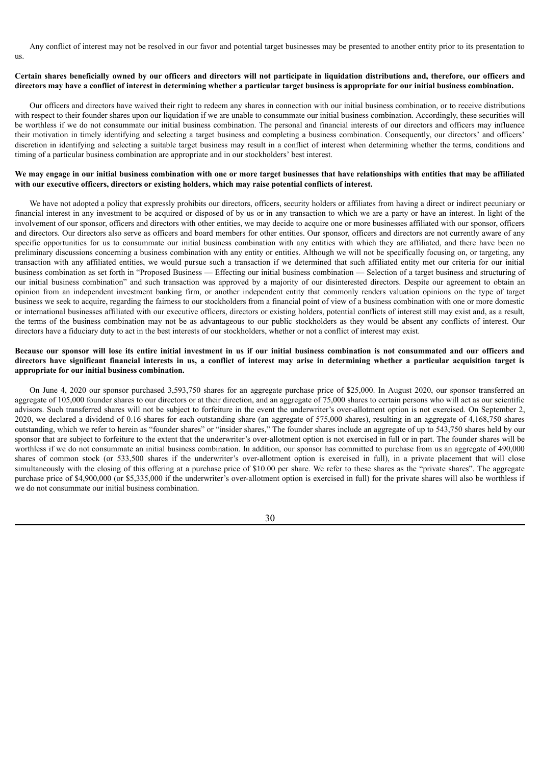Any conflict of interest may not be resolved in our favor and potential target businesses may be presented to another entity prior to its presentation to us.

**Certain shares beneficially owned by our officers and directors will not participate in liquidation distributions and, therefore, our officers and directors may have a conflict of interest in determining whether a particular target business is appropriate for our initial business combination.**

Our officers and directors have waived their right to redeem any shares in connection with our initial business combination, or to receive distributions with respect to their founder shares upon our liquidation if we are unable to consummate our initial business combination. Accordingly, these securities will be worthless if we do not consummate our initial business combination. The personal and financial interests of our directors and officers may influence their motivation in timely identifying and selecting a target business and completing a business combination. Consequently, our directors' and officers' discretion in identifying and selecting a suitable target business may result in a conflict of interest when determining whether the terms, conditions and timing of a particular business combination are appropriate and in our stockholders' best interest.

**We may engage in our initial business combination with one or more target businesses that have relationships with entities that may be affiliated with our executive officers, directors or existing holders, which may raise potential conflicts of interest.**

We have not adopted a policy that expressly prohibits our directors, officers, security holders or affiliates from having a direct or indirect pecuniary or financial interest in any investment to be acquired or disposed of by us or in any transaction to which we are a party or have an interest. In light of the involvement of our sponsor, officers and directors with other entities, we may decide to acquire one or more businesses affiliated with our sponsor, officers and directors. Our directors also serve as officers and board members for other entities. Our sponsor, officers and directors are not currently aware of any specific opportunities for us to consummate our initial business combination with any entities with which they are affiliated, and there have been no preliminary discussions concerning a business combination with any entity or entities. Although we will not be specifically focusing on, or targeting, any transaction with any affiliated entities, we would pursue such a transaction if we determined that such affiliated entity met our criteria for our initial business combination as set forth in "Proposed Business — Effecting our initial business combination — Selection of a target business and structuring of our initial business combination" and such transaction was approved by a majority of our disinterested directors. Despite our agreement to obtain an opinion from an independent investment banking firm, or another independent entity that commonly renders valuation opinions on the type of target business we seek to acquire, regarding the fairness to our stockholders from a financial point of view of a business combination with one or more domestic or international businesses affiliated with our executive officers, directors or existing holders, potential conflicts of interest still may exist and, as a result, the terms of the business combination may not be as advantageous to our public stockholders as they would be absent any conflicts of interest. Our directors have a fiduciary duty to act in the best interests of our stockholders, whether or not a conflict of interest may exist.

**Because our sponsor will lose its entire initial investment in us if our initial business combination is not consummated and our officers and directors have significant financial interests in us, a conflict of interest may arise in determining whether a particular acquisition target is appropriate for our initial business combination.**

On June 4, 2020 our sponsor purchased 3,593,750 shares for an aggregate purchase price of $25,000. In August 2020, our sponsor transferred an aggregate of 105,000 founder shares to our directors or at their direction, and an aggregate of 75,000 shares to certain persons who will act as our scientific advisors. Such transferred shares will not be subject to forfeiture in the event the underwriter's over-allotment option is not exercised. On September 2, 2020, we declared a dividend of 0.16 shares for each outstanding share (an aggregate of 575,000 shares), resulting in an aggregate of 4,168,750 shares outstanding, which we refer to herein as "founder shares" or "insider shares," The founder shares include an aggregate of up to 543,750 shares held by our sponsor that are subject to forfeiture to the extent that the underwriter's over-allotment option is not exercised in full or in part. The founder shares will be worthless if we do not consummate an initial business combination. In addition, our sponsor has committed to purchase from us an aggregate of 490,000 shares of common stock (or 533,500 shares if the underwriter's over-allotment option is exercised in full), in a private placement that will close simultaneously with the closing of this offering at a purchase price of $10.00 per share. We refer to these shares as the "private shares". The aggregate purchase price of $4,900,000 (or $5,335,000 if the underwriter's over-allotment option is exercised in full) for the private shares will also be worthless if we do not consummate our initial business combination.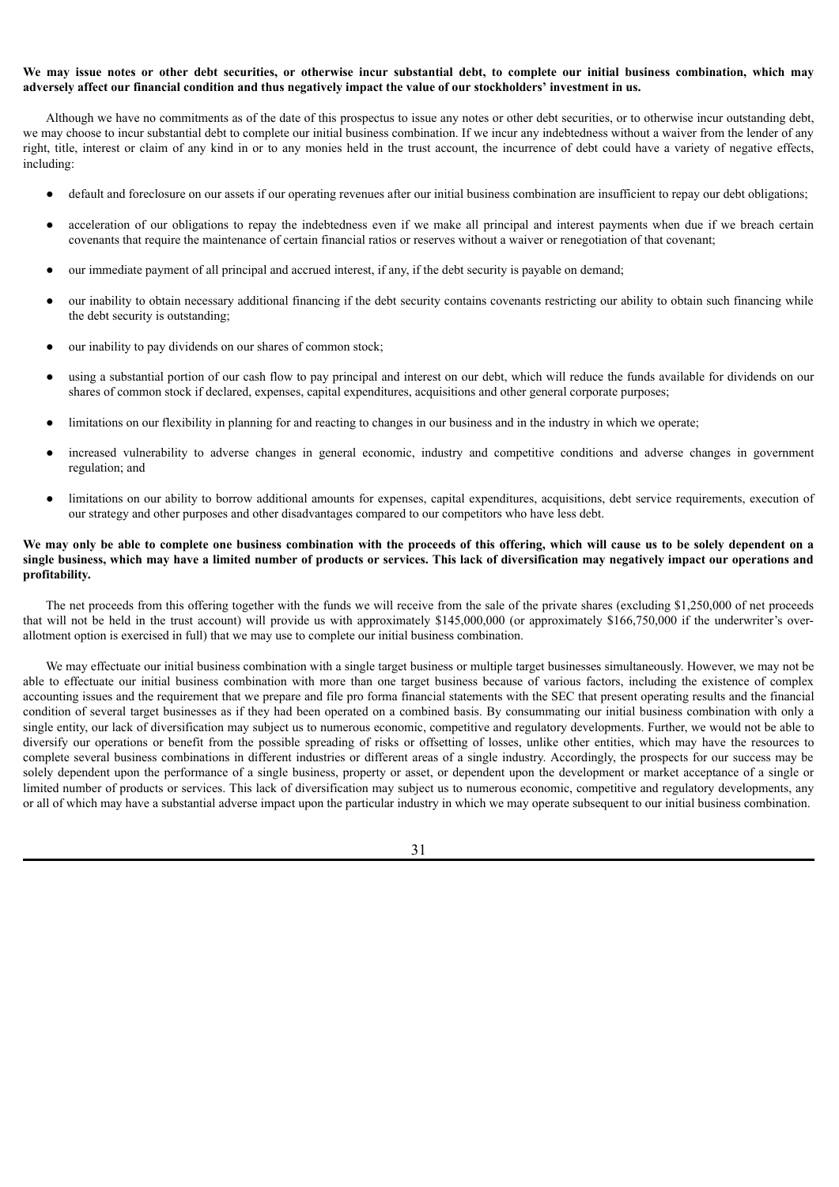**We may issue notes or other debt securities, or otherwise incur substantial debt, to complete our initial business combination, which may adversely affect our financial condition and thus negatively impact the value of our stockholders' investment in us.**

Although we have no commitments as of the date of this prospectus to issue any notes or other debt securities, or to otherwise incur outstanding debt, we may choose to incur substantial debt to complete our initial business combination. If we incur any indebtedness without a waiver from the lender of any right, title, interest or claim of any kind in or to any monies held in the trust account, the incurrence of debt could have a variety of negative effects, including:

- default and foreclosure on our assets if our operating revenues after our initial business combination are insufficient to repay our debt obligations;
- acceleration of our obligations to repay the indebtedness even if we make all principal and interest payments when due if we breach certain covenants that require the maintenance of certain financial ratios or reserves without a waiver or renegotiation of that covenant;
- our immediate payment of all principal and accrued interest, if any, if the debt security is payable on demand;
- our inability to obtain necessary additional financing if the debt security contains covenants restricting our ability to obtain such financing while the debt security is outstanding;
- our inability to pay dividends on our shares of common stock;
- using a substantial portion of our cash flow to pay principal and interest on our debt, which will reduce the funds available for dividends on our shares of common stock if declared, expenses, capital expenditures, acquisitions and other general corporate purposes;
- limitations on our flexibility in planning for and reacting to changes in our business and in the industry in which we operate;
- increased vulnerability to adverse changes in general economic, industry and competitive conditions and adverse changes in government regulation; and
- limitations on our ability to borrow additional amounts for expenses, capital expenditures, acquisitions, debt service requirements, execution of our strategy and other purposes and other disadvantages compared to our competitors who have less debt.

**We may only be able to complete one business combination with the proceeds of this offering, which will cause us to be solely dependent on a single business, which may have a limited number of products or services. This lack of diversification may negatively impact our operations and profitability.**

The net proceeds from this offering together with the funds we will receive from the sale of the private shares (excluding $1,250,000 of net proceeds that will not be held in the trust account) will provide us with approximately $145,000,000 (or approximately $166,750,000 if the underwriter's over-allotment option is exercised in full) that we may use to complete our initial business combination.

We may effectuate our initial business combination with a single target business or multiple target businesses simultaneously. However, we may not be able to effectuate our initial business combination with more than one target business because of various factors, including the existence of complex accounting issues and the requirement that we prepare and file pro forma financial statements with the SEC that present operating results and the financial condition of several target businesses as if they had been operated on a combined basis. By consummating our initial business combination with only a single entity, our lack of diversification may subject us to numerous economic, competitive and regulatory developments. Further, we would not be able to diversify our operations or benefit from the possible spreading of risks or offsetting of losses, unlike other entities, which may have the resources to complete several business combinations in different industries or different areas of a single industry. Accordingly, the prospects for our success may be solely dependent upon the performance of a single business, property or asset, or dependent upon the development or market acceptance of a single or limited number of products or services. This lack of diversification may subject us to numerous economic, competitive and regulatory developments, any or all of which may have a substantial adverse impact upon the particular industry in which we may operate subsequent to our initial business combination.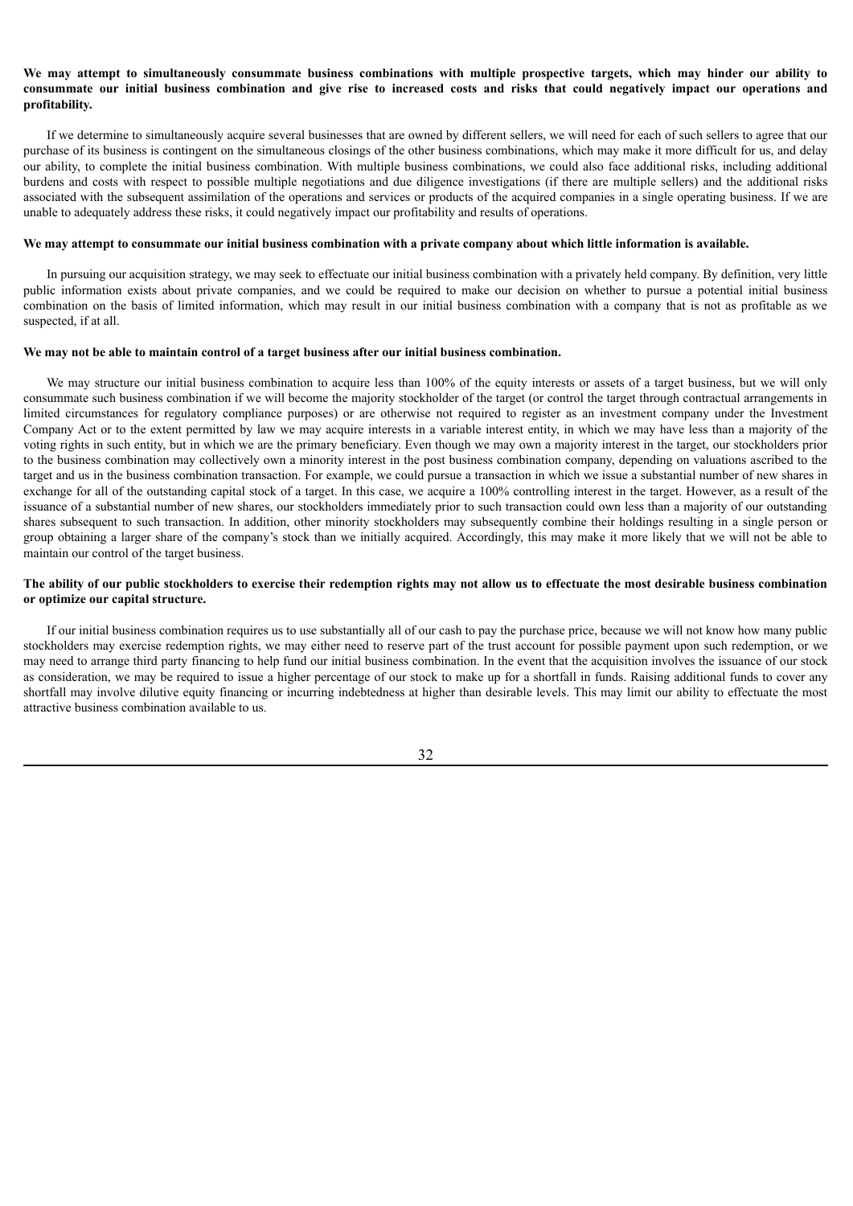**We may attempt to simultaneously consummate business combinations with multiple prospective targets, which may hinder our ability to consummate our initial business combination and give rise to increased costs and risks that could negatively impact our operations and profitability.**

If we determine to simultaneously acquire several businesses that are owned by different sellers, we will need for each of such sellers to agree that our purchase of its business is contingent on the simultaneous closings of the other business combinations, which may make it more difficult for us, and delay our ability, to complete the initial business combination. With multiple business combinations, we could also face additional risks, including additional burdens and costs with respect to possible multiple negotiations and due diligence investigations (if there are multiple sellers) and the additional risks associated with the subsequent assimilation of the operations and services or products of the acquired companies in a single operating business. If we are unable to adequately address these risks, it could negatively impact our profitability and results of operations.

**We may attempt to consummate our initial business combination with a private company about which little information is available.**

In pursuing our acquisition strategy, we may seek to effectuate our initial business combination with a privately held company. By definition, very little public information exists about private companies, and we could be required to make our decision on whether to pursue a potential initial business combination on the basis of limited information, which may result in our initial business combination with a company that is not as profitable as we suspected, if at all.

**We may not be able to maintain control of a target business after our initial business combination.**

We may structure our initial business combination to acquire less than 100% of the equity interests or assets of a target business, but we will only consummate such business combination if we will become the majority stockholder of the target (or control the target through contractual arrangements in limited circumstances for regulatory compliance purposes) or are otherwise not required to register as an investment company under the Investment Company Act or to the extent permitted by law we may acquire interests in a variable interest entity, in which we may have less than a majority of the voting rights in such entity, but in which we are the primary beneficiary. Even though we may own a majority interest in the target, our stockholders prior to the business combination may collectively own a minority interest in the post business combination company, depending on valuations ascribed to the target and us in the business combination transaction. For example, we could pursue a transaction in which we issue a substantial number of new shares in exchange for all of the outstanding capital stock of a target. In this case, we acquire a 100% controlling interest in the target. However, as a result of the issuance of a substantial number of new shares, our stockholders immediately prior to such transaction could own less than a majority of our outstanding shares subsequent to such transaction. In addition, other minority stockholders may subsequently combine their holdings resulting in a single person or group obtaining a larger share of the company's stock than we initially acquired. Accordingly, this may make it more likely that we will not be able to maintain our control of the target business.

**The ability of our public stockholders to exercise their redemption rights may not allow us to effectuate the most desirable business combination or optimize our capital structure.**

If our initial business combination requires us to use substantially all of our cash to pay the purchase price, because we will not know how many public stockholders may exercise redemption rights, we may either need to reserve part of the trust account for possible payment upon such redemption, or we may need to arrange third party financing to help fund our initial business combination. In the event that the acquisition involves the issuance of our stock as consideration, we may be required to issue a higher percentage of our stock to make up for a shortfall in funds. Raising additional funds to cover any shortfall may involve dilutive equity financing or incurring indebtedness at higher than desirable levels. This may limit our ability to effectuate the most attractive business combination available to us.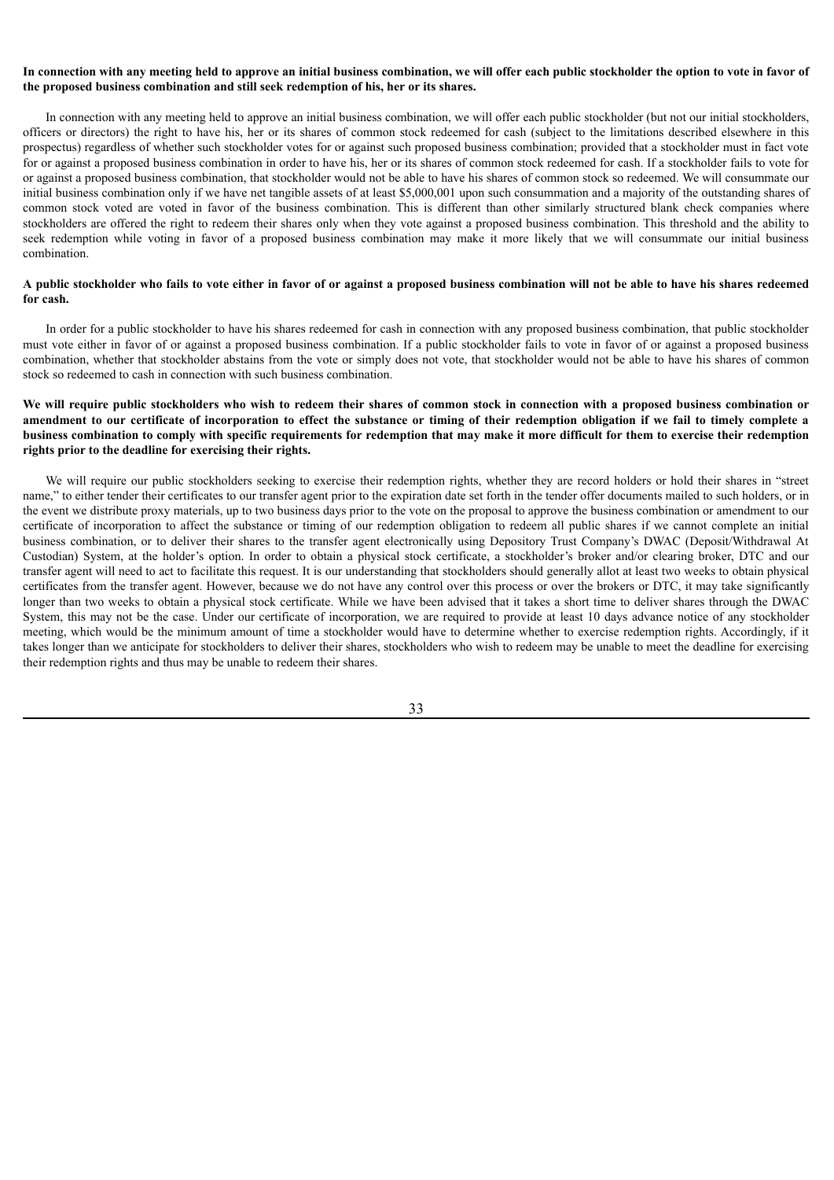**In connection with any meeting held to approve an initial business combination, we will offer each public stockholder the option to vote in favor of the proposed business combination and still seek redemption of his, her or its shares.**

In connection with any meeting held to approve an initial business combination, we will offer each public stockholder (but not our initial stockholders, officers or directors) the right to have his, her or its shares of common stock redeemed for cash (subject to the limitations described elsewhere in this prospectus) regardless of whether such stockholder votes for or against such proposed business combination; provided that a stockholder must in fact vote for or against a proposed business combination in order to have his, her or its shares of common stock redeemed for cash. If a stockholder fails to vote for or against a proposed business combination, that stockholder would not be able to have his shares of common stock so redeemed. We will consummate our initial business combination only if we have net tangible assets of at least $5,000,001 upon such consummation and a majority of the outstanding shares of common stock voted are voted in favor of the business combination. This is different than other similarly structured blank check companies where stockholders are offered the right to redeem their shares only when they vote against a proposed business combination. This threshold and the ability to seek redemption while voting in favor of a proposed business combination may make it more likely that we will consummate our initial business combination.

**A public stockholder who fails to vote either in favor of or against a proposed business combination will not be able to have his shares redeemed for cash.**

In order for a public stockholder to have his shares redeemed for cash in connection with any proposed business combination, that public stockholder must vote either in favor of or against a proposed business combination. If a public stockholder fails to vote in favor of or against a proposed business combination, whether that stockholder abstains from the vote or simply does not vote, that stockholder would not be able to have his shares of common stock so redeemed to cash in connection with such business combination.

**We will require public stockholders who wish to redeem their shares of common stock in connection with a proposed business combination or amendment to our certificate of incorporation to effect the substance or timing of their redemption obligation if we fail to timely complete a business combination to comply with specific requirements for redemption that may make it more difficult for them to exercise their redemption rights prior to the deadline for exercising their rights.**

We will require our public stockholders seeking to exercise their redemption rights, whether they are record holders or hold their shares in "street name," to either tender their certificates to our transfer agent prior to the expiration date set forth in the tender offer documents mailed to such holders, or in the event we distribute proxy materials, up to two business days prior to the vote on the proposal to approve the business combination or amendment to our certificate of incorporation to affect the substance or timing of our redemption obligation to redeem all public shares if we cannot complete an initial business combination, or to deliver their shares to the transfer agent electronically using Depository Trust Company's DWAC (Deposit/Withdrawal At Custodian) System, at the holder's option. In order to obtain a physical stock certificate, a stockholder's broker and/or clearing broker, DTC and our transfer agent will need to act to facilitate this request. It is our understanding that stockholders should generally allot at least two weeks to obtain physical certificates from the transfer agent. However, because we do not have any control over this process or over the brokers or DTC, it may take significantly longer than two weeks to obtain a physical stock certificate. While we have been advised that it takes a short time to deliver shares through the DWAC System, this may not be the case. Under our certificate of incorporation, we are required to provide at least 10 days advance notice of any stockholder meeting, which would be the minimum amount of time a stockholder would have to determine whether to exercise redemption rights. Accordingly, if it takes longer than we anticipate for stockholders to deliver their shares, stockholders who wish to redeem may be unable to meet the deadline for exercising their redemption rights and thus may be unable to redeem their shares.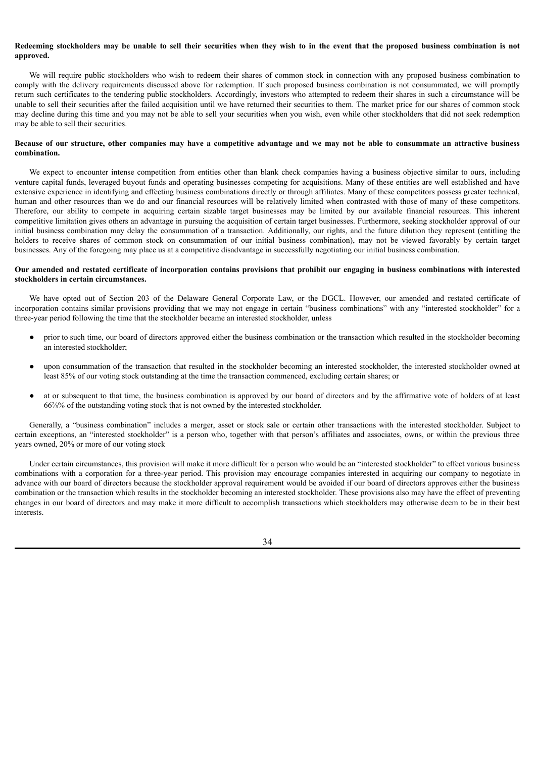**Redeeming stockholders may be unable to sell their securities when they wish to in the event that the proposed business combination is not approved.**

We will require public stockholders who wish to redeem their shares of common stock in connection with any proposed business combination to comply with the delivery requirements discussed above for redemption. If such proposed business combination is not consummated, we will promptly return such certificates to the tendering public stockholders. Accordingly, investors who attempted to redeem their shares in such a circumstance will be unable to sell their securities after the failed acquisition until we have returned their securities to them. The market price for our shares of common stock may decline during this time and you may not be able to sell your securities when you wish, even while other stockholders that did not seek redemption may be able to sell their securities.

**Because of our structure, other companies may have a competitive advantage and we may not be able to consummate an attractive business combination.**

We expect to encounter intense competition from entities other than blank check companies having a business objective similar to ours, including venture capital funds, leveraged buyout funds and operating businesses competing for acquisitions. Many of these entities are well established and have extensive experience in identifying and effecting business combinations directly or through affiliates. Many of these competitors possess greater technical, human and other resources than we do and our financial resources will be relatively limited when contrasted with those of many of these competitors. Therefore, our ability to compete in acquiring certain sizable target businesses may be limited by our available financial resources. This inherent competitive limitation gives others an advantage in pursuing the acquisition of certain target businesses. Furthermore, seeking stockholder approval of our initial business combination may delay the consummation of a transaction. Additionally, our rights, and the future dilution they represent (entitling the holders to receive shares of common stock on consummation of our initial business combination), may not be viewed favorably by certain target businesses. Any of the foregoing may place us at a competitive disadvantage in successfully negotiating our initial business combination.

**Our amended and restated certificate of incorporation contains provisions that prohibit our engaging in business combinations with interested stockholders in certain circumstances.**

We have opted out of Section 203 of the Delaware General Corporate Law, or the DGCL. However, our amended and restated certificate of incorporation contains similar provisions providing that we may not engage in certain "business combinations" with any "interested stockholder" for a three-year period following the time that the stockholder became an interested stockholder, unless

- prior to such time, our board of directors approved either the business combination or the transaction which resulted in the stockholder becoming an interested stockholder;
- upon consummation of the transaction that resulted in the stockholder becoming an interested stockholder, the interested stockholder owned at least 85% of our voting stock outstanding at the time the transaction commenced, excluding certain shares; or
- at or subsequent to that time, the business combination is approved by our board of directors and by the affirmative vote of holders of at least 66⅔% of the outstanding voting stock that is not owned by the interested stockholder.

Generally, a "business combination" includes a merger, asset or stock sale or certain other transactions with the interested stockholder. Subject to certain exceptions, an "interested stockholder" is a person who, together with that person's affiliates and associates, owns, or within the previous three years owned, 20% or more of our voting stock

Under certain circumstances, this provision will make it more difficult for a person who would be an "interested stockholder" to effect various business combinations with a corporation for a three-year period. This provision may encourage companies interested in acquiring our company to negotiate in advance with our board of directors because the stockholder approval requirement would be avoided if our board of directors approves either the business combination or the transaction which results in the stockholder becoming an interested stockholder. These provisions also may have the effect of preventing changes in our board of directors and may make it more difficult to accomplish transactions which stockholders may otherwise deem to be in their best interests.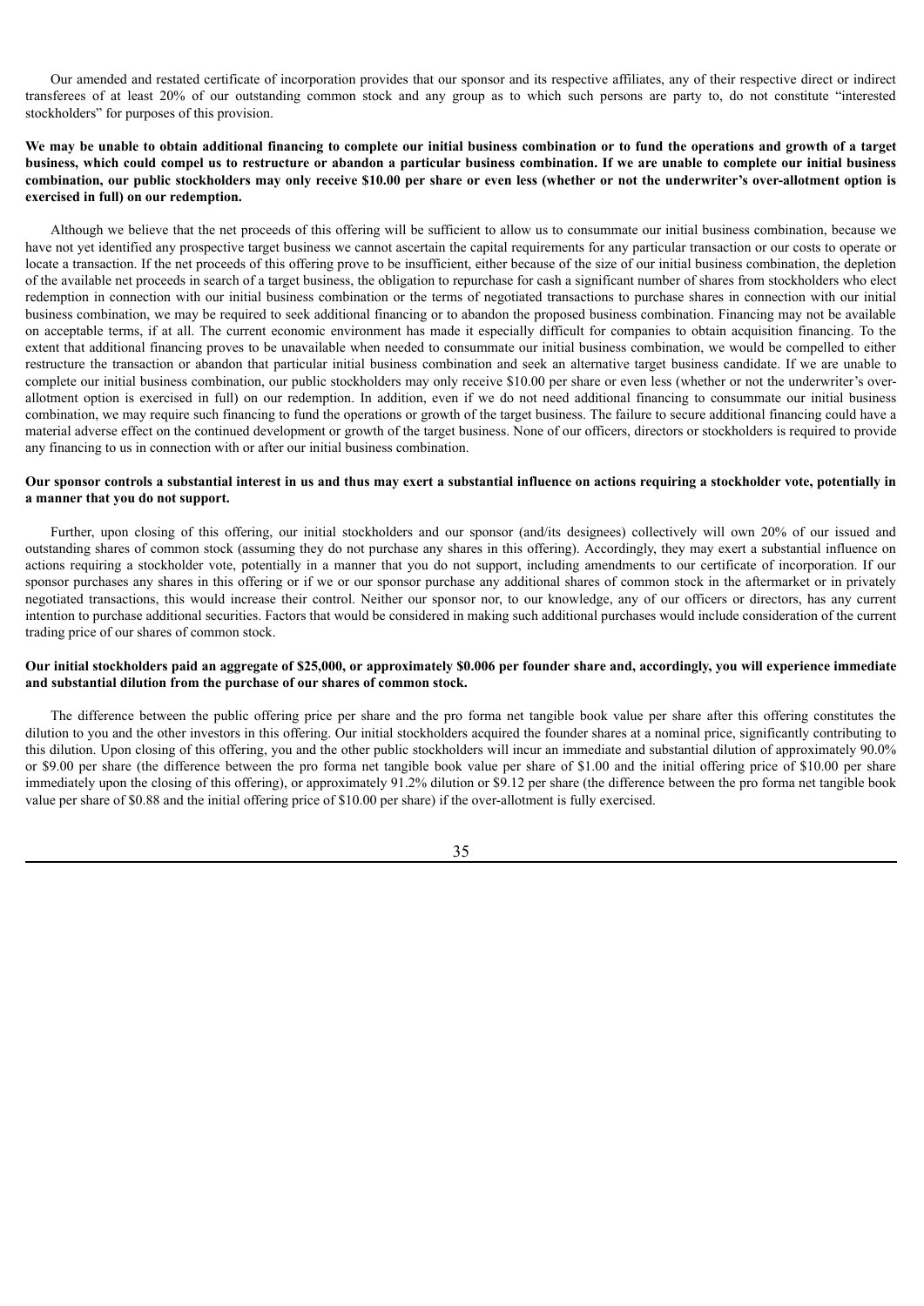Our amended and restated certificate of incorporation provides that our sponsor and its respective affiliates, any of their respective direct or indirect transferees of at least 20% of our outstanding common stock and any group as to which such persons are party to, do not constitute "interested stockholders" for purposes of this provision.

**We may be unable to obtain additional financing to complete our initial business combination or to fund the operations and growth of a target business, which could compel us to restructure or abandon a particular business combination. If we are unable to complete our initial business combination, our public stockholders may only receive $10.00 per share or even less (whether or not the underwriter's over-allotment option is exercised in full) on our redemption.**

Although we believe that the net proceeds of this offering will be sufficient to allow us to consummate our initial business combination, because we have not yet identified any prospective target business we cannot ascertain the capital requirements for any particular transaction or our costs to operate or locate a transaction. If the net proceeds of this offering prove to be insufficient, either because of the size of our initial business combination, the depletion of the available net proceeds in search of a target business, the obligation to repurchase for cash a significant number of shares from stockholders who elect redemption in connection with our initial business combination or the terms of negotiated transactions to purchase shares in connection with our initial business combination, we may be required to seek additional financing or to abandon the proposed business combination. Financing may not be available on acceptable terms, if at all. The current economic environment has made it especially difficult for companies to obtain acquisition financing. To the extent that additional financing proves to be unavailable when needed to consummate our initial business combination, we would be compelled to either restructure the transaction or abandon that particular initial business combination and seek an alternative target business candidate. If we are unable to complete our initial business combination, our public stockholders may only receive $10.00 per share or even less (whether or not the underwriter's over-allotment option is exercised in full) on our redemption. In addition, even if we do not need additional financing to consummate our initial business combination, we may require such financing to fund the operations or growth of the target business. The failure to secure additional financing could have a material adverse effect on the continued development or growth of the target business. None of our officers, directors or stockholders is required to provide any financing to us in connection with or after our initial business combination.

**Our sponsor controls a substantial interest in us and thus may exert a substantial influence on actions requiring a stockholder vote, potentially in a manner that you do not support.**

Further, upon closing of this offering, our initial stockholders and our sponsor (and/its designees) collectively will own 20% of our issued and outstanding shares of common stock (assuming they do not purchase any shares in this offering). Accordingly, they may exert a substantial influence on actions requiring a stockholder vote, potentially in a manner that you do not support, including amendments to our certificate of incorporation. If our sponsor purchases any shares in this offering or if we or our sponsor purchase any additional shares of common stock in the aftermarket or in privately negotiated transactions, this would increase their control. Neither our sponsor nor, to our knowledge, any of our officers or directors, has any current intention to purchase additional securities. Factors that would be considered in making such additional purchases would include consideration of the current trading price of our shares of common stock.

**Our initial stockholders paid an aggregate of $25,000, or approximately $0.006 per founder share and, accordingly, you will experience immediate and substantial dilution from the purchase of our shares of common stock.**

The difference between the public offering price per share and the pro forma net tangible book value per share after this offering constitutes the dilution to you and the other investors in this offering. Our initial stockholders acquired the founder shares at a nominal price, significantly contributing to this dilution. Upon closing of this offering, you and the other public stockholders will incur an immediate and substantial dilution of approximately 90.0% or $9.00 per share (the difference between the pro forma net tangible book value per share of $1.00 and the initial offering price of $10.00 per share immediately upon the closing of this offering), or approximately 91.2% dilution or $9.12 per share (the difference between the pro forma net tangible book value per share of $0.88 and the initial offering price of $10.00 per share) if the over-allotment is fully exercised.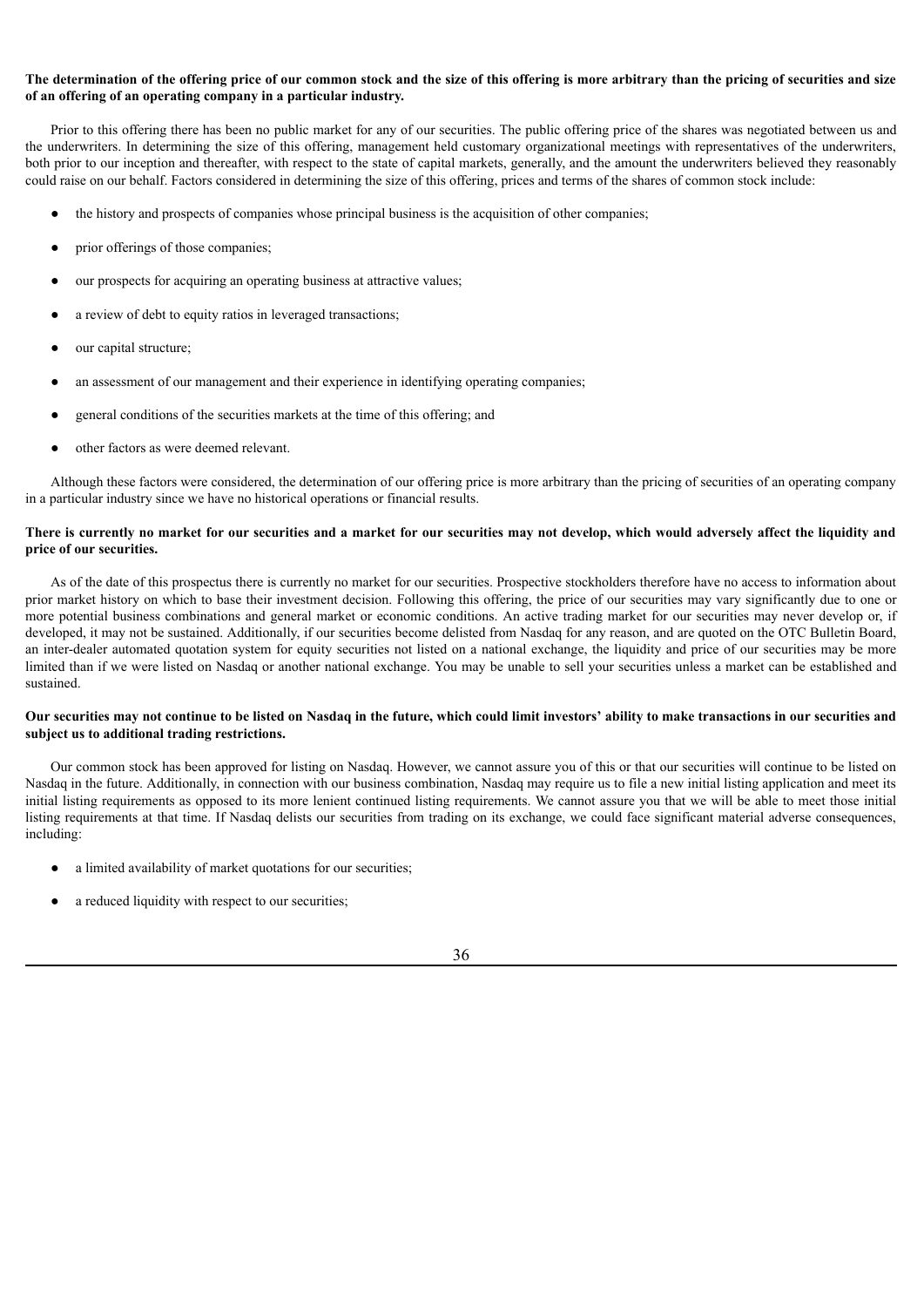**The determination of the offering price of our common stock and the size of this offering is more arbitrary than the pricing of securities and size of an offering of an operating company in a particular industry.**

Prior to this offering there has been no public market for any of our securities. The public offering price of the shares was negotiated between us and the underwriters. In determining the size of this offering, management held customary organizational meetings with representatives of the underwriters, both prior to our inception and thereafter, with respect to the state of capital markets, generally, and the amount the underwriters believed they reasonably could raise on our behalf. Factors considered in determining the size of this offering, prices and terms of the shares of common stock include:

- the history and prospects of companies whose principal business is the acquisition of other companies;
- prior offerings of those companies;
- our prospects for acquiring an operating business at attractive values;
- a review of debt to equity ratios in leveraged transactions;
- our capital structure;
- an assessment of our management and their experience in identifying operating companies;
- general conditions of the securities markets at the time of this offering; and
- other factors as were deemed relevant.

Although these factors were considered, the determination of our offering price is more arbitrary than the pricing of securities of an operating company in a particular industry since we have no historical operations or financial results.

**There is currently no market for our securities and a market for our securities may not develop, which would adversely affect the liquidity and price of our securities.**

As of the date of this prospectus there is currently no market for our securities. Prospective stockholders therefore have no access to information about prior market history on which to base their investment decision. Following this offering, the price of our securities may vary significantly due to one or more potential business combinations and general market or economic conditions. An active trading market for our securities may never develop or, if developed, it may not be sustained. Additionally, if our securities become delisted from Nasdaq for any reason, and are quoted on the OTC Bulletin Board, an inter-dealer automated quotation system for equity securities not listed on a national exchange, the liquidity and price of our securities may be more limited than if we were listed on Nasdaq or another national exchange. You may be unable to sell your securities unless a market can be established and sustained.

**Our securities may not continue to be listed on Nasdaq in the future, which could limit investors' ability to make transactions in our securities and subject us to additional trading restrictions.**

Our common stock has been approved for listing on Nasdaq. However, we cannot assure you of this or that our securities will continue to be listed on Nasdaq in the future. Additionally, in connection with our business combination, Nasdaq may require us to file a new initial listing application and meet its initial listing requirements as opposed to its more lenient continued listing requirements. We cannot assure you that we will be able to meet those initial listing requirements at that time. If Nasdaq delists our securities from trading on its exchange, we could face significant material adverse consequences, including:

- a limited availability of market quotations for our securities;
- a reduced liquidity with respect to our securities;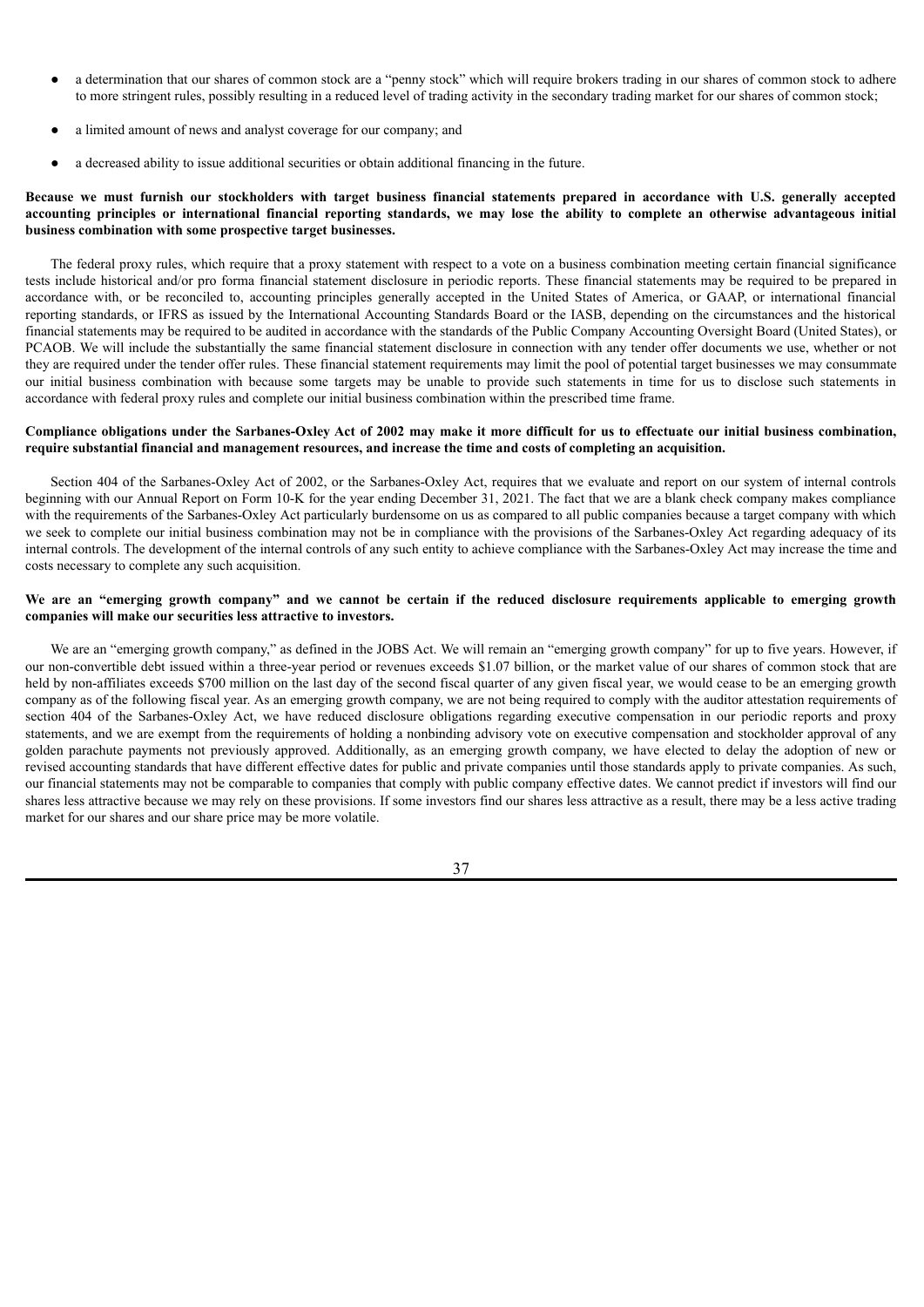- a determination that our shares of common stock are a "penny stock" which will require brokers trading in our shares of common stock to adhere to more stringent rules, possibly resulting in a reduced level of trading activity in the secondary trading market for our shares of common stock;
- a limited amount of news and analyst coverage for our company; and
- a decreased ability to issue additional securities or obtain additional financing in the future.

**Because we must furnish our stockholders with target business financial statements prepared in accordance with U.S. generally accepted accounting principles or international financial reporting standards, we may lose the ability to complete an otherwise advantageous initial business combination with some prospective target businesses.**

The federal proxy rules, which require that a proxy statement with respect to a vote on a business combination meeting certain financial significance tests include historical and/or pro forma financial statement disclosure in periodic reports. These financial statements may be required to be prepared in accordance with, or be reconciled to, accounting principles generally accepted in the United States of America, or GAAP, or international financial reporting standards, or IFRS as issued by the International Accounting Standards Board or the IASB, depending on the circumstances and the historical financial statements may be required to be audited in accordance with the standards of the Public Company Accounting Oversight Board (United States), or PCAOB. We will include the substantially the same financial statement disclosure in connection with any tender offer documents we use, whether or not they are required under the tender offer rules. These financial statement requirements may limit the pool of potential target businesses we may consummate our initial business combination with because some targets may be unable to provide such statements in time for us to disclose such statements in accordance with federal proxy rules and complete our initial business combination within the prescribed time frame.

**Compliance obligations under the Sarbanes-Oxley Act of 2002 may make it more difficult for us to effectuate our initial business combination, require substantial financial and management resources, and increase the time and costs of completing an acquisition.**

Section 404 of the Sarbanes-Oxley Act of 2002, or the Sarbanes-Oxley Act, requires that we evaluate and report on our system of internal controls beginning with our Annual Report on Form 10-K for the year ending December 31, 2021. The fact that we are a blank check company makes compliance with the requirements of the Sarbanes-Oxley Act particularly burdensome on us as compared to all public companies because a target company with which we seek to complete our initial business combination may not be in compliance with the provisions of the Sarbanes-Oxley Act regarding adequacy of its internal controls. The development of the internal controls of any such entity to achieve compliance with the Sarbanes-Oxley Act may increase the time and costs necessary to complete any such acquisition.

**We are an "emerging growth company" and we cannot be certain if the reduced disclosure requirements applicable to emerging growth companies will make our securities less attractive to investors.**

We are an "emerging growth company," as defined in the JOBS Act. We will remain an "emerging growth company" for up to five years. However, if our non-convertible debt issued within a three-year period or revenues exceeds $1.07 billion, or the market value of our shares of common stock that are held by non-affiliates exceeds $700 million on the last day of the second fiscal quarter of any given fiscal year, we would cease to be an emerging growth company as of the following fiscal year. As an emerging growth company, we are not being required to comply with the auditor attestation requirements of section 404 of the Sarbanes-Oxley Act, we have reduced disclosure obligations regarding executive compensation in our periodic reports and proxy statements, and we are exempt from the requirements of holding a nonbinding advisory vote on executive compensation and stockholder approval of any golden parachute payments not previously approved. Additionally, as an emerging growth company, we have elected to delay the adoption of new or revised accounting standards that have different effective dates for public and private companies until those standards apply to private companies. As such, our financial statements may not be comparable to companies that comply with public company effective dates. We cannot predict if investors will find our shares less attractive because we may rely on these provisions. If some investors find our shares less attractive as a result, there may be a less active trading market for our shares and our share price may be more volatile.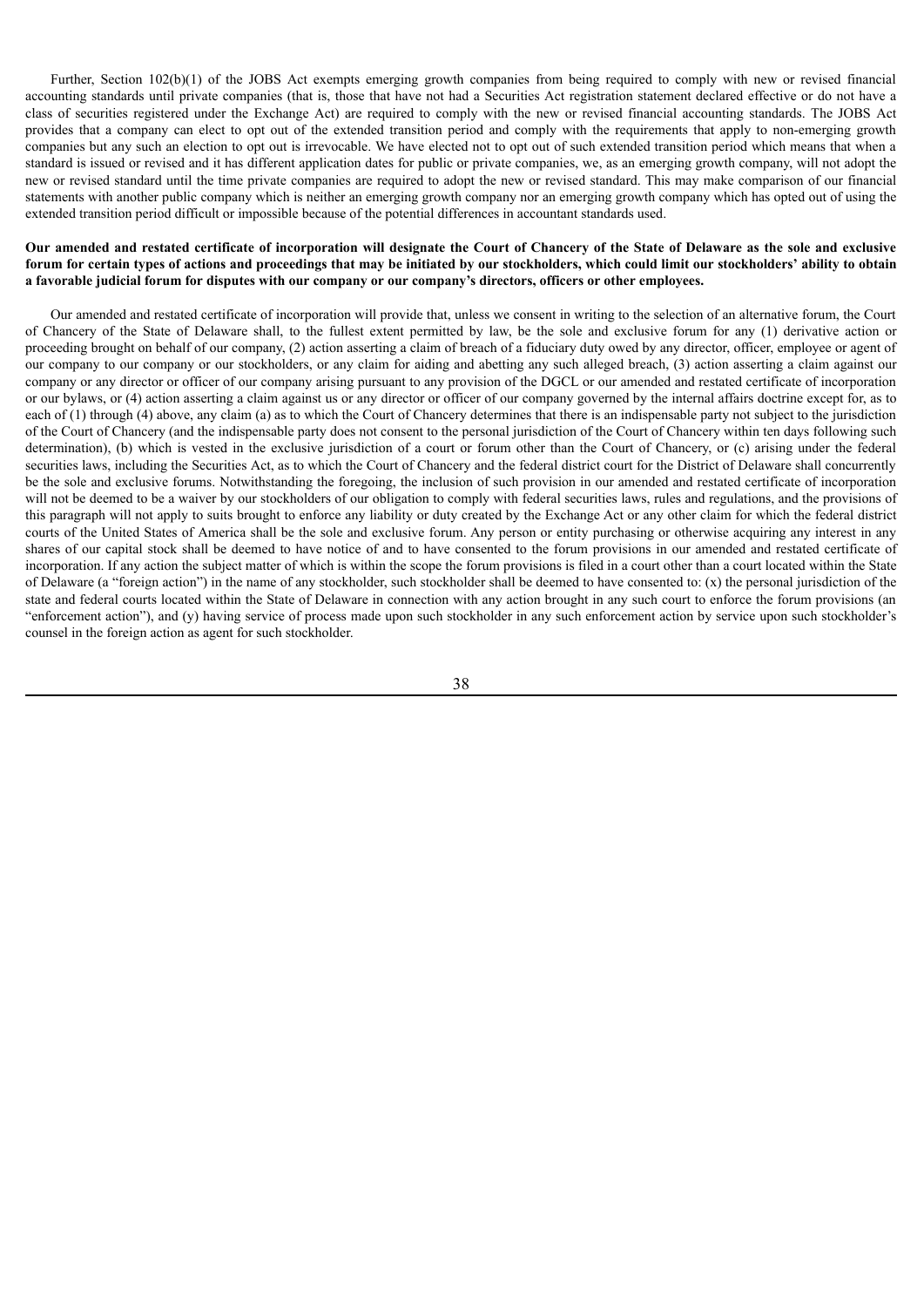Further, Section 102(b)(1) of the JOBS Act exempts emerging growth companies from being required to comply with new or revised financial accounting standards until private companies (that is, those that have not had a Securities Act registration statement declared effective or do not have a class of securities registered under the Exchange Act) are required to comply with the new or revised financial accounting standards. The JOBS Act provides that a company can elect to opt out of the extended transition period and comply with the requirements that apply to non-emerging growth companies but any such an election to opt out is irrevocable. We have elected not to opt out of such extended transition period which means that when a standard is issued or revised and it has different application dates for public or private companies, we, as an emerging growth company, will not adopt the new or revised standard until the time private companies are required to adopt the new or revised standard. This may make comparison of our financial statements with another public company which is neither an emerging growth company nor an emerging growth company which has opted out of using the extended transition period difficult or impossible because of the potential differences in accountant standards used.

**Our amended and restated certificate of incorporation will designate the Court of Chancery of the State of Delaware as the sole and exclusive forum for certain types of actions and proceedings that may be initiated by our stockholders, which could limit our stockholders' ability to obtain a favorable judicial forum for disputes with our company or our company's directors, officers or other employees.**

Our amended and restated certificate of incorporation will provide that, unless we consent in writing to the selection of an alternative forum, the Court of Chancery of the State of Delaware shall, to the fullest extent permitted by law, be the sole and exclusive forum for any (1) derivative action or proceeding brought on behalf of our company, (2) action asserting a claim of breach of a fiduciary duty owed by any director, officer, employee or agent of our company to our company or our stockholders, or any claim for aiding and abetting any such alleged breach, (3) action asserting a claim against our company or any director or officer of our company arising pursuant to any provision of the DGCL or our amended and restated certificate of incorporation or our bylaws, or (4) action asserting a claim against us or any director or officer of our company governed by the internal affairs doctrine except for, as to each of (1) through (4) above, any claim (a) as to which the Court of Chancery determines that there is an indispensable party not subject to the jurisdiction of the Court of Chancery (and the indispensable party does not consent to the personal jurisdiction of the Court of Chancery within ten days following such determination), (b) which is vested in the exclusive jurisdiction of a court or forum other than the Court of Chancery, or (c) arising under the federal securities laws, including the Securities Act, as to which the Court of Chancery and the federal district court for the District of Delaware shall concurrently be the sole and exclusive forums. Notwithstanding the foregoing, the inclusion of such provision in our amended and restated certificate of incorporation will not be deemed to be a waiver by our stockholders of our obligation to comply with federal securities laws, rules and regulations, and the provisions of this paragraph will not apply to suits brought to enforce any liability or duty created by the Exchange Act or any other claim for which the federal district courts of the United States of America shall be the sole and exclusive forum. Any person or entity purchasing or otherwise acquiring any interest in any shares of our capital stock shall be deemed to have notice of and to have consented to the forum provisions in our amended and restated certificate of incorporation. If any action the subject matter of which is within the scope the forum provisions is filed in a court other than a court located within the State of Delaware (a "foreign action") in the name of any stockholder, such stockholder shall be deemed to have consented to: (x) the personal jurisdiction of the state and federal courts located within the State of Delaware in connection with any action brought in any such court to enforce the forum provisions (an "enforcement action"), and (y) having service of process made upon such stockholder in any such enforcement action by service upon such stockholder's counsel in the foreign action as agent for such stockholder.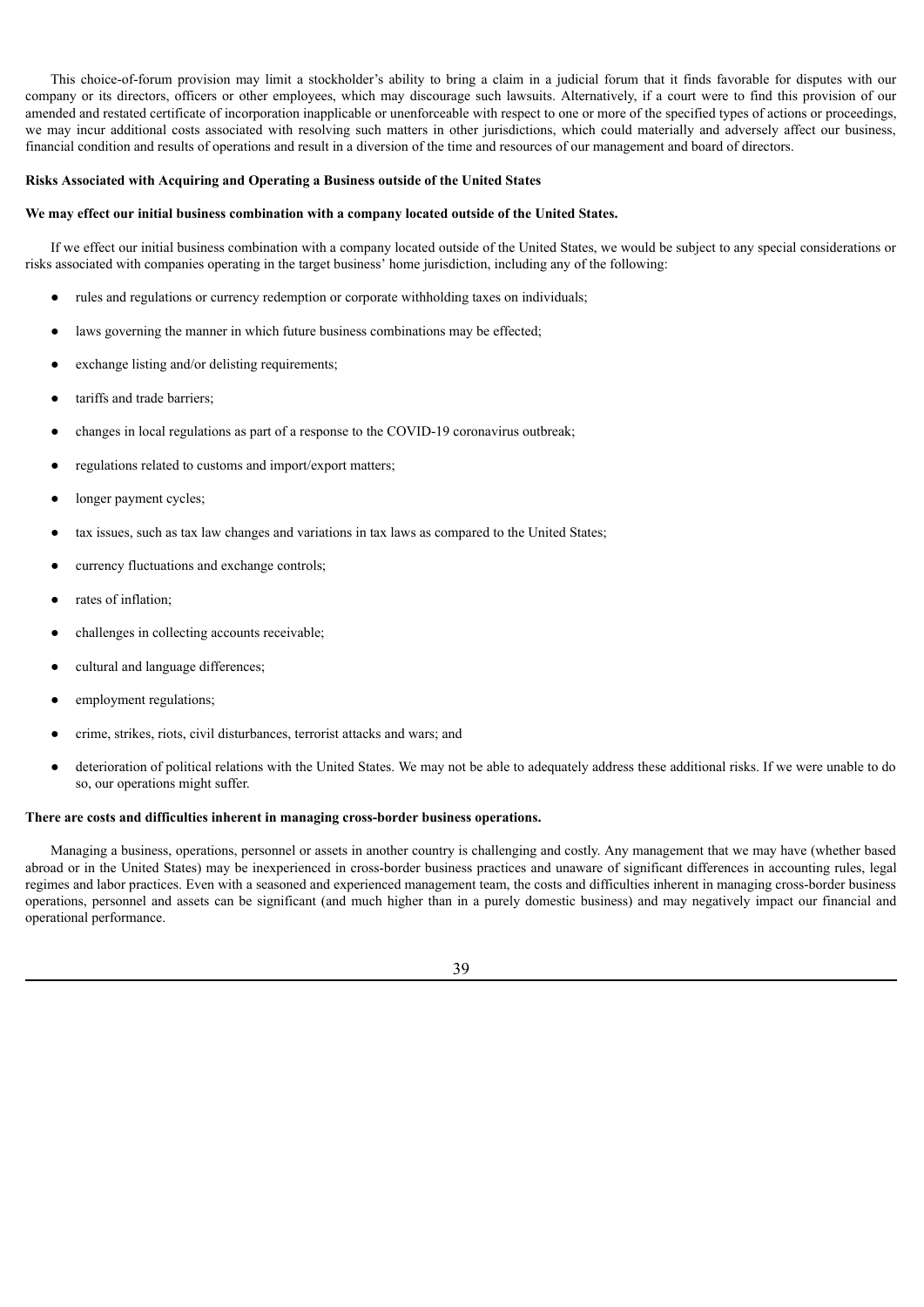This choice-of-forum provision may limit a stockholder's ability to bring a claim in a judicial forum that it finds favorable for disputes with our company or its directors, officers or other employees, which may discourage such lawsuits. Alternatively, if a court were to find this provision of our amended and restated certificate of incorporation inapplicable or unenforceable with respect to one or more of the specified types of actions or proceedings, we may incur additional costs associated with resolving such matters in other jurisdictions, which could materially and adversely affect our business, financial condition and results of operations and result in a diversion of the time and resources of our management and board of directors.

**Risks Associated with Acquiring and Operating a Business outside of the United States**

**We may effect our initial business combination with a company located outside of the United States.**

If we effect our initial business combination with a company located outside of the United States, we would be subject to any special considerations or risks associated with companies operating in the target business' home jurisdiction, including any of the following:

- rules and regulations or currency redemption or corporate withholding taxes on individuals;
- laws governing the manner in which future business combinations may be effected;
- exchange listing and/or delisting requirements;
- tariffs and trade barriers;
- changes in local regulations as part of a response to the COVID-19 coronavirus outbreak;
- regulations related to customs and import/export matters;
- longer payment cycles;
- tax issues, such as tax law changes and variations in tax laws as compared to the United States;
- currency fluctuations and exchange controls;
- rates of inflation;
- challenges in collecting accounts receivable;
- cultural and language differences;
- employment regulations;
- crime, strikes, riots, civil disturbances, terrorist attacks and wars; and
- deterioration of political relations with the United States. We may not be able to adequately address these additional risks. If we were unable to do so, our operations might suffer.

**There are costs and difficulties inherent in managing cross-border business operations.**

Managing a business, operations, personnel or assets in another country is challenging and costly. Any management that we may have (whether based abroad or in the United States) may be inexperienced in cross-border business practices and unaware of significant differences in accounting rules, legal regimes and labor practices. Even with a seasoned and experienced management team, the costs and difficulties inherent in managing cross-border business operations, personnel and assets can be significant (and much higher than in a purely domestic business) and may negatively impact our financial and operational performance.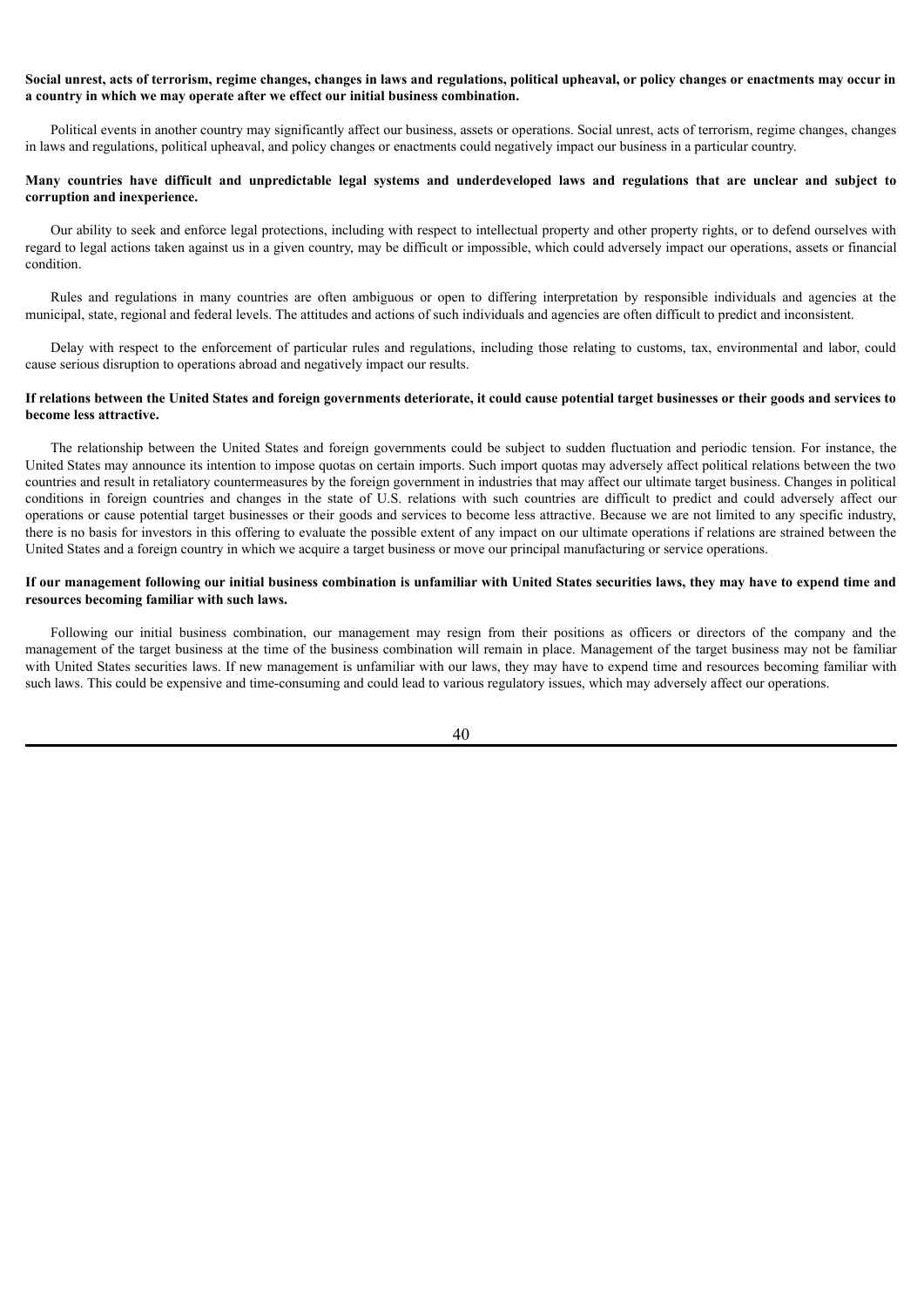**Social unrest, acts of terrorism, regime changes, changes in laws and regulations, political upheaval, or policy changes or enactments may occur in a country in which we may operate after we effect our initial business combination.**

Political events in another country may significantly affect our business, assets or operations. Social unrest, acts of terrorism, regime changes, changes in laws and regulations, political upheaval, and policy changes or enactments could negatively impact our business in a particular country.

**Many countries have difficult and unpredictable legal systems and underdeveloped laws and regulations that are unclear and subject to corruption and inexperience.**

Our ability to seek and enforce legal protections, including with respect to intellectual property and other property rights, or to defend ourselves with regard to legal actions taken against us in a given country, may be difficult or impossible, which could adversely impact our operations, assets or financial condition.

Rules and regulations in many countries are often ambiguous or open to differing interpretation by responsible individuals and agencies at the municipal, state, regional and federal levels. The attitudes and actions of such individuals and agencies are often difficult to predict and inconsistent.

Delay with respect to the enforcement of particular rules and regulations, including those relating to customs, tax, environmental and labor, could cause serious disruption to operations abroad and negatively impact our results.

**If relations between the United States and foreign governments deteriorate, it could cause potential target businesses or their goods and services to become less attractive.**

The relationship between the United States and foreign governments could be subject to sudden fluctuation and periodic tension. For instance, the United States may announce its intention to impose quotas on certain imports. Such import quotas may adversely affect political relations between the two countries and result in retaliatory countermeasures by the foreign government in industries that may affect our ultimate target business. Changes in political conditions in foreign countries and changes in the state of U.S. relations with such countries are difficult to predict and could adversely affect our operations or cause potential target businesses or their goods and services to become less attractive. Because we are not limited to any specific industry, there is no basis for investors in this offering to evaluate the possible extent of any impact on our ultimate operations if relations are strained between the United States and a foreign country in which we acquire a target business or move our principal manufacturing or service operations.

**If our management following our initial business combination is unfamiliar with United States securities laws, they may have to expend time and resources becoming familiar with such laws.**

Following our initial business combination, our management may resign from their positions as officers or directors of the company and the management of the target business at the time of the business combination will remain in place. Management of the target business may not be familiar with United States securities laws. If new management is unfamiliar with our laws, they may have to expend time and resources becoming familiar with such laws. This could be expensive and time-consuming and could lead to various regulatory issues, which may adversely affect our operations.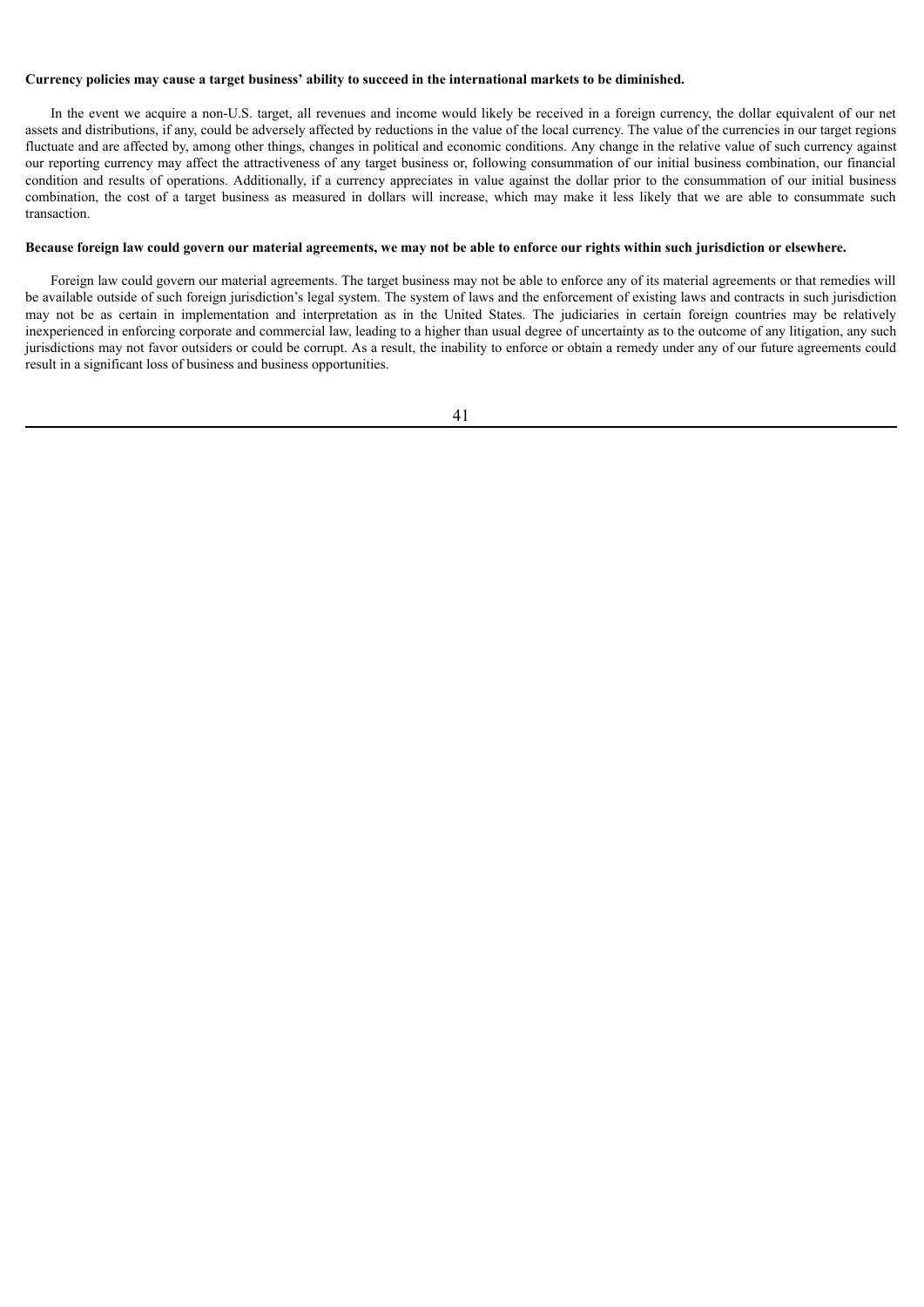**Currency policies may cause a target business' ability to succeed in the international markets to be diminished.**

In the event we acquire a non-U.S. target, all revenues and income would likely be received in a foreign currency, the dollar equivalent of our net assets and distributions, if any, could be adversely affected by reductions in the value of the local currency. The value of the currencies in our target regions fluctuate and are affected by, among other things, changes in political and economic conditions. Any change in the relative value of such currency against our reporting currency may affect the attractiveness of any target business or, following consummation of our initial business combination, our financial condition and results of operations. Additionally, if a currency appreciates in value against the dollar prior to the consummation of our initial business combination, the cost of a target business as measured in dollars will increase, which may make it less likely that we are able to consummate such transaction.

**Because foreign law could govern our material agreements, we may not be able to enforce our rights within such jurisdiction or elsewhere.**

Foreign law could govern our material agreements. The target business may not be able to enforce any of its material agreements or that remedies will be available outside of such foreign jurisdiction's legal system. The system of laws and the enforcement of existing laws and contracts in such jurisdiction may not be as certain in implementation and interpretation as in the United States. The judiciaries in certain foreign countries may be relatively inexperienced in enforcing corporate and commercial law, leading to a higher than usual degree of uncertainty as to the outcome of any litigation, any such jurisdictions may not favor outsiders or could be corrupt. As a result, the inability to enforce or obtain a remedy under any of our future agreements could result in a significant loss of business and business opportunities.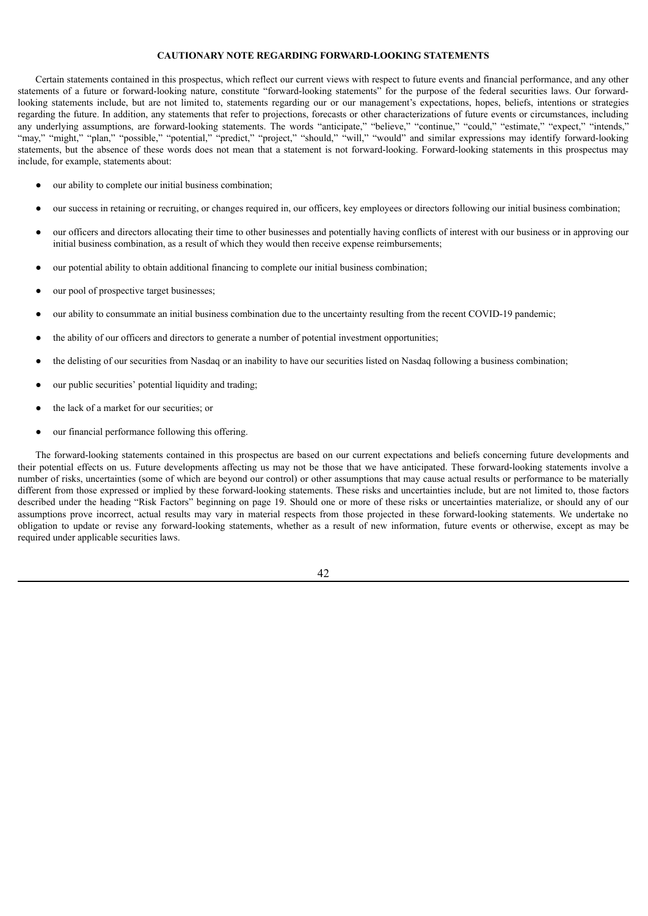## CAUTIONARY NOTE REGARDING FORWARD-LOOKING STATEMENTS

Certain statements contained in this prospectus, which reflect our current views with respect to future events and financial performance, and any other statements of a future or forward-looking nature, constitute "forward-looking statements" for the purpose of the federal securities laws. Our forward-looking statements include, but are not limited to, statements regarding our or our management's expectations, hopes, beliefs, intentions or strategies regarding the future. In addition, any statements that refer to projections, forecasts or other characterizations of future events or circumstances, including any underlying assumptions, are forward-looking statements. The words "anticipate," "believe," "continue," "could," "estimate," "expect," "intends," "may," "might," "plan," "possible," "potential," "predict," "project," "should," "will," "would" and similar expressions may identify forward-looking statements, but the absence of these words does not mean that a statement is not forward-looking. Forward-looking statements in this prospectus may include, for example, statements about:

- our ability to complete our initial business combination;
- our success in retaining or recruiting, or changes required in, our officers, key employees or directors following our initial business combination;
- our officers and directors allocating their time to other businesses and potentially having conflicts of interest with our business or in approving our initial business combination, as a result of which they would then receive expense reimbursements;
- our potential ability to obtain additional financing to complete our initial business combination;
- our pool of prospective target businesses;
- our ability to consummate an initial business combination due to the uncertainty resulting from the recent COVID-19 pandemic;
- the ability of our officers and directors to generate a number of potential investment opportunities;
- the delisting of our securities from Nasdaq or an inability to have our securities listed on Nasdaq following a business combination;
- our public securities' potential liquidity and trading;
- the lack of a market for our securities; or
- our financial performance following this offering.

The forward-looking statements contained in this prospectus are based on our current expectations and beliefs concerning future developments and their potential effects on us. Future developments affecting us may not be those that we have anticipated. These forward-looking statements involve a number of risks, uncertainties (some of which are beyond our control) or other assumptions that may cause actual results or performance to be materially different from those expressed or implied by these forward-looking statements. These risks and uncertainties include, but are not limited to, those factors described under the heading "Risk Factors" beginning on page 19. Should one or more of these risks or uncertainties materialize, or should any of our assumptions prove incorrect, actual results may vary in material respects from those projected in these forward-looking statements. We undertake no obligation to update or revise any forward-looking statements, whether as a result of new information, future events or otherwise, except as may be required under applicable securities laws.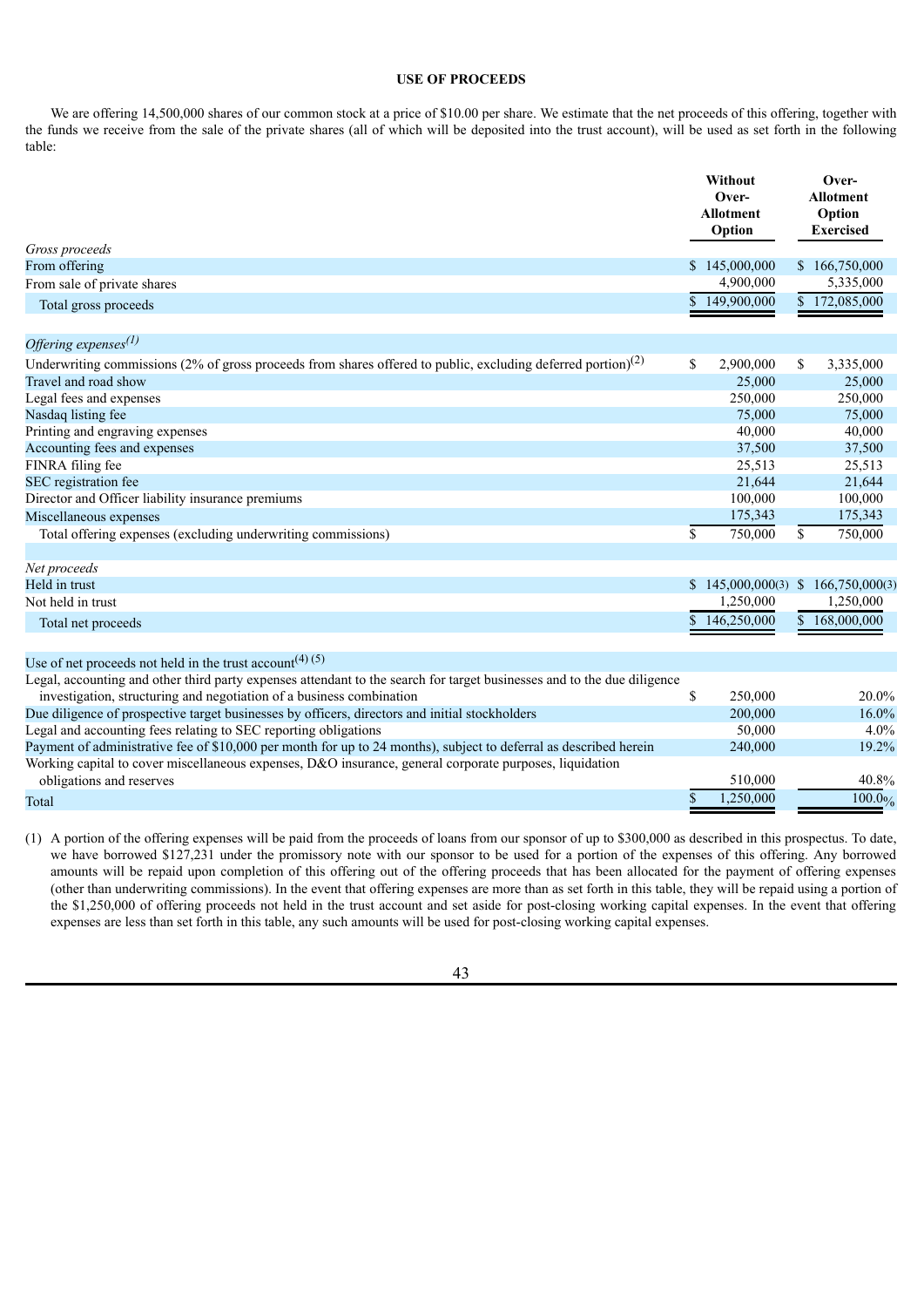## USE OF PROCEEDS

We are offering 14,500,000 shares of our common stock at a price of $10.00 per share. We estimate that the net proceeds of this offering, together with the funds we receive from the sale of the private shares (all of which will be deposited into the trust account), will be used as set forth in the following table:

| | Without Over-Allotment Option | Over-Allotment Option Exercised |
|---|---|---|
| *Gross proceeds* | | |
| From offering | $ 145,000,000 | $ 166,750,000 |
| From sale of private shares | 4,900,000 | 5,335,000 |
| Total gross proceeds | $ 149,900,000 | $ 172,085,000 |
| | | |
| *Offering expenses*[(1)] | | |
| Underwriting commissions (2% of gross proceeds from shares offered to public, excluding deferred portion)[(2)] | $ 2,900,000 | $ 3,335,000 |
| Travel and road show | 25,000 | 25,000 |
| Legal fees and expenses | 250,000 | 250,000 |
| Nasdaq listing fee | 75,000 | 75,000 |
| Printing and engraving expenses | 40,000 | 40,000 |
| Accounting fees and expenses | 37,500 | 37,500 |
| FINRA filing fee | 25,513 | 25,513 |
| SEC registration fee | 21,644 | 21,644 |
| Director and Officer liability insurance premiums | 100,000 | 100,000 |
| Miscellaneous expenses | 175,343 | 175,343 |
| Total offering expenses (excluding underwriting commissions) | $ 750,000 | $ 750,000 |
| | | |
| *Net proceeds* | | |
| Held in trust | $ 145,000,000(3) | $ 166,750,000(3) |
| Not held in trust | 1,250,000 | 1,250,000 |
| Total net proceeds | $ 146,250,000 | $ 168,000,000 |

| Use of net proceeds not held in the trust account[(4) (5)] | | |
|---|---|---|
| Legal, accounting and other third party expenses attendant to the search for target businesses and to the due diligence investigation, structuring and negotiation of a business combination | $ 250,000 | 20.0% |
| Due diligence of prospective target businesses by officers, directors and initial stockholders | 200,000 | 16.0% |
| Legal and accounting fees relating to SEC reporting obligations | 50,000 | 4.0% |
| Payment of administrative fee of $10,000 per month for up to 24 months), subject to deferral as described herein | 240,000 | 19.2% |
| Working capital to cover miscellaneous expenses, D&O insurance, general corporate purposes, liquidation obligations and reserves | 510,000 | 40.8% |
| Total | $ 1,250,000 | 100.0% |

(1) A portion of the offering expenses will be paid from the proceeds of loans from our sponsor of up to $300,000 as described in this prospectus. To date, we have borrowed $127,231 under the promissory note with our sponsor to be used for a portion of the expenses of this offering. Any borrowed amounts will be repaid upon completion of this offering out of the offering proceeds that has been allocated for the payment of offering expenses (other than underwriting commissions). In the event that offering expenses are more than as set forth in this table, they will be repaid using a portion of the $1,250,000 of offering proceeds not held in the trust account and set aside for post-closing working capital expenses. In the event that offering expenses are less than set forth in this table, any such amounts will be used for post-closing working capital expenses.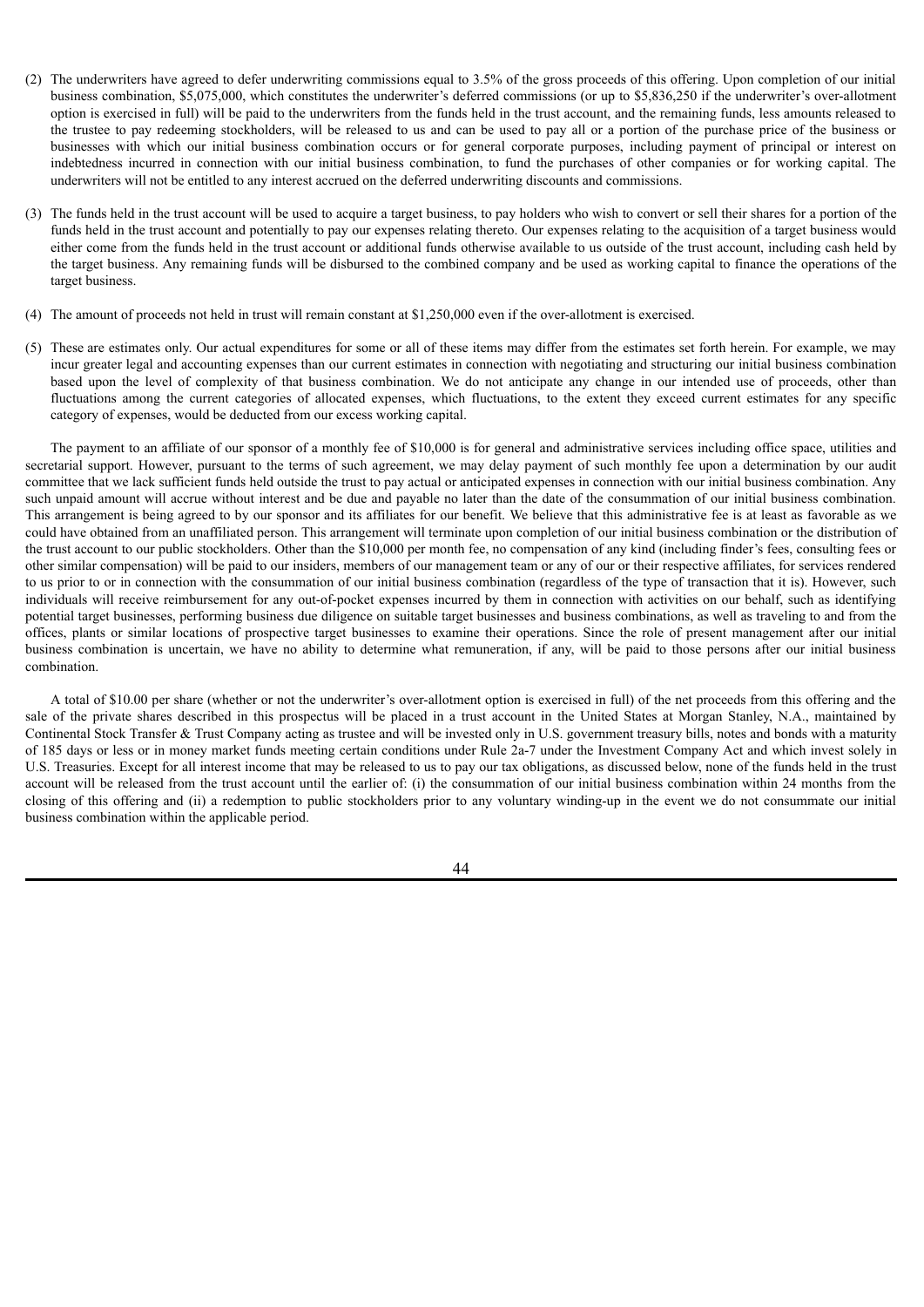(2) The underwriters have agreed to defer underwriting commissions equal to 3.5% of the gross proceeds of this offering. Upon completion of our initial business combination, $5,075,000, which constitutes the underwriter's deferred commissions (or up to $5,836,250 if the underwriter's over-allotment option is exercised in full) will be paid to the underwriters from the funds held in the trust account, and the remaining funds, less amounts released to the trustee to pay redeeming stockholders, will be released to us and can be used to pay all or a portion of the purchase price of the business or businesses with which our initial business combination occurs or for general corporate purposes, including payment of principal or interest on indebtedness incurred in connection with our initial business combination, to fund the purchases of other companies or for working capital. The underwriters will not be entitled to any interest accrued on the deferred underwriting discounts and commissions.

(3) The funds held in the trust account will be used to acquire a target business, to pay holders who wish to convert or sell their shares for a portion of the funds held in the trust account and potentially to pay our expenses relating thereto. Our expenses relating to the acquisition of a target business would either come from the funds held in the trust account or additional funds otherwise available to us outside of the trust account, including cash held by the target business. Any remaining funds will be disbursed to the combined company and be used as working capital to finance the operations of the target business.

(4) The amount of proceeds not held in trust will remain constant at $1,250,000 even if the over-allotment is exercised.

(5) These are estimates only. Our actual expenditures for some or all of these items may differ from the estimates set forth herein. For example, we may incur greater legal and accounting expenses than our current estimates in connection with negotiating and structuring our initial business combination based upon the level of complexity of that business combination. We do not anticipate any change in our intended use of proceeds, other than fluctuations among the current categories of allocated expenses, which fluctuations, to the extent they exceed current estimates for any specific category of expenses, would be deducted from our excess working capital.

The payment to an affiliate of our sponsor of a monthly fee of $10,000 is for general and administrative services including office space, utilities and secretarial support. However, pursuant to the terms of such agreement, we may delay payment of such monthly fee upon a determination by our audit committee that we lack sufficient funds held outside the trust to pay actual or anticipated expenses in connection with our initial business combination. Any such unpaid amount will accrue without interest and be due and payable no later than the date of the consummation of our initial business combination. This arrangement is being agreed to by our sponsor and its affiliates for our benefit. We believe that this administrative fee is at least as favorable as we could have obtained from an unaffiliated person. This arrangement will terminate upon completion of our initial business combination or the distribution of the trust account to our public stockholders. Other than the $10,000 per month fee, no compensation of any kind (including finder's fees, consulting fees or other similar compensation) will be paid to our insiders, members of our management team or any of our or their respective affiliates, for services rendered to us prior to or in connection with the consummation of our initial business combination (regardless of the type of transaction that it is). However, such individuals will receive reimbursement for any out-of-pocket expenses incurred by them in connection with activities on our behalf, such as identifying potential target businesses, performing business due diligence on suitable target businesses and business combinations, as well as traveling to and from the offices, plants or similar locations of prospective target businesses to examine their operations. Since the role of present management after our initial business combination is uncertain, we have no ability to determine what remuneration, if any, will be paid to those persons after our initial business combination.

A total of $10.00 per share (whether or not the underwriter's over-allotment option is exercised in full) of the net proceeds from this offering and the sale of the private shares described in this prospectus will be placed in a trust account in the United States at Morgan Stanley, N.A., maintained by Continental Stock Transfer & Trust Company acting as trustee and will be invested only in U.S. government treasury bills, notes and bonds with a maturity of 185 days or less or in money market funds meeting certain conditions under Rule 2a-7 under the Investment Company Act and which invest solely in U.S. Treasuries. Except for all interest income that may be released to us to pay our tax obligations, as discussed below, none of the funds held in the trust account will be released from the trust account until the earlier of: (i) the consummation of our initial business combination within 24 months from the closing of this offering and (ii) a redemption to public stockholders prior to any voluntary winding-up in the event we do not consummate our initial business combination within the applicable period.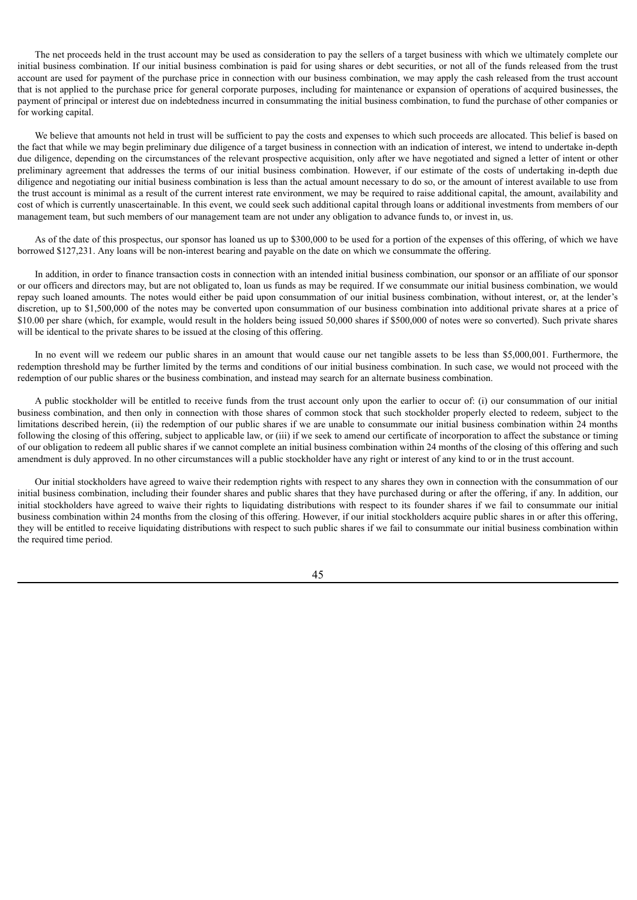The net proceeds held in the trust account may be used as consideration to pay the sellers of a target business with which we ultimately complete our initial business combination. If our initial business combination is paid for using shares or debt securities, or not all of the funds released from the trust account are used for payment of the purchase price in connection with our business combination, we may apply the cash released from the trust account that is not applied to the purchase price for general corporate purposes, including for maintenance or expansion of operations of acquired businesses, the payment of principal or interest due on indebtedness incurred in consummating the initial business combination, to fund the purchase of other companies or for working capital.

We believe that amounts not held in trust will be sufficient to pay the costs and expenses to which such proceeds are allocated. This belief is based on the fact that while we may begin preliminary due diligence of a target business in connection with an indication of interest, we intend to undertake in-depth due diligence, depending on the circumstances of the relevant prospective acquisition, only after we have negotiated and signed a letter of intent or other preliminary agreement that addresses the terms of our initial business combination. However, if our estimate of the costs of undertaking in-depth due diligence and negotiating our initial business combination is less than the actual amount necessary to do so, or the amount of interest available to use from the trust account is minimal as a result of the current interest rate environment, we may be required to raise additional capital, the amount, availability and cost of which is currently unascertainable. In this event, we could seek such additional capital through loans or additional investments from members of our management team, but such members of our management team are not under any obligation to advance funds to, or invest in, us.

As of the date of this prospectus, our sponsor has loaned us up to $300,000 to be used for a portion of the expenses of this offering, of which we have borrowed $127,231. Any loans will be non-interest bearing and payable on the date on which we consummate the offering.

In addition, in order to finance transaction costs in connection with an intended initial business combination, our sponsor or an affiliate of our sponsor or our officers and directors may, but are not obligated to, loan us funds as may be required. If we consummate our initial business combination, we would repay such loaned amounts. The notes would either be paid upon consummation of our initial business combination, without interest, or, at the lender's discretion, up to $1,500,000 of the notes may be converted upon consummation of our business combination into additional private shares at a price of $10.00 per share (which, for example, would result in the holders being issued 50,000 shares if $500,000 of notes were so converted). Such private shares will be identical to the private shares to be issued at the closing of this offering.

In no event will we redeem our public shares in an amount that would cause our net tangible assets to be less than $5,000,001. Furthermore, the redemption threshold may be further limited by the terms and conditions of our initial business combination. In such case, we would not proceed with the redemption of our public shares or the business combination, and instead may search for an alternate business combination.

A public stockholder will be entitled to receive funds from the trust account only upon the earlier to occur of: (i) our consummation of our initial business combination, and then only in connection with those shares of common stock that such stockholder properly elected to redeem, subject to the limitations described herein, (ii) the redemption of our public shares if we are unable to consummate our initial business combination within 24 months following the closing of this offering, subject to applicable law, or (iii) if we seek to amend our certificate of incorporation to affect the substance or timing of our obligation to redeem all public shares if we cannot complete an initial business combination within 24 months of the closing of this offering and such amendment is duly approved. In no other circumstances will a public stockholder have any right or interest of any kind to or in the trust account.

Our initial stockholders have agreed to waive their redemption rights with respect to any shares they own in connection with the consummation of our initial business combination, including their founder shares and public shares that they have purchased during or after the offering, if any. In addition, our initial stockholders have agreed to waive their rights to liquidating distributions with respect to its founder shares if we fail to consummate our initial business combination within 24 months from the closing of this offering. However, if our initial stockholders acquire public shares in or after this offering, they will be entitled to receive liquidating distributions with respect to such public shares if we fail to consummate our initial business combination within the required time period.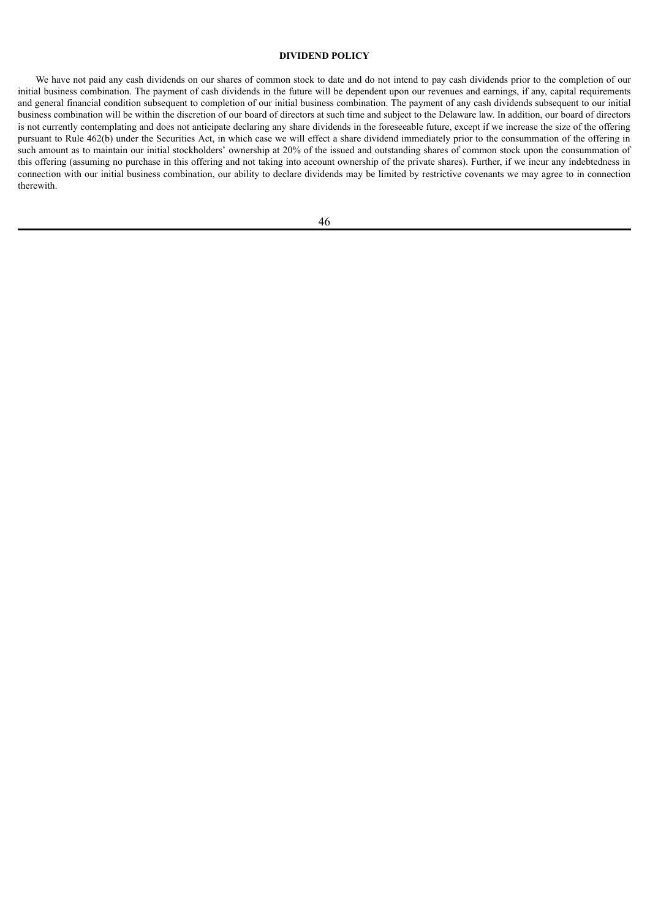## DIVIDEND POLICY

We have not paid any cash dividends on our shares of common stock to date and do not intend to pay cash dividends prior to the completion of our initial business combination. The payment of cash dividends in the future will be dependent upon our revenues and earnings, if any, capital requirements and general financial condition subsequent to completion of our initial business combination. The payment of any cash dividends subsequent to our initial business combination will be within the discretion of our board of directors at such time and subject to the Delaware law. In addition, our board of directors is not currently contemplating and does not anticipate declaring any share dividends in the foreseeable future, except if we increase the size of the offering pursuant to Rule 462(b) under the Securities Act, in which case we will effect a share dividend immediately prior to the consummation of the offering in such amount as to maintain our initial stockholders' ownership at 20% of the issued and outstanding shares of common stock upon the consummation of this offering (assuming no purchase in this offering and not taking into account ownership of the private shares). Further, if we incur any indebtedness in connection with our initial business combination, our ability to declare dividends may be limited by restrictive covenants we may agree to in connection therewith.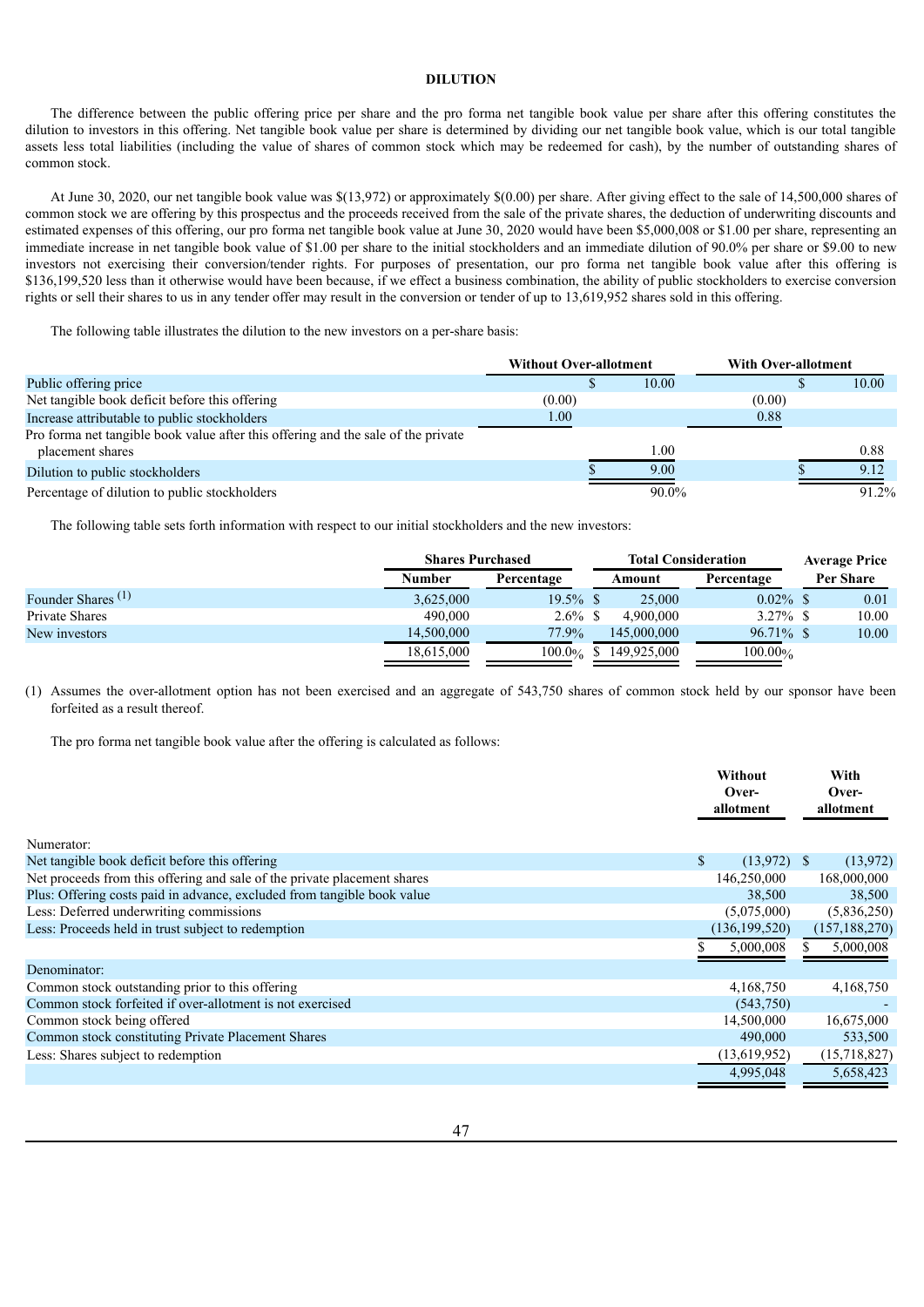# DILUTION

The difference between the public offering price per share and the pro forma net tangible book value per share after this offering constitutes the dilution to investors in this offering. Net tangible book value per share is determined by dividing our net tangible book value, which is our total tangible assets less total liabilities (including the value of shares of common stock which may be redeemed for cash), by the number of outstanding shares of common stock.

At June 30, 2020, our net tangible book value was $(13,972) or approximately $(0.00) per share. After giving effect to the sale of 14,500,000 shares of common stock we are offering by this prospectus and the proceeds received from the sale of the private shares, the deduction of underwriting discounts and estimated expenses of this offering, our pro forma net tangible book value at June 30, 2020 would have been $5,000,008 or $1.00 per share, representing an immediate increase in net tangible book value of $1.00 per share to the initial stockholders and an immediate dilution of 90.0% per share or $9.00 to new investors not exercising their conversion/tender rights. For purposes of presentation, our pro forma net tangible book value after this offering is $136,199,520 less than it otherwise would have been because, if we effect a business combination, the ability of public stockholders to exercise conversion rights or sell their shares to us in any tender offer may result in the conversion or tender of up to 13,619,952 shares sold in this offering.

The following table illustrates the dilution to the new investors on a per-share basis:

| | Without Over-allotment | | With Over-allotment | |
|---|---|---|---|---|
| Public offering price | | $ 10.00 | | $ 10.00 |
| Net tangible book deficit before this offering | (0.00) | | (0.00) | |
| Increase attributable to public stockholders | 1.00 | | 0.88 | |
| Pro forma net tangible book value after this offering and the sale of the private placement shares | | 1.00 | | 0.88 |
| Dilution to public stockholders | | $ 9.00 | | $ 9.12 |
| Percentage of dilution to public stockholders | | 90.0% | | 91.2% |

The following table sets forth information with respect to our initial stockholders and the new investors:

| | Shares Purchased | | Total Consideration | | Average Price |
|---|---|---|---|---|---|
| | Number | Percentage | Amount | Percentage | Per Share |
| Founder Shares [(1)] | 3,625,000 | 19.5% | $ 25,000 | 0.02% | $ 0.01 |
| Private Shares | 490,000 | 2.6% | $ 4,900,000 | 3.27% | $ 10.00 |
| New investors | 14,500,000 | 77.9% | 145,000,000 | 96.71% | $ 10.00 |
| | 18,615,000 | 100.0% | $ 149,925,000 | 100.00% | |

(1) Assumes the over-allotment option has not been exercised and an aggregate of 543,750 shares of common stock held by our sponsor have been forfeited as a result thereof.

The pro forma net tangible book value after the offering is calculated as follows:

| | Without Over-allotment | With Over-allotment |
|---|---|---|
| Numerator: | | |
| Net tangible book deficit before this offering | $ (13,972) | $ (13,972) |
| Net proceeds from this offering and sale of the private placement shares | 146,250,000 | 168,000,000 |
| Plus: Offering costs paid in advance, excluded from tangible book value | 38,500 | 38,500 |
| Less: Deferred underwriting commissions | (5,075,000) | (5,836,250) |
| Less: Proceeds held in trust subject to redemption | (136,199,520) | (157,188,270) |
| | $ 5,000,008 | $ 5,000,008 |
| Denominator: | | |
| Common stock outstanding prior to this offering | 4,168,750 | 4,168,750 |
| Common stock forfeited if over-allotment is not exercised | (543,750) | - |
| Common stock being offered | 14,500,000 | 16,675,000 |
| Common stock constituting Private Placement Shares | 490,000 | 533,500 |
| Less: Shares subject to redemption | (13,619,952) | (15,718,827) |
| | 4,995,048 | 5,658,423 |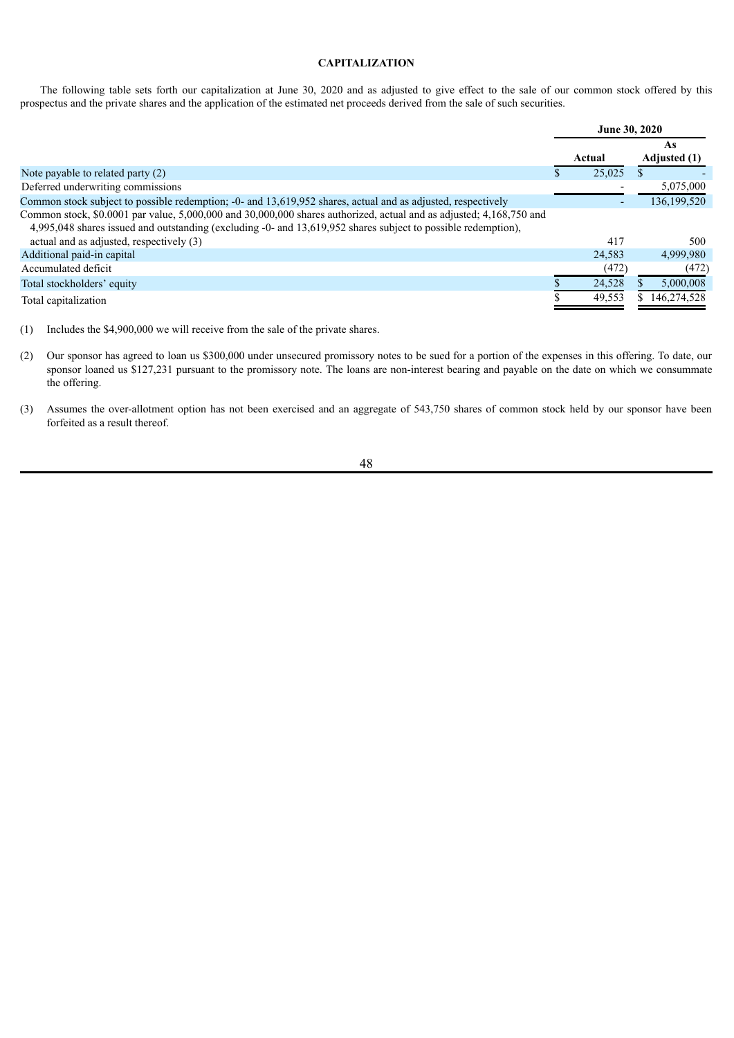## CAPITALIZATION

The following table sets forth our capitalization at June 30, 2020 and as adjusted to give effect to the sale of our common stock offered by this prospectus and the private shares and the application of the estimated net proceeds derived from the sale of such securities.

| | June 30, 2020 | |
|---|---|---|
| | Actual | As Adjusted (1) |
| Note payable to related party (2) | $ 25,025 | $ - |
| Deferred underwriting commissions | - | 5,075,000 |
| Common stock subject to possible redemption; -0- and 13,619,952 shares, actual and as adjusted, respectively | - | 136,199,520 |
| Common stock, $0.0001 par value, 5,000,000 and 30,000,000 shares authorized, actual and as adjusted; 4,168,750 and 4,995,048 shares issued and outstanding (excluding -0- and 13,619,952 shares subject to possible redemption), actual and as adjusted, respectively (3) | 417 | 500 |
| Additional paid-in capital | 24,583 | 4,999,980 |
| Accumulated deficit | (472) | (472) |
| Total stockholders' equity | $ 24,528 | $ 5,000,008 |
| Total capitalization | $ 49,553 | $ 146,274,528 |

(1) Includes the $4,900,000 we will receive from the sale of the private shares.

(2) Our sponsor has agreed to loan us $300,000 under unsecured promissory notes to be sued for a portion of the expenses in this offering. To date, our sponsor loaned us $127,231 pursuant to the promissory note. The loans are non-interest bearing and payable on the date on which we consummate the offering.

(3) Assumes the over-allotment option has not been exercised and an aggregate of 543,750 shares of common stock held by our sponsor have been forfeited as a result thereof.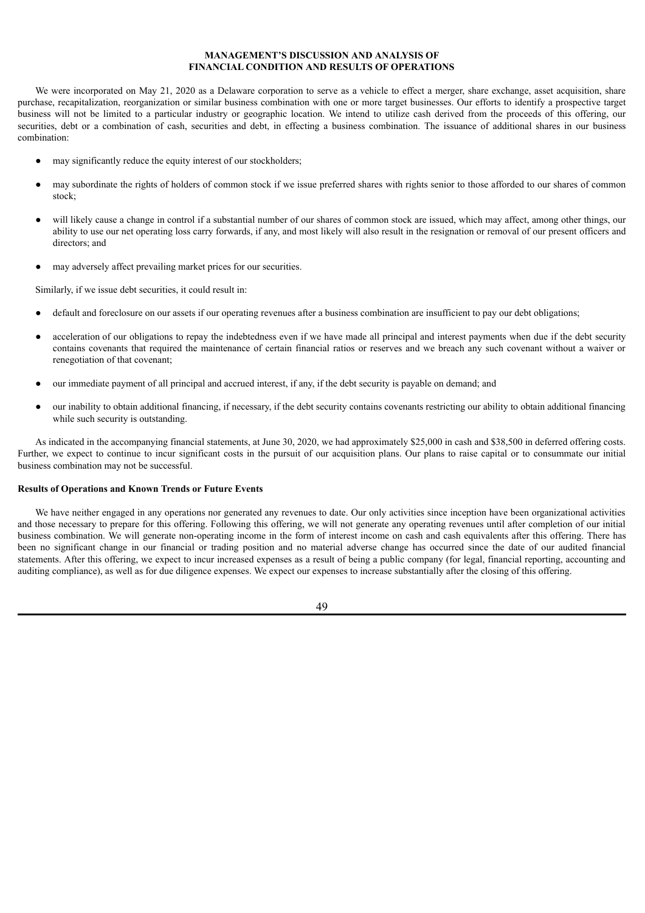# MANAGEMENT'S DISCUSSION AND ANALYSIS OF FINANCIAL CONDITION AND RESULTS OF OPERATIONS

We were incorporated on May 21, 2020 as a Delaware corporation to serve as a vehicle to effect a merger, share exchange, asset acquisition, share purchase, recapitalization, reorganization or similar business combination with one or more target businesses. Our efforts to identify a prospective target business will not be limited to a particular industry or geographic location. We intend to utilize cash derived from the proceeds of this offering, our securities, debt or a combination of cash, securities and debt, in effecting a business combination. The issuance of additional shares in our business combination:

- may significantly reduce the equity interest of our stockholders;
- may subordinate the rights of holders of common stock if we issue preferred shares with rights senior to those afforded to our shares of common stock;
- will likely cause a change in control if a substantial number of our shares of common stock are issued, which may affect, among other things, our ability to use our net operating loss carry forwards, if any, and most likely will also result in the resignation or removal of our present officers and directors; and
- may adversely affect prevailing market prices for our securities.

Similarly, if we issue debt securities, it could result in:

- default and foreclosure on our assets if our operating revenues after a business combination are insufficient to pay our debt obligations;
- acceleration of our obligations to repay the indebtedness even if we have made all principal and interest payments when due if the debt security contains covenants that required the maintenance of certain financial ratios or reserves and we breach any such covenant without a waiver or renegotiation of that covenant;
- our immediate payment of all principal and accrued interest, if any, if the debt security is payable on demand; and
- our inability to obtain additional financing, if necessary, if the debt security contains covenants restricting our ability to obtain additional financing while such security is outstanding.

As indicated in the accompanying financial statements, at June 30, 2020, we had approximately $25,000 in cash and $38,500 in deferred offering costs. Further, we expect to continue to incur significant costs in the pursuit of our acquisition plans. Our plans to raise capital or to consummate our initial business combination may not be successful.

**Results of Operations and Known Trends or Future Events**

We have neither engaged in any operations nor generated any revenues to date. Our only activities since inception have been organizational activities and those necessary to prepare for this offering. Following this offering, we will not generate any operating revenues until after completion of our initial business combination. We will generate non-operating income in the form of interest income on cash and cash equivalents after this offering. There has been no significant change in our financial or trading position and no material adverse change has occurred since the date of our audited financial statements. After this offering, we expect to incur increased expenses as a result of being a public company (for legal, financial reporting, accounting and auditing compliance), as well as for due diligence expenses. We expect our expenses to increase substantially after the closing of this offering.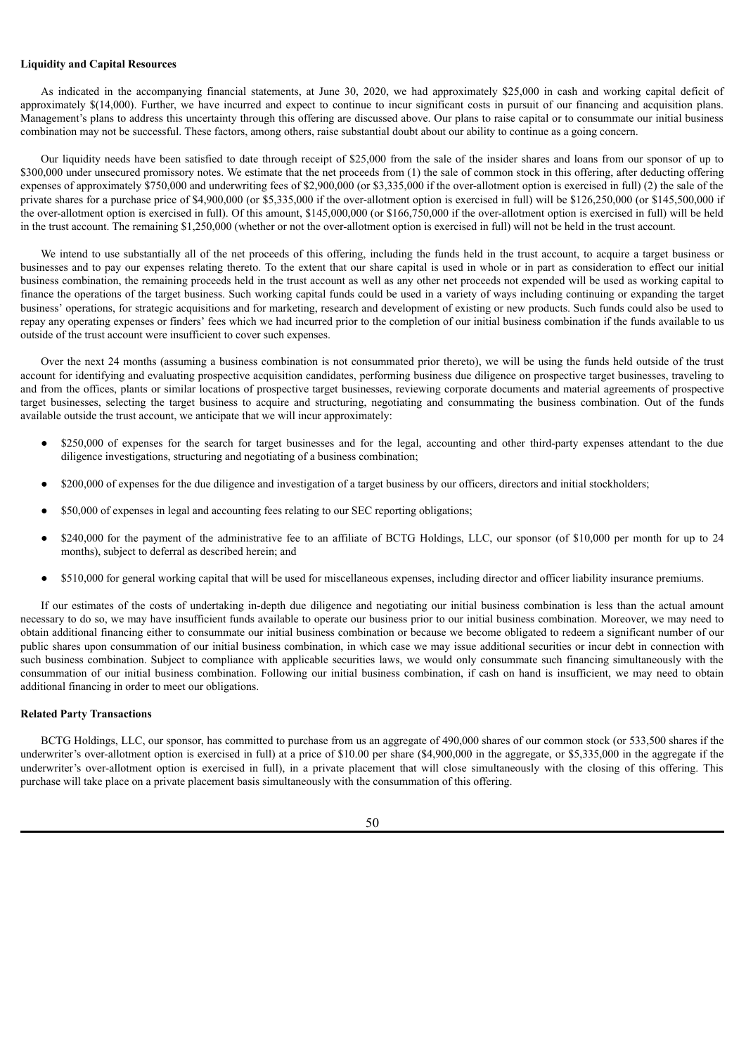**Liquidity and Capital Resources**

As indicated in the accompanying financial statements, at June 30, 2020, we had approximately $25,000 in cash and working capital deficit of approximately $(14,000). Further, we have incurred and expect to continue to incur significant costs in pursuit of our financing and acquisition plans. Management's plans to address this uncertainty through this offering are discussed above. Our plans to raise capital or to consummate our initial business combination may not be successful. These factors, among others, raise substantial doubt about our ability to continue as a going concern.

Our liquidity needs have been satisfied to date through receipt of $25,000 from the sale of the insider shares and loans from our sponsor of up to $300,000 under unsecured promissory notes. We estimate that the net proceeds from (1) the sale of common stock in this offering, after deducting offering expenses of approximately $750,000 and underwriting fees of $2,900,000 (or $3,335,000 if the over-allotment option is exercised in full) (2) the sale of the private shares for a purchase price of $4,900,000 (or $5,335,000 if the over-allotment option is exercised in full) will be $126,250,000 (or $145,500,000 if the over-allotment option is exercised in full). Of this amount, $145,000,000 (or $166,750,000 if the over-allotment option is exercised in full) will be held in the trust account. The remaining $1,250,000 (whether or not the over-allotment option is exercised in full) will not be held in the trust account.

We intend to use substantially all of the net proceeds of this offering, including the funds held in the trust account, to acquire a target business or businesses and to pay our expenses relating thereto. To the extent that our share capital is used in whole or in part as consideration to effect our initial business combination, the remaining proceeds held in the trust account as well as any other net proceeds not expended will be used as working capital to finance the operations of the target business. Such working capital funds could be used in a variety of ways including continuing or expanding the target business' operations, for strategic acquisitions and for marketing, research and development of existing or new products. Such funds could also be used to repay any operating expenses or finders' fees which we had incurred prior to the completion of our initial business combination if the funds available to us outside of the trust account were insufficient to cover such expenses.

Over the next 24 months (assuming a business combination is not consummated prior thereto), we will be using the funds held outside of the trust account for identifying and evaluating prospective acquisition candidates, performing business due diligence on prospective target businesses, traveling to and from the offices, plants or similar locations of prospective target businesses, reviewing corporate documents and material agreements of prospective target businesses, selecting the target business to acquire and structuring, negotiating and consummating the business combination. Out of the funds available outside the trust account, we anticipate that we will incur approximately:

- $250,000 of expenses for the search for target businesses and for the legal, accounting and other third-party expenses attendant to the due diligence investigations, structuring and negotiating of a business combination;
- $200,000 of expenses for the due diligence and investigation of a target business by our officers, directors and initial stockholders;
- $50,000 of expenses in legal and accounting fees relating to our SEC reporting obligations;
- $240,000 for the payment of the administrative fee to an affiliate of BCTG Holdings, LLC, our sponsor (of $10,000 per month for up to 24 months), subject to deferral as described herein; and
- $510,000 for general working capital that will be used for miscellaneous expenses, including director and officer liability insurance premiums.

If our estimates of the costs of undertaking in-depth due diligence and negotiating our initial business combination is less than the actual amount necessary to do so, we may have insufficient funds available to operate our business prior to our initial business combination. Moreover, we may need to obtain additional financing either to consummate our initial business combination or because we become obligated to redeem a significant number of our public shares upon consummation of our initial business combination, in which case we may issue additional securities or incur debt in connection with such business combination. Subject to compliance with applicable securities laws, we would only consummate such financing simultaneously with the consummation of our initial business combination. Following our initial business combination, if cash on hand is insufficient, we may need to obtain additional financing in order to meet our obligations.

**Related Party Transactions**

BCTG Holdings, LLC, our sponsor, has committed to purchase from us an aggregate of 490,000 shares of our common stock (or 533,500 shares if the underwriter's over-allotment option is exercised in full) at a price of $10.00 per share ($4,900,000 in the aggregate, or $5,335,000 in the aggregate if the underwriter's over-allotment option is exercised in full), in a private placement that will close simultaneously with the closing of this offering. This purchase will take place on a private placement basis simultaneously with the consummation of this offering.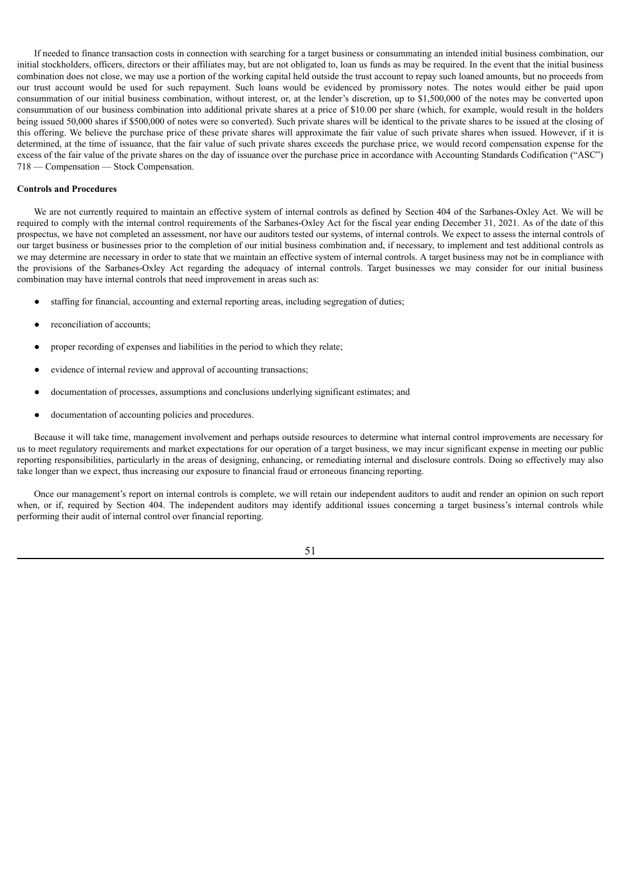If needed to finance transaction costs in connection with searching for a target business or consummating an intended initial business combination, our initial stockholders, officers, directors or their affiliates may, but are not obligated to, loan us funds as may be required. In the event that the initial business combination does not close, we may use a portion of the working capital held outside the trust account to repay such loaned amounts, but no proceeds from our trust account would be used for such repayment. Such loans would be evidenced by promissory notes. The notes would either be paid upon consummation of our initial business combination, without interest, or, at the lender's discretion, up to $1,500,000 of the notes may be converted upon consummation of our business combination into additional private shares at a price of $10.00 per share (which, for example, would result in the holders being issued 50,000 shares if $500,000 of notes were so converted). Such private shares will be identical to the private shares to be issued at the closing of this offering. We believe the purchase price of these private shares will approximate the fair value of such private shares when issued. However, if it is determined, at the time of issuance, that the fair value of such private shares exceeds the purchase price, we would record compensation expense for the excess of the fair value of the private shares on the day of issuance over the purchase price in accordance with Accounting Standards Codification ("ASC") 718 — Compensation — Stock Compensation.

**Controls and Procedures**

We are not currently required to maintain an effective system of internal controls as defined by Section 404 of the Sarbanes-Oxley Act. We will be required to comply with the internal control requirements of the Sarbanes-Oxley Act for the fiscal year ending December 31, 2021. As of the date of this prospectus, we have not completed an assessment, nor have our auditors tested our systems, of internal controls. We expect to assess the internal controls of our target business or businesses prior to the completion of our initial business combination and, if necessary, to implement and test additional controls as we may determine are necessary in order to state that we maintain an effective system of internal controls. A target business may not be in compliance with the provisions of the Sarbanes-Oxley Act regarding the adequacy of internal controls. Target businesses we may consider for our initial business combination may have internal controls that need improvement in areas such as:

- staffing for financial, accounting and external reporting areas, including segregation of duties;
- reconciliation of accounts;
- proper recording of expenses and liabilities in the period to which they relate;
- evidence of internal review and approval of accounting transactions;
- documentation of processes, assumptions and conclusions underlying significant estimates; and
- documentation of accounting policies and procedures.

Because it will take time, management involvement and perhaps outside resources to determine what internal control improvements are necessary for us to meet regulatory requirements and market expectations for our operation of a target business, we may incur significant expense in meeting our public reporting responsibilities, particularly in the areas of designing, enhancing, or remediating internal and disclosure controls. Doing so effectively may also take longer than we expect, thus increasing our exposure to financial fraud or erroneous financing reporting.

Once our management's report on internal controls is complete, we will retain our independent auditors to audit and render an opinion on such report when, or if, required by Section 404. The independent auditors may identify additional issues concerning a target business's internal controls while performing their audit of internal control over financial reporting.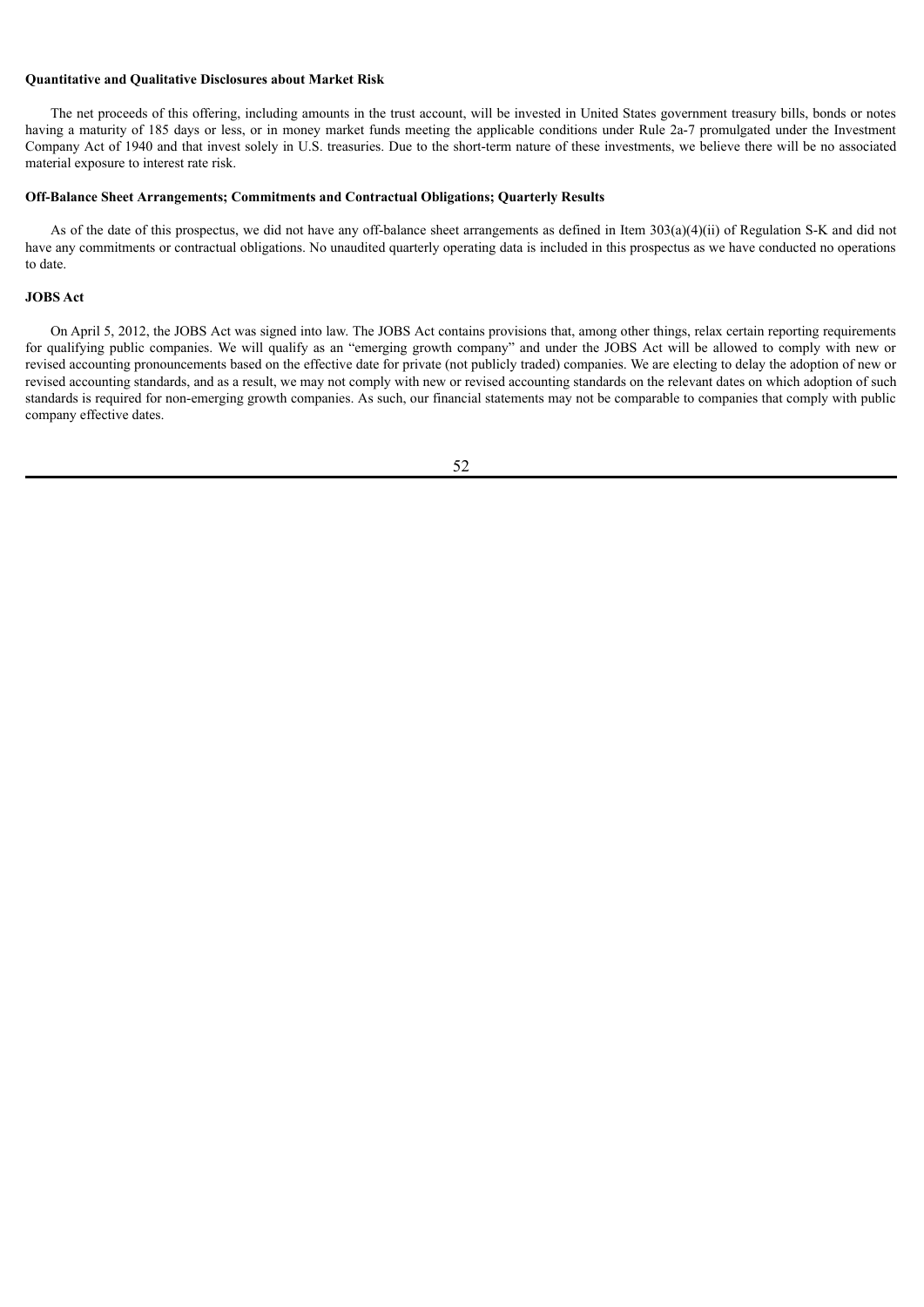**Quantitative and Qualitative Disclosures about Market Risk**

The net proceeds of this offering, including amounts in the trust account, will be invested in United States government treasury bills, bonds or notes having a maturity of 185 days or less, or in money market funds meeting the applicable conditions under Rule 2a-7 promulgated under the Investment Company Act of 1940 and that invest solely in U.S. treasuries. Due to the short-term nature of these investments, we believe there will be no associated material exposure to interest rate risk.

**Off-Balance Sheet Arrangements; Commitments and Contractual Obligations; Quarterly Results**

As of the date of this prospectus, we did not have any off-balance sheet arrangements as defined in Item 303(a)(4)(ii) of Regulation S-K and did not have any commitments or contractual obligations. No unaudited quarterly operating data is included in this prospectus as we have conducted no operations to date.

**JOBS Act**

On April 5, 2012, the JOBS Act was signed into law. The JOBS Act contains provisions that, among other things, relax certain reporting requirements for qualifying public companies. We will qualify as an "emerging growth company" and under the JOBS Act will be allowed to comply with new or revised accounting pronouncements based on the effective date for private (not publicly traded) companies. We are electing to delay the adoption of new or revised accounting standards, and as a result, we may not comply with new or revised accounting standards on the relevant dates on which adoption of such standards is required for non-emerging growth companies. As such, our financial statements may not be comparable to companies that comply with public company effective dates.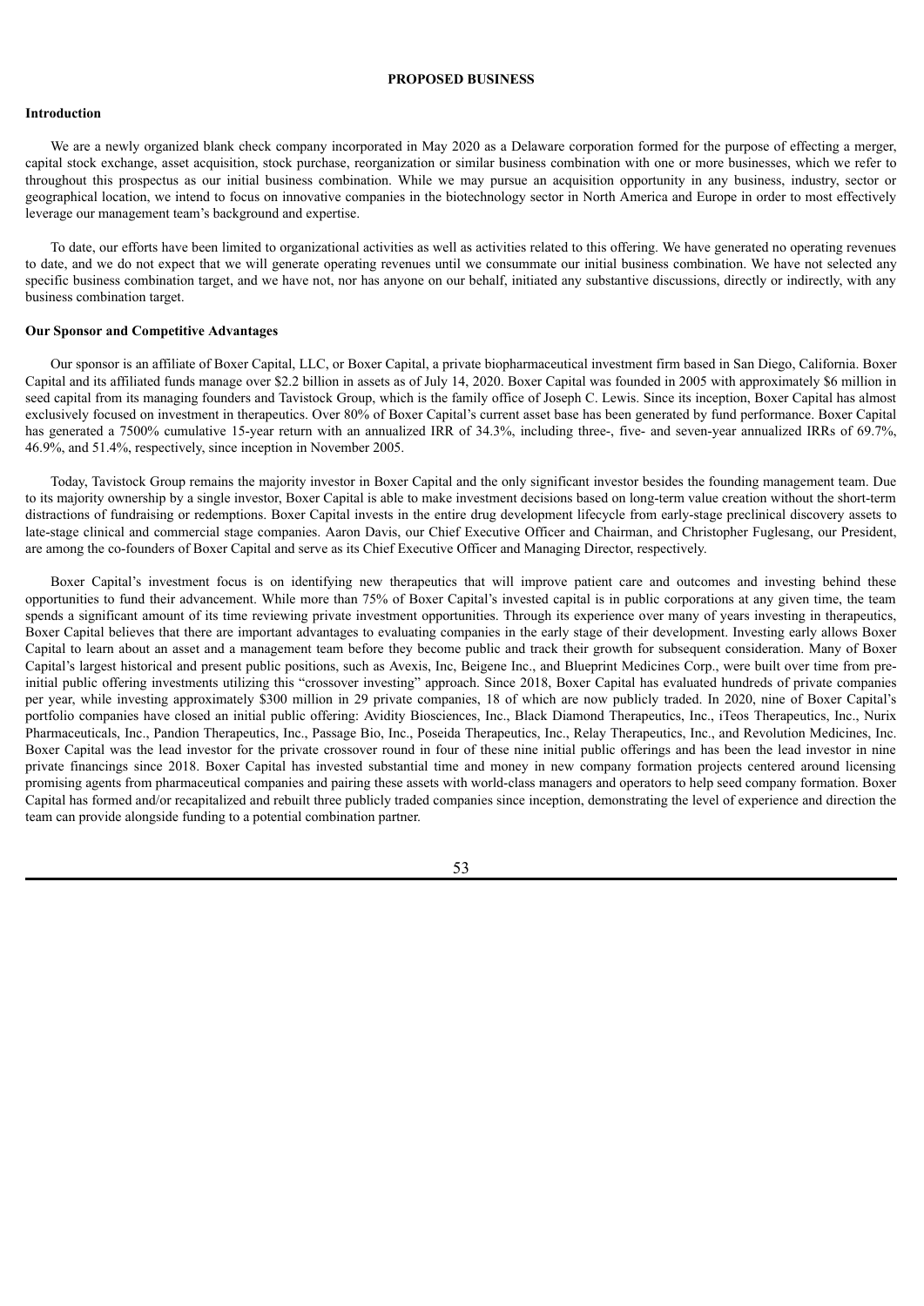# PROPOSED BUSINESS

## Introduction

We are a newly organized blank check company incorporated in May 2020 as a Delaware corporation formed for the purpose of effecting a merger, capital stock exchange, asset acquisition, stock purchase, reorganization or similar business combination with one or more businesses, which we refer to throughout this prospectus as our initial business combination. While we may pursue an acquisition opportunity in any business, industry, sector or geographical location, we intend to focus on innovative companies in the biotechnology sector in North America and Europe in order to most effectively leverage our management team's background and expertise.

To date, our efforts have been limited to organizational activities as well as activities related to this offering. We have generated no operating revenues to date, and we do not expect that we will generate operating revenues until we consummate our initial business combination. We have not selected any specific business combination target, and we have not, nor has anyone on our behalf, initiated any substantive discussions, directly or indirectly, with any business combination target.

## Our Sponsor and Competitive Advantages

Our sponsor is an affiliate of Boxer Capital, LLC, or Boxer Capital, a private biopharmaceutical investment firm based in San Diego, California. Boxer Capital and its affiliated funds manage over $2.2 billion in assets as of July 14, 2020. Boxer Capital was founded in 2005 with approximately $6 million in seed capital from its managing founders and Tavistock Group, which is the family office of Joseph C. Lewis. Since its inception, Boxer Capital has almost exclusively focused on investment in therapeutics. Over 80% of Boxer Capital's current asset base has been generated by fund performance. Boxer Capital has generated a 7500% cumulative 15-year return with an annualized IRR of 34.3%, including three-, five- and seven-year annualized IRRs of 69.7%, 46.9%, and 51.4%, respectively, since inception in November 2005.

Today, Tavistock Group remains the majority investor in Boxer Capital and the only significant investor besides the founding management team. Due to its majority ownership by a single investor, Boxer Capital is able to make investment decisions based on long-term value creation without the short-term distractions of fundraising or redemptions. Boxer Capital invests in the entire drug development lifecycle from early-stage preclinical discovery assets to late-stage clinical and commercial stage companies. Aaron Davis, our Chief Executive Officer and Chairman, and Christopher Fuglesang, our President, are among the co-founders of Boxer Capital and serve as its Chief Executive Officer and Managing Director, respectively.

Boxer Capital's investment focus is on identifying new therapeutics that will improve patient care and outcomes and investing behind these opportunities to fund their advancement. While more than 75% of Boxer Capital's invested capital is in public corporations at any given time, the team spends a significant amount of its time reviewing private investment opportunities. Through its experience over many of years investing in therapeutics, Boxer Capital believes that there are important advantages to evaluating companies in the early stage of their development. Investing early allows Boxer Capital to learn about an asset and a management team before they become public and track their growth for subsequent consideration. Many of Boxer Capital's largest historical and present public positions, such as Avexis, Inc, Beigene Inc., and Blueprint Medicines Corp., were built over time from pre-initial public offering investments utilizing this "crossover investing" approach. Since 2018, Boxer Capital has evaluated hundreds of private companies per year, while investing approximately $300 million in 29 private companies, 18 of which are now publicly traded. In 2020, nine of Boxer Capital's portfolio companies have closed an initial public offering: Avidity Biosciences, Inc., Black Diamond Therapeutics, Inc., iTeos Therapeutics, Inc., Nurix Pharmaceuticals, Inc., Pandion Therapeutics, Inc., Passage Bio, Inc., Poseida Therapeutics, Inc., Relay Therapeutics, Inc., and Revolution Medicines, Inc. Boxer Capital was the lead investor for the private crossover round in four of these nine initial public offerings and has been the lead investor in nine private financings since 2018. Boxer Capital has invested substantial time and money in new company formation projects centered around licensing promising agents from pharmaceutical companies and pairing these assets with world-class managers and operators to help seed company formation. Boxer Capital has formed and/or recapitalized and rebuilt three publicly traded companies since inception, demonstrating the level of experience and direction the team can provide alongside funding to a potential combination partner.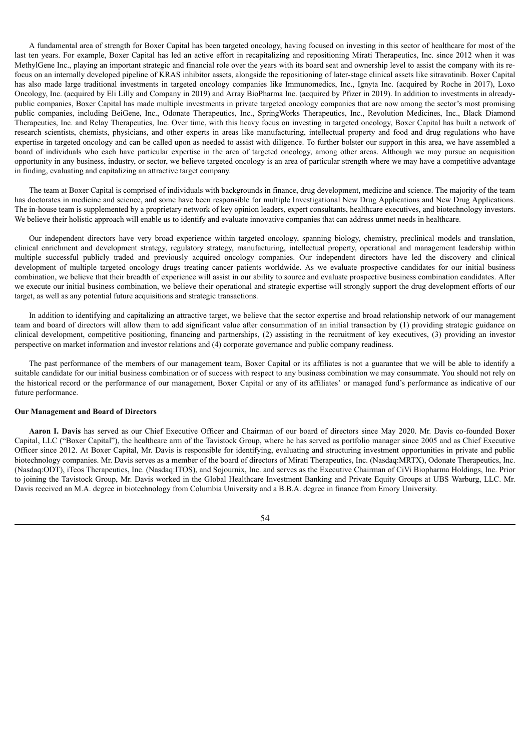A fundamental area of strength for Boxer Capital has been targeted oncology, having focused on investing in this sector of healthcare for most of the last ten years. For example, Boxer Capital has led an active effort in recapitalizing and repositioning Mirati Therapeutics, Inc. since 2012 when it was MethylGene Inc., playing an important strategic and financial role over the years with its board seat and ownership level to assist the company with its re-focus on an internally developed pipeline of KRAS inhibitor assets, alongside the repositioning of later-stage clinical assets like sitravatinib. Boxer Capital has also made large traditional investments in targeted oncology companies like Immunomedics, Inc., Ignyta Inc. (acquired by Roche in 2017), Loxo Oncology, Inc. (acquired by Eli Lilly and Company in 2019) and Array BioPharma Inc. (acquired by Pfizer in 2019). In addition to investments in already-public companies, Boxer Capital has made multiple investments in private targeted oncology companies that are now among the sector's most promising public companies, including BeiGene, Inc., Odonate Therapeutics, Inc., SpringWorks Therapeutics, Inc., Revolution Medicines, Inc., Black Diamond Therapeutics, Inc. and Relay Therapeutics, Inc. Over time, with this heavy focus on investing in targeted oncology, Boxer Capital has built a network of research scientists, chemists, physicians, and other experts in areas like manufacturing, intellectual property and food and drug regulations who have expertise in targeted oncology and can be called upon as needed to assist with diligence. To further bolster our support in this area, we have assembled a board of individuals who each have particular expertise in the area of targeted oncology, among other areas. Although we may pursue an acquisition opportunity in any business, industry, or sector, we believe targeted oncology is an area of particular strength where we may have a competitive advantage in finding, evaluating and capitalizing an attractive target company.

The team at Boxer Capital is comprised of individuals with backgrounds in finance, drug development, medicine and science. The majority of the team has doctorates in medicine and science, and some have been responsible for multiple Investigational New Drug Applications and New Drug Applications. The in-house team is supplemented by a proprietary network of key opinion leaders, expert consultants, healthcare executives, and biotechnology investors. We believe their holistic approach will enable us to identify and evaluate innovative companies that can address unmet needs in healthcare.

Our independent directors have very broad experience within targeted oncology, spanning biology, chemistry, preclinical models and translation, clinical enrichment and development strategy, regulatory strategy, manufacturing, intellectual property, operational and management leadership within multiple successful publicly traded and previously acquired oncology companies. Our independent directors have led the discovery and clinical development of multiple targeted oncology drugs treating cancer patients worldwide. As we evaluate prospective candidates for our initial business combination, we believe that their breadth of experience will assist in our ability to source and evaluate prospective business combination candidates. After we execute our initial business combination, we believe their operational and strategic expertise will strongly support the drug development efforts of our target, as well as any potential future acquisitions and strategic transactions.

In addition to identifying and capitalizing an attractive target, we believe that the sector expertise and broad relationship network of our management team and board of directors will allow them to add significant value after consummation of an initial transaction by (1) providing strategic guidance on clinical development, competitive positioning, financing and partnerships, (2) assisting in the recruitment of key executives, (3) providing an investor perspective on market information and investor relations and (4) corporate governance and public company readiness.

The past performance of the members of our management team, Boxer Capital or its affiliates is not a guarantee that we will be able to identify a suitable candidate for our initial business combination or of success with respect to any business combination we may consummate. You should not rely on the historical record or the performance of our management, Boxer Capital or any of its affiliates' or managed fund's performance as indicative of our future performance.

### Our Management and Board of Directors

**Aaron I. Davis** has served as our Chief Executive Officer and Chairman of our board of directors since May 2020. Mr. Davis co-founded Boxer Capital, LLC ("Boxer Capital"), the healthcare arm of the Tavistock Group, where he has served as portfolio manager since 2005 and as Chief Executive Officer since 2012. At Boxer Capital, Mr. Davis is responsible for identifying, evaluating and structuring investment opportunities in private and public biotechnology companies. Mr. Davis serves as a member of the board of directors of Mirati Therapeutics, Inc. (Nasdaq:MRTX), Odonate Therapeutics, Inc. (Nasdaq:ODT), iTeos Therapeutics, Inc. (Nasdaq:ITOS), and Sojournix, Inc. and serves as the Executive Chairman of CiVi Biopharma Holdings, Inc. Prior to joining the Tavistock Group, Mr. Davis worked in the Global Healthcare Investment Banking and Private Equity Groups at UBS Warburg, LLC. Mr. Davis received an M.A. degree in biotechnology from Columbia University and a B.B.A. degree in finance from Emory University.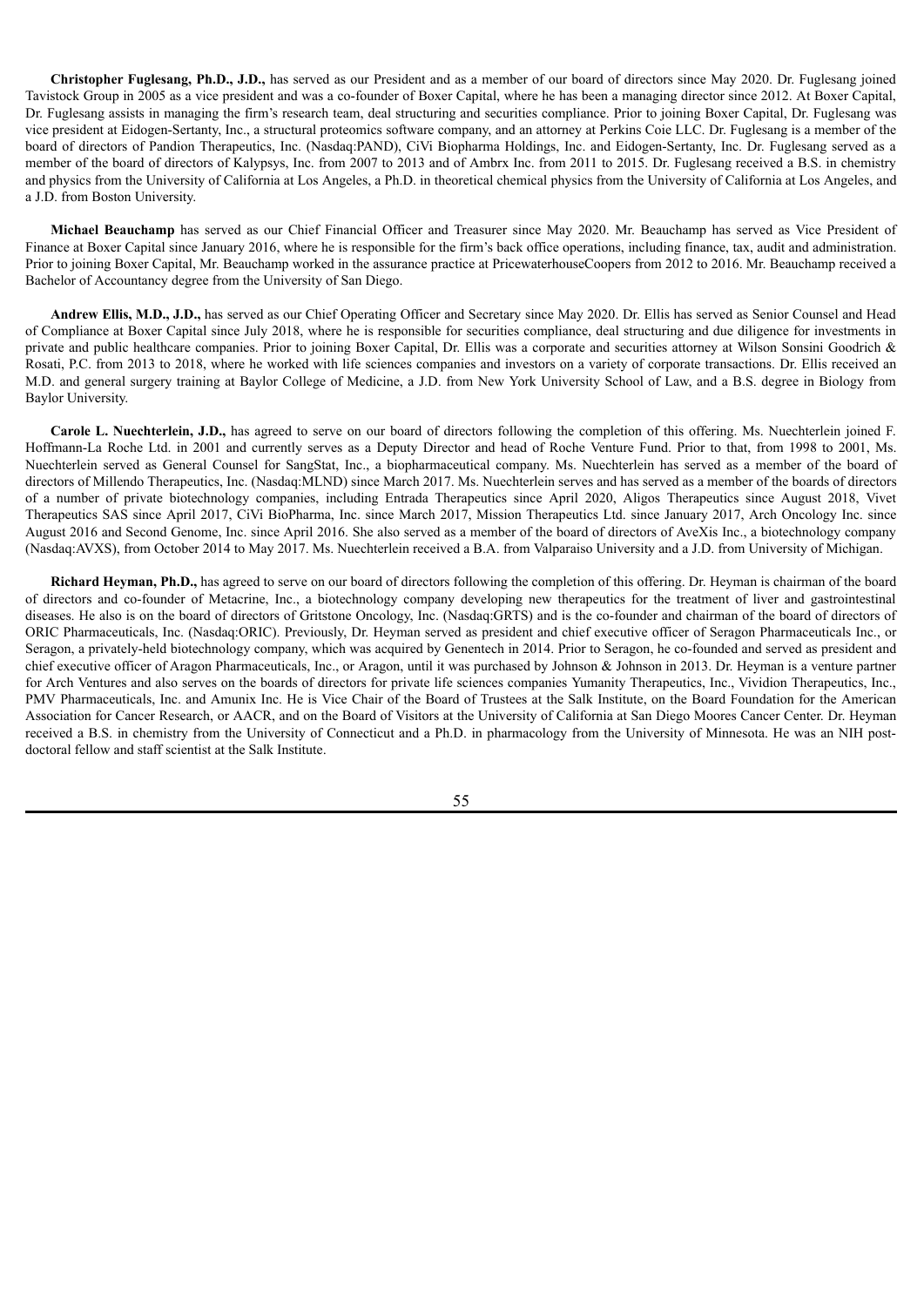**Christopher Fuglesang, Ph.D., J.D.,** has served as our President and as a member of our board of directors since May 2020. Dr. Fuglesang joined Tavistock Group in 2005 as a vice president and was a co-founder of Boxer Capital, where he has been a managing director since 2012. At Boxer Capital, Dr. Fuglesang assists in managing the firm's research team, deal structuring and securities compliance. Prior to joining Boxer Capital, Dr. Fuglesang was vice president at Eidogen-Sertanty, Inc., a structural proteomics software company, and an attorney at Perkins Coie LLC. Dr. Fuglesang is a member of the board of directors of Pandion Therapeutics, Inc. (Nasdaq:PAND), CiVi Biopharma Holdings, Inc. and Eidogen-Sertanty, Inc. Dr. Fuglesang served as a member of the board of directors of Kalypsys, Inc. from 2007 to 2013 and of Ambrx Inc. from 2011 to 2015. Dr. Fuglesang received a B.S. in chemistry and physics from the University of California at Los Angeles, a Ph.D. in theoretical chemical physics from the University of California at Los Angeles, and a J.D. from Boston University.

**Michael Beauchamp** has served as our Chief Financial Officer and Treasurer since May 2020. Mr. Beauchamp has served as Vice President of Finance at Boxer Capital since January 2016, where he is responsible for the firm's back office operations, including finance, tax, audit and administration. Prior to joining Boxer Capital, Mr. Beauchamp worked in the assurance practice at PricewaterhouseCoopers from 2012 to 2016. Mr. Beauchamp received a Bachelor of Accountancy degree from the University of San Diego.

**Andrew Ellis, M.D., J.D.,** has served as our Chief Operating Officer and Secretary since May 2020. Dr. Ellis has served as Senior Counsel and Head of Compliance at Boxer Capital since July 2018, where he is responsible for securities compliance, deal structuring and due diligence for investments in private and public healthcare companies. Prior to joining Boxer Capital, Dr. Ellis was a corporate and securities attorney at Wilson Sonsini Goodrich & Rosati, P.C. from 2013 to 2018, where he worked with life sciences companies and investors on a variety of corporate transactions. Dr. Ellis received an M.D. and general surgery training at Baylor College of Medicine, a J.D. from New York University School of Law, and a B.S. degree in Biology from Baylor University.

**Carole L. Nuechterlein, J.D.,** has agreed to serve on our board of directors following the completion of this offering. Ms. Nuechterlein joined F. Hoffmann-La Roche Ltd. in 2001 and currently serves as a Deputy Director and head of Roche Venture Fund. Prior to that, from 1998 to 2001, Ms. Nuechterlein served as General Counsel for SangStat, Inc., a biopharmaceutical company. Ms. Nuechterlein has served as a member of the board of directors of Millendo Therapeutics, Inc. (Nasdaq:MLND) since March 2017. Ms. Nuechterlein serves and has served as a member of the boards of directors of a number of private biotechnology companies, including Entrada Therapeutics since April 2020, Aligos Therapeutics since August 2018, Vivet Therapeutics SAS since April 2017, CiVi BioPharma, Inc. since March 2017, Mission Therapeutics Ltd. since January 2017, Arch Oncology Inc. since August 2016 and Second Genome, Inc. since April 2016. She also served as a member of the board of directors of AveXis Inc., a biotechnology company (Nasdaq:AVXS), from October 2014 to May 2017. Ms. Nuechterlein received a B.A. from Valparaiso University and a J.D. from University of Michigan.

**Richard Heyman, Ph.D.,** has agreed to serve on our board of directors following the completion of this offering. Dr. Heyman is chairman of the board of directors and co-founder of Metacrine, Inc., a biotechnology company developing new therapeutics for the treatment of liver and gastrointestinal diseases. He also is on the board of directors of Gritstone Oncology, Inc. (Nasdaq:GRTS) and is the co-founder and chairman of the board of directors of ORIC Pharmaceuticals, Inc. (Nasdaq:ORIC). Previously, Dr. Heyman served as president and chief executive officer of Seragon Pharmaceuticals Inc., or Seragon, a privately-held biotechnology company, which was acquired by Genentech in 2014. Prior to Seragon, he co-founded and served as president and chief executive officer of Aragon Pharmaceuticals, Inc., or Aragon, until it was purchased by Johnson & Johnson in 2013. Dr. Heyman is a venture partner for Arch Ventures and also serves on the boards of directors for private life sciences companies Yumanity Therapeutics, Inc., Vividion Therapeutics, Inc., PMV Pharmaceuticals, Inc. and Amunix Inc. He is Vice Chair of the Board of Trustees at the Salk Institute, on the Board Foundation for the American Association for Cancer Research, or AACR, and on the Board of Visitors at the University of California at San Diego Moores Cancer Center. Dr. Heyman received a B.S. in chemistry from the University of Connecticut and a Ph.D. in pharmacology from the University of Minnesota. He was an NIH post-doctoral fellow and staff scientist at the Salk Institute.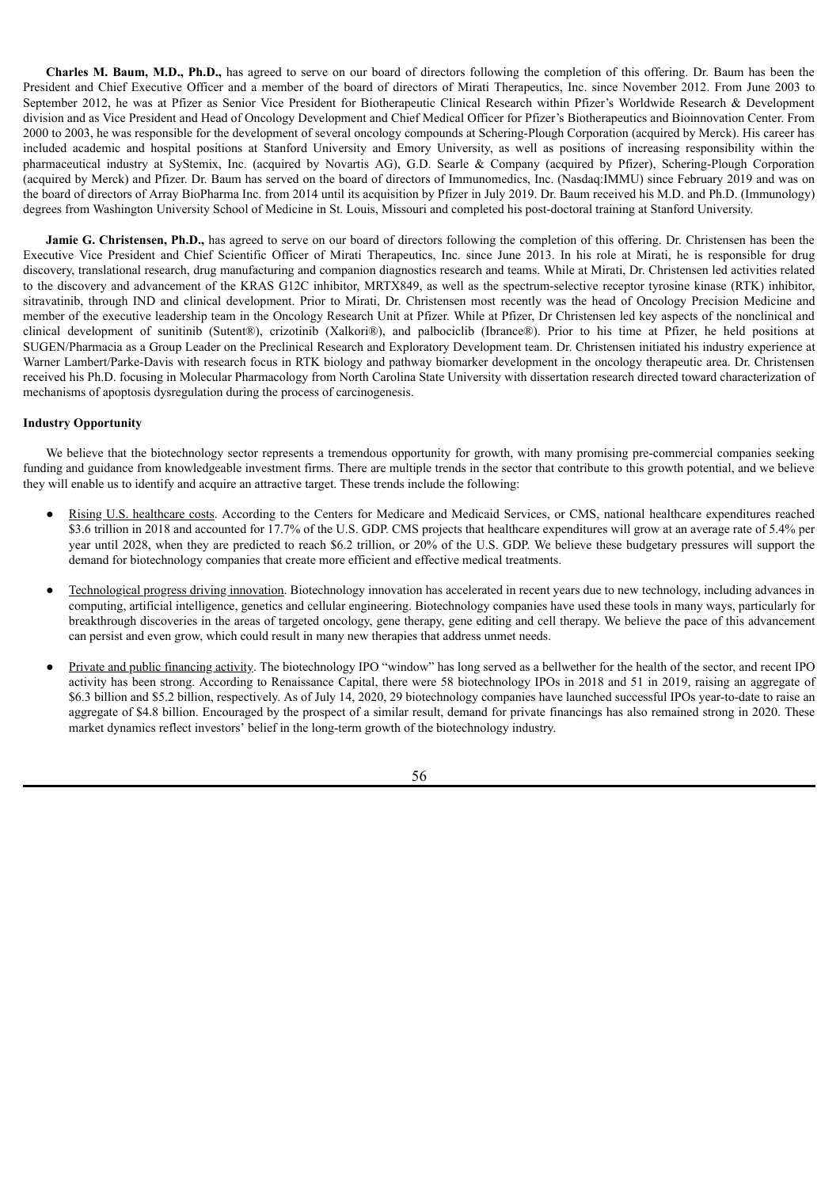**Charles M. Baum, M.D., Ph.D.,** has agreed to serve on our board of directors following the completion of this offering. Dr. Baum has been the President and Chief Executive Officer and a member of the board of directors of Mirati Therapeutics, Inc. since November 2012. From June 2003 to September 2012, he was at Pfizer as Senior Vice President for Biotherapeutic Clinical Research within Pfizer's Worldwide Research & Development division and as Vice President and Head of Oncology Development and Chief Medical Officer for Pfizer's Biotherapeutics and Bioinnovation Center. From 2000 to 2003, he was responsible for the development of several oncology compounds at Schering-Plough Corporation (acquired by Merck). His career has included academic and hospital positions at Stanford University and Emory University, as well as positions of increasing responsibility within the pharmaceutical industry at SyStemix, Inc. (acquired by Novartis AG), G.D. Searle & Company (acquired by Pfizer), Schering-Plough Corporation (acquired by Merck) and Pfizer. Dr. Baum has served on the board of directors of Immunomedics, Inc. (Nasdaq:IMMU) since February 2019 and was on the board of directors of Array BioPharma Inc. from 2014 until its acquisition by Pfizer in July 2019. Dr. Baum received his M.D. and Ph.D. (Immunology) degrees from Washington University School of Medicine in St. Louis, Missouri and completed his post-doctoral training at Stanford University.

**Jamie G. Christensen, Ph.D.,** has agreed to serve on our board of directors following the completion of this offering. Dr. Christensen has been the Executive Vice President and Chief Scientific Officer of Mirati Therapeutics, Inc. since June 2013. In his role at Mirati, he is responsible for drug discovery, translational research, drug manufacturing and companion diagnostics research and teams. While at Mirati, Dr. Christensen led activities related to the discovery and advancement of the KRAS G12C inhibitor, MRTX849, as well as the spectrum-selective receptor tyrosine kinase (RTK) inhibitor, sitravatinib, through IND and clinical development. Prior to Mirati, Dr. Christensen most recently was the head of Oncology Precision Medicine and member of the executive leadership team in the Oncology Research Unit at Pfizer. While at Pfizer, Dr Christensen led key aspects of the nonclinical and clinical development of sunitinib (Sutent®), crizotinib (Xalkori®), and palbociclib (Ibrance®). Prior to his time at Pfizer, he held positions at SUGEN/Pharmacia as a Group Leader on the Preclinical Research and Exploratory Development team. Dr. Christensen initiated his industry experience at Warner Lambert/Parke-Davis with research focus in RTK biology and pathway biomarker development in the oncology therapeutic area. Dr. Christensen received his Ph.D. focusing in Molecular Pharmacology from North Carolina State University with dissertation research directed toward characterization of mechanisms of apoptosis dysregulation during the process of carcinogenesis.

**Industry Opportunity**

We believe that the biotechnology sector represents a tremendous opportunity for growth, with many promising pre-commercial companies seeking funding and guidance from knowledgeable investment firms. There are multiple trends in the sector that contribute to this growth potential, and we believe they will enable us to identify and acquire an attractive target. These trends include the following:

- Rising U.S. healthcare costs. According to the Centers for Medicare and Medicaid Services, or CMS, national healthcare expenditures reached $3.6 trillion in 2018 and accounted for 17.7% of the U.S. GDP. CMS projects that healthcare expenditures will grow at an average rate of 5.4% per year until 2028, when they are predicted to reach $6.2 trillion, or 20% of the U.S. GDP. We believe these budgetary pressures will support the demand for biotechnology companies that create more efficient and effective medical treatments.

- Technological progress driving innovation. Biotechnology innovation has accelerated in recent years due to new technology, including advances in computing, artificial intelligence, genetics and cellular engineering. Biotechnology companies have used these tools in many ways, particularly for breakthrough discoveries in the areas of targeted oncology, gene therapy, gene editing and cell therapy. We believe the pace of this advancement can persist and even grow, which could result in many new therapies that address unmet needs.

- Private and public financing activity. The biotechnology IPO "window" has long served as a bellwether for the health of the sector, and recent IPO activity has been strong. According to Renaissance Capital, there were 58 biotechnology IPOs in 2018 and 51 in 2019, raising an aggregate of $6.3 billion and $5.2 billion, respectively. As of July 14, 2020, 29 biotechnology companies have launched successful IPOs year-to-date to raise an aggregate of $4.8 billion. Encouraged by the prospect of a similar result, demand for private financings has also remained strong in 2020. These market dynamics reflect investors' belief in the long-term growth of the biotechnology industry.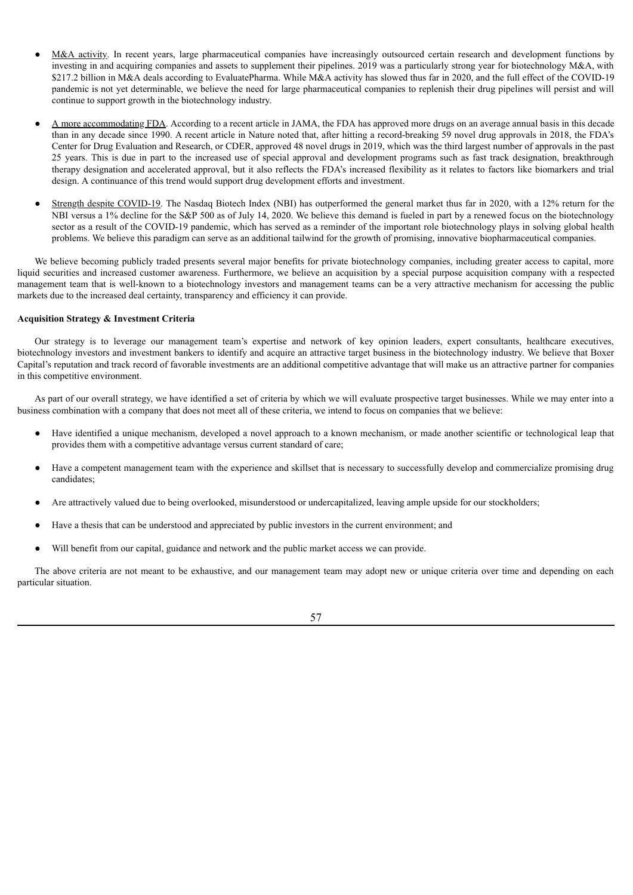- M&A activity. In recent years, large pharmaceutical companies have increasingly outsourced certain research and development functions by investing in and acquiring companies and assets to supplement their pipelines. 2019 was a particularly strong year for biotechnology M&A, with $217.2 billion in M&A deals according to EvaluatePharma. While M&A activity has slowed thus far in 2020, and the full effect of the COVID-19 pandemic is not yet determinable, we believe the need for large pharmaceutical companies to replenish their drug pipelines will persist and will continue to support growth in the biotechnology industry.

- A more accommodating FDA. According to a recent article in JAMA, the FDA has approved more drugs on an average annual basis in this decade than in any decade since 1990. A recent article in Nature noted that, after hitting a record-breaking 59 novel drug approvals in 2018, the FDA's Center for Drug Evaluation and Research, or CDER, approved 48 novel drugs in 2019, which was the third largest number of approvals in the past 25 years. This is due in part to the increased use of special approval and development programs such as fast track designation, breakthrough therapy designation and accelerated approval, but it also reflects the FDA's increased flexibility as it relates to factors like biomarkers and trial design. A continuance of this trend would support drug development efforts and investment.

- Strength despite COVID-19. The Nasdaq Biotech Index (NBI) has outperformed the general market thus far in 2020, with a 12% return for the NBI versus a 1% decline for the S&P 500 as of July 14, 2020. We believe this demand is fueled in part by a renewed focus on the biotechnology sector as a result of the COVID-19 pandemic, which has served as a reminder of the important role biotechnology plays in solving global health problems. We believe this paradigm can serve as an additional tailwind for the growth of promising, innovative biopharmaceutical companies.

We believe becoming publicly traded presents several major benefits for private biotechnology companies, including greater access to capital, more liquid securities and increased customer awareness. Furthermore, we believe an acquisition by a special purpose acquisition company with a respected management team that is well-known to a biotechnology investors and management teams can be a very attractive mechanism for accessing the public markets due to the increased deal certainty, transparency and efficiency it can provide.

**Acquisition Strategy & Investment Criteria**

Our strategy is to leverage our management team's expertise and network of key opinion leaders, expert consultants, healthcare executives, biotechnology investors and investment bankers to identify and acquire an attractive target business in the biotechnology industry. We believe that Boxer Capital's reputation and track record of favorable investments are an additional competitive advantage that will make us an attractive partner for companies in this competitive environment.

As part of our overall strategy, we have identified a set of criteria by which we will evaluate prospective target businesses. While we may enter into a business combination with a company that does not meet all of these criteria, we intend to focus on companies that we believe:

- Have identified a unique mechanism, developed a novel approach to a known mechanism, or made another scientific or technological leap that provides them with a competitive advantage versus current standard of care;

- Have a competent management team with the experience and skillset that is necessary to successfully develop and commercialize promising drug candidates;

- Are attractively valued due to being overlooked, misunderstood or undercapitalized, leaving ample upside for our stockholders;

- Have a thesis that can be understood and appreciated by public investors in the current environment; and

- Will benefit from our capital, guidance and network and the public market access we can provide.

The above criteria are not meant to be exhaustive, and our management team may adopt new or unique criteria over time and depending on each particular situation.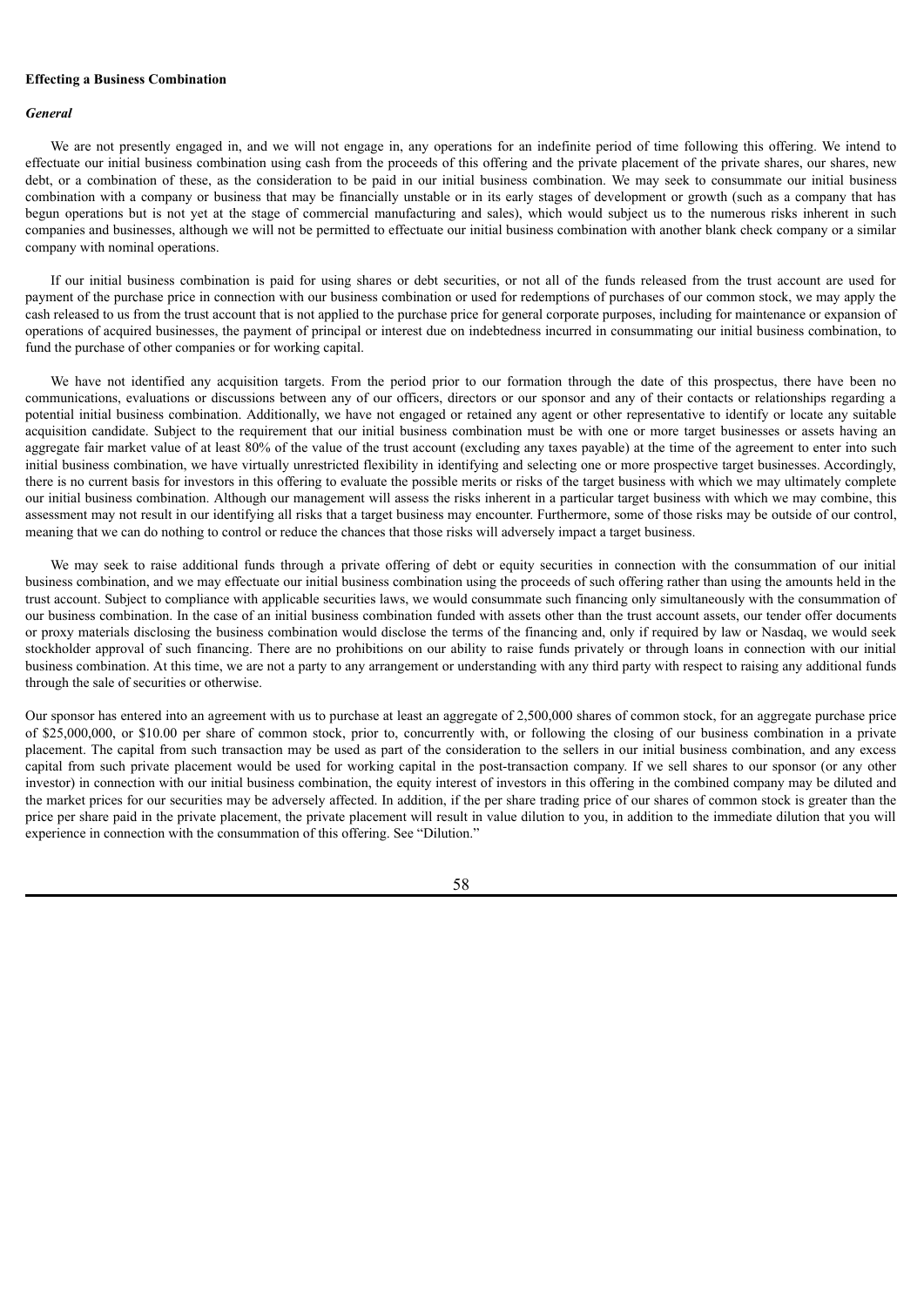**Effecting a Business Combination**

***General***

We are not presently engaged in, and we will not engage in, any operations for an indefinite period of time following this offering. We intend to effectuate our initial business combination using cash from the proceeds of this offering and the private placement of the private shares, our shares, new debt, or a combination of these, as the consideration to be paid in our initial business combination. We may seek to consummate our initial business combination with a company or business that may be financially unstable or in its early stages of development or growth (such as a company that has begun operations but is not yet at the stage of commercial manufacturing and sales), which would subject us to the numerous risks inherent in such companies and businesses, although we will not be permitted to effectuate our initial business combination with another blank check company or a similar company with nominal operations.

If our initial business combination is paid for using shares or debt securities, or not all of the funds released from the trust account are used for payment of the purchase price in connection with our business combination or used for redemptions of purchases of our common stock, we may apply the cash released to us from the trust account that is not applied to the purchase price for general corporate purposes, including for maintenance or expansion of operations of acquired businesses, the payment of principal or interest due on indebtedness incurred in consummating our initial business combination, to fund the purchase of other companies or for working capital.

We have not identified any acquisition targets. From the period prior to our formation through the date of this prospectus, there have been no communications, evaluations or discussions between any of our officers, directors or our sponsor and any of their contacts or relationships regarding a potential initial business combination. Additionally, we have not engaged or retained any agent or other representative to identify or locate any suitable acquisition candidate. Subject to the requirement that our initial business combination must be with one or more target businesses or assets having an aggregate fair market value of at least 80% of the value of the trust account (excluding any taxes payable) at the time of the agreement to enter into such initial business combination, we have virtually unrestricted flexibility in identifying and selecting one or more prospective target businesses. Accordingly, there is no current basis for investors in this offering to evaluate the possible merits or risks of the target business with which we may ultimately complete our initial business combination. Although our management will assess the risks inherent in a particular target business with which we may combine, this assessment may not result in our identifying all risks that a target business may encounter. Furthermore, some of those risks may be outside of our control, meaning that we can do nothing to control or reduce the chances that those risks will adversely impact a target business.

We may seek to raise additional funds through a private offering of debt or equity securities in connection with the consummation of our initial business combination, and we may effectuate our initial business combination using the proceeds of such offering rather than using the amounts held in the trust account. Subject to compliance with applicable securities laws, we would consummate such financing only simultaneously with the consummation of our business combination. In the case of an initial business combination funded with assets other than the trust account assets, our tender offer documents or proxy materials disclosing the business combination would disclose the terms of the financing and, only if required by law or Nasdaq, we would seek stockholder approval of such financing. There are no prohibitions on our ability to raise funds privately or through loans in connection with our initial business combination. At this time, we are not a party to any arrangement or understanding with any third party with respect to raising any additional funds through the sale of securities or otherwise.

Our sponsor has entered into an agreement with us to purchase at least an aggregate of 2,500,000 shares of common stock, for an aggregate purchase price of $25,000,000, or $10.00 per share of common stock, prior to, concurrently with, or following the closing of our business combination in a private placement. The capital from such transaction may be used as part of the consideration to the sellers in our initial business combination, and any excess capital from such private placement would be used for working capital in the post-transaction company. If we sell shares to our sponsor (or any other investor) in connection with our initial business combination, the equity interest of investors in this offering in the combined company may be diluted and the market prices for our securities may be adversely affected. In addition, if the per share trading price of our shares of common stock is greater than the price per share paid in the private placement, the private placement will result in value dilution to you, in addition to the immediate dilution that you will experience in connection with the consummation of this offering. See "Dilution."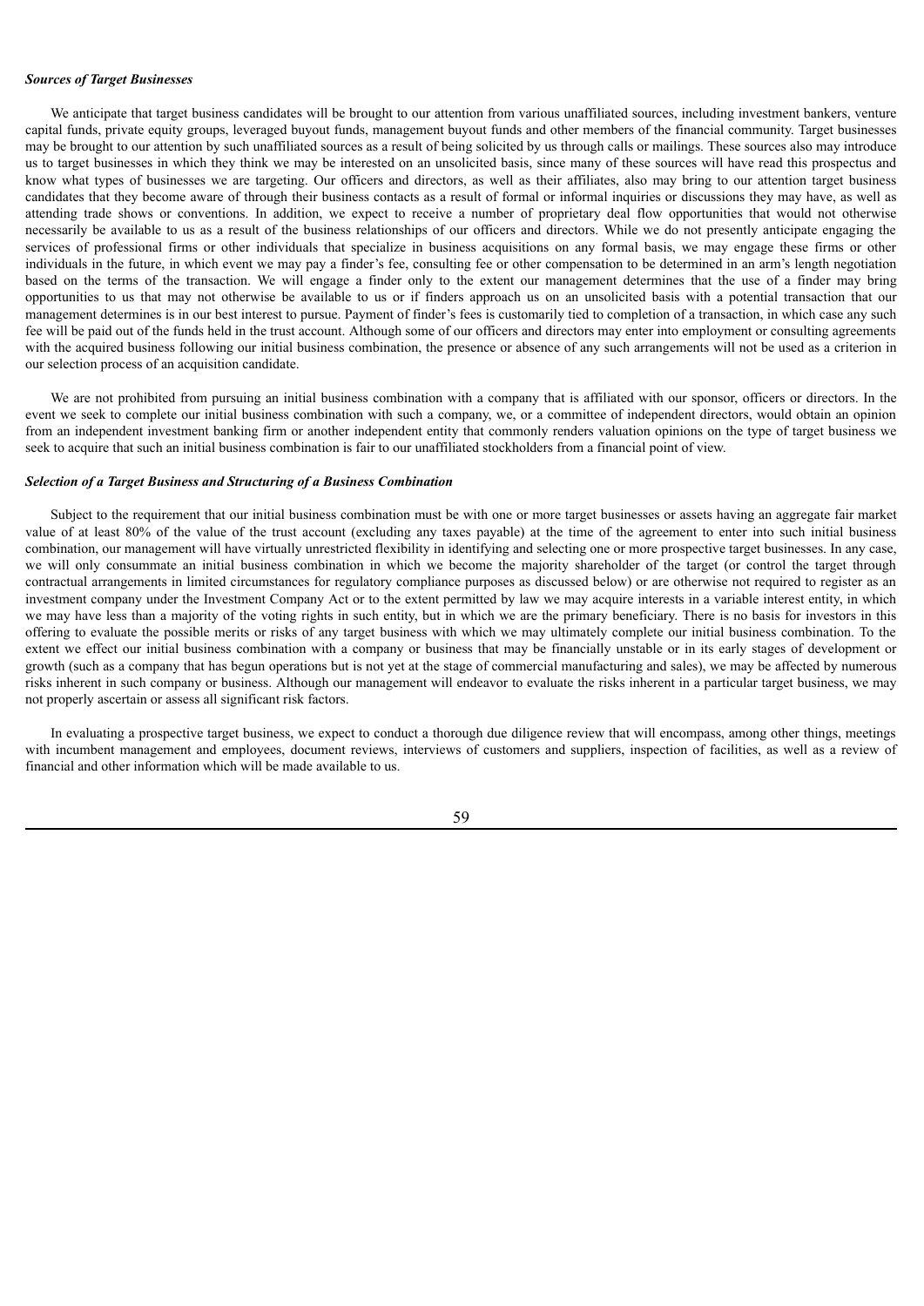***Sources of Target Businesses***

We anticipate that target business candidates will be brought to our attention from various unaffiliated sources, including investment bankers, venture capital funds, private equity groups, leveraged buyout funds, management buyout funds and other members of the financial community. Target businesses may be brought to our attention by such unaffiliated sources as a result of being solicited by us through calls or mailings. These sources also may introduce us to target businesses in which they think we may be interested on an unsolicited basis, since many of these sources will have read this prospectus and know what types of businesses we are targeting. Our officers and directors, as well as their affiliates, also may bring to our attention target business candidates that they become aware of through their business contacts as a result of formal or informal inquiries or discussions they may have, as well as attending trade shows or conventions. In addition, we expect to receive a number of proprietary deal flow opportunities that would not otherwise necessarily be available to us as a result of the business relationships of our officers and directors. While we do not presently anticipate engaging the services of professional firms or other individuals that specialize in business acquisitions on any formal basis, we may engage these firms or other individuals in the future, in which event we may pay a finder's fee, consulting fee or other compensation to be determined in an arm's length negotiation based on the terms of the transaction. We will engage a finder only to the extent our management determines that the use of a finder may bring opportunities to us that may not otherwise be available to us or if finders approach us on an unsolicited basis with a potential transaction that our management determines is in our best interest to pursue. Payment of finder's fees is customarily tied to completion of a transaction, in which case any such fee will be paid out of the funds held in the trust account. Although some of our officers and directors may enter into employment or consulting agreements with the acquired business following our initial business combination, the presence or absence of any such arrangements will not be used as a criterion in our selection process of an acquisition candidate.

We are not prohibited from pursuing an initial business combination with a company that is affiliated with our sponsor, officers or directors. In the event we seek to complete our initial business combination with such a company, we, or a committee of independent directors, would obtain an opinion from an independent investment banking firm or another independent entity that commonly renders valuation opinions on the type of target business we seek to acquire that such an initial business combination is fair to our unaffiliated stockholders from a financial point of view.

***Selection of a Target Business and Structuring of a Business Combination***

Subject to the requirement that our initial business combination must be with one or more target businesses or assets having an aggregate fair market value of at least 80% of the value of the trust account (excluding any taxes payable) at the time of the agreement to enter into such initial business combination, our management will have virtually unrestricted flexibility in identifying and selecting one or more prospective target businesses. In any case, we will only consummate an initial business combination in which we become the majority shareholder of the target (or control the target through contractual arrangements in limited circumstances for regulatory compliance purposes as discussed below) or are otherwise not required to register as an investment company under the Investment Company Act or to the extent permitted by law we may acquire interests in a variable interest entity, in which we may have less than a majority of the voting rights in such entity, but in which we are the primary beneficiary. There is no basis for investors in this offering to evaluate the possible merits or risks of any target business with which we may ultimately complete our initial business combination. To the extent we effect our initial business combination with a company or business that may be financially unstable or in its early stages of development or growth (such as a company that has begun operations but is not yet at the stage of commercial manufacturing and sales), we may be affected by numerous risks inherent in such company or business. Although our management will endeavor to evaluate the risks inherent in a particular target business, we may not properly ascertain or assess all significant risk factors.

In evaluating a prospective target business, we expect to conduct a thorough due diligence review that will encompass, among other things, meetings with incumbent management and employees, document reviews, interviews of customers and suppliers, inspection of facilities, as well as a review of financial and other information which will be made available to us.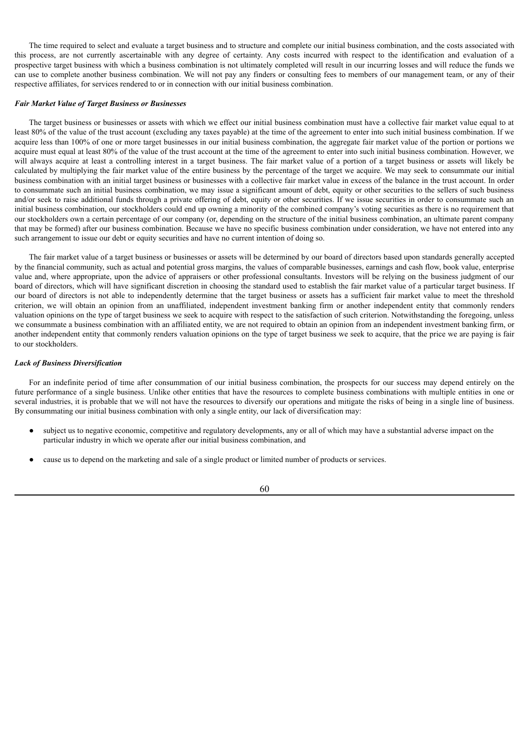The time required to select and evaluate a target business and to structure and complete our initial business combination, and the costs associated with this process, are not currently ascertainable with any degree of certainty. Any costs incurred with respect to the identification and evaluation of a prospective target business with which a business combination is not ultimately completed will result in our incurring losses and will reduce the funds we can use to complete another business combination. We will not pay any finders or consulting fees to members of our management team, or any of their respective affiliates, for services rendered to or in connection with our initial business combination.

***Fair Market Value of Target Business or Businesses***

The target business or businesses or assets with which we effect our initial business combination must have a collective fair market value equal to at least 80% of the value of the trust account (excluding any taxes payable) at the time of the agreement to enter into such initial business combination. If we acquire less than 100% of one or more target businesses in our initial business combination, the aggregate fair market value of the portion or portions we acquire must equal at least 80% of the value of the trust account at the time of the agreement to enter into such initial business combination. However, we will always acquire at least a controlling interest in a target business. The fair market value of a portion of a target business or assets will likely be calculated by multiplying the fair market value of the entire business by the percentage of the target we acquire. We may seek to consummate our initial business combination with an initial target business or businesses with a collective fair market value in excess of the balance in the trust account. In order to consummate such an initial business combination, we may issue a significant amount of debt, equity or other securities to the sellers of such business and/or seek to raise additional funds through a private offering of debt, equity or other securities. If we issue securities in order to consummate such an initial business combination, our stockholders could end up owning a minority of the combined company's voting securities as there is no requirement that our stockholders own a certain percentage of our company (or, depending on the structure of the initial business combination, an ultimate parent company that may be formed) after our business combination. Because we have no specific business combination under consideration, we have not entered into any such arrangement to issue our debt or equity securities and have no current intention of doing so.

The fair market value of a target business or businesses or assets will be determined by our board of directors based upon standards generally accepted by the financial community, such as actual and potential gross margins, the values of comparable businesses, earnings and cash flow, book value, enterprise value and, where appropriate, upon the advice of appraisers or other professional consultants. Investors will be relying on the business judgment of our board of directors, which will have significant discretion in choosing the standard used to establish the fair market value of a particular target business. If our board of directors is not able to independently determine that the target business or assets has a sufficient fair market value to meet the threshold criterion, we will obtain an opinion from an unaffiliated, independent investment banking firm or another independent entity that commonly renders valuation opinions on the type of target business we seek to acquire with respect to the satisfaction of such criterion. Notwithstanding the foregoing, unless we consummate a business combination with an affiliated entity, we are not required to obtain an opinion from an independent investment banking firm, or another independent entity that commonly renders valuation opinions on the type of target business we seek to acquire, that the price we are paying is fair to our stockholders.

***Lack of Business Diversification***

For an indefinite period of time after consummation of our initial business combination, the prospects for our success may depend entirely on the future performance of a single business. Unlike other entities that have the resources to complete business combinations with multiple entities in one or several industries, it is probable that we will not have the resources to diversify our operations and mitigate the risks of being in a single line of business. By consummating our initial business combination with only a single entity, our lack of diversification may:

- subject us to negative economic, competitive and regulatory developments, any or all of which may have a substantial adverse impact on the particular industry in which we operate after our initial business combination, and
- cause us to depend on the marketing and sale of a single product or limited number of products or services.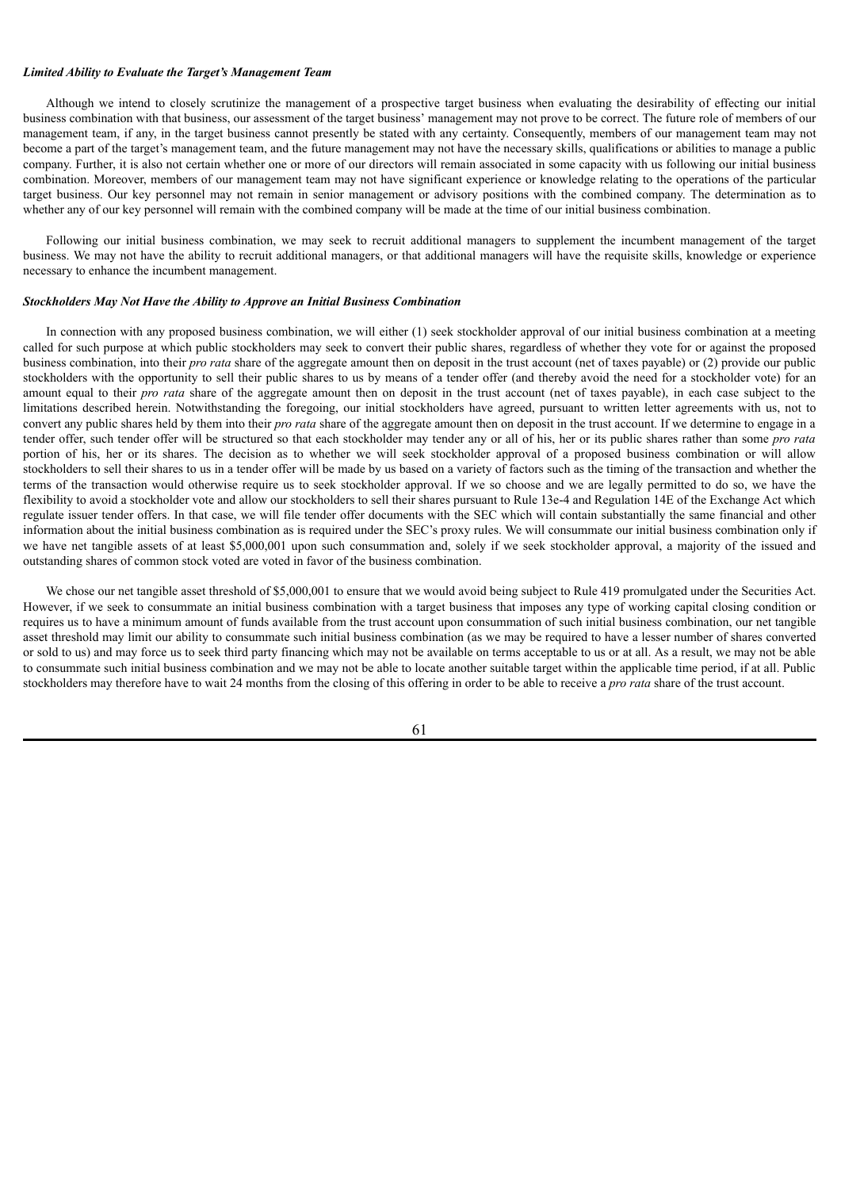***Limited Ability to Evaluate the Target's Management Team***

Although we intend to closely scrutinize the management of a prospective target business when evaluating the desirability of effecting our initial business combination with that business, our assessment of the target business' management may not prove to be correct. The future role of members of our management team, if any, in the target business cannot presently be stated with any certainty. Consequently, members of our management team may not become a part of the target's management team, and the future management may not have the necessary skills, qualifications or abilities to manage a public company. Further, it is also not certain whether one or more of our directors will remain associated in some capacity with us following our initial business combination. Moreover, members of our management team may not have significant experience or knowledge relating to the operations of the particular target business. Our key personnel may not remain in senior management or advisory positions with the combined company. The determination as to whether any of our key personnel will remain with the combined company will be made at the time of our initial business combination.

Following our initial business combination, we may seek to recruit additional managers to supplement the incumbent management of the target business. We may not have the ability to recruit additional managers, or that additional managers will have the requisite skills, knowledge or experience necessary to enhance the incumbent management.

***Stockholders May Not Have the Ability to Approve an Initial Business Combination***

In connection with any proposed business combination, we will either (1) seek stockholder approval of our initial business combination at a meeting called for such purpose at which public stockholders may seek to convert their public shares, regardless of whether they vote for or against the proposed business combination, into their *pro rata* share of the aggregate amount then on deposit in the trust account (net of taxes payable) or (2) provide our public stockholders with the opportunity to sell their public shares to us by means of a tender offer (and thereby avoid the need for a stockholder vote) for an amount equal to their *pro rata* share of the aggregate amount then on deposit in the trust account (net of taxes payable), in each case subject to the limitations described herein. Notwithstanding the foregoing, our initial stockholders have agreed, pursuant to written letter agreements with us, not to convert any public shares held by them into their *pro rata* share of the aggregate amount then on deposit in the trust account. If we determine to engage in a tender offer, such tender offer will be structured so that each stockholder may tender any or all of his, her or its public shares rather than some *pro rata* portion of his, her or its shares. The decision as to whether we will seek stockholder approval of a proposed business combination or will allow stockholders to sell their shares to us in a tender offer will be made by us based on a variety of factors such as the timing of the transaction and whether the terms of the transaction would otherwise require us to seek stockholder approval. If we so choose and we are legally permitted to do so, we have the flexibility to avoid a stockholder vote and allow our stockholders to sell their shares pursuant to Rule 13e-4 and Regulation 14E of the Exchange Act which regulate issuer tender offers. In that case, we will file tender offer documents with the SEC which will contain substantially the same financial and other information about the initial business combination as is required under the SEC's proxy rules. We will consummate our initial business combination only if we have net tangible assets of at least $5,000,001 upon such consummation and, solely if we seek stockholder approval, a majority of the issued and outstanding shares of common stock voted are voted in favor of the business combination.

We chose our net tangible asset threshold of $5,000,001 to ensure that we would avoid being subject to Rule 419 promulgated under the Securities Act. However, if we seek to consummate an initial business combination with a target business that imposes any type of working capital closing condition or requires us to have a minimum amount of funds available from the trust account upon consummation of such initial business combination, our net tangible asset threshold may limit our ability to consummate such initial business combination (as we may be required to have a lesser number of shares converted or sold to us) and may force us to seek third party financing which may not be available on terms acceptable to us or at all. As a result, we may not be able to consummate such initial business combination and we may not be able to locate another suitable target within the applicable time period, if at all. Public stockholders may therefore have to wait 24 months from the closing of this offering in order to be able to receive a *pro rata* share of the trust account.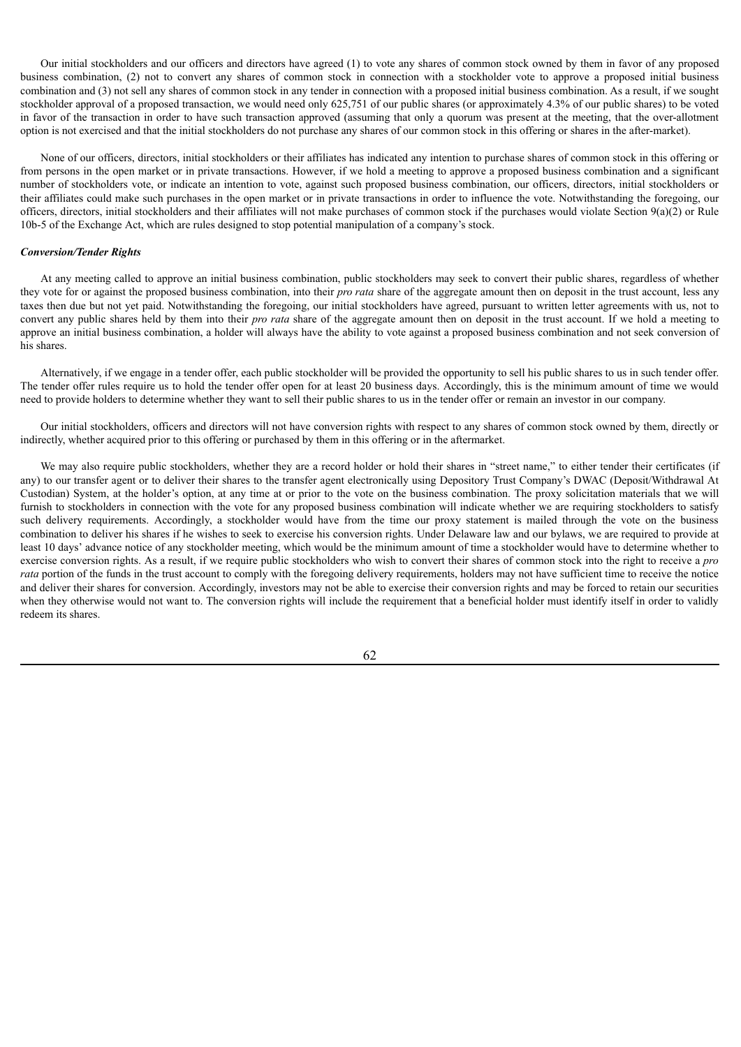Our initial stockholders and our officers and directors have agreed (1) to vote any shares of common stock owned by them in favor of any proposed business combination, (2) not to convert any shares of common stock in connection with a stockholder vote to approve a proposed initial business combination and (3) not sell any shares of common stock in any tender in connection with a proposed initial business combination. As a result, if we sought stockholder approval of a proposed transaction, we would need only 625,751 of our public shares (or approximately 4.3% of our public shares) to be voted in favor of the transaction in order to have such transaction approved (assuming that only a quorum was present at the meeting, that the over-allotment option is not exercised and that the initial stockholders do not purchase any shares of our common stock in this offering or shares in the after-market).

None of our officers, directors, initial stockholders or their affiliates has indicated any intention to purchase shares of common stock in this offering or from persons in the open market or in private transactions. However, if we hold a meeting to approve a proposed business combination and a significant number of stockholders vote, or indicate an intention to vote, against such proposed business combination, our officers, directors, initial stockholders or their affiliates could make such purchases in the open market or in private transactions in order to influence the vote. Notwithstanding the foregoing, our officers, directors, initial stockholders and their affiliates will not make purchases of common stock if the purchases would violate Section 9(a)(2) or Rule 10b-5 of the Exchange Act, which are rules designed to stop potential manipulation of a company's stock.

***Conversion/Tender Rights***

At any meeting called to approve an initial business combination, public stockholders may seek to convert their public shares, regardless of whether they vote for or against the proposed business combination, into their *pro rata* share of the aggregate amount then on deposit in the trust account, less any taxes then due but not yet paid. Notwithstanding the foregoing, our initial stockholders have agreed, pursuant to written letter agreements with us, not to convert any public shares held by them into their *pro rata* share of the aggregate amount then on deposit in the trust account. If we hold a meeting to approve an initial business combination, a holder will always have the ability to vote against a proposed business combination and not seek conversion of his shares.

Alternatively, if we engage in a tender offer, each public stockholder will be provided the opportunity to sell his public shares to us in such tender offer. The tender offer rules require us to hold the tender offer open for at least 20 business days. Accordingly, this is the minimum amount of time we would need to provide holders to determine whether they want to sell their public shares to us in the tender offer or remain an investor in our company.

Our initial stockholders, officers and directors will not have conversion rights with respect to any shares of common stock owned by them, directly or indirectly, whether acquired prior to this offering or purchased by them in this offering or in the aftermarket.

We may also require public stockholders, whether they are a record holder or hold their shares in "street name," to either tender their certificates (if any) to our transfer agent or to deliver their shares to the transfer agent electronically using Depository Trust Company's DWAC (Deposit/Withdrawal At Custodian) System, at the holder's option, at any time at or prior to the vote on the business combination. The proxy solicitation materials that we will furnish to stockholders in connection with the vote for any proposed business combination will indicate whether we are requiring stockholders to satisfy such delivery requirements. Accordingly, a stockholder would have from the time our proxy statement is mailed through the vote on the business combination to deliver his shares if he wishes to seek to exercise his conversion rights. Under Delaware law and our bylaws, we are required to provide at least 10 days' advance notice of any stockholder meeting, which would be the minimum amount of time a stockholder would have to determine whether to exercise conversion rights. As a result, if we require public stockholders who wish to convert their shares of common stock into the right to receive a *pro rata* portion of the funds in the trust account to comply with the foregoing delivery requirements, holders may not have sufficient time to receive the notice and deliver their shares for conversion. Accordingly, investors may not be able to exercise their conversion rights and may be forced to retain our securities when they otherwise would not want to. The conversion rights will include the requirement that a beneficial holder must identify itself in order to validly redeem its shares.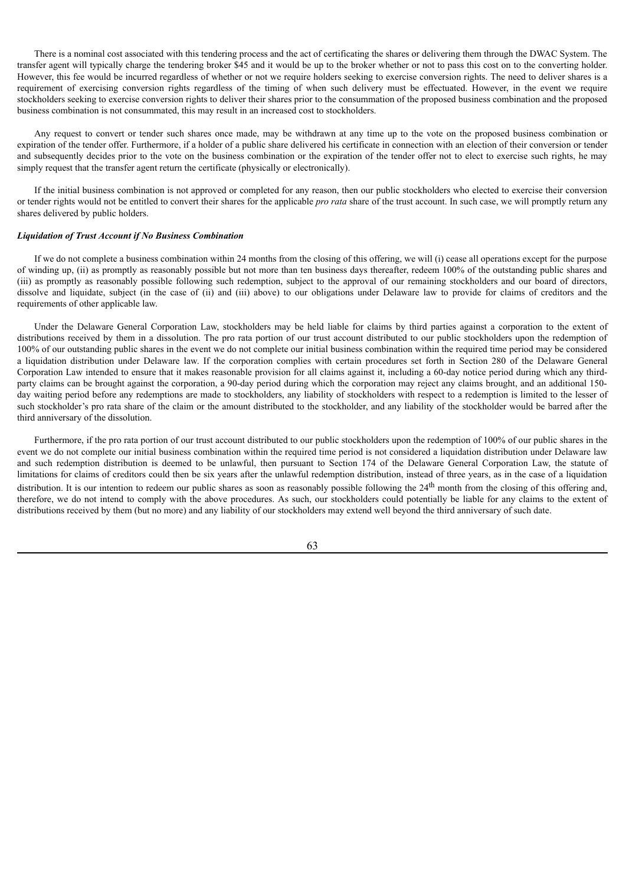There is a nominal cost associated with this tendering process and the act of certificating the shares or delivering them through the DWAC System. The transfer agent will typically charge the tendering broker $45 and it would be up to the broker whether or not to pass this cost on to the converting holder. However, this fee would be incurred regardless of whether or not we require holders seeking to exercise conversion rights. The need to deliver shares is a requirement of exercising conversion rights regardless of the timing of when such delivery must be effectuated. However, in the event we require stockholders seeking to exercise conversion rights to deliver their shares prior to the consummation of the proposed business combination and the proposed business combination is not consummated, this may result in an increased cost to stockholders.

Any request to convert or tender such shares once made, may be withdrawn at any time up to the vote on the proposed business combination or expiration of the tender offer. Furthermore, if a holder of a public share delivered his certificate in connection with an election of their conversion or tender and subsequently decides prior to the vote on the business combination or the expiration of the tender offer not to elect to exercise such rights, he may simply request that the transfer agent return the certificate (physically or electronically).

If the initial business combination is not approved or completed for any reason, then our public stockholders who elected to exercise their conversion or tender rights would not be entitled to convert their shares for the applicable *pro rata* share of the trust account. In such case, we will promptly return any shares delivered by public holders.

***Liquidation of Trust Account if No Business Combination***

If we do not complete a business combination within 24 months from the closing of this offering, we will (i) cease all operations except for the purpose of winding up, (ii) as promptly as reasonably possible but not more than ten business days thereafter, redeem 100% of the outstanding public shares and (iii) as promptly as reasonably possible following such redemption, subject to the approval of our remaining stockholders and our board of directors, dissolve and liquidate, subject (in the case of (ii) and (iii) above) to our obligations under Delaware law to provide for claims of creditors and the requirements of other applicable law.

Under the Delaware General Corporation Law, stockholders may be held liable for claims by third parties against a corporation to the extent of distributions received by them in a dissolution. The pro rata portion of our trust account distributed to our public stockholders upon the redemption of 100% of our outstanding public shares in the event we do not complete our initial business combination within the required time period may be considered a liquidation distribution under Delaware law. If the corporation complies with certain procedures set forth in Section 280 of the Delaware General Corporation Law intended to ensure that it makes reasonable provision for all claims against it, including a 60-day notice period during which any third-party claims can be brought against the corporation, a 90-day period during which the corporation may reject any claims brought, and an additional 150-day waiting period before any redemptions are made to stockholders, any liability of stockholders with respect to a redemption is limited to the lesser of such stockholder's pro rata share of the claim or the amount distributed to the stockholder, and any liability of the stockholder would be barred after the third anniversary of the dissolution.

Furthermore, if the pro rata portion of our trust account distributed to our public stockholders upon the redemption of 100% of our public shares in the event we do not complete our initial business combination within the required time period is not considered a liquidation distribution under Delaware law and such redemption distribution is deemed to be unlawful, then pursuant to Section 174 of the Delaware General Corporation Law, the statute of limitations for claims of creditors could then be six years after the unlawful redemption distribution, instead of three years, as in the case of a liquidation distribution. It is our intention to redeem our public shares as soon as reasonably possible following the 24th month from the closing of this offering and, therefore, we do not intend to comply with the above procedures. As such, our stockholders could potentially be liable for any claims to the extent of distributions received by them (but no more) and any liability of our stockholders may extend well beyond the third anniversary of such date.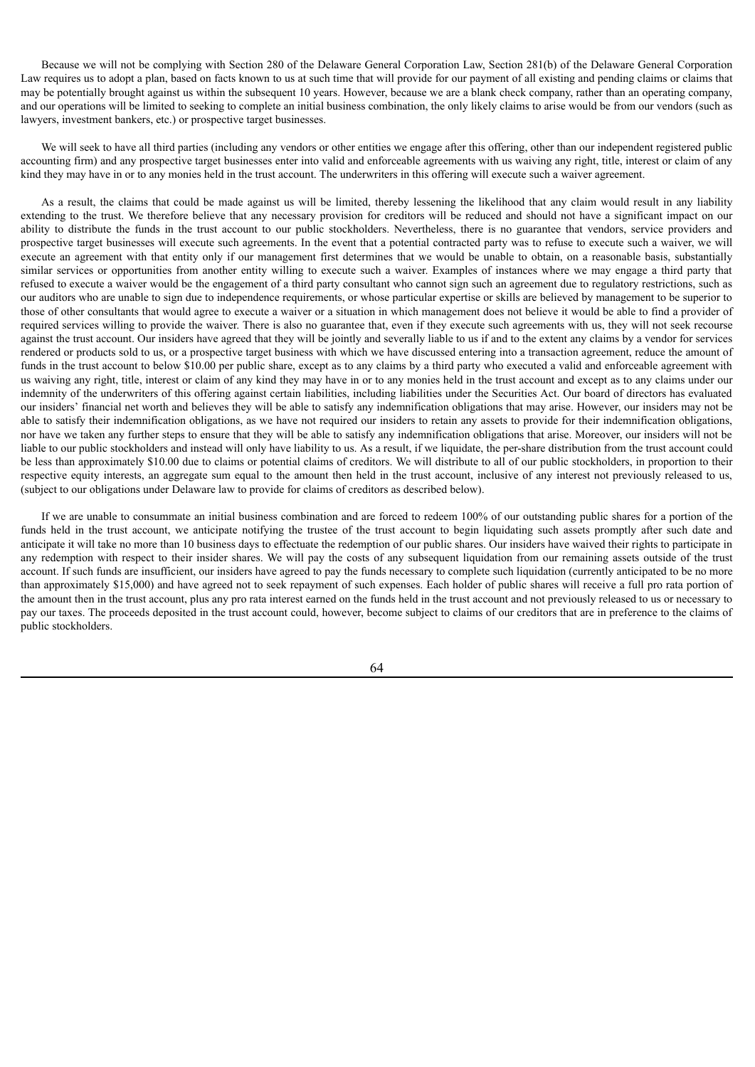Because we will not be complying with Section 280 of the Delaware General Corporation Law, Section 281(b) of the Delaware General Corporation Law requires us to adopt a plan, based on facts known to us at such time that will provide for our payment of all existing and pending claims or claims that may be potentially brought against us within the subsequent 10 years. However, because we are a blank check company, rather than an operating company, and our operations will be limited to seeking to complete an initial business combination, the only likely claims to arise would be from our vendors (such as lawyers, investment bankers, etc.) or prospective target businesses.

We will seek to have all third parties (including any vendors or other entities we engage after this offering, other than our independent registered public accounting firm) and any prospective target businesses enter into valid and enforceable agreements with us waiving any right, title, interest or claim of any kind they may have in or to any monies held in the trust account. The underwriters in this offering will execute such a waiver agreement.

As a result, the claims that could be made against us will be limited, thereby lessening the likelihood that any claim would result in any liability extending to the trust. We therefore believe that any necessary provision for creditors will be reduced and should not have a significant impact on our ability to distribute the funds in the trust account to our public stockholders. Nevertheless, there is no guarantee that vendors, service providers and prospective target businesses will execute such agreements. In the event that a potential contracted party was to refuse to execute such a waiver, we will execute an agreement with that entity only if our management first determines that we would be unable to obtain, on a reasonable basis, substantially similar services or opportunities from another entity willing to execute such a waiver. Examples of instances where we may engage a third party that refused to execute a waiver would be the engagement of a third party consultant who cannot sign such an agreement due to regulatory restrictions, such as our auditors who are unable to sign due to independence requirements, or whose particular expertise or skills are believed by management to be superior to those of other consultants that would agree to execute a waiver or a situation in which management does not believe it would be able to find a provider of required services willing to provide the waiver. There is also no guarantee that, even if they execute such agreements with us, they will not seek recourse against the trust account. Our insiders have agreed that they will be jointly and severally liable to us if and to the extent any claims by a vendor for services rendered or products sold to us, or a prospective target business with which we have discussed entering into a transaction agreement, reduce the amount of funds in the trust account to below $10.00 per public share, except as to any claims by a third party who executed a valid and enforceable agreement with us waiving any right, title, interest or claim of any kind they may have in or to any monies held in the trust account and except as to any claims under our indemnity of the underwriters of this offering against certain liabilities, including liabilities under the Securities Act. Our board of directors has evaluated our insiders' financial net worth and believes they will be able to satisfy any indemnification obligations that may arise. However, our insiders may not be able to satisfy their indemnification obligations, as we have not required our insiders to retain any assets to provide for their indemnification obligations, nor have we taken any further steps to ensure that they will be able to satisfy any indemnification obligations that arise. Moreover, our insiders will not be liable to our public stockholders and instead will only have liability to us. As a result, if we liquidate, the per-share distribution from the trust account could be less than approximately $10.00 due to claims or potential claims of creditors. We will distribute to all of our public stockholders, in proportion to their respective equity interests, an aggregate sum equal to the amount then held in the trust account, inclusive of any interest not previously released to us, (subject to our obligations under Delaware law to provide for claims of creditors as described below).

If we are unable to consummate an initial business combination and are forced to redeem 100% of our outstanding public shares for a portion of the funds held in the trust account, we anticipate notifying the trustee of the trust account to begin liquidating such assets promptly after such date and anticipate it will take no more than 10 business days to effectuate the redemption of our public shares. Our insiders have waived their rights to participate in any redemption with respect to their insider shares. We will pay the costs of any subsequent liquidation from our remaining assets outside of the trust account. If such funds are insufficient, our insiders have agreed to pay the funds necessary to complete such liquidation (currently anticipated to be no more than approximately $15,000) and have agreed not to seek repayment of such expenses. Each holder of public shares will receive a full pro rata portion of the amount then in the trust account, plus any pro rata interest earned on the funds held in the trust account and not previously released to us or necessary to pay our taxes. The proceeds deposited in the trust account could, however, become subject to claims of our creditors that are in preference to the claims of public stockholders.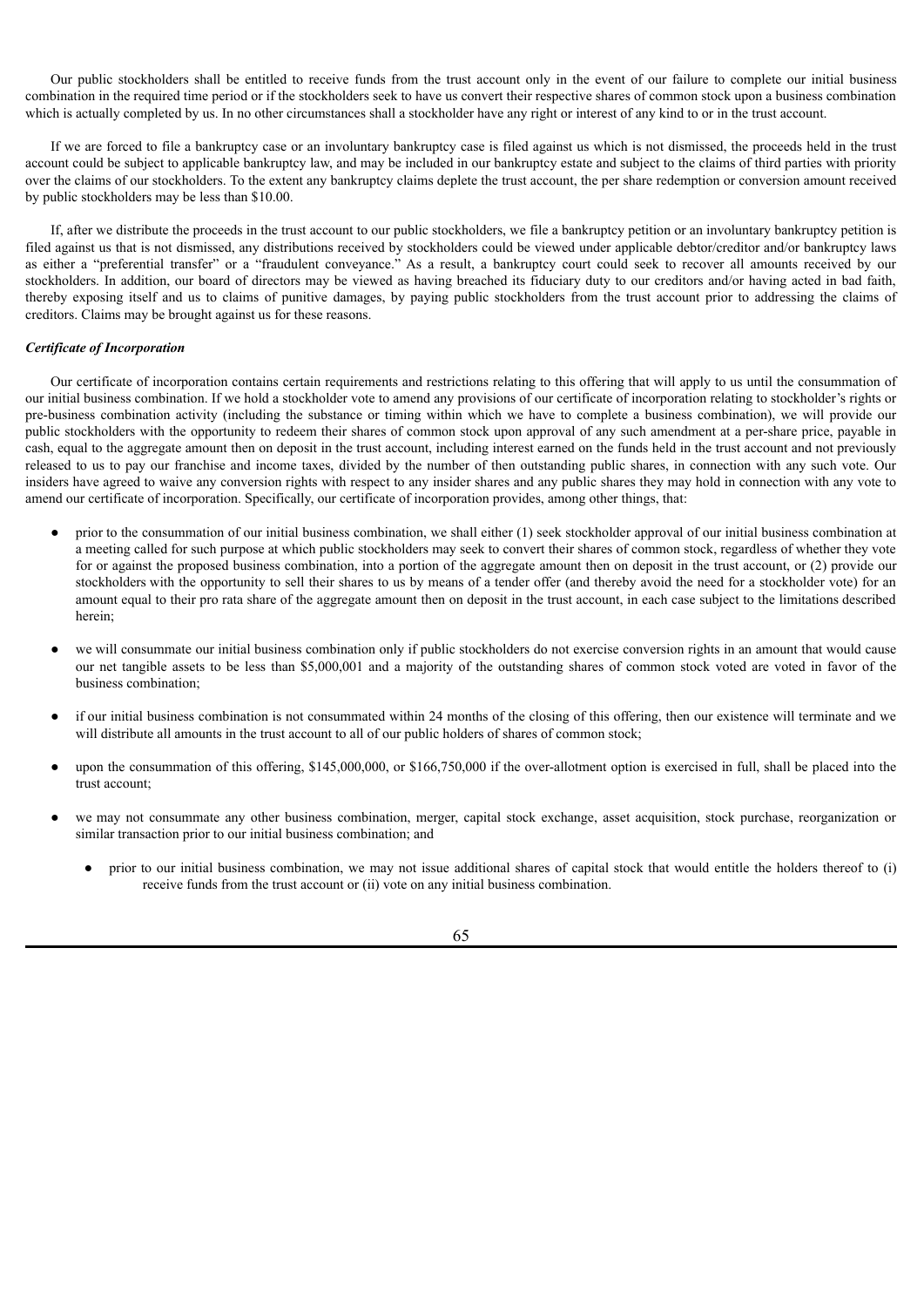Our public stockholders shall be entitled to receive funds from the trust account only in the event of our failure to complete our initial business combination in the required time period or if the stockholders seek to have us convert their respective shares of common stock upon a business combination which is actually completed by us. In no other circumstances shall a stockholder have any right or interest of any kind to or in the trust account.

If we are forced to file a bankruptcy case or an involuntary bankruptcy case is filed against us which is not dismissed, the proceeds held in the trust account could be subject to applicable bankruptcy law, and may be included in our bankruptcy estate and subject to the claims of third parties with priority over the claims of our stockholders. To the extent any bankruptcy claims deplete the trust account, the per share redemption or conversion amount received by public stockholders may be less than $10.00.

If, after we distribute the proceeds in the trust account to our public stockholders, we file a bankruptcy petition or an involuntary bankruptcy petition is filed against us that is not dismissed, any distributions received by stockholders could be viewed under applicable debtor/creditor and/or bankruptcy laws as either a "preferential transfer" or a "fraudulent conveyance." As a result, a bankruptcy court could seek to recover all amounts received by our stockholders. In addition, our board of directors may be viewed as having breached its fiduciary duty to our creditors and/or having acted in bad faith, thereby exposing itself and us to claims of punitive damages, by paying public stockholders from the trust account prior to addressing the claims of creditors. Claims may be brought against us for these reasons.

***Certificate of Incorporation***

Our certificate of incorporation contains certain requirements and restrictions relating to this offering that will apply to us until the consummation of our initial business combination. If we hold a stockholder vote to amend any provisions of our certificate of incorporation relating to stockholder's rights or pre-business combination activity (including the substance or timing within which we have to complete a business combination), we will provide our public stockholders with the opportunity to redeem their shares of common stock upon approval of any such amendment at a per-share price, payable in cash, equal to the aggregate amount then on deposit in the trust account, including interest earned on the funds held in the trust account and not previously released to us to pay our franchise and income taxes, divided by the number of then outstanding public shares, in connection with any such vote. Our insiders have agreed to waive any conversion rights with respect to any insider shares and any public shares they may hold in connection with any vote to amend our certificate of incorporation. Specifically, our certificate of incorporation provides, among other things, that:

- prior to the consummation of our initial business combination, we shall either (1) seek stockholder approval of our initial business combination at a meeting called for such purpose at which public stockholders may seek to convert their shares of common stock, regardless of whether they vote for or against the proposed business combination, into a portion of the aggregate amount then on deposit in the trust account, or (2) provide our stockholders with the opportunity to sell their shares to us by means of a tender offer (and thereby avoid the need for a stockholder vote) for an amount equal to their pro rata share of the aggregate amount then on deposit in the trust account, in each case subject to the limitations described herein;
- we will consummate our initial business combination only if public stockholders do not exercise conversion rights in an amount that would cause our net tangible assets to be less than $5,000,001 and a majority of the outstanding shares of common stock voted are voted in favor of the business combination;
- if our initial business combination is not consummated within 24 months of the closing of this offering, then our existence will terminate and we will distribute all amounts in the trust account to all of our public holders of shares of common stock;
- upon the consummation of this offering, $145,000,000, or $166,750,000 if the over-allotment option is exercised in full, shall be placed into the trust account;
- we may not consummate any other business combination, merger, capital stock exchange, asset acquisition, stock purchase, reorganization or similar transaction prior to our initial business combination; and
  - prior to our initial business combination, we may not issue additional shares of capital stock that would entitle the holders thereof to (i) receive funds from the trust account or (ii) vote on any initial business combination.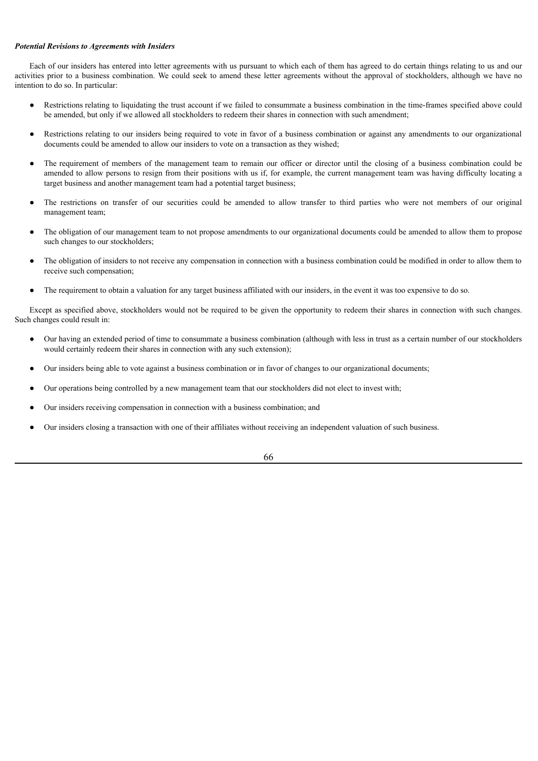***Potential Revisions to Agreements with Insiders***

Each of our insiders has entered into letter agreements with us pursuant to which each of them has agreed to do certain things relating to us and our activities prior to a business combination. We could seek to amend these letter agreements without the approval of stockholders, although we have no intention to do so. In particular:

- Restrictions relating to liquidating the trust account if we failed to consummate a business combination in the time-frames specified above could be amended, but only if we allowed all stockholders to redeem their shares in connection with such amendment;
- Restrictions relating to our insiders being required to vote in favor of a business combination or against any amendments to our organizational documents could be amended to allow our insiders to vote on a transaction as they wished;
- The requirement of members of the management team to remain our officer or director until the closing of a business combination could be amended to allow persons to resign from their positions with us if, for example, the current management team was having difficulty locating a target business and another management team had a potential target business;
- The restrictions on transfer of our securities could be amended to allow transfer to third parties who were not members of our original management team;
- The obligation of our management team to not propose amendments to our organizational documents could be amended to allow them to propose such changes to our stockholders;
- The obligation of insiders to not receive any compensation in connection with a business combination could be modified in order to allow them to receive such compensation;
- The requirement to obtain a valuation for any target business affiliated with our insiders, in the event it was too expensive to do so.

Except as specified above, stockholders would not be required to be given the opportunity to redeem their shares in connection with such changes. Such changes could result in:

- Our having an extended period of time to consummate a business combination (although with less in trust as a certain number of our stockholders would certainly redeem their shares in connection with any such extension);
- Our insiders being able to vote against a business combination or in favor of changes to our organizational documents;
- Our operations being controlled by a new management team that our stockholders did not elect to invest with;
- Our insiders receiving compensation in connection with a business combination; and
- Our insiders closing a transaction with one of their affiliates without receiving an independent valuation of such business.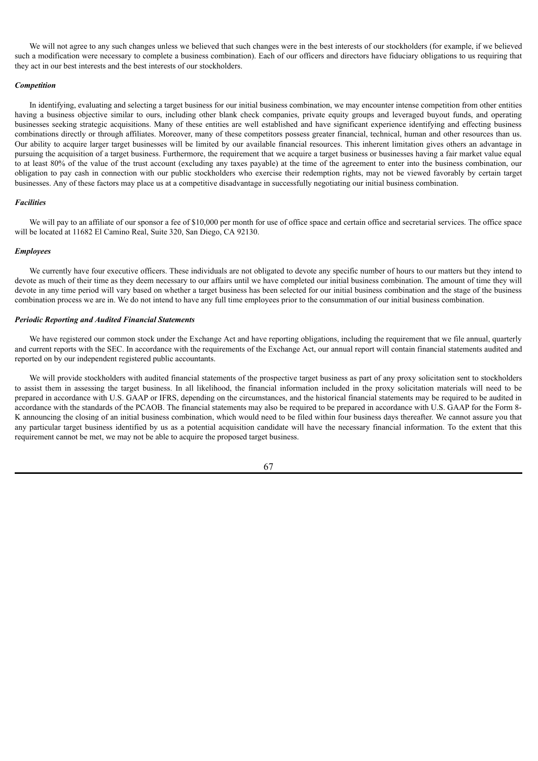We will not agree to any such changes unless we believed that such changes were in the best interests of our stockholders (for example, if we believed such a modification were necessary to complete a business combination). Each of our officers and directors have fiduciary obligations to us requiring that they act in our best interests and the best interests of our stockholders.

***Competition***

In identifying, evaluating and selecting a target business for our initial business combination, we may encounter intense competition from other entities having a business objective similar to ours, including other blank check companies, private equity groups and leveraged buyout funds, and operating businesses seeking strategic acquisitions. Many of these entities are well established and have significant experience identifying and effecting business combinations directly or through affiliates. Moreover, many of these competitors possess greater financial, technical, human and other resources than us. Our ability to acquire larger target businesses will be limited by our available financial resources. This inherent limitation gives others an advantage in pursuing the acquisition of a target business. Furthermore, the requirement that we acquire a target business or businesses having a fair market value equal to at least 80% of the value of the trust account (excluding any taxes payable) at the time of the agreement to enter into the business combination, our obligation to pay cash in connection with our public stockholders who exercise their redemption rights, may not be viewed favorably by certain target businesses. Any of these factors may place us at a competitive disadvantage in successfully negotiating our initial business combination.

***Facilities***

We will pay to an affiliate of our sponsor a fee of $10,000 per month for use of office space and certain office and secretarial services. The office space will be located at 11682 El Camino Real, Suite 320, San Diego, CA 92130.

***Employees***

We currently have four executive officers. These individuals are not obligated to devote any specific number of hours to our matters but they intend to devote as much of their time as they deem necessary to our affairs until we have completed our initial business combination. The amount of time they will devote in any time period will vary based on whether a target business has been selected for our initial business combination and the stage of the business combination process we are in. We do not intend to have any full time employees prior to the consummation of our initial business combination.

***Periodic Reporting and Audited Financial Statements***

We have registered our common stock under the Exchange Act and have reporting obligations, including the requirement that we file annual, quarterly and current reports with the SEC. In accordance with the requirements of the Exchange Act, our annual report will contain financial statements audited and reported on by our independent registered public accountants.

We will provide stockholders with audited financial statements of the prospective target business as part of any proxy solicitation sent to stockholders to assist them in assessing the target business. In all likelihood, the financial information included in the proxy solicitation materials will need to be prepared in accordance with U.S. GAAP or IFRS, depending on the circumstances, and the historical financial statements may be required to be audited in accordance with the standards of the PCAOB. The financial statements may also be required to be prepared in accordance with U.S. GAAP for the Form 8-K announcing the closing of an initial business combination, which would need to be filed within four business days thereafter. We cannot assure you that any particular target business identified by us as a potential acquisition candidate will have the necessary financial information. To the extent that this requirement cannot be met, we may not be able to acquire the proposed target business.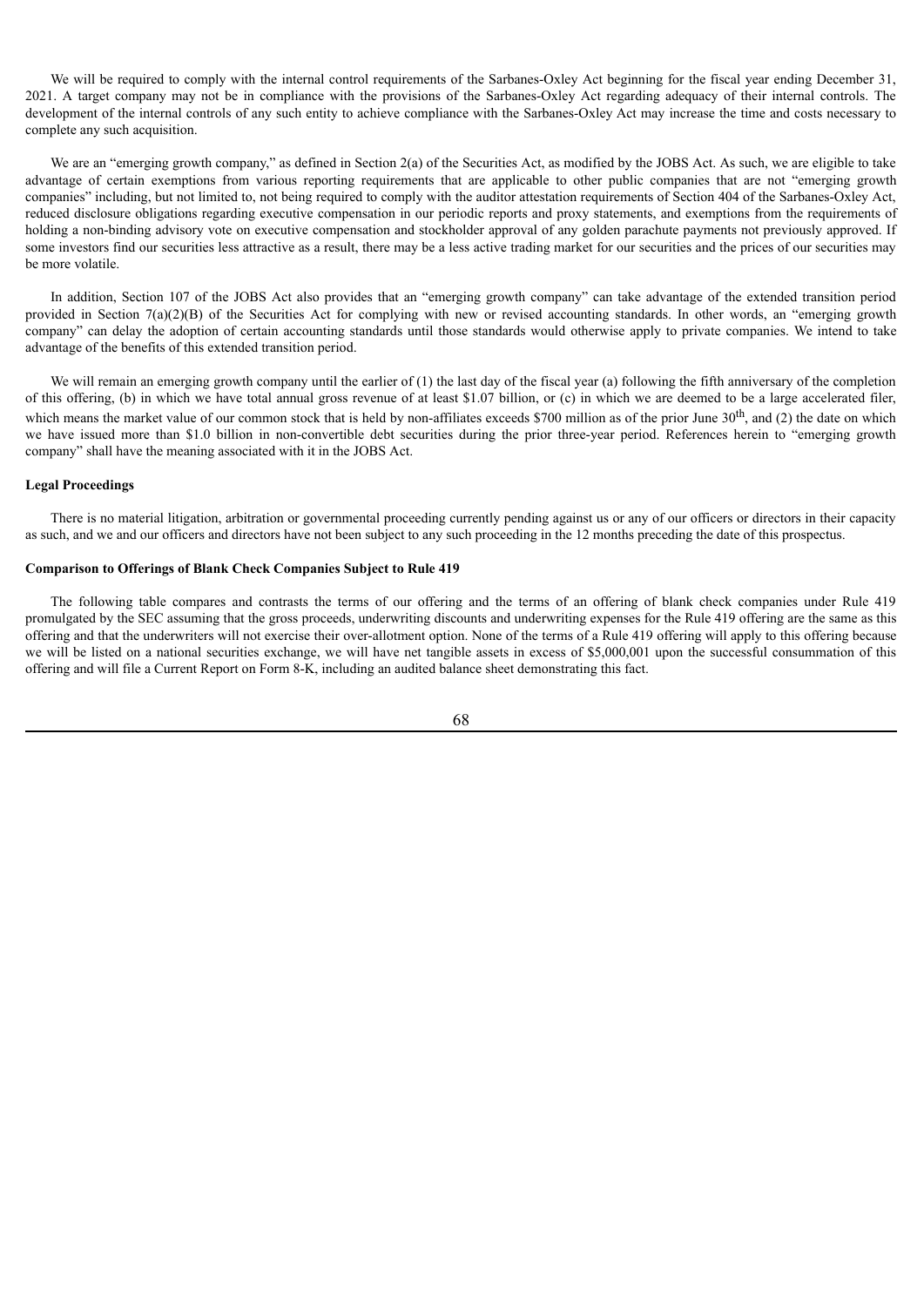We will be required to comply with the internal control requirements of the Sarbanes-Oxley Act beginning for the fiscal year ending December 31, 2021. A target company may not be in compliance with the provisions of the Sarbanes-Oxley Act regarding adequacy of their internal controls. The development of the internal controls of any such entity to achieve compliance with the Sarbanes-Oxley Act may increase the time and costs necessary to complete any such acquisition.

We are an "emerging growth company," as defined in Section 2(a) of the Securities Act, as modified by the JOBS Act. As such, we are eligible to take advantage of certain exemptions from various reporting requirements that are applicable to other public companies that are not "emerging growth companies" including, but not limited to, not being required to comply with the auditor attestation requirements of Section 404 of the Sarbanes-Oxley Act, reduced disclosure obligations regarding executive compensation in our periodic reports and proxy statements, and exemptions from the requirements of holding a non-binding advisory vote on executive compensation and stockholder approval of any golden parachute payments not previously approved. If some investors find our securities less attractive as a result, there may be a less active trading market for our securities and the prices of our securities may be more volatile.

In addition, Section 107 of the JOBS Act also provides that an "emerging growth company" can take advantage of the extended transition period provided in Section 7(a)(2)(B) of the Securities Act for complying with new or revised accounting standards. In other words, an "emerging growth company" can delay the adoption of certain accounting standards until those standards would otherwise apply to private companies. We intend to take advantage of the benefits of this extended transition period.

We will remain an emerging growth company until the earlier of (1) the last day of the fiscal year (a) following the fifth anniversary of the completion of this offering, (b) in which we have total annual gross revenue of at least $1.07 billion, or (c) in which we are deemed to be a large accelerated filer, which means the market value of our common stock that is held by non-affiliates exceeds $700 million as of the prior June 30th, and (2) the date on which we have issued more than $1.0 billion in non-convertible debt securities during the prior three-year period. References herein to "emerging growth company" shall have the meaning associated with it in the JOBS Act.

**Legal Proceedings**

There is no material litigation, arbitration or governmental proceeding currently pending against us or any of our officers or directors in their capacity as such, and we and our officers and directors have not been subject to any such proceeding in the 12 months preceding the date of this prospectus.

**Comparison to Offerings of Blank Check Companies Subject to Rule 419**

The following table compares and contrasts the terms of our offering and the terms of an offering of blank check companies under Rule 419 promulgated by the SEC assuming that the gross proceeds, underwriting discounts and underwriting expenses for the Rule 419 offering are the same as this offering and that the underwriters will not exercise their over-allotment option. None of the terms of a Rule 419 offering will apply to this offering because we will be listed on a national securities exchange, we will have net tangible assets in excess of $5,000,001 upon the successful consummation of this offering and will file a Current Report on Form 8-K, including an audited balance sheet demonstrating this fact.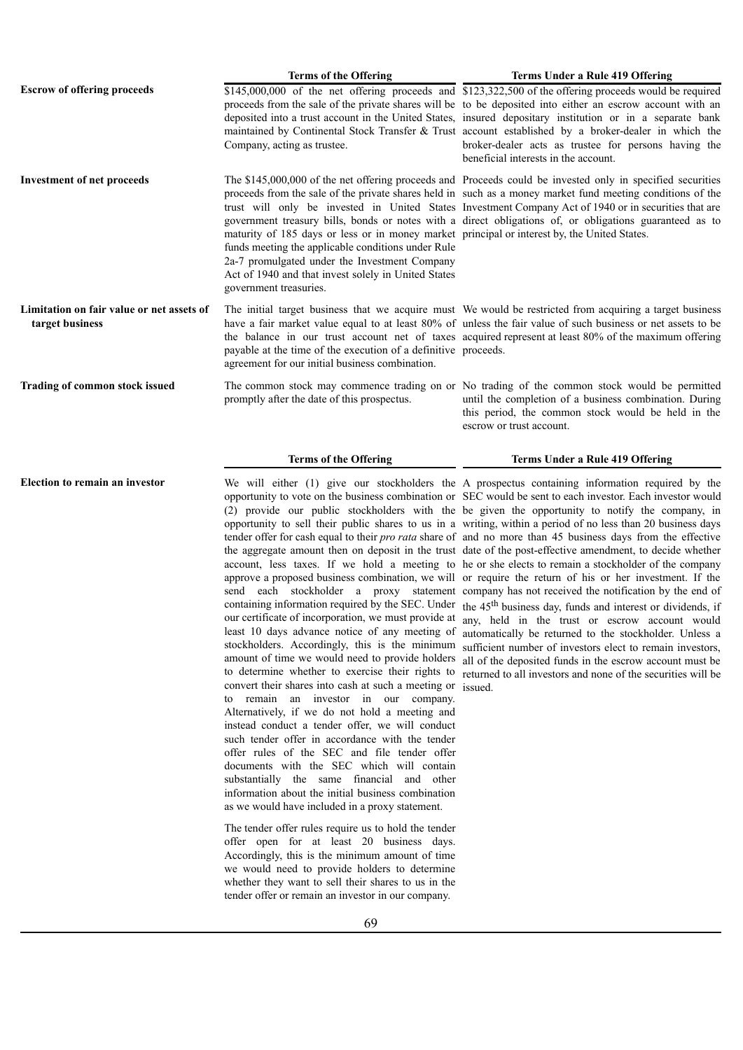| | Terms of the Offering | Terms Under a Rule 419 Offering |
|---|---|---|
| **Escrow of offering proceeds** | $145,000,000 of the net offering proceeds and proceeds from the sale of the private shares will be deposited into a trust account in the United States, maintained by Continental Stock Transfer & Trust Company, acting as trustee. | $123,322,500 of the offering proceeds would be required to be deposited into either an escrow account with an insured depositary institution or in a separate bank account established by a broker-dealer in which the broker-dealer acts as trustee for persons having the beneficial interests in the account. |
| **Investment of net proceeds** | The $145,000,000 of the net offering proceeds and proceeds from the sale of the private shares held in trust will only be invested in United States government treasury bills, bonds or notes with a maturity of 185 days or less or in money market funds meeting the applicable conditions under Rule 2a-7 promulgated under the Investment Company Act of 1940 and that invest solely in United States government treasuries. | Proceeds could be invested only in specified securities such as a money market fund meeting conditions of the Investment Company Act of 1940 or in securities that are direct obligations of, or obligations guaranteed as to principal or interest by, the United States. |
| **Limitation on fair value or net assets of target business** | The initial target business that we acquire must have a fair market value equal to at least 80% of the balance in our trust account net of taxes payable at the time of the execution of a definitive agreement for our initial business combination. | We would be restricted from acquiring a target business unless the fair value of such business or net assets to be acquired represent at least 80% of the maximum offering proceeds. |
| **Trading of common stock issued** | The common stock may commence trading on or promptly after the date of this prospectus. | No trading of the common stock would be permitted until the completion of a business combination. During this period, the common stock would be held in the escrow or trust account. |

| | Terms of the Offering | Terms Under a Rule 419 Offering |
|---|---|---|
| **Election to remain an investor** | We will either (1) give our stockholders the opportunity to vote on the business combination or (2) provide our public stockholders with the opportunity to sell their public shares to us in a tender offer for cash equal to their *pro rata* share of the aggregate amount then on deposit in the trust account, less taxes. If we hold a meeting to approve a proposed business combination, we will send each stockholder a proxy statement containing information required by the SEC. Under our certificate of incorporation, we must provide at least 10 days advance notice of any meeting of stockholders. Accordingly, this is the minimum amount of time we would need to provide holders to determine whether to exercise their rights to convert their shares into cash at such a meeting or to remain an investor in our company. Alternatively, if we do not hold a meeting and instead conduct a tender offer, we will conduct such tender offer in accordance with the tender offer rules of the SEC and file tender offer documents with the SEC which will contain substantially the same financial and other information about the initial business combination as we would have included in a proxy statement.<br><br>The tender offer rules require us to hold the tender offer open for at least 20 business days. Accordingly, this is the minimum amount of time we would need to provide holders to determine whether they want to sell their shares to us in the tender offer or remain an investor in our company. | A prospectus containing information required by the SEC would be sent to each investor. Each investor would be given the opportunity to notify the company, in writing, within a period of no less than 20 business days and no more than 45 business days from the effective date of the post-effective amendment, to decide whether he or she elects to remain a stockholder of the company or require the return of his or her investment. If the company has not received the notification by the end of the 45th business day, funds and interest or dividends, if any, held in the trust or escrow account would automatically be returned to the stockholder. Unless a sufficient number of investors elect to remain investors, all of the deposited funds in the escrow account must be returned to all investors and none of the securities will be issued. |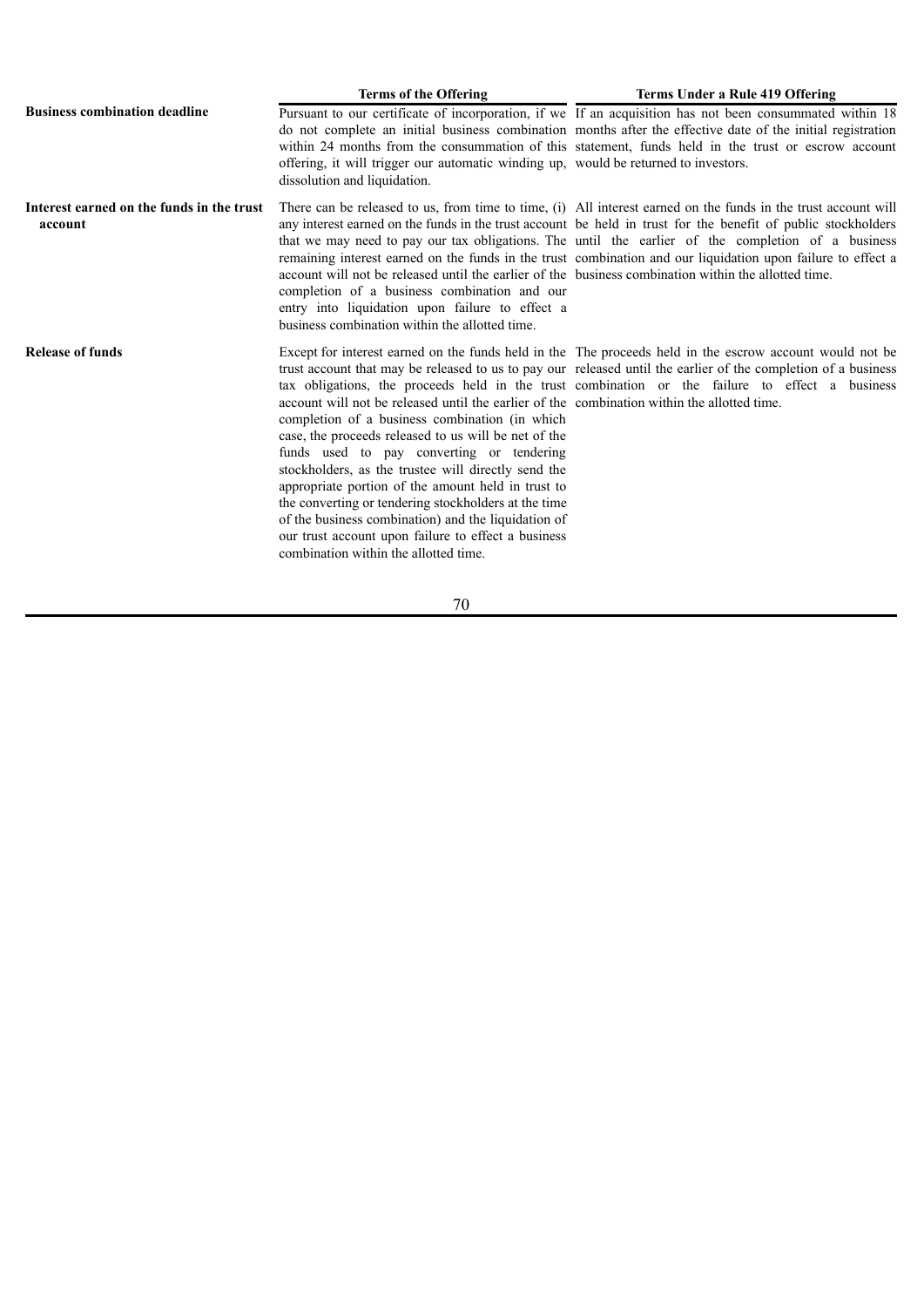| | Terms of the Offering | Terms Under a Rule 419 Offering |
|---|---|---|
| **Business combination deadline** | Pursuant to our certificate of incorporation, if we do not complete an initial business combination within 24 months from the consummation of this offering, it will trigger our automatic winding up, dissolution and liquidation. | If an acquisition has not been consummated within 18 months after the effective date of the initial registration statement, funds held in the trust or escrow account would be returned to investors. |
| **Interest earned on the funds in the trust account** | There can be released to us, from time to time, (i) any interest earned on the funds in the trust account that we may need to pay our tax obligations. The remaining interest earned on the funds in the trust account will not be released until the earlier of the completion of a business combination and our entry into liquidation upon failure to effect a business combination within the allotted time. | All interest earned on the funds in the trust account will be held in trust for the benefit of public stockholders until the earlier of the completion of a business combination and our liquidation upon failure to effect a business combination within the allotted time. |
| **Release of funds** | Except for interest earned on the funds held in the trust account that may be released to us to pay our tax obligations, the proceeds held in the trust account will not be released until the earlier of the completion of a business combination (in which case, the proceeds released to us will be net of the funds used to pay converting or tendering stockholders, as the trustee will directly send the appropriate portion of the amount held in trust to the converting or tendering stockholders at the time of the business combination) and the liquidation of our trust account upon failure to effect a business combination within the allotted time. | The proceeds held in the escrow account would not be released until the earlier of the completion of a business combination or the failure to effect a business combination within the allotted time. |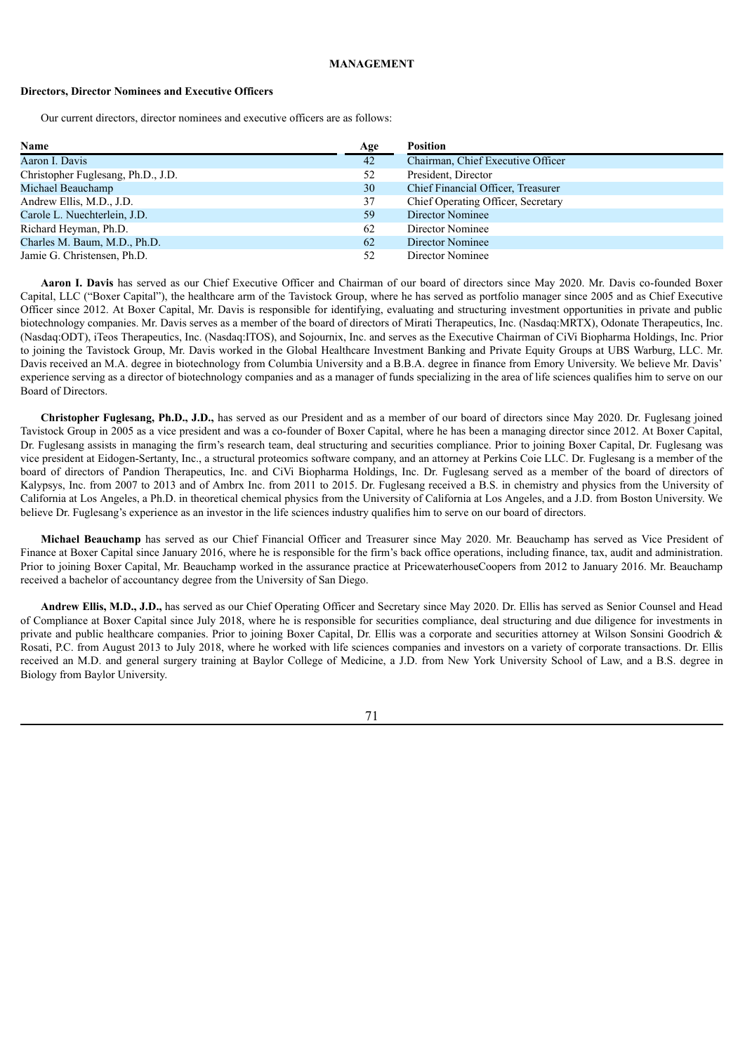# MANAGEMENT

## Directors, Director Nominees and Executive Officers

Our current directors, director nominees and executive officers are as follows:

| Name | Age | Position |
| --- | --- | --- |
| Aaron I. Davis | 42 | Chairman, Chief Executive Officer |
| Christopher Fuglesang, Ph.D., J.D. | 52 | President, Director |
| Michael Beauchamp | 30 | Chief Financial Officer, Treasurer |
| Andrew Ellis, M.D., J.D. | 37 | Chief Operating Officer, Secretary |
| Carole L. Nuechterlein, J.D. | 59 | Director Nominee |
| Richard Heyman, Ph.D. | 62 | Director Nominee |
| Charles M. Baum, M.D., Ph.D. | 62 | Director Nominee |
| Jamie G. Christensen, Ph.D. | 52 | Director Nominee |

**Aaron I. Davis** has served as our Chief Executive Officer and Chairman of our board of directors since May 2020. Mr. Davis co-founded Boxer Capital, LLC ("Boxer Capital"), the healthcare arm of the Tavistock Group, where he has served as portfolio manager since 2005 and as Chief Executive Officer since 2012. At Boxer Capital, Mr. Davis is responsible for identifying, evaluating and structuring investment opportunities in private and public biotechnology companies. Mr. Davis serves as a member of the board of directors of Mirati Therapeutics, Inc. (Nasdaq:MRTX), Odonate Therapeutics, Inc. (Nasdaq:ODT), iTeos Therapeutics, Inc. (Nasdaq:ITOS), and Sojournix, Inc. and serves as the Executive Chairman of CiVi Biopharma Holdings, Inc. Prior to joining the Tavistock Group, Mr. Davis worked in the Global Healthcare Investment Banking and Private Equity Groups at UBS Warburg, LLC. Mr. Davis received an M.A. degree in biotechnology from Columbia University and a B.B.A. degree in finance from Emory University. We believe Mr. Davis' experience serving as a director of biotechnology companies and as a manager of funds specializing in the area of life sciences qualifies him to serve on our Board of Directors.

**Christopher Fuglesang, Ph.D., J.D.,** has served as our President and as a member of our board of directors since May 2020. Dr. Fuglesang joined Tavistock Group in 2005 as a vice president and was a co-founder of Boxer Capital, where he has been a managing director since 2012. At Boxer Capital, Dr. Fuglesang assists in managing the firm's research team, deal structuring and securities compliance. Prior to joining Boxer Capital, Dr. Fuglesang was vice president at Eidogen-Sertanty, Inc., a structural proteomics software company, and an attorney at Perkins Coie LLC. Dr. Fuglesang is a member of the board of directors of Pandion Therapeutics, Inc. and CiVi Biopharma Holdings, Inc. Dr. Fuglesang served as a member of the board of directors of Kalypsys, Inc. from 2007 to 2013 and of Ambrx Inc. from 2011 to 2015. Dr. Fuglesang received a B.S. in chemistry and physics from the University of California at Los Angeles, a Ph.D. in theoretical chemical physics from the University of California at Los Angeles, and a J.D. from Boston University. We believe Dr. Fuglesang's experience as an investor in the life sciences industry qualifies him to serve on our board of directors.

**Michael Beauchamp** has served as our Chief Financial Officer and Treasurer since May 2020. Mr. Beauchamp has served as Vice President of Finance at Boxer Capital since January 2016, where he is responsible for the firm's back office operations, including finance, tax, audit and administration. Prior to joining Boxer Capital, Mr. Beauchamp worked in the assurance practice at PricewaterhouseCoopers from 2012 to January 2016. Mr. Beauchamp received a bachelor of accountancy degree from the University of San Diego.

**Andrew Ellis, M.D., J.D.,** has served as our Chief Operating Officer and Secretary since May 2020. Dr. Ellis has served as Senior Counsel and Head of Compliance at Boxer Capital since July 2018, where he is responsible for securities compliance, deal structuring and due diligence for investments in private and public healthcare companies. Prior to joining Boxer Capital, Dr. Ellis was a corporate and securities attorney at Wilson Sonsini Goodrich & Rosati, P.C. from August 2013 to July 2018, where he worked with life sciences companies and investors on a variety of corporate transactions. Dr. Ellis received an M.D. and general surgery training at Baylor College of Medicine, a J.D. from New York University School of Law, and a B.S. degree in Biology from Baylor University.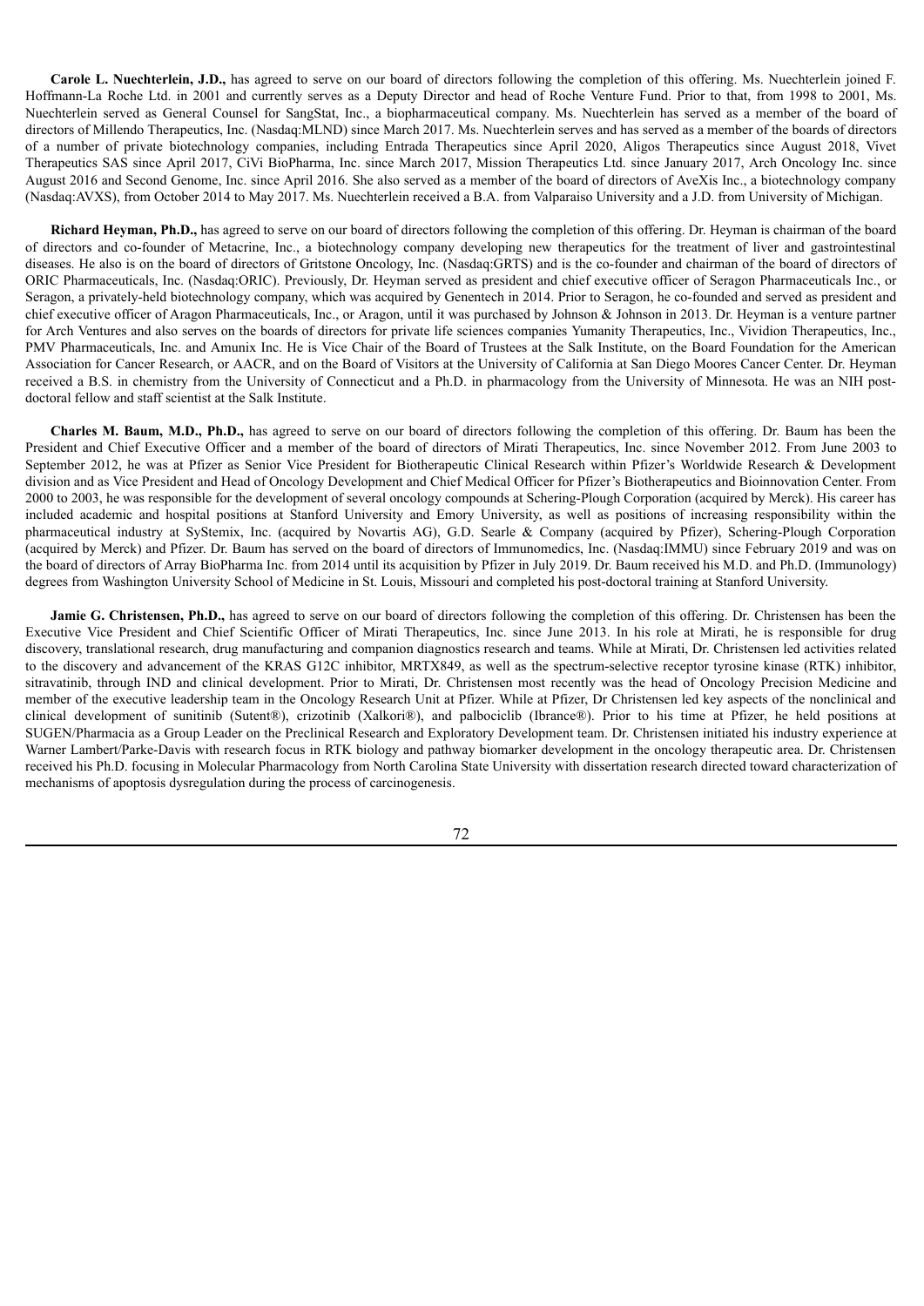**Carole L. Nuechterlein, J.D.,** has agreed to serve on our board of directors following the completion of this offering. Ms. Nuechterlein joined F. Hoffmann-La Roche Ltd. in 2001 and currently serves as a Deputy Director and head of Roche Venture Fund. Prior to that, from 1998 to 2001, Ms. Nuechterlein served as General Counsel for SangStat, Inc., a biopharmaceutical company. Ms. Nuechterlein has served as a member of the board of directors of Millendo Therapeutics, Inc. (Nasdaq:MLND) since March 2017. Ms. Nuechterlein serves and has served as a member of the boards of directors of a number of private biotechnology companies, including Entrada Therapeutics since April 2020, Aligos Therapeutics since August 2018, Vivet Therapeutics SAS since April 2017, CiVi BioPharma, Inc. since March 2017, Mission Therapeutics Ltd. since January 2017, Arch Oncology Inc. since August 2016 and Second Genome, Inc. since April 2016. She also served as a member of the board of directors of AveXis Inc., a biotechnology company (Nasdaq:AVXS), from October 2014 to May 2017. Ms. Nuechterlein received a B.A. from Valparaiso University and a J.D. from University of Michigan.

**Richard Heyman, Ph.D.,** has agreed to serve on our board of directors following the completion of this offering. Dr. Heyman is chairman of the board of directors and co-founder of Metacrine, Inc., a biotechnology company developing new therapeutics for the treatment of liver and gastrointestinal diseases. He also is on the board of directors of Gritstone Oncology, Inc. (Nasdaq:GRTS) and is the co-founder and chairman of the board of directors of ORIC Pharmaceuticals, Inc. (Nasdaq:ORIC). Previously, Dr. Heyman served as president and chief executive officer of Seragon Pharmaceuticals Inc., or Seragon, a privately-held biotechnology company, which was acquired by Genentech in 2014. Prior to Seragon, he co-founded and served as president and chief executive officer of Aragon Pharmaceuticals, Inc., or Aragon, until it was purchased by Johnson & Johnson in 2013. Dr. Heyman is a venture partner for Arch Ventures and also serves on the boards of directors for private life sciences companies Yumanity Therapeutics, Inc., Vividion Therapeutics, Inc., PMV Pharmaceuticals, Inc. and Amunix Inc. He is Vice Chair of the Board of Trustees at the Salk Institute, on the Board Foundation for the American Association for Cancer Research, or AACR, and on the Board of Visitors at the University of California at San Diego Moores Cancer Center. Dr. Heyman received a B.S. in chemistry from the University of Connecticut and a Ph.D. in pharmacology from the University of Minnesota. He was an NIH post-doctoral fellow and staff scientist at the Salk Institute.

**Charles M. Baum, M.D., Ph.D.,** has agreed to serve on our board of directors following the completion of this offering. Dr. Baum has been the President and Chief Executive Officer and a member of the board of directors of Mirati Therapeutics, Inc. since November 2012. From June 2003 to September 2012, he was at Pfizer as Senior Vice President for Biotherapeutic Clinical Research within Pfizer's Worldwide Research & Development division and as Vice President and Head of Oncology Development and Chief Medical Officer for Pfizer's Biotherapeutics and Bioinnovation Center. From 2000 to 2003, he was responsible for the development of several oncology compounds at Schering-Plough Corporation (acquired by Merck). His career has included academic and hospital positions at Stanford University and Emory University, as well as positions of increasing responsibility within the pharmaceutical industry at SyStemix, Inc. (acquired by Novartis AG), G.D. Searle & Company (acquired by Pfizer), Schering-Plough Corporation (acquired by Merck) and Pfizer. Dr. Baum has served on the board of directors of Immunomedics, Inc. (Nasdaq:IMMU) since February 2019 and was on the board of directors of Array BioPharma Inc. from 2014 until its acquisition by Pfizer in July 2019. Dr. Baum received his M.D. and Ph.D. (Immunology) degrees from Washington University School of Medicine in St. Louis, Missouri and completed his post-doctoral training at Stanford University.

**Jamie G. Christensen, Ph.D.,** has agreed to serve on our board of directors following the completion of this offering. Dr. Christensen has been the Executive Vice President and Chief Scientific Officer of Mirati Therapeutics, Inc. since June 2013. In his role at Mirati, he is responsible for drug discovery, translational research, drug manufacturing and companion diagnostics research and teams. While at Mirati, Dr. Christensen led activities related to the discovery and advancement of the KRAS G12C inhibitor, MRTX849, as well as the spectrum-selective receptor tyrosine kinase (RTK) inhibitor, sitravatinib, through IND and clinical development. Prior to Mirati, Dr. Christensen most recently was the head of Oncology Precision Medicine and member of the executive leadership team in the Oncology Research Unit at Pfizer. While at Pfizer, Dr Christensen led key aspects of the nonclinical and clinical development of sunitinib (Sutent®), crizotinib (Xalkori®), and palbociclib (Ibrance®). Prior to his time at Pfizer, he held positions at SUGEN/Pharmacia as a Group Leader on the Preclinical Research and Exploratory Development team. Dr. Christensen initiated his industry experience at Warner Lambert/Parke-Davis with research focus in RTK biology and pathway biomarker development in the oncology therapeutic area. Dr. Christensen received his Ph.D. focusing in Molecular Pharmacology from North Carolina State University with dissertation research directed toward characterization of mechanisms of apoptosis dysregulation during the process of carcinogenesis.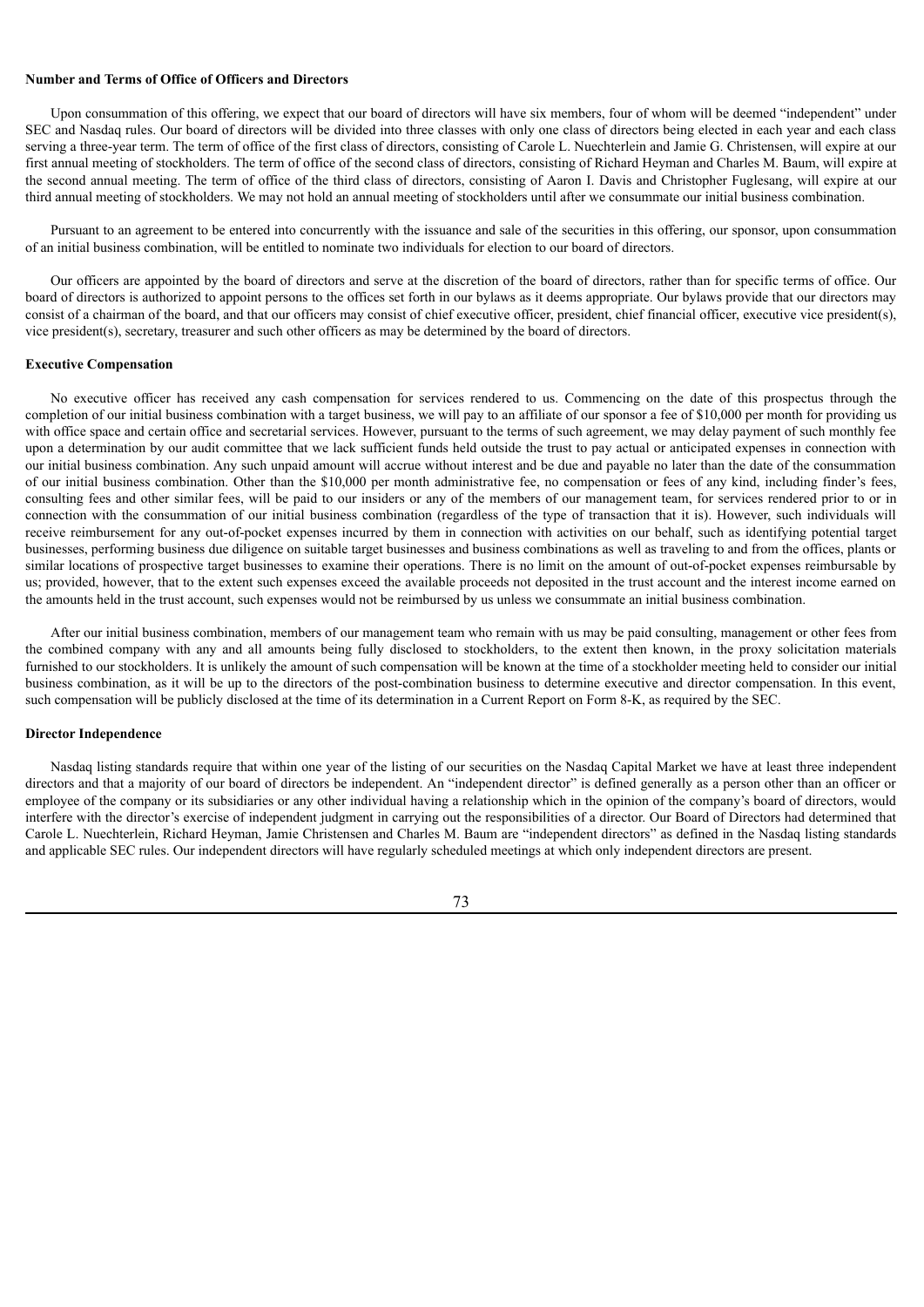**Number and Terms of Office of Officers and Directors**

Upon consummation of this offering, we expect that our board of directors will have six members, four of whom will be deemed "independent" under SEC and Nasdaq rules. Our board of directors will be divided into three classes with only one class of directors being elected in each year and each class serving a three-year term. The term of office of the first class of directors, consisting of Carole L. Nuechterlein and Jamie G. Christensen, will expire at our first annual meeting of stockholders. The term of office of the second class of directors, consisting of Richard Heyman and Charles M. Baum, will expire at the second annual meeting. The term of office of the third class of directors, consisting of Aaron I. Davis and Christopher Fuglesang, will expire at our third annual meeting of stockholders. We may not hold an annual meeting of stockholders until after we consummate our initial business combination.

Pursuant to an agreement to be entered into concurrently with the issuance and sale of the securities in this offering, our sponsor, upon consummation of an initial business combination, will be entitled to nominate two individuals for election to our board of directors.

Our officers are appointed by the board of directors and serve at the discretion of the board of directors, rather than for specific terms of office. Our board of directors is authorized to appoint persons to the offices set forth in our bylaws as it deems appropriate. Our bylaws provide that our directors may consist of a chairman of the board, and that our officers may consist of chief executive officer, president, chief financial officer, executive vice president(s), vice president(s), secretary, treasurer and such other officers as may be determined by the board of directors.

**Executive Compensation**

No executive officer has received any cash compensation for services rendered to us. Commencing on the date of this prospectus through the completion of our initial business combination with a target business, we will pay to an affiliate of our sponsor a fee of $10,000 per month for providing us with office space and certain office and secretarial services. However, pursuant to the terms of such agreement, we may delay payment of such monthly fee upon a determination by our audit committee that we lack sufficient funds held outside the trust to pay actual or anticipated expenses in connection with our initial business combination. Any such unpaid amount will accrue without interest and be due and payable no later than the date of the consummation of our initial business combination. Other than the $10,000 per month administrative fee, no compensation or fees of any kind, including finder's fees, consulting fees and other similar fees, will be paid to our insiders or any of the members of our management team, for services rendered prior to or in connection with the consummation of our initial business combination (regardless of the type of transaction that it is). However, such individuals will receive reimbursement for any out-of-pocket expenses incurred by them in connection with activities on our behalf, such as identifying potential target businesses, performing business due diligence on suitable target businesses and business combinations as well as traveling to and from the offices, plants or similar locations of prospective target businesses to examine their operations. There is no limit on the amount of out-of-pocket expenses reimbursable by us; provided, however, that to the extent such expenses exceed the available proceeds not deposited in the trust account and the interest income earned on the amounts held in the trust account, such expenses would not be reimbursed by us unless we consummate an initial business combination.

After our initial business combination, members of our management team who remain with us may be paid consulting, management or other fees from the combined company with any and all amounts being fully disclosed to stockholders, to the extent then known, in the proxy solicitation materials furnished to our stockholders. It is unlikely the amount of such compensation will be known at the time of a stockholder meeting held to consider our initial business combination, as it will be up to the directors of the post-combination business to determine executive and director compensation. In this event, such compensation will be publicly disclosed at the time of its determination in a Current Report on Form 8-K, as required by the SEC.

**Director Independence**

Nasdaq listing standards require that within one year of the listing of our securities on the Nasdaq Capital Market we have at least three independent directors and that a majority of our board of directors be independent. An "independent director" is defined generally as a person other than an officer or employee of the company or its subsidiaries or any other individual having a relationship which in the opinion of the company's board of directors, would interfere with the director's exercise of independent judgment in carrying out the responsibilities of a director. Our Board of Directors had determined that Carole L. Nuechterlein, Richard Heyman, Jamie Christensen and Charles M. Baum are "independent directors" as defined in the Nasdaq listing standards and applicable SEC rules. Our independent directors will have regularly scheduled meetings at which only independent directors are present.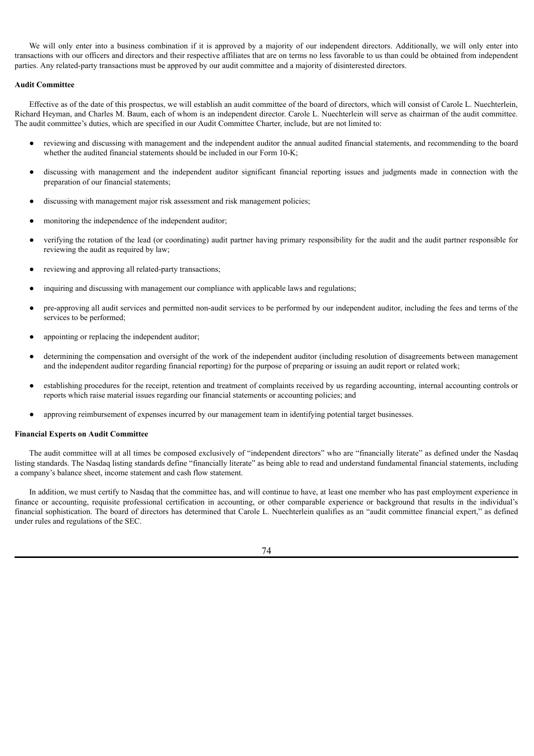We will only enter into a business combination if it is approved by a majority of our independent directors. Additionally, we will only enter into transactions with our officers and directors and their respective affiliates that are on terms no less favorable to us than could be obtained from independent parties. Any related-party transactions must be approved by our audit committee and a majority of disinterested directors.

**Audit Committee**

Effective as of the date of this prospectus, we will establish an audit committee of the board of directors, which will consist of Carole L. Nuechterlein, Richard Heyman, and Charles M. Baum, each of whom is an independent director. Carole L. Nuechterlein will serve as chairman of the audit committee. The audit committee's duties, which are specified in our Audit Committee Charter, include, but are not limited to:

- reviewing and discussing with management and the independent auditor the annual audited financial statements, and recommending to the board whether the audited financial statements should be included in our Form 10-K;
- discussing with management and the independent auditor significant financial reporting issues and judgments made in connection with the preparation of our financial statements;
- discussing with management major risk assessment and risk management policies;
- monitoring the independence of the independent auditor;
- verifying the rotation of the lead (or coordinating) audit partner having primary responsibility for the audit and the audit partner responsible for reviewing the audit as required by law;
- reviewing and approving all related-party transactions;
- inquiring and discussing with management our compliance with applicable laws and regulations;
- pre-approving all audit services and permitted non-audit services to be performed by our independent auditor, including the fees and terms of the services to be performed;
- appointing or replacing the independent auditor;
- determining the compensation and oversight of the work of the independent auditor (including resolution of disagreements between management and the independent auditor regarding financial reporting) for the purpose of preparing or issuing an audit report or related work;
- establishing procedures for the receipt, retention and treatment of complaints received by us regarding accounting, internal accounting controls or reports which raise material issues regarding our financial statements or accounting policies; and
- approving reimbursement of expenses incurred by our management team in identifying potential target businesses.

**Financial Experts on Audit Committee**

The audit committee will at all times be composed exclusively of "independent directors" who are "financially literate" as defined under the Nasdaq listing standards. The Nasdaq listing standards define "financially literate" as being able to read and understand fundamental financial statements, including a company's balance sheet, income statement and cash flow statement.

In addition, we must certify to Nasdaq that the committee has, and will continue to have, at least one member who has past employment experience in finance or accounting, requisite professional certification in accounting, or other comparable experience or background that results in the individual's financial sophistication. The board of directors has determined that Carole L. Nuechterlein qualifies as an "audit committee financial expert," as defined under rules and regulations of the SEC.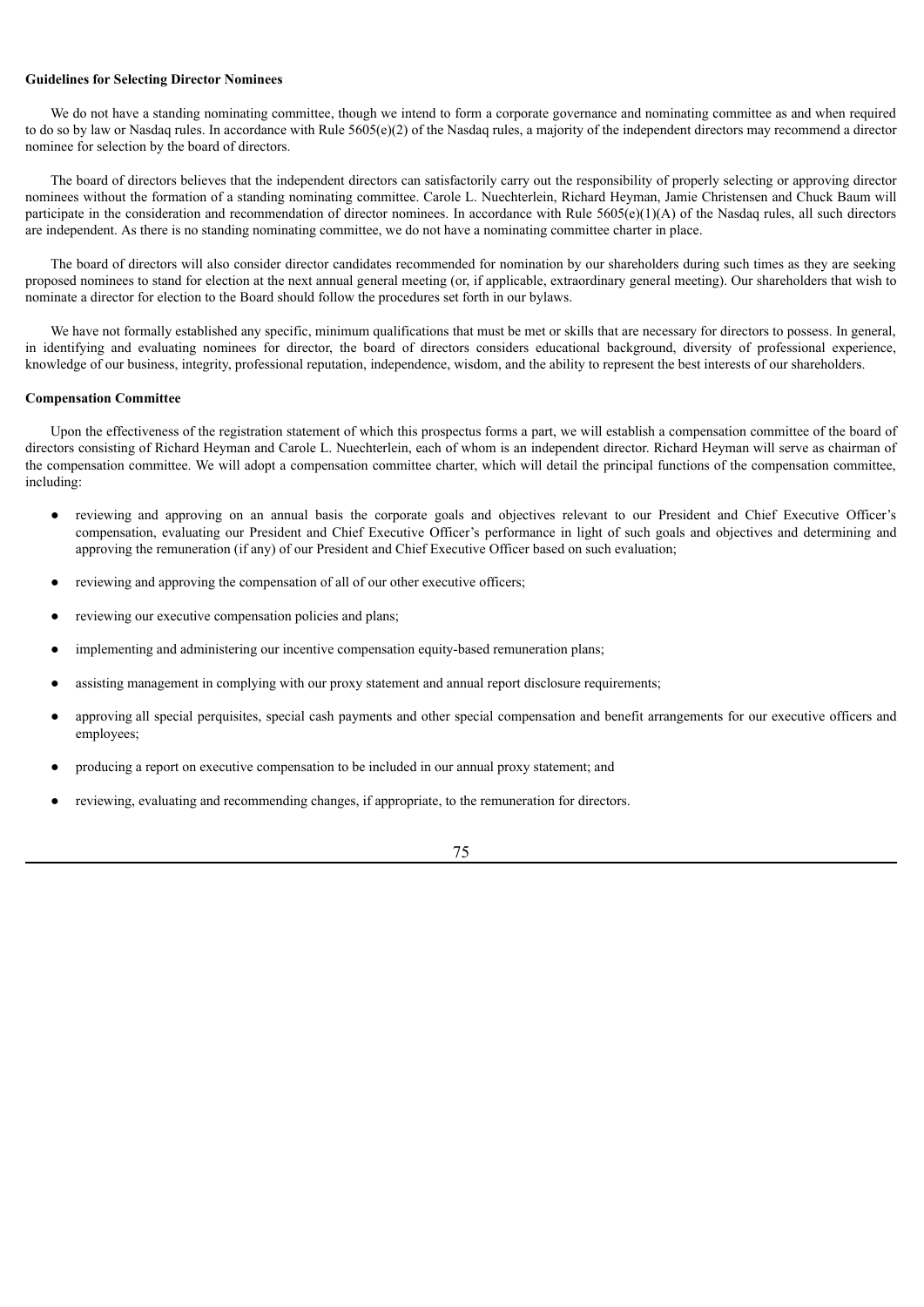**Guidelines for Selecting Director Nominees**

We do not have a standing nominating committee, though we intend to form a corporate governance and nominating committee as and when required to do so by law or Nasdaq rules. In accordance with Rule 5605(e)(2) of the Nasdaq rules, a majority of the independent directors may recommend a director nominee for selection by the board of directors.

The board of directors believes that the independent directors can satisfactorily carry out the responsibility of properly selecting or approving director nominees without the formation of a standing nominating committee. Carole L. Nuechterlein, Richard Heyman, Jamie Christensen and Chuck Baum will participate in the consideration and recommendation of director nominees. In accordance with Rule 5605(e)(1)(A) of the Nasdaq rules, all such directors are independent. As there is no standing nominating committee, we do not have a nominating committee charter in place.

The board of directors will also consider director candidates recommended for nomination by our shareholders during such times as they are seeking proposed nominees to stand for election at the next annual general meeting (or, if applicable, extraordinary general meeting). Our shareholders that wish to nominate a director for election to the Board should follow the procedures set forth in our bylaws.

We have not formally established any specific, minimum qualifications that must be met or skills that are necessary for directors to possess. In general, in identifying and evaluating nominees for director, the board of directors considers educational background, diversity of professional experience, knowledge of our business, integrity, professional reputation, independence, wisdom, and the ability to represent the best interests of our shareholders.

**Compensation Committee**

Upon the effectiveness of the registration statement of which this prospectus forms a part, we will establish a compensation committee of the board of directors consisting of Richard Heyman and Carole L. Nuechterlein, each of whom is an independent director. Richard Heyman will serve as chairman of the compensation committee. We will adopt a compensation committee charter, which will detail the principal functions of the compensation committee, including:

- reviewing and approving on an annual basis the corporate goals and objectives relevant to our President and Chief Executive Officer's compensation, evaluating our President and Chief Executive Officer's performance in light of such goals and objectives and determining and approving the remuneration (if any) of our President and Chief Executive Officer based on such evaluation;
- reviewing and approving the compensation of all of our other executive officers;
- reviewing our executive compensation policies and plans;
- implementing and administering our incentive compensation equity-based remuneration plans;
- assisting management in complying with our proxy statement and annual report disclosure requirements;
- approving all special perquisites, special cash payments and other special compensation and benefit arrangements for our executive officers and employees;
- producing a report on executive compensation to be included in our annual proxy statement; and
- reviewing, evaluating and recommending changes, if appropriate, to the remuneration for directors.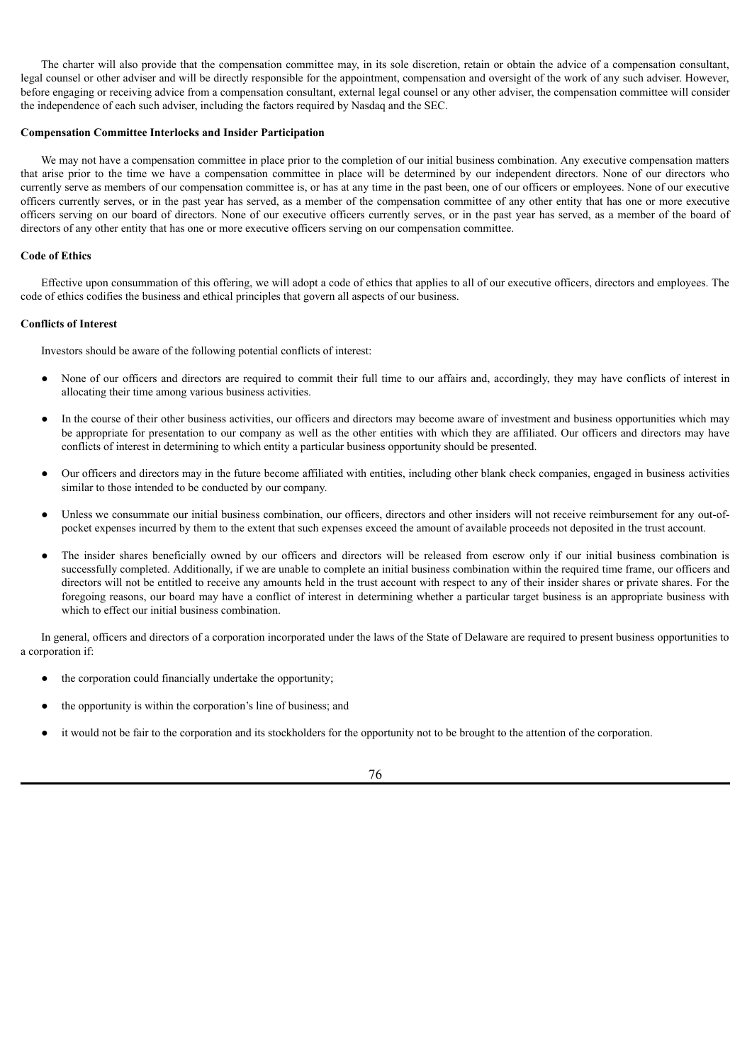The charter will also provide that the compensation committee may, in its sole discretion, retain or obtain the advice of a compensation consultant, legal counsel or other adviser and will be directly responsible for the appointment, compensation and oversight of the work of any such adviser. However, before engaging or receiving advice from a compensation consultant, external legal counsel or any other adviser, the compensation committee will consider the independence of each such adviser, including the factors required by Nasdaq and the SEC.

**Compensation Committee Interlocks and Insider Participation**

We may not have a compensation committee in place prior to the completion of our initial business combination. Any executive compensation matters that arise prior to the time we have a compensation committee in place will be determined by our independent directors. None of our directors who currently serve as members of our compensation committee is, or has at any time in the past been, one of our officers or employees. None of our executive officers currently serves, or in the past year has served, as a member of the compensation committee of any other entity that has one or more executive officers serving on our board of directors. None of our executive officers currently serves, or in the past year has served, as a member of the board of directors of any other entity that has one or more executive officers serving on our compensation committee.

**Code of Ethics**

Effective upon consummation of this offering, we will adopt a code of ethics that applies to all of our executive officers, directors and employees. The code of ethics codifies the business and ethical principles that govern all aspects of our business.

**Conflicts of Interest**

Investors should be aware of the following potential conflicts of interest:

- None of our officers and directors are required to commit their full time to our affairs and, accordingly, they may have conflicts of interest in allocating their time among various business activities.
- In the course of their other business activities, our officers and directors may become aware of investment and business opportunities which may be appropriate for presentation to our company as well as the other entities with which they are affiliated. Our officers and directors may have conflicts of interest in determining to which entity a particular business opportunity should be presented.
- Our officers and directors may in the future become affiliated with entities, including other blank check companies, engaged in business activities similar to those intended to be conducted by our company.
- Unless we consummate our initial business combination, our officers, directors and other insiders will not receive reimbursement for any out-of-pocket expenses incurred by them to the extent that such expenses exceed the amount of available proceeds not deposited in the trust account.
- The insider shares beneficially owned by our officers and directors will be released from escrow only if our initial business combination is successfully completed. Additionally, if we are unable to complete an initial business combination within the required time frame, our officers and directors will not be entitled to receive any amounts held in the trust account with respect to any of their insider shares or private shares. For the foregoing reasons, our board may have a conflict of interest in determining whether a particular target business is an appropriate business with which to effect our initial business combination.

In general, officers and directors of a corporation incorporated under the laws of the State of Delaware are required to present business opportunities to a corporation if:

- the corporation could financially undertake the opportunity;
- the opportunity is within the corporation's line of business; and
- it would not be fair to the corporation and its stockholders for the opportunity not to be brought to the attention of the corporation.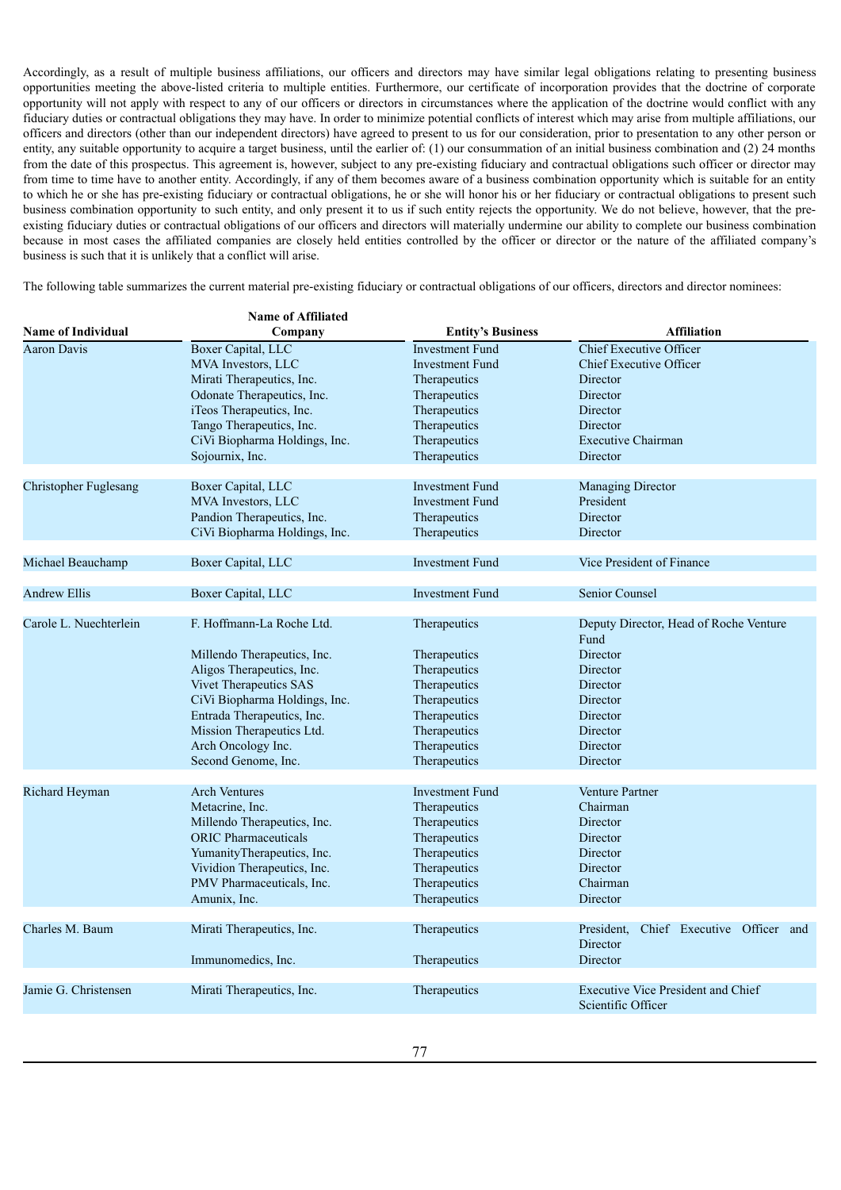Accordingly, as a result of multiple business affiliations, our officers and directors may have similar legal obligations relating to presenting business opportunities meeting the above-listed criteria to multiple entities. Furthermore, our certificate of incorporation provides that the doctrine of corporate opportunity will not apply with respect to any of our officers or directors in circumstances where the application of the doctrine would conflict with any fiduciary duties or contractual obligations they may have. In order to minimize potential conflicts of interest which may arise from multiple affiliations, our officers and directors (other than our independent directors) have agreed to present to us for our consideration, prior to presentation to any other person or entity, any suitable opportunity to acquire a target business, until the earlier of: (1) our consummation of an initial business combination and (2) 24 months from the date of this prospectus. This agreement is, however, subject to any pre-existing fiduciary and contractual obligations such officer or director may from time to time have to another entity. Accordingly, if any of them becomes aware of a business combination opportunity which is suitable for an entity to which he or she has pre-existing fiduciary or contractual obligations, he or she will honor his or her fiduciary or contractual obligations to present such business combination opportunity to such entity, and only present it to us if such entity rejects the opportunity. We do not believe, however, that the pre-existing fiduciary duties or contractual obligations of our officers and directors will materially undermine our ability to complete our business combination because in most cases the affiliated companies are closely held entities controlled by the officer or director or the nature of the affiliated company's business is such that it is unlikely that a conflict will arise.

The following table summarizes the current material pre-existing fiduciary or contractual obligations of our officers, directors and director nominees:

| Name of Individual | Name of Affiliated Company | Entity's Business | Affiliation |
|---|---|---|---|
| Aaron Davis | Boxer Capital, LLC | Investment Fund | Chief Executive Officer |
| | MVA Investors, LLC | Investment Fund | Chief Executive Officer |
| | Mirati Therapeutics, Inc. | Therapeutics | Director |
| | Odonate Therapeutics, Inc. | Therapeutics | Director |
| | iTeos Therapeutics, Inc. | Therapeutics | Director |
| | Tango Therapeutics, Inc. | Therapeutics | Director |
| | CiVi Biopharma Holdings, Inc. | Therapeutics | Executive Chairman |
| | Sojournix, Inc. | Therapeutics | Director |
| Christopher Fuglesang | Boxer Capital, LLC | Investment Fund | Managing Director |
| | MVA Investors, LLC | Investment Fund | President |
| | Pandion Therapeutics, Inc. | Therapeutics | Director |
| | CiVi Biopharma Holdings, Inc. | Therapeutics | Director |
| Michael Beauchamp | Boxer Capital, LLC | Investment Fund | Vice President of Finance |
| Andrew Ellis | Boxer Capital, LLC | Investment Fund | Senior Counsel |
| Carole L. Nuechterlein | F. Hoffmann-La Roche Ltd. | Therapeutics | Deputy Director, Head of Roche Venture Fund |
| | Millendo Therapeutics, Inc. | Therapeutics | Director |
| | Aligos Therapeutics, Inc. | Therapeutics | Director |
| | Vivet Therapeutics SAS | Therapeutics | Director |
| | CiVi Biopharma Holdings, Inc. | Therapeutics | Director |
| | Entrada Therapeutics, Inc. | Therapeutics | Director |
| | Mission Therapeutics Ltd. | Therapeutics | Director |
| | Arch Oncology Inc. | Therapeutics | Director |
| | Second Genome, Inc. | Therapeutics | Director |
| Richard Heyman | Arch Ventures | Investment Fund | Venture Partner |
| | Metacrine, Inc. | Therapeutics | Chairman |
| | Millendo Therapeutics, Inc. | Therapeutics | Director |
| | ORIC Pharmaceuticals | Therapeutics | Director |
| | YumanityTherapeutics, Inc. | Therapeutics | Director |
| | Vividion Therapeutics, Inc. | Therapeutics | Director |
| | PMV Pharmaceuticals, Inc. | Therapeutics | Chairman |
| | Amunix, Inc. | Therapeutics | Director |
| Charles M. Baum | Mirati Therapeutics, Inc. | Therapeutics | President, Chief Executive Officer and Director |
| | Immunomedics, Inc. | Therapeutics | Director |
| Jamie G. Christensen | Mirati Therapeutics, Inc. | Therapeutics | Executive Vice President and Chief Scientific Officer |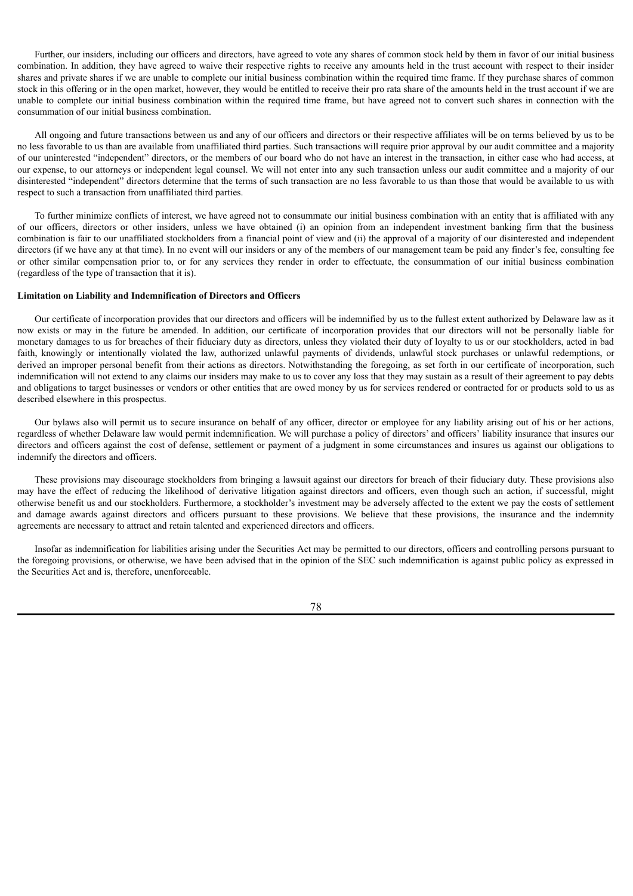Further, our insiders, including our officers and directors, have agreed to vote any shares of common stock held by them in favor of our initial business combination. In addition, they have agreed to waive their respective rights to receive any amounts held in the trust account with respect to their insider shares and private shares if we are unable to complete our initial business combination within the required time frame. If they purchase shares of common stock in this offering or in the open market, however, they would be entitled to receive their pro rata share of the amounts held in the trust account if we are unable to complete our initial business combination within the required time frame, but have agreed not to convert such shares in connection with the consummation of our initial business combination.

All ongoing and future transactions between us and any of our officers and directors or their respective affiliates will be on terms believed by us to be no less favorable to us than are available from unaffiliated third parties. Such transactions will require prior approval by our audit committee and a majority of our uninterested "independent" directors, or the members of our board who do not have an interest in the transaction, in either case who had access, at our expense, to our attorneys or independent legal counsel. We will not enter into any such transaction unless our audit committee and a majority of our disinterested "independent" directors determine that the terms of such transaction are no less favorable to us than those that would be available to us with respect to such a transaction from unaffiliated third parties.

To further minimize conflicts of interest, we have agreed not to consummate our initial business combination with an entity that is affiliated with any of our officers, directors or other insiders, unless we have obtained (i) an opinion from an independent investment banking firm that the business combination is fair to our unaffiliated stockholders from a financial point of view and (ii) the approval of a majority of our disinterested and independent directors (if we have any at that time). In no event will our insiders or any of the members of our management team be paid any finder's fee, consulting fee or other similar compensation prior to, or for any services they render in order to effectuate, the consummation of our initial business combination (regardless of the type of transaction that it is).

**Limitation on Liability and Indemnification of Directors and Officers**

Our certificate of incorporation provides that our directors and officers will be indemnified by us to the fullest extent authorized by Delaware law as it now exists or may in the future be amended. In addition, our certificate of incorporation provides that our directors will not be personally liable for monetary damages to us for breaches of their fiduciary duty as directors, unless they violated their duty of loyalty to us or our stockholders, acted in bad faith, knowingly or intentionally violated the law, authorized unlawful payments of dividends, unlawful stock purchases or unlawful redemptions, or derived an improper personal benefit from their actions as directors. Notwithstanding the foregoing, as set forth in our certificate of incorporation, such indemnification will not extend to any claims our insiders may make to us to cover any loss that they may sustain as a result of their agreement to pay debts and obligations to target businesses or vendors or other entities that are owed money by us for services rendered or contracted for or products sold to us as described elsewhere in this prospectus.

Our bylaws also will permit us to secure insurance on behalf of any officer, director or employee for any liability arising out of his or her actions, regardless of whether Delaware law would permit indemnification. We will purchase a policy of directors' and officers' liability insurance that insures our directors and officers against the cost of defense, settlement or payment of a judgment in some circumstances and insures us against our obligations to indemnify the directors and officers.

These provisions may discourage stockholders from bringing a lawsuit against our directors for breach of their fiduciary duty. These provisions also may have the effect of reducing the likelihood of derivative litigation against directors and officers, even though such an action, if successful, might otherwise benefit us and our stockholders. Furthermore, a stockholder's investment may be adversely affected to the extent we pay the costs of settlement and damage awards against directors and officers pursuant to these provisions. We believe that these provisions, the insurance and the indemnity agreements are necessary to attract and retain talented and experienced directors and officers.

Insofar as indemnification for liabilities arising under the Securities Act may be permitted to our directors, officers and controlling persons pursuant to the foregoing provisions, or otherwise, we have been advised that in the opinion of the SEC such indemnification is against public policy as expressed in the Securities Act and is, therefore, unenforceable.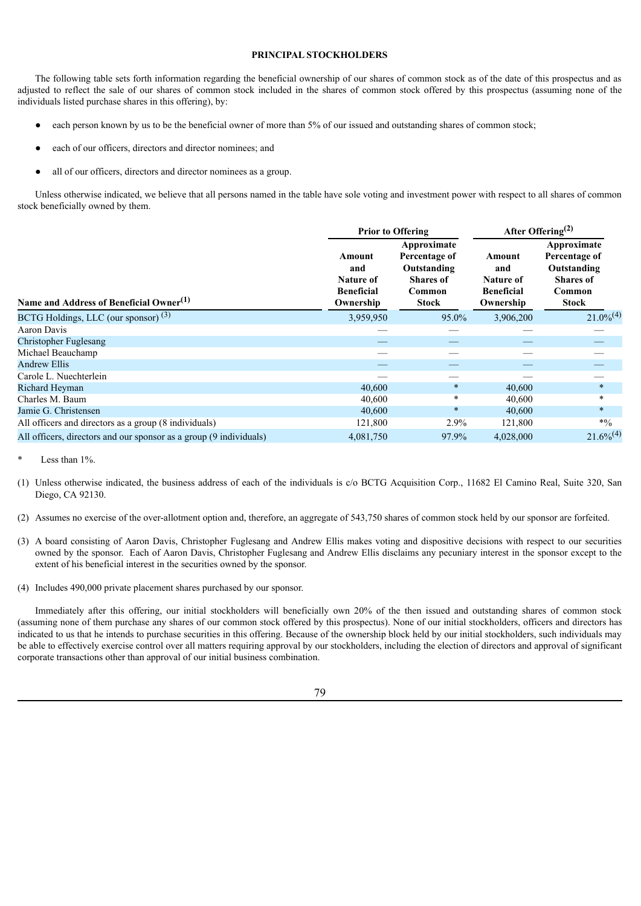## PRINCIPAL STOCKHOLDERS

The following table sets forth information regarding the beneficial ownership of our shares of common stock as of the date of this prospectus and as adjusted to reflect the sale of our shares of common stock included in the shares of common stock offered by this prospectus (assuming none of the individuals listed purchase shares in this offering), by:

- each person known by us to be the beneficial owner of more than 5% of our issued and outstanding shares of common stock;
- each of our officers, directors and director nominees; and
- all of our officers, directors and director nominees as a group.

Unless otherwise indicated, we believe that all persons named in the table have sole voting and investment power with respect to all shares of common stock beneficially owned by them.

| | Prior to Offering | | After Offering[(2)] | |
|---|---|---|---|---|
| **Name and Address of Beneficial Owner[(1)]** | **Amount and Nature of Beneficial Ownership** | **Approximate Percentage of Outstanding Shares of Common Stock** | **Amount and Nature of Beneficial Ownership** | **Approximate Percentage of Outstanding Shares of Common Stock** |
| BCTG Holdings, LLC (our sponsor) [(3)] | 3,959,950 | 95.0% | 3,906,200 | 21.0%[(4)] |
| Aaron Davis | — | — | — | — |
| Christopher Fuglesang | — | — | — | — |
| Michael Beauchamp | — | — | — | — |
| Andrew Ellis | — | — | — | — |
| Carole L. Nuechterlein | — | — | — | — |
| Richard Heyman | 40,600 | * | 40,600 | * |
| Charles M. Baum | 40,600 | * | 40,600 | * |
| Jamie G. Christensen | 40,600 | * | 40,600 | * |
| All officers and directors as a group (8 individuals) | 121,800 | 2.9% | 121,800 | *% |
| All officers, directors and our sponsor as a group (9 individuals) | 4,081,750 | 97.9% | 4,028,000 | 21.6%[(4)] |

\* Less than 1%.

(1) Unless otherwise indicated, the business address of each of the individuals is c/o BCTG Acquisition Corp., 11682 El Camino Real, Suite 320, San Diego, CA 92130.

(2) Assumes no exercise of the over-allotment option and, therefore, an aggregate of 543,750 shares of common stock held by our sponsor are forfeited.

(3) A board consisting of Aaron Davis, Christopher Fuglesang and Andrew Ellis makes voting and dispositive decisions with respect to our securities owned by the sponsor. Each of Aaron Davis, Christopher Fuglesang and Andrew Ellis disclaims any pecuniary interest in the sponsor except to the extent of his beneficial interest in the securities owned by the sponsor.

(4) Includes 490,000 private placement shares purchased by our sponsor.

Immediately after this offering, our initial stockholders will beneficially own 20% of the then issued and outstanding shares of common stock (assuming none of them purchase any shares of our common stock offered by this prospectus). None of our initial stockholders, officers and directors has indicated to us that he intends to purchase securities in this offering. Because of the ownership block held by our initial stockholders, such individuals may be able to effectively exercise control over all matters requiring approval by our stockholders, including the election of directors and approval of significant corporate transactions other than approval of our initial business combination.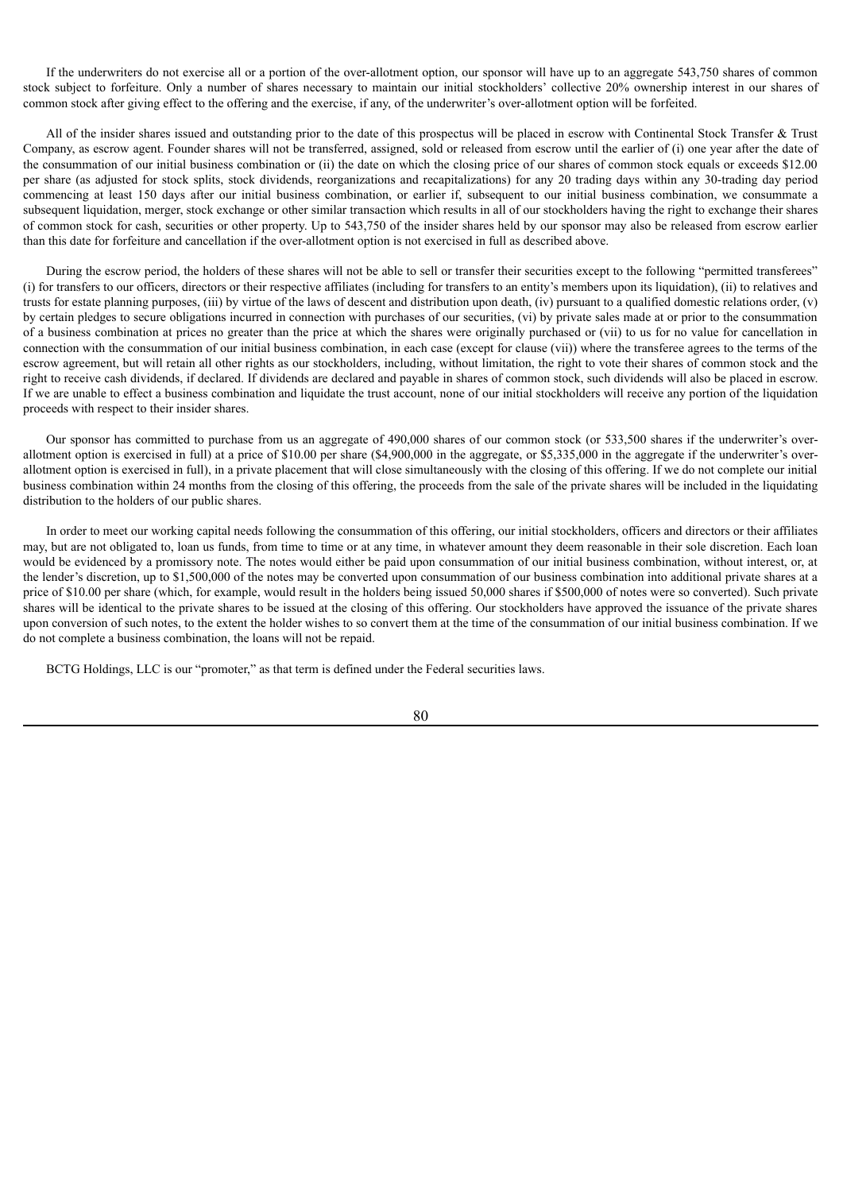If the underwriters do not exercise all or a portion of the over-allotment option, our sponsor will have up to an aggregate 543,750 shares of common stock subject to forfeiture. Only a number of shares necessary to maintain our initial stockholders' collective 20% ownership interest in our shares of common stock after giving effect to the offering and the exercise, if any, of the underwriter's over-allotment option will be forfeited.

All of the insider shares issued and outstanding prior to the date of this prospectus will be placed in escrow with Continental Stock Transfer & Trust Company, as escrow agent. Founder shares will not be transferred, assigned, sold or released from escrow until the earlier of (i) one year after the date of the consummation of our initial business combination or (ii) the date on which the closing price of our shares of common stock equals or exceeds $12.00 per share (as adjusted for stock splits, stock dividends, reorganizations and recapitalizations) for any 20 trading days within any 30-trading day period commencing at least 150 days after our initial business combination, or earlier if, subsequent to our initial business combination, we consummate a subsequent liquidation, merger, stock exchange or other similar transaction which results in all of our stockholders having the right to exchange their shares of common stock for cash, securities or other property. Up to 543,750 of the insider shares held by our sponsor may also be released from escrow earlier than this date for forfeiture and cancellation if the over-allotment option is not exercised in full as described above.

During the escrow period, the holders of these shares will not be able to sell or transfer their securities except to the following "permitted transferees" (i) for transfers to our officers, directors or their respective affiliates (including for transfers to an entity's members upon its liquidation), (ii) to relatives and trusts for estate planning purposes, (iii) by virtue of the laws of descent and distribution upon death, (iv) pursuant to a qualified domestic relations order, (v) by certain pledges to secure obligations incurred in connection with purchases of our securities, (vi) by private sales made at or prior to the consummation of a business combination at prices no greater than the price at which the shares were originally purchased or (vii) to us for no value for cancellation in connection with the consummation of our initial business combination, in each case (except for clause (vii)) where the transferee agrees to the terms of the escrow agreement, but will retain all other rights as our stockholders, including, without limitation, the right to vote their shares of common stock and the right to receive cash dividends, if declared. If dividends are declared and payable in shares of common stock, such dividends will also be placed in escrow. If we are unable to effect a business combination and liquidate the trust account, none of our initial stockholders will receive any portion of the liquidation proceeds with respect to their insider shares.

Our sponsor has committed to purchase from us an aggregate of 490,000 shares of our common stock (or 533,500 shares if the underwriter's over-allotment option is exercised in full) at a price of $10.00 per share ($4,900,000 in the aggregate, or $5,335,000 in the aggregate if the underwriter's over-allotment option is exercised in full), in a private placement that will close simultaneously with the closing of this offering. If we do not complete our initial business combination within 24 months from the closing of this offering, the proceeds from the sale of the private shares will be included in the liquidating distribution to the holders of our public shares.

In order to meet our working capital needs following the consummation of this offering, our initial stockholders, officers and directors or their affiliates may, but are not obligated to, loan us funds, from time to time or at any time, in whatever amount they deem reasonable in their sole discretion. Each loan would be evidenced by a promissory note. The notes would either be paid upon consummation of our initial business combination, without interest, or, at the lender's discretion, up to $1,500,000 of the notes may be converted upon consummation of our business combination into additional private shares at a price of $10.00 per share (which, for example, would result in the holders being issued 50,000 shares if $500,000 of notes were so converted). Such private shares will be identical to the private shares to be issued at the closing of this offering. Our stockholders have approved the issuance of the private shares upon conversion of such notes, to the extent the holder wishes to so convert them at the time of the consummation of our initial business combination. If we do not complete a business combination, the loans will not be repaid.

BCTG Holdings, LLC is our "promoter," as that term is defined under the Federal securities laws.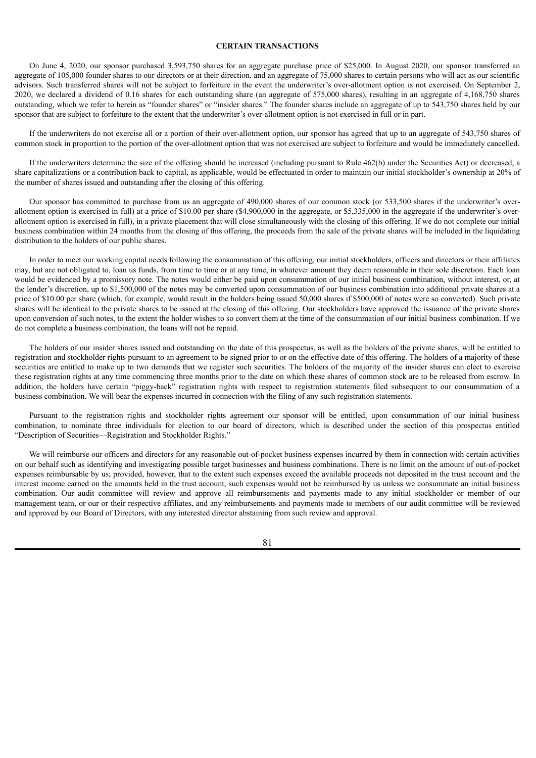# CERTAIN TRANSACTIONS

On June 4, 2020, our sponsor purchased 3,593,750 shares for an aggregate purchase price of $25,000. In August 2020, our sponsor transferred an aggregate of 105,000 founder shares to our directors or at their direction, and an aggregate of 75,000 shares to certain persons who will act as our scientific advisors. Such transferred shares will not be subject to forfeiture in the event the underwriter's over-allotment option is not exercised. On September 2, 2020, we declared a dividend of 0.16 shares for each outstanding share (an aggregate of 575,000 shares), resulting in an aggregate of 4,168,750 shares outstanding, which we refer to herein as "founder shares" or "insider shares." The founder shares include an aggregate of up to 543,750 shares held by our sponsor that are subject to forfeiture to the extent that the underwriter's over-allotment option is not exercised in full or in part.

If the underwriters do not exercise all or a portion of their over-allotment option, our sponsor has agreed that up to an aggregate of 543,750 shares of common stock in proportion to the portion of the over-allotment option that was not exercised are subject to forfeiture and would be immediately cancelled.

If the underwriters determine the size of the offering should be increased (including pursuant to Rule 462(b) under the Securities Act) or decreased, a share capitalizations or a contribution back to capital, as applicable, would be effectuated in order to maintain our initial stockholder's ownership at 20% of the number of shares issued and outstanding after the closing of this offering.

Our sponsor has committed to purchase from us an aggregate of 490,000 shares of our common stock (or 533,500 shares if the underwriter's over-allotment option is exercised in full) at a price of $10.00 per share ($4,900,000 in the aggregate, or $5,335,000 in the aggregate if the underwriter's over-allotment option is exercised in full), in a private placement that will close simultaneously with the closing of this offering. If we do not complete our initial business combination within 24 months from the closing of this offering, the proceeds from the sale of the private shares will be included in the liquidating distribution to the holders of our public shares.

In order to meet our working capital needs following the consummation of this offering, our initial stockholders, officers and directors or their affiliates may, but are not obligated to, loan us funds, from time to time or at any time, in whatever amount they deem reasonable in their sole discretion. Each loan would be evidenced by a promissory note. The notes would either be paid upon consummation of our initial business combination, without interest, or, at the lender's discretion, up to $1,500,000 of the notes may be converted upon consummation of our business combination into additional private shares at a price of $10.00 per share (which, for example, would result in the holders being issued 50,000 shares if $500,000 of notes were so converted). Such private shares will be identical to the private shares to be issued at the closing of this offering. Our stockholders have approved the issuance of the private shares upon conversion of such notes, to the extent the holder wishes to so convert them at the time of the consummation of our initial business combination. If we do not complete a business combination, the loans will not be repaid.

The holders of our insider shares issued and outstanding on the date of this prospectus, as well as the holders of the private shares, will be entitled to registration and stockholder rights pursuant to an agreement to be signed prior to or on the effective date of this offering. The holders of a majority of these securities are entitled to make up to two demands that we register such securities. The holders of the majority of the insider shares can elect to exercise these registration rights at any time commencing three months prior to the date on which these shares of common stock are to be released from escrow. In addition, the holders have certain "piggy-back" registration rights with respect to registration statements filed subsequent to our consummation of a business combination. We will bear the expenses incurred in connection with the filing of any such registration statements.

Pursuant to the registration rights and stockholder rights agreement our sponsor will be entitled, upon consummation of our initial business combination, to nominate three individuals for election to our board of directors, which is described under the section of this prospectus entitled "Description of Securities—Registration and Stockholder Rights."

We will reimburse our officers and directors for any reasonable out-of-pocket business expenses incurred by them in connection with certain activities on our behalf such as identifying and investigating possible target businesses and business combinations. There is no limit on the amount of out-of-pocket expenses reimbursable by us; provided, however, that to the extent such expenses exceed the available proceeds not deposited in the trust account and the interest income earned on the amounts held in the trust account, such expenses would not be reimbursed by us unless we consummate an initial business combination. Our audit committee will review and approve all reimbursements and payments made to any initial stockholder or member of our management team, or our or their respective affiliates, and any reimbursements and payments made to members of our audit committee will be reviewed and approved by our Board of Directors, with any interested director abstaining from such review and approval.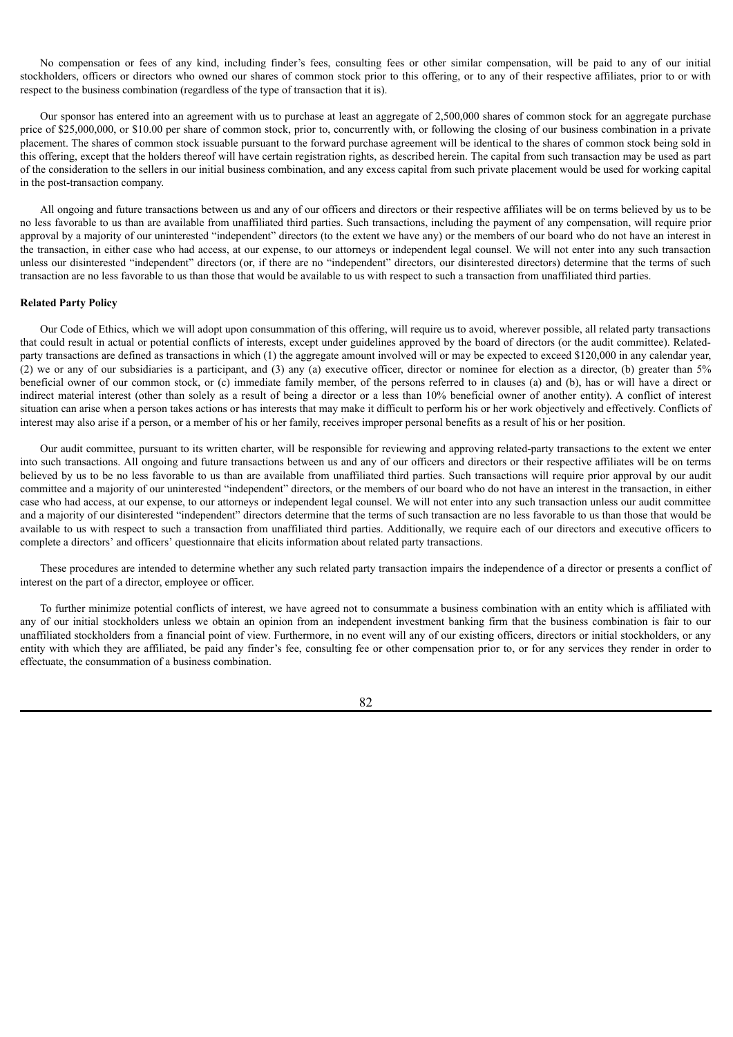No compensation or fees of any kind, including finder's fees, consulting fees or other similar compensation, will be paid to any of our initial stockholders, officers or directors who owned our shares of common stock prior to this offering, or to any of their respective affiliates, prior to or with respect to the business combination (regardless of the type of transaction that it is).

Our sponsor has entered into an agreement with us to purchase at least an aggregate of 2,500,000 shares of common stock for an aggregate purchase price of $25,000,000, or $10.00 per share of common stock, prior to, concurrently with, or following the closing of our business combination in a private placement. The shares of common stock issuable pursuant to the forward purchase agreement will be identical to the shares of common stock being sold in this offering, except that the holders thereof will have certain registration rights, as described herein. The capital from such transaction may be used as part of the consideration to the sellers in our initial business combination, and any excess capital from such private placement would be used for working capital in the post-transaction company.

All ongoing and future transactions between us and any of our officers and directors or their respective affiliates will be on terms believed by us to be no less favorable to us than are available from unaffiliated third parties. Such transactions, including the payment of any compensation, will require prior approval by a majority of our uninterested "independent" directors (to the extent we have any) or the members of our board who do not have an interest in the transaction, in either case who had access, at our expense, to our attorneys or independent legal counsel. We will not enter into any such transaction unless our disinterested "independent" directors (or, if there are no "independent" directors, our disinterested directors) determine that the terms of such transaction are no less favorable to us than those that would be available to us with respect to such a transaction from unaffiliated third parties.

**Related Party Policy**

Our Code of Ethics, which we will adopt upon consummation of this offering, will require us to avoid, wherever possible, all related party transactions that could result in actual or potential conflicts of interests, except under guidelines approved by the board of directors (or the audit committee). Related-party transactions are defined as transactions in which (1) the aggregate amount involved will or may be expected to exceed $120,000 in any calendar year, (2) we or any of our subsidiaries is a participant, and (3) any (a) executive officer, director or nominee for election as a director, (b) greater than 5% beneficial owner of our common stock, or (c) immediate family member, of the persons referred to in clauses (a) and (b), has or will have a direct or indirect material interest (other than solely as a result of being a director or a less than 10% beneficial owner of another entity). A conflict of interest situation can arise when a person takes actions or has interests that may make it difficult to perform his or her work objectively and effectively. Conflicts of interest may also arise if a person, or a member of his or her family, receives improper personal benefits as a result of his or her position.

Our audit committee, pursuant to its written charter, will be responsible for reviewing and approving related-party transactions to the extent we enter into such transactions. All ongoing and future transactions between us and any of our officers and directors or their respective affiliates will be on terms believed by us to be no less favorable to us than are available from unaffiliated third parties. Such transactions will require prior approval by our audit committee and a majority of our uninterested "independent" directors, or the members of our board who do not have an interest in the transaction, in either case who had access, at our expense, to our attorneys or independent legal counsel. We will not enter into any such transaction unless our audit committee and a majority of our disinterested "independent" directors determine that the terms of such transaction are no less favorable to us than those that would be available to us with respect to such a transaction from unaffiliated third parties. Additionally, we require each of our directors and executive officers to complete a directors' and officers' questionnaire that elicits information about related party transactions.

These procedures are intended to determine whether any such related party transaction impairs the independence of a director or presents a conflict of interest on the part of a director, employee or officer.

To further minimize potential conflicts of interest, we have agreed not to consummate a business combination with an entity which is affiliated with any of our initial stockholders unless we obtain an opinion from an independent investment banking firm that the business combination is fair to our unaffiliated stockholders from a financial point of view. Furthermore, in no event will any of our existing officers, directors or initial stockholders, or any entity with which they are affiliated, be paid any finder's fee, consulting fee or other compensation prior to, or for any services they render in order to effectuate, the consummation of a business combination.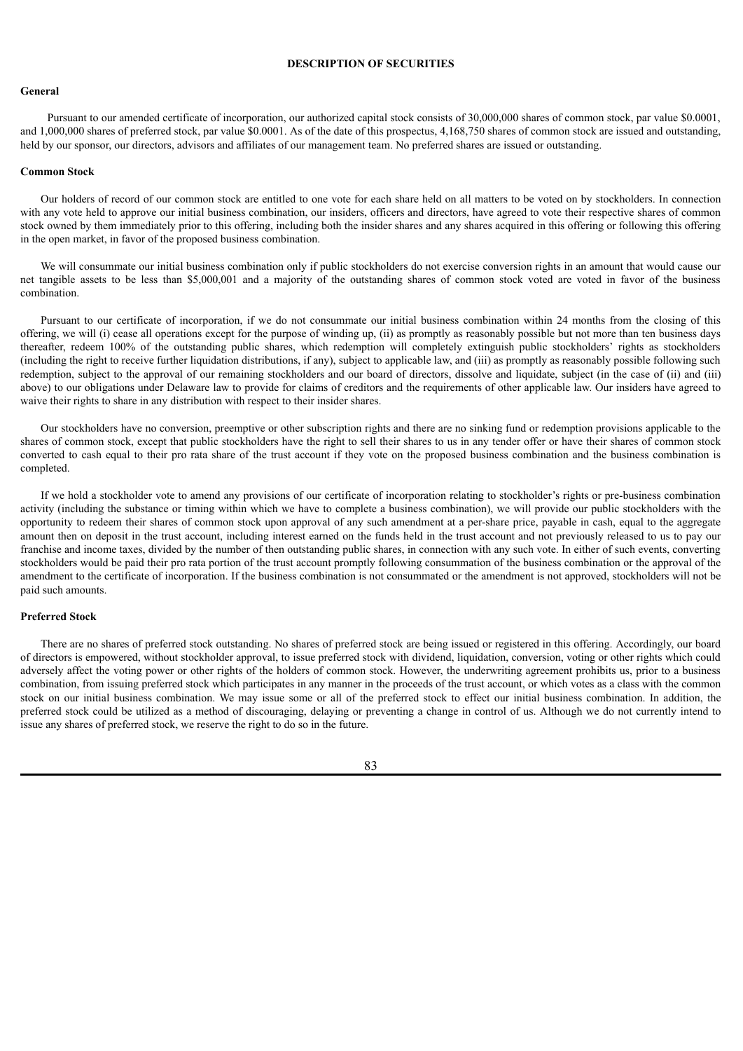# DESCRIPTION OF SECURITIES

## General

Pursuant to our amended certificate of incorporation, our authorized capital stock consists of 30,000,000 shares of common stock, par value $0.0001, and 1,000,000 shares of preferred stock, par value $0.0001. As of the date of this prospectus, 4,168,750 shares of common stock are issued and outstanding, held by our sponsor, our directors, advisors and affiliates of our management team. No preferred shares are issued or outstanding.

## Common Stock

Our holders of record of our common stock are entitled to one vote for each share held on all matters to be voted on by stockholders. In connection with any vote held to approve our initial business combination, our insiders, officers and directors, have agreed to vote their respective shares of common stock owned by them immediately prior to this offering, including both the insider shares and any shares acquired in this offering or following this offering in the open market, in favor of the proposed business combination.

We will consummate our initial business combination only if public stockholders do not exercise conversion rights in an amount that would cause our net tangible assets to be less than $5,000,001 and a majority of the outstanding shares of common stock voted are voted in favor of the business combination.

Pursuant to our certificate of incorporation, if we do not consummate our initial business combination within 24 months from the closing of this offering, we will (i) cease all operations except for the purpose of winding up, (ii) as promptly as reasonably possible but not more than ten business days thereafter, redeem 100% of the outstanding public shares, which redemption will completely extinguish public stockholders' rights as stockholders (including the right to receive further liquidation distributions, if any), subject to applicable law, and (iii) as promptly as reasonably possible following such redemption, subject to the approval of our remaining stockholders and our board of directors, dissolve and liquidate, subject (in the case of (ii) and (iii) above) to our obligations under Delaware law to provide for claims of creditors and the requirements of other applicable law. Our insiders have agreed to waive their rights to share in any distribution with respect to their insider shares.

Our stockholders have no conversion, preemptive or other subscription rights and there are no sinking fund or redemption provisions applicable to the shares of common stock, except that public stockholders have the right to sell their shares to us in any tender offer or have their shares of common stock converted to cash equal to their pro rata share of the trust account if they vote on the proposed business combination and the business combination is completed.

If we hold a stockholder vote to amend any provisions of our certificate of incorporation relating to stockholder's rights or pre-business combination activity (including the substance or timing within which we have to complete a business combination), we will provide our public stockholders with the opportunity to redeem their shares of common stock upon approval of any such amendment at a per-share price, payable in cash, equal to the aggregate amount then on deposit in the trust account, including interest earned on the funds held in the trust account and not previously released to us to pay our franchise and income taxes, divided by the number of then outstanding public shares, in connection with any such vote. In either of such events, converting stockholders would be paid their pro rata portion of the trust account promptly following consummation of the business combination or the approval of the amendment to the certificate of incorporation. If the business combination is not consummated or the amendment is not approved, stockholders will not be paid such amounts.

## Preferred Stock

There are no shares of preferred stock outstanding. No shares of preferred stock are being issued or registered in this offering. Accordingly, our board of directors is empowered, without stockholder approval, to issue preferred stock with dividend, liquidation, conversion, voting or other rights which could adversely affect the voting power or other rights of the holders of common stock. However, the underwriting agreement prohibits us, prior to a business combination, from issuing preferred stock which participates in any manner in the proceeds of the trust account, or which votes as a class with the common stock on our initial business combination. We may issue some or all of the preferred stock to effect our initial business combination. In addition, the preferred stock could be utilized as a method of discouraging, delaying or preventing a change in control of us. Although we do not currently intend to issue any shares of preferred stock, we reserve the right to do so in the future.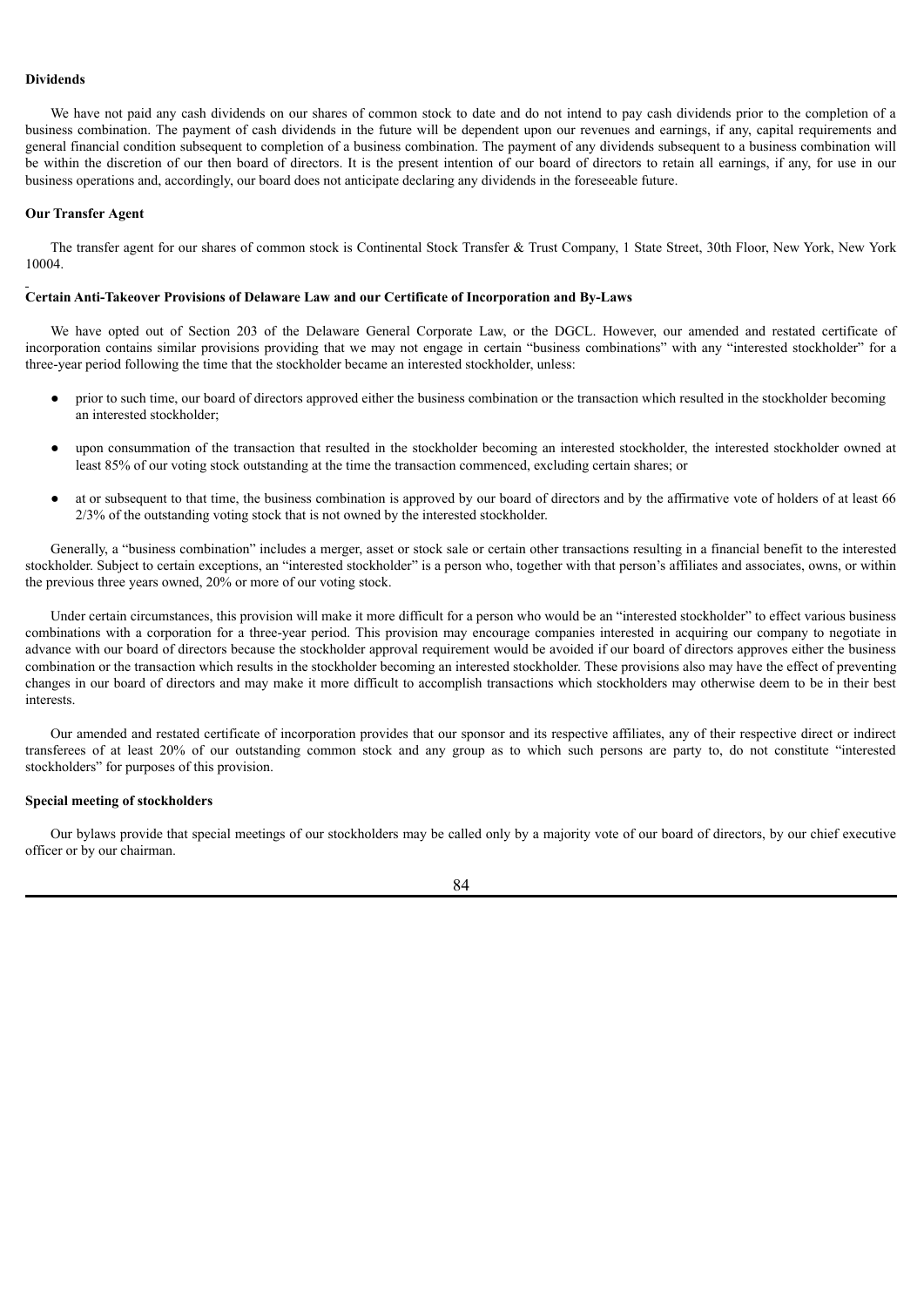**Dividends**

We have not paid any cash dividends on our shares of common stock to date and do not intend to pay cash dividends prior to the completion of a business combination. The payment of cash dividends in the future will be dependent upon our revenues and earnings, if any, capital requirements and general financial condition subsequent to completion of a business combination. The payment of any dividends subsequent to a business combination will be within the discretion of our then board of directors. It is the present intention of our board of directors to retain all earnings, if any, for use in our business operations and, accordingly, our board does not anticipate declaring any dividends in the foreseeable future.

**Our Transfer Agent**

The transfer agent for our shares of common stock is Continental Stock Transfer & Trust Company, 1 State Street, 30th Floor, New York, New York 10004.

**Certain Anti-Takeover Provisions of Delaware Law and our Certificate of Incorporation and By-Laws**

We have opted out of Section 203 of the Delaware General Corporate Law, or the DGCL. However, our amended and restated certificate of incorporation contains similar provisions providing that we may not engage in certain "business combinations" with any "interested stockholder" for a three-year period following the time that the stockholder became an interested stockholder, unless:

- prior to such time, our board of directors approved either the business combination or the transaction which resulted in the stockholder becoming an interested stockholder;
- upon consummation of the transaction that resulted in the stockholder becoming an interested stockholder, the interested stockholder owned at least 85% of our voting stock outstanding at the time the transaction commenced, excluding certain shares; or
- at or subsequent to that time, the business combination is approved by our board of directors and by the affirmative vote of holders of at least 66 2/3% of the outstanding voting stock that is not owned by the interested stockholder.

Generally, a "business combination" includes a merger, asset or stock sale or certain other transactions resulting in a financial benefit to the interested stockholder. Subject to certain exceptions, an "interested stockholder" is a person who, together with that person's affiliates and associates, owns, or within the previous three years owned, 20% or more of our voting stock.

Under certain circumstances, this provision will make it more difficult for a person who would be an "interested stockholder" to effect various business combinations with a corporation for a three-year period. This provision may encourage companies interested in acquiring our company to negotiate in advance with our board of directors because the stockholder approval requirement would be avoided if our board of directors approves either the business combination or the transaction which results in the stockholder becoming an interested stockholder. These provisions also may have the effect of preventing changes in our board of directors and may make it more difficult to accomplish transactions which stockholders may otherwise deem to be in their best interests.

Our amended and restated certificate of incorporation provides that our sponsor and its respective affiliates, any of their respective direct or indirect transferees of at least 20% of our outstanding common stock and any group as to which such persons are party to, do not constitute "interested stockholders" for purposes of this provision.

**Special meeting of stockholders**

Our bylaws provide that special meetings of our stockholders may be called only by a majority vote of our board of directors, by our chief executive officer or by our chairman.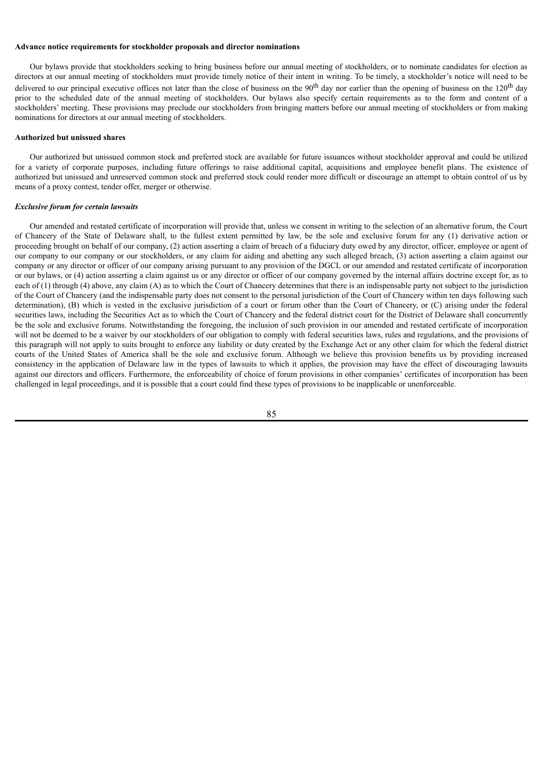**Advance notice requirements for stockholder proposals and director nominations**

Our bylaws provide that stockholders seeking to bring business before our annual meeting of stockholders, or to nominate candidates for election as directors at our annual meeting of stockholders must provide timely notice of their intent in writing. To be timely, a stockholder's notice will need to be delivered to our principal executive offices not later than the close of business on the 90$^{th}$ day nor earlier than the opening of business on the 120$^{th}$ day prior to the scheduled date of the annual meeting of stockholders. Our bylaws also specify certain requirements as to the form and content of a stockholders' meeting. These provisions may preclude our stockholders from bringing matters before our annual meeting of stockholders or from making nominations for directors at our annual meeting of stockholders.

**Authorized but unissued shares**

Our authorized but unissued common stock and preferred stock are available for future issuances without stockholder approval and could be utilized for a variety of corporate purposes, including future offerings to raise additional capital, acquisitions and employee benefit plans. The existence of authorized but unissued and unreserved common stock and preferred stock could render more difficult or discourage an attempt to obtain control of us by means of a proxy contest, tender offer, merger or otherwise.

***Exclusive forum for certain lawsuits***

Our amended and restated certificate of incorporation will provide that, unless we consent in writing to the selection of an alternative forum, the Court of Chancery of the State of Delaware shall, to the fullest extent permitted by law, be the sole and exclusive forum for any (1) derivative action or proceeding brought on behalf of our company, (2) action asserting a claim of breach of a fiduciary duty owed by any director, officer, employee or agent of our company to our company or our stockholders, or any claim for aiding and abetting any such alleged breach, (3) action asserting a claim against our company or any director or officer of our company arising pursuant to any provision of the DGCL or our amended and restated certificate of incorporation or our bylaws, or (4) action asserting a claim against us or any director or officer of our company governed by the internal affairs doctrine except for, as to each of (1) through (4) above, any claim (A) as to which the Court of Chancery determines that there is an indispensable party not subject to the jurisdiction of the Court of Chancery (and the indispensable party does not consent to the personal jurisdiction of the Court of Chancery within ten days following such determination), (B) which is vested in the exclusive jurisdiction of a court or forum other than the Court of Chancery, or (C) arising under the federal securities laws, including the Securities Act as to which the Court of Chancery and the federal district court for the District of Delaware shall concurrently be the sole and exclusive forums. Notwithstanding the foregoing, the inclusion of such provision in our amended and restated certificate of incorporation will not be deemed to be a waiver by our stockholders of our obligation to comply with federal securities laws, rules and regulations, and the provisions of this paragraph will not apply to suits brought to enforce any liability or duty created by the Exchange Act or any other claim for which the federal district courts of the United States of America shall be the sole and exclusive forum. Although we believe this provision benefits us by providing increased consistency in the application of Delaware law in the types of lawsuits to which it applies, the provision may have the effect of discouraging lawsuits against our directors and officers. Furthermore, the enforceability of choice of forum provisions in other companies' certificates of incorporation has been challenged in legal proceedings, and it is possible that a court could find these types of provisions to be inapplicable or unenforceable.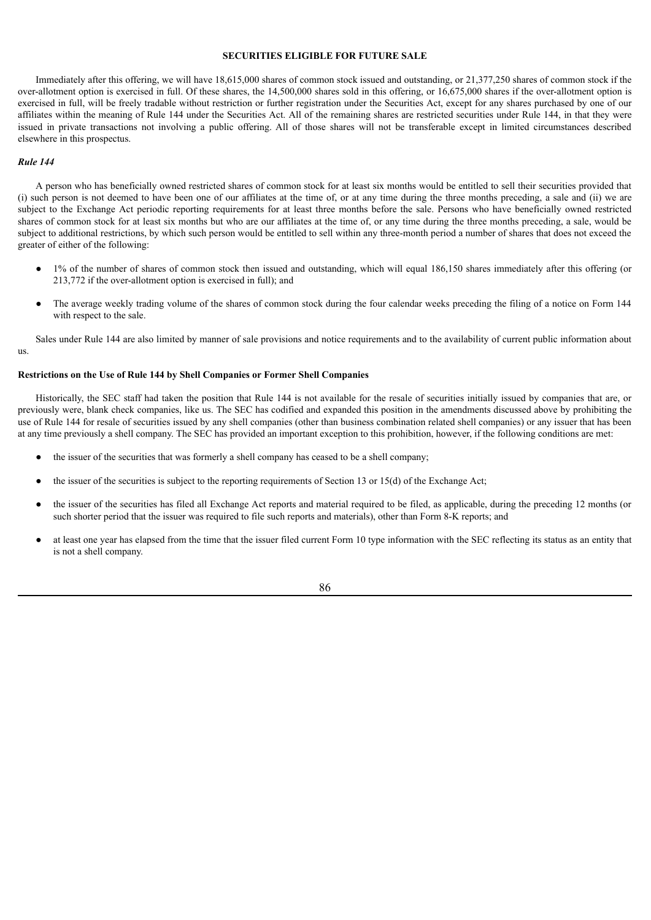## SECURITIES ELIGIBLE FOR FUTURE SALE

Immediately after this offering, we will have 18,615,000 shares of common stock issued and outstanding, or 21,377,250 shares of common stock if the over-allotment option is exercised in full. Of these shares, the 14,500,000 shares sold in this offering, or 16,675,000 shares if the over-allotment option is exercised in full, will be freely tradable without restriction or further registration under the Securities Act, except for any shares purchased by one of our affiliates within the meaning of Rule 144 under the Securities Act. All of the remaining shares are restricted securities under Rule 144, in that they were issued in private transactions not involving a public offering. All of those shares will not be transferable except in limited circumstances described elsewhere in this prospectus.

### *Rule 144*

A person who has beneficially owned restricted shares of common stock for at least six months would be entitled to sell their securities provided that (i) such person is not deemed to have been one of our affiliates at the time of, or at any time during the three months preceding, a sale and (ii) we are subject to the Exchange Act periodic reporting requirements for at least three months before the sale. Persons who have beneficially owned restricted shares of common stock for at least six months but who are our affiliates at the time of, or any time during the three months preceding, a sale, would be subject to additional restrictions, by which such person would be entitled to sell within any three-month period a number of shares that does not exceed the greater of either of the following:

- 1% of the number of shares of common stock then issued and outstanding, which will equal 186,150 shares immediately after this offering (or 213,772 if the over-allotment option is exercised in full); and
- The average weekly trading volume of the shares of common stock during the four calendar weeks preceding the filing of a notice on Form 144 with respect to the sale.

Sales under Rule 144 are also limited by manner of sale provisions and notice requirements and to the availability of current public information about us.

### Restrictions on the Use of Rule 144 by Shell Companies or Former Shell Companies

Historically, the SEC staff had taken the position that Rule 144 is not available for the resale of securities initially issued by companies that are, or previously were, blank check companies, like us. The SEC has codified and expanded this position in the amendments discussed above by prohibiting the use of Rule 144 for resale of securities issued by any shell companies (other than business combination related shell companies) or any issuer that has been at any time previously a shell company. The SEC has provided an important exception to this prohibition, however, if the following conditions are met:

- the issuer of the securities that was formerly a shell company has ceased to be a shell company;
- the issuer of the securities is subject to the reporting requirements of Section 13 or 15(d) of the Exchange Act;
- the issuer of the securities has filed all Exchange Act reports and material required to be filed, as applicable, during the preceding 12 months (or such shorter period that the issuer was required to file such reports and materials), other than Form 8-K reports; and
- at least one year has elapsed from the time that the issuer filed current Form 10 type information with the SEC reflecting its status as an entity that is not a shell company.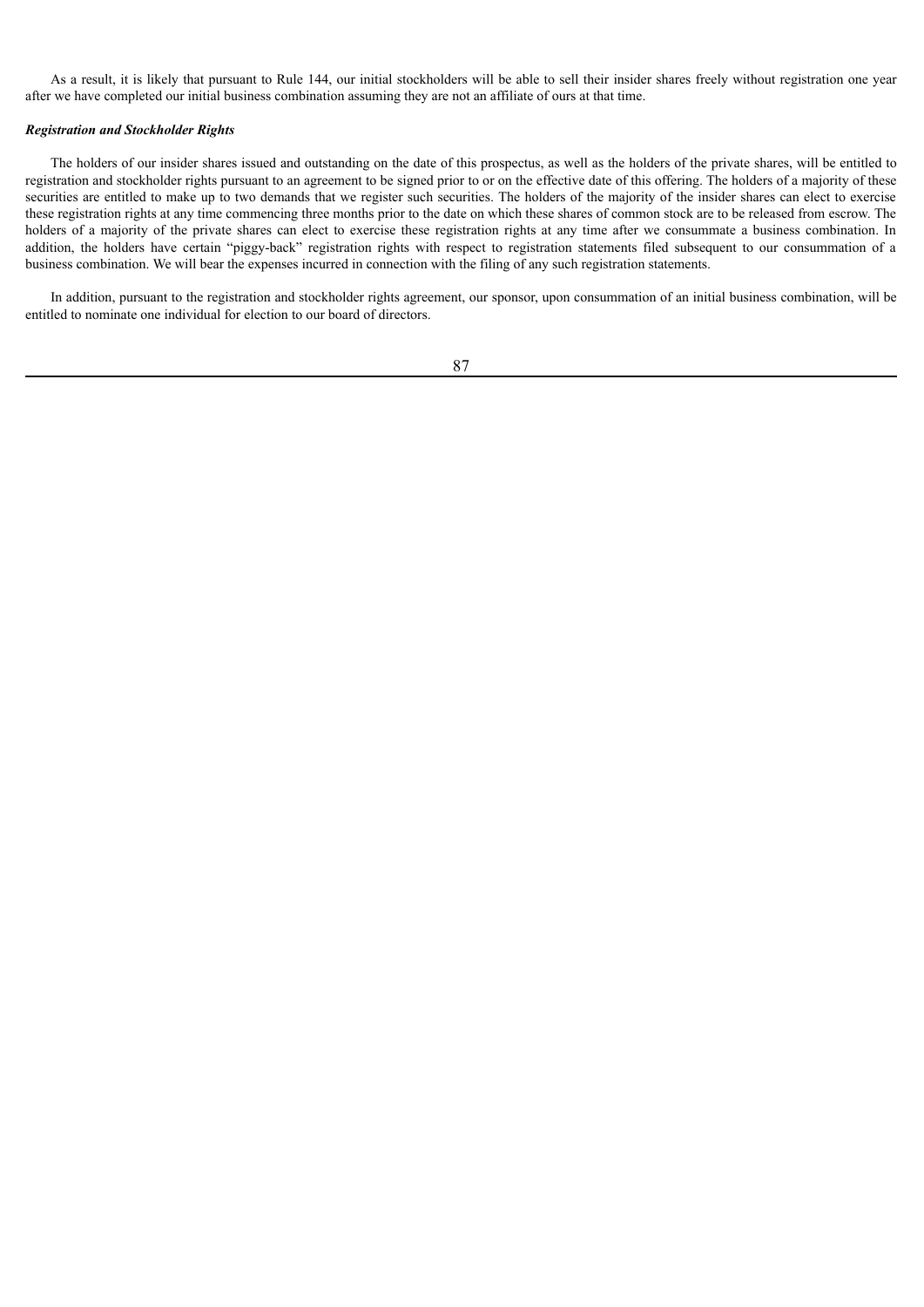As a result, it is likely that pursuant to Rule 144, our initial stockholders will be able to sell their insider shares freely without registration one year after we have completed our initial business combination assuming they are not an affiliate of ours at that time.

### *Registration and Stockholder Rights*

The holders of our insider shares issued and outstanding on the date of this prospectus, as well as the holders of the private shares, will be entitled to registration and stockholder rights pursuant to an agreement to be signed prior to or on the effective date of this offering. The holders of a majority of these securities are entitled to make up to two demands that we register such securities. The holders of the majority of the insider shares can elect to exercise these registration rights at any time commencing three months prior to the date on which these shares of common stock are to be released from escrow. The holders of a majority of the private shares can elect to exercise these registration rights at any time after we consummate a business combination. In addition, the holders have certain "piggy-back" registration rights with respect to registration statements filed subsequent to our consummation of a business combination. We will bear the expenses incurred in connection with the filing of any such registration statements.

In addition, pursuant to the registration and stockholder rights agreement, our sponsor, upon consummation of an initial business combination, will be entitled to nominate one individual for election to our board of directors.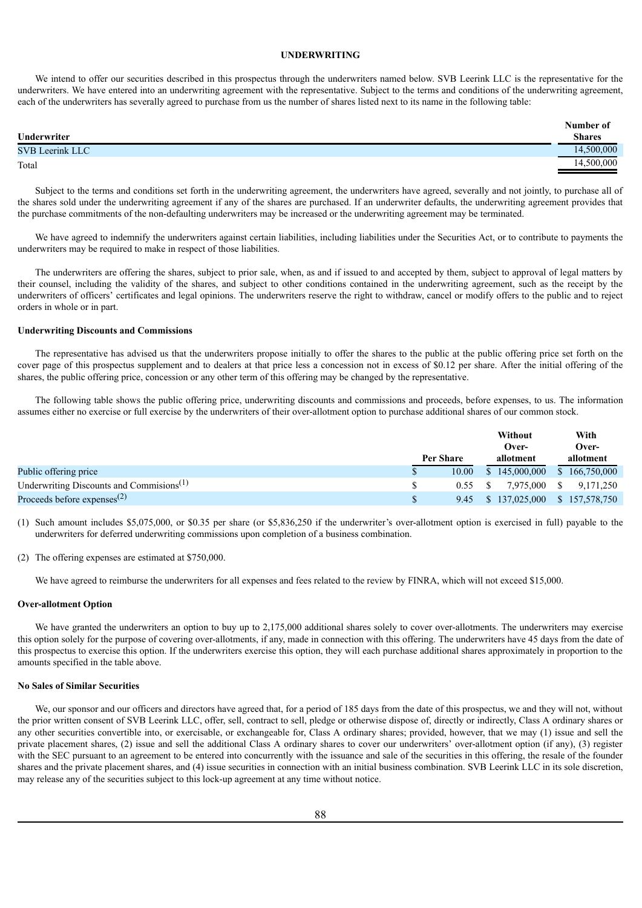## UNDERWRITING

We intend to offer our securities described in this prospectus through the underwriters named below. SVB Leerink LLC is the representative for the underwriters. We have entered into an underwriting agreement with the representative. Subject to the terms and conditions of the underwriting agreement, each of the underwriters has severally agreed to purchase from us the number of shares listed next to its name in the following table:

| Underwriter | Number of Shares |
|---|---|
| SVB Leerink LLC | 14,500,000 |
| Total | 14,500,000 |

Subject to the terms and conditions set forth in the underwriting agreement, the underwriters have agreed, severally and not jointly, to purchase all of the shares sold under the underwriting agreement if any of the shares are purchased. If an underwriter defaults, the underwriting agreement provides that the purchase commitments of the non-defaulting underwriters may be increased or the underwriting agreement may be terminated.

We have agreed to indemnify the underwriters against certain liabilities, including liabilities under the Securities Act, or to contribute to payments the underwriters may be required to make in respect of those liabilities.

The underwriters are offering the shares, subject to prior sale, when, as and if issued to and accepted by them, subject to approval of legal matters by their counsel, including the validity of the shares, and subject to other conditions contained in the underwriting agreement, such as the receipt by the underwriters of officers' certificates and legal opinions. The underwriters reserve the right to withdraw, cancel or modify offers to the public and to reject orders in whole or in part.

### Underwriting Discounts and Commissions

The representative has advised us that the underwriters propose initially to offer the shares to the public at the public offering price set forth on the cover page of this prospectus supplement and to dealers at that price less a concession not in excess of $0.12 per share. After the initial offering of the shares, the public offering price, concession or any other term of this offering may be changed by the representative.

The following table shows the public offering price, underwriting discounts and commissions and proceeds, before expenses, to us. The information assumes either no exercise or full exercise by the underwriters of their over-allotment option to purchase additional shares of our common stock.

| | Per Share | Without Over-allotment | With Over-allotment |
|---|---|---|---|
| Public offering price | $ 10.00 | $ 145,000,000 | $ 166,750,000 |
| Underwriting Discounts and Commisions[(1)] | $ 0.55 | $ 7,975,000 | $ 9,171,250 |
| Proceeds before expenses[(2)] | $ 9.45 | $ 137,025,000 | $ 157,578,750 |

(1) Such amount includes $5,075,000, or $0.35 per share (or $5,836,250 if the underwriter's over-allotment option is exercised in full) payable to the underwriters for deferred underwriting commissions upon completion of a business combination.

(2) The offering expenses are estimated at $750,000.

We have agreed to reimburse the underwriters for all expenses and fees related to the review by FINRA, which will not exceed $15,000.

### Over-allotment Option

We have granted the underwriters an option to buy up to 2,175,000 additional shares solely to cover over-allotments. The underwriters may exercise this option solely for the purpose of covering over-allotments, if any, made in connection with this offering. The underwriters have 45 days from the date of this prospectus to exercise this option. If the underwriters exercise this option, they will each purchase additional shares approximately in proportion to the amounts specified in the table above.

### No Sales of Similar Securities

We, our sponsor and our officers and directors have agreed that, for a period of 185 days from the date of this prospectus, we and they will not, without the prior written consent of SVB Leerink LLC, offer, sell, contract to sell, pledge or otherwise dispose of, directly or indirectly, Class A ordinary shares or any other securities convertible into, or exercisable, or exchangeable for, Class A ordinary shares; provided, however, that we may (1) issue and sell the private placement shares, (2) issue and sell the additional Class A ordinary shares to cover our underwriters' over-allotment option (if any), (3) register with the SEC pursuant to an agreement to be entered into concurrently with the issuance and sale of the securities in this offering, the resale of the founder shares and the private placement shares, and (4) issue securities in connection with an initial business combination. SVB Leerink LLC in its sole discretion, may release any of the securities subject to this lock-up agreement at any time without notice.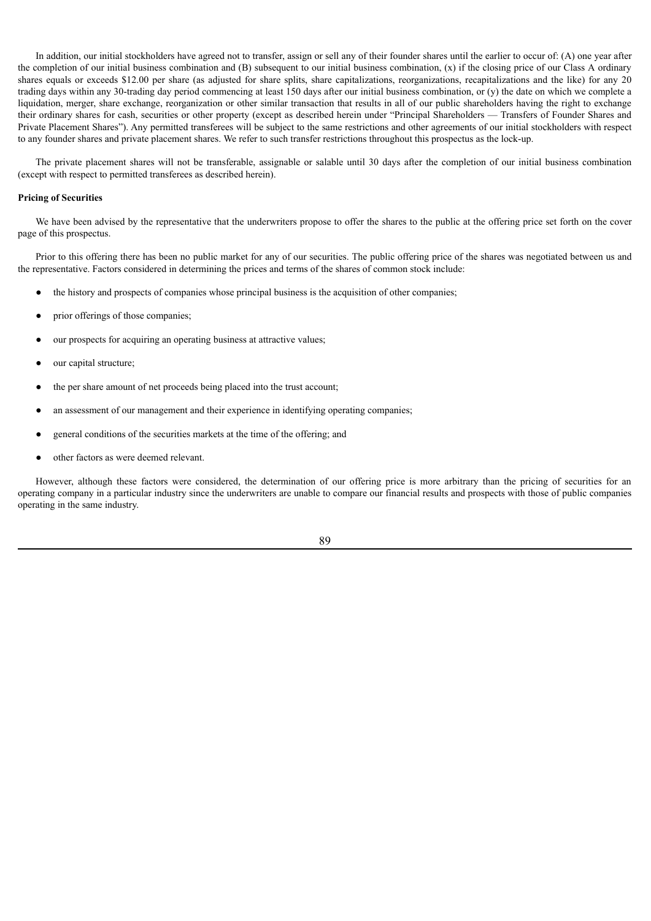In addition, our initial stockholders have agreed not to transfer, assign or sell any of their founder shares until the earlier to occur of: (A) one year after the completion of our initial business combination and (B) subsequent to our initial business combination, (x) if the closing price of our Class A ordinary shares equals or exceeds $12.00 per share (as adjusted for share splits, share capitalizations, reorganizations, recapitalizations and the like) for any 20 trading days within any 30-trading day period commencing at least 150 days after our initial business combination, or (y) the date on which we complete a liquidation, merger, share exchange, reorganization or other similar transaction that results in all of our public shareholders having the right to exchange their ordinary shares for cash, securities or other property (except as described herein under "Principal Shareholders — Transfers of Founder Shares and Private Placement Shares"). Any permitted transferees will be subject to the same restrictions and other agreements of our initial stockholders with respect to any founder shares and private placement shares. We refer to such transfer restrictions throughout this prospectus as the lock-up.

The private placement shares will not be transferable, assignable or salable until 30 days after the completion of our initial business combination (except with respect to permitted transferees as described herein).

**Pricing of Securities**

We have been advised by the representative that the underwriters propose to offer the shares to the public at the offering price set forth on the cover page of this prospectus.

Prior to this offering there has been no public market for any of our securities. The public offering price of the shares was negotiated between us and the representative. Factors considered in determining the prices and terms of the shares of common stock include:

- the history and prospects of companies whose principal business is the acquisition of other companies;
- prior offerings of those companies;
- our prospects for acquiring an operating business at attractive values;
- our capital structure;
- the per share amount of net proceeds being placed into the trust account;
- an assessment of our management and their experience in identifying operating companies;
- general conditions of the securities markets at the time of the offering; and
- other factors as were deemed relevant.

However, although these factors were considered, the determination of our offering price is more arbitrary than the pricing of securities for an operating company in a particular industry since the underwriters are unable to compare our financial results and prospects with those of public companies operating in the same industry.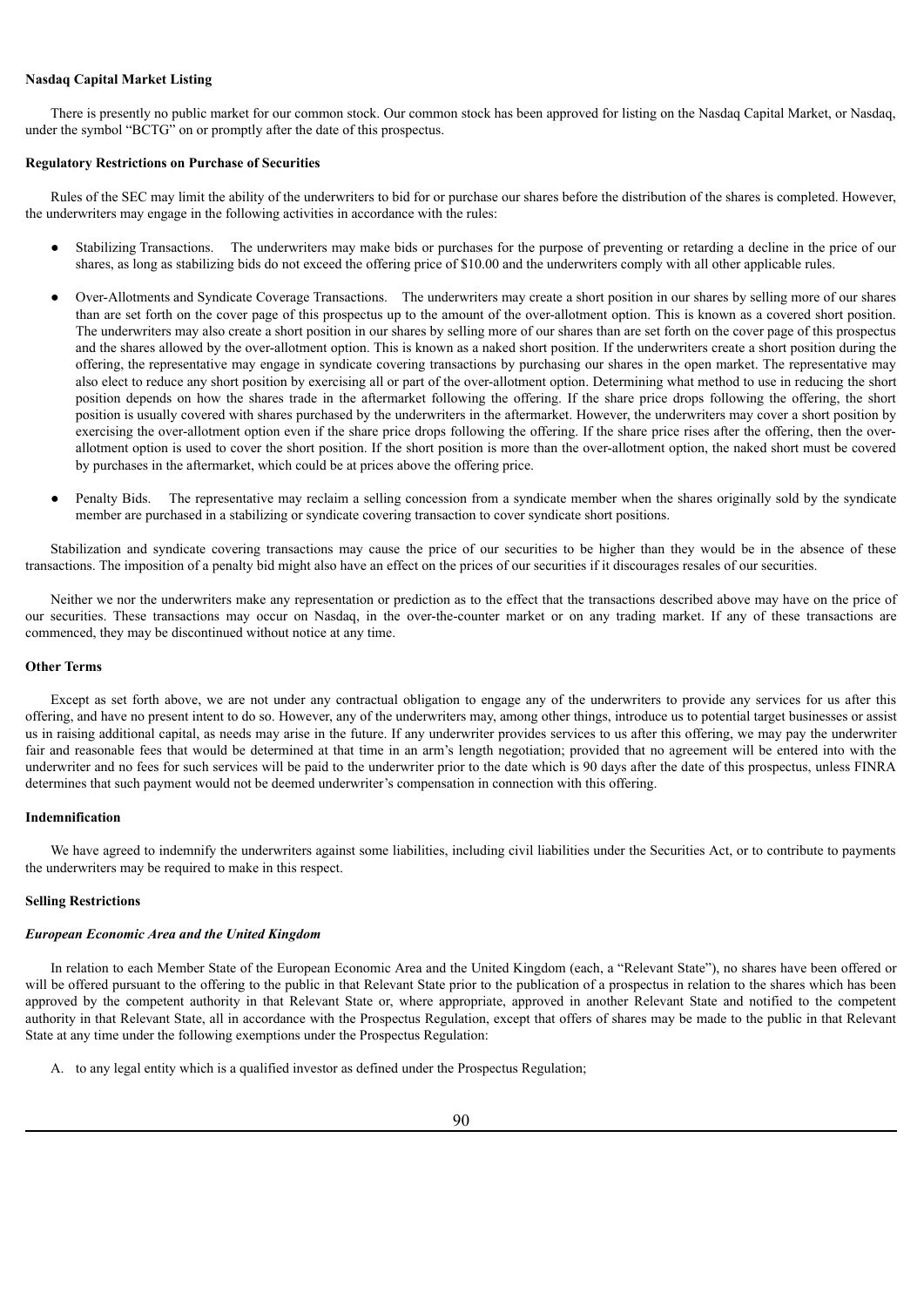**Nasdaq Capital Market Listing**

There is presently no public market for our common stock. Our common stock has been approved for listing on the Nasdaq Capital Market, or Nasdaq, under the symbol "BCTG" on or promptly after the date of this prospectus.

**Regulatory Restrictions on Purchase of Securities**

Rules of the SEC may limit the ability of the underwriters to bid for or purchase our shares before the distribution of the shares is completed. However, the underwriters may engage in the following activities in accordance with the rules:

- Stabilizing Transactions. The underwriters may make bids or purchases for the purpose of preventing or retarding a decline in the price of our shares, as long as stabilizing bids do not exceed the offering price of $10.00 and the underwriters comply with all other applicable rules.
- Over-Allotments and Syndicate Coverage Transactions. The underwriters may create a short position in our shares by selling more of our shares than are set forth on the cover page of this prospectus up to the amount of the over-allotment option. This is known as a covered short position. The underwriters may also create a short position in our shares by selling more of our shares than are set forth on the cover page of this prospectus and the shares allowed by the over-allotment option. This is known as a naked short position. If the underwriters create a short position during the offering, the representative may engage in syndicate covering transactions by purchasing our shares in the open market. The representative may also elect to reduce any short position by exercising all or part of the over-allotment option. Determining what method to use in reducing the short position depends on how the shares trade in the aftermarket following the offering. If the share price drops following the offering, the short position is usually covered with shares purchased by the underwriters in the aftermarket. However, the underwriters may cover a short position by exercising the over-allotment option even if the share price drops following the offering. If the share price rises after the offering, then the over-allotment option is used to cover the short position. If the short position is more than the over-allotment option, the naked short must be covered by purchases in the aftermarket, which could be at prices above the offering price.
- Penalty Bids. The representative may reclaim a selling concession from a syndicate member when the shares originally sold by the syndicate member are purchased in a stabilizing or syndicate covering transaction to cover syndicate short positions.

Stabilization and syndicate covering transactions may cause the price of our securities to be higher than they would be in the absence of these transactions. The imposition of a penalty bid might also have an effect on the prices of our securities if it discourages resales of our securities.

Neither we nor the underwriters make any representation or prediction as to the effect that the transactions described above may have on the price of our securities. These transactions may occur on Nasdaq, in the over-the-counter market or on any trading market. If any of these transactions are commenced, they may be discontinued without notice at any time.

**Other Terms**

Except as set forth above, we are not under any contractual obligation to engage any of the underwriters to provide any services for us after this offering, and have no present intent to do so. However, any of the underwriters may, among other things, introduce us to potential target businesses or assist us in raising additional capital, as needs may arise in the future. If any underwriter provides services to us after this offering, we may pay the underwriter fair and reasonable fees that would be determined at that time in an arm's length negotiation; provided that no agreement will be entered into with the underwriter and no fees for such services will be paid to the underwriter prior to the date which is 90 days after the date of this prospectus, unless FINRA determines that such payment would not be deemed underwriter's compensation in connection with this offering.

**Indemnification**

We have agreed to indemnify the underwriters against some liabilities, including civil liabilities under the Securities Act, or to contribute to payments the underwriters may be required to make in this respect.

**Selling Restrictions**

***European Economic Area and the United Kingdom***

In relation to each Member State of the European Economic Area and the United Kingdom (each, a "Relevant State"), no shares have been offered or will be offered pursuant to the offering to the public in that Relevant State prior to the publication of a prospectus in relation to the shares which has been approved by the competent authority in that Relevant State or, where appropriate, approved in another Relevant State and notified to the competent authority in that Relevant State, all in accordance with the Prospectus Regulation, except that offers of shares may be made to the public in that Relevant State at any time under the following exemptions under the Prospectus Regulation:

A. to any legal entity which is a qualified investor as defined under the Prospectus Regulation;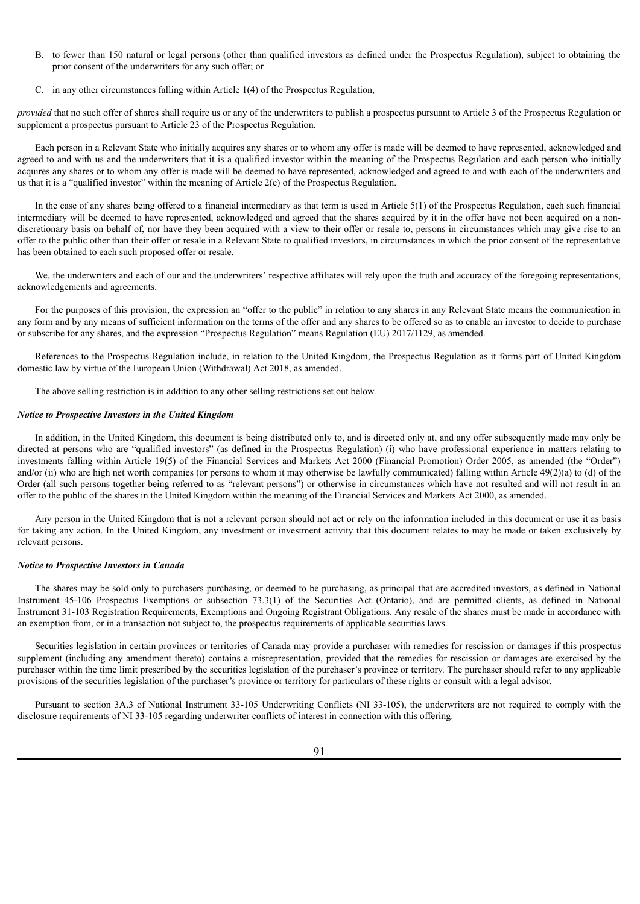B. to fewer than 150 natural or legal persons (other than qualified investors as defined under the Prospectus Regulation), subject to obtaining the prior consent of the underwriters for any such offer; or

C. in any other circumstances falling within Article 1(4) of the Prospectus Regulation,

*provided* that no such offer of shares shall require us or any of the underwriters to publish a prospectus pursuant to Article 3 of the Prospectus Regulation or supplement a prospectus pursuant to Article 23 of the Prospectus Regulation.

Each person in a Relevant State who initially acquires any shares or to whom any offer is made will be deemed to have represented, acknowledged and agreed to and with us and the underwriters that it is a qualified investor within the meaning of the Prospectus Regulation and each person who initially acquires any shares or to whom any offer is made will be deemed to have represented, acknowledged and agreed to and with each of the underwriters and us that it is a "qualified investor" within the meaning of Article 2(e) of the Prospectus Regulation.

In the case of any shares being offered to a financial intermediary as that term is used in Article 5(1) of the Prospectus Regulation, each such financial intermediary will be deemed to have represented, acknowledged and agreed that the shares acquired by it in the offer have not been acquired on a non-discretionary basis on behalf of, nor have they been acquired with a view to their offer or resale to, persons in circumstances which may give rise to an offer to the public other than their offer or resale in a Relevant State to qualified investors, in circumstances in which the prior consent of the representative has been obtained to each such proposed offer or resale.

We, the underwriters and each of our and the underwriters' respective affiliates will rely upon the truth and accuracy of the foregoing representations, acknowledgements and agreements.

For the purposes of this provision, the expression an "offer to the public" in relation to any shares in any Relevant State means the communication in any form and by any means of sufficient information on the terms of the offer and any shares to be offered so as to enable an investor to decide to purchase or subscribe for any shares, and the expression "Prospectus Regulation" means Regulation (EU) 2017/1129, as amended.

References to the Prospectus Regulation include, in relation to the United Kingdom, the Prospectus Regulation as it forms part of United Kingdom domestic law by virtue of the European Union (Withdrawal) Act 2018, as amended.

The above selling restriction is in addition to any other selling restrictions set out below.

***Notice to Prospective Investors in the United Kingdom***

In addition, in the United Kingdom, this document is being distributed only to, and is directed only at, and any offer subsequently made may only be directed at persons who are "qualified investors" (as defined in the Prospectus Regulation) (i) who have professional experience in matters relating to investments falling within Article 19(5) of the Financial Services and Markets Act 2000 (Financial Promotion) Order 2005, as amended (the "Order") and/or (ii) who are high net worth companies (or persons to whom it may otherwise be lawfully communicated) falling within Article 49(2)(a) to (d) of the Order (all such persons together being referred to as "relevant persons") or otherwise in circumstances which have not resulted and will not result in an offer to the public of the shares in the United Kingdom within the meaning of the Financial Services and Markets Act 2000, as amended.

Any person in the United Kingdom that is not a relevant person should not act or rely on the information included in this document or use it as basis for taking any action. In the United Kingdom, any investment or investment activity that this document relates to may be made or taken exclusively by relevant persons.

***Notice to Prospective Investors in Canada***

The shares may be sold only to purchasers purchasing, or deemed to be purchasing, as principal that are accredited investors, as defined in National Instrument 45-106 Prospectus Exemptions or subsection 73.3(1) of the Securities Act (Ontario), and are permitted clients, as defined in National Instrument 31-103 Registration Requirements, Exemptions and Ongoing Registrant Obligations. Any resale of the shares must be made in accordance with an exemption from, or in a transaction not subject to, the prospectus requirements of applicable securities laws.

Securities legislation in certain provinces or territories of Canada may provide a purchaser with remedies for rescission or damages if this prospectus supplement (including any amendment thereto) contains a misrepresentation, provided that the remedies for rescission or damages are exercised by the purchaser within the time limit prescribed by the securities legislation of the purchaser's province or territory. The purchaser should refer to any applicable provisions of the securities legislation of the purchaser's province or territory for particulars of these rights or consult with a legal advisor.

Pursuant to section 3A.3 of National Instrument 33-105 Underwriting Conflicts (NI 33-105), the underwriters are not required to comply with the disclosure requirements of NI 33-105 regarding underwriter conflicts of interest in connection with this offering.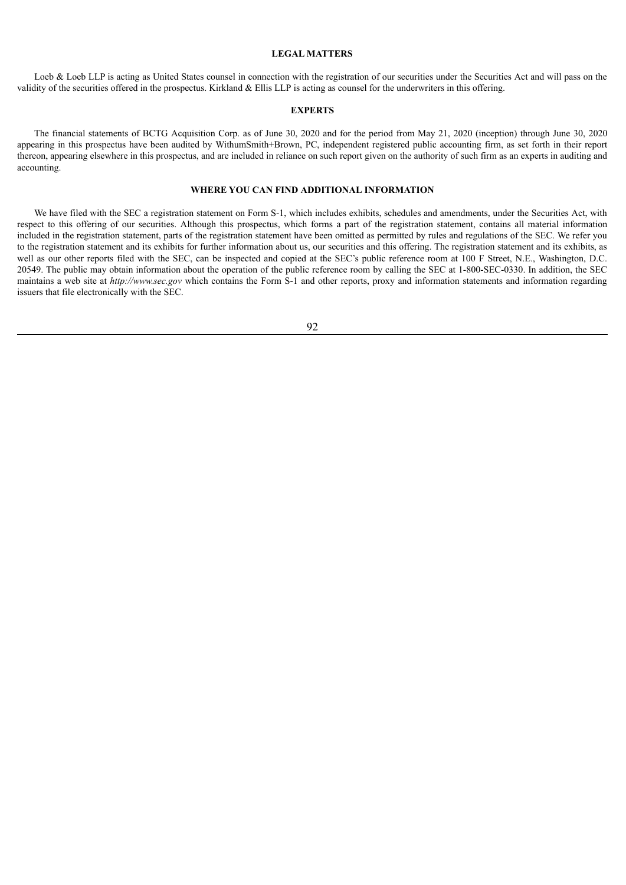## LEGAL MATTERS

Loeb & Loeb LLP is acting as United States counsel in connection with the registration of our securities under the Securities Act and will pass on the validity of the securities offered in the prospectus. Kirkland & Ellis LLP is acting as counsel for the underwriters in this offering.

## EXPERTS

The financial statements of BCTG Acquisition Corp. as of June 30, 2020 and for the period from May 21, 2020 (inception) through June 30, 2020 appearing in this prospectus have been audited by WithumSmith+Brown, PC, independent registered public accounting firm, as set forth in their report thereon, appearing elsewhere in this prospectus, and are included in reliance on such report given on the authority of such firm as an experts in auditing and accounting.

## WHERE YOU CAN FIND ADDITIONAL INFORMATION

We have filed with the SEC a registration statement on Form S-1, which includes exhibits, schedules and amendments, under the Securities Act, with respect to this offering of our securities. Although this prospectus, which forms a part of the registration statement, contains all material information included in the registration statement, parts of the registration statement have been omitted as permitted by rules and regulations of the SEC. We refer you to the registration statement and its exhibits for further information about us, our securities and this offering. The registration statement and its exhibits, as well as our other reports filed with the SEC, can be inspected and copied at the SEC's public reference room at 100 F Street, N.E., Washington, D.C. 20549. The public may obtain information about the operation of the public reference room by calling the SEC at 1-800-SEC-0330. In addition, the SEC maintains a web site at *http://www.sec.gov* which contains the Form S-1 and other reports, proxy and information statements and information regarding issuers that file electronically with the SEC.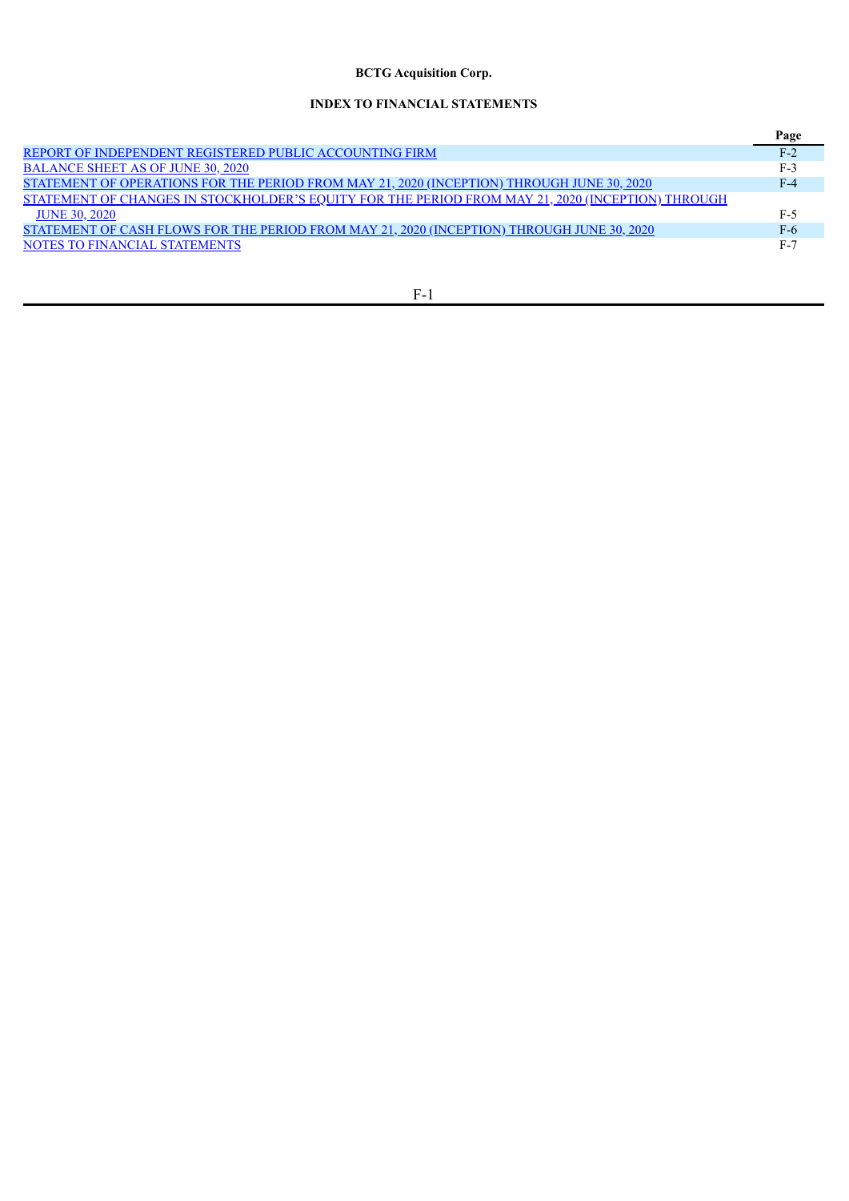**BCTG Acquisition Corp.**

**INDEX TO FINANCIAL STATEMENTS**

| | Page |
|---|---|
| REPORT OF INDEPENDENT REGISTERED PUBLIC ACCOUNTING FIRM | F-2 |
| BALANCE SHEET AS OF JUNE 30, 2020 | F-3 |
| STATEMENT OF OPERATIONS FOR THE PERIOD FROM MAY 21, 2020 (INCEPTION) THROUGH JUNE 30, 2020 | F-4 |
| STATEMENT OF CHANGES IN STOCKHOLDER'S EQUITY FOR THE PERIOD FROM MAY 21, 2020 (INCEPTION) THROUGH JUNE 30, 2020 | F-5 |
| STATEMENT OF CASH FLOWS FOR THE PERIOD FROM MAY 21, 2020 (INCEPTION) THROUGH JUNE 30, 2020 | F-6 |
| NOTES TO FINANCIAL STATEMENTS | F-7 |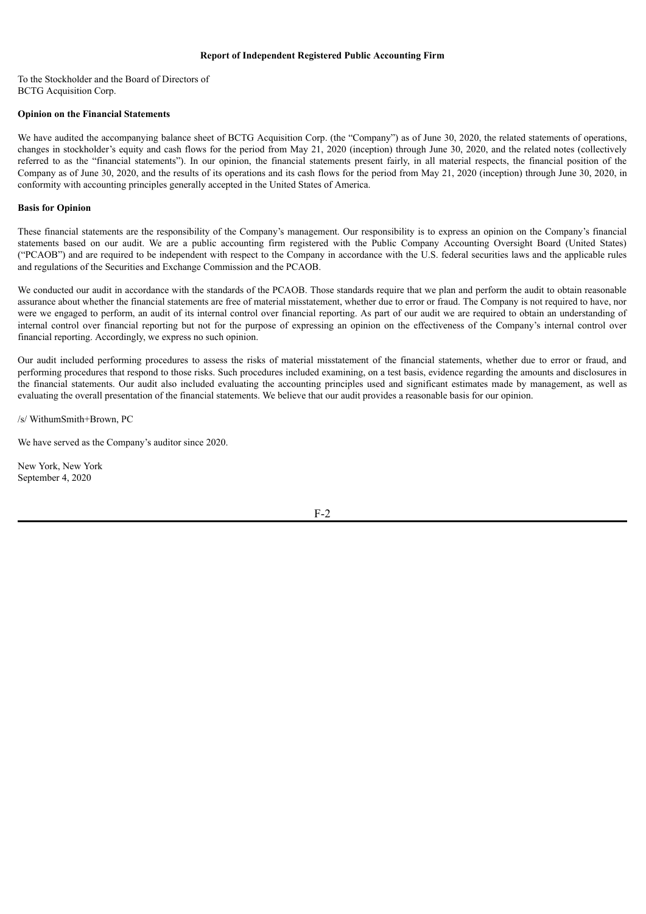**Report of Independent Registered Public Accounting Firm**

To the Stockholder and the Board of Directors of
BCTG Acquisition Corp.

**Opinion on the Financial Statements**

We have audited the accompanying balance sheet of BCTG Acquisition Corp. (the "Company") as of June 30, 2020, the related statements of operations, changes in stockholder's equity and cash flows for the period from May 21, 2020 (inception) through June 30, 2020, and the related notes (collectively referred to as the "financial statements"). In our opinion, the financial statements present fairly, in all material respects, the financial position of the Company as of June 30, 2020, and the results of its operations and its cash flows for the period from May 21, 2020 (inception) through June 30, 2020, in conformity with accounting principles generally accepted in the United States of America.

**Basis for Opinion**

These financial statements are the responsibility of the Company's management. Our responsibility is to express an opinion on the Company's financial statements based on our audit. We are a public accounting firm registered with the Public Company Accounting Oversight Board (United States) ("PCAOB") and are required to be independent with respect to the Company in accordance with the U.S. federal securities laws and the applicable rules and regulations of the Securities and Exchange Commission and the PCAOB.

We conducted our audit in accordance with the standards of the PCAOB. Those standards require that we plan and perform the audit to obtain reasonable assurance about whether the financial statements are free of material misstatement, whether due to error or fraud. The Company is not required to have, nor were we engaged to perform, an audit of its internal control over financial reporting. As part of our audit we are required to obtain an understanding of internal control over financial reporting but not for the purpose of expressing an opinion on the effectiveness of the Company's internal control over financial reporting. Accordingly, we express no such opinion.

Our audit included performing procedures to assess the risks of material misstatement of the financial statements, whether due to error or fraud, and performing procedures that respond to those risks. Such procedures included examining, on a test basis, evidence regarding the amounts and disclosures in the financial statements. Our audit also included evaluating the accounting principles used and significant estimates made by management, as well as evaluating the overall presentation of the financial statements. We believe that our audit provides a reasonable basis for our opinion.

/s/ WithumSmith+Brown, PC

We have served as the Company's auditor since 2020.

New York, New York
September 4, 2020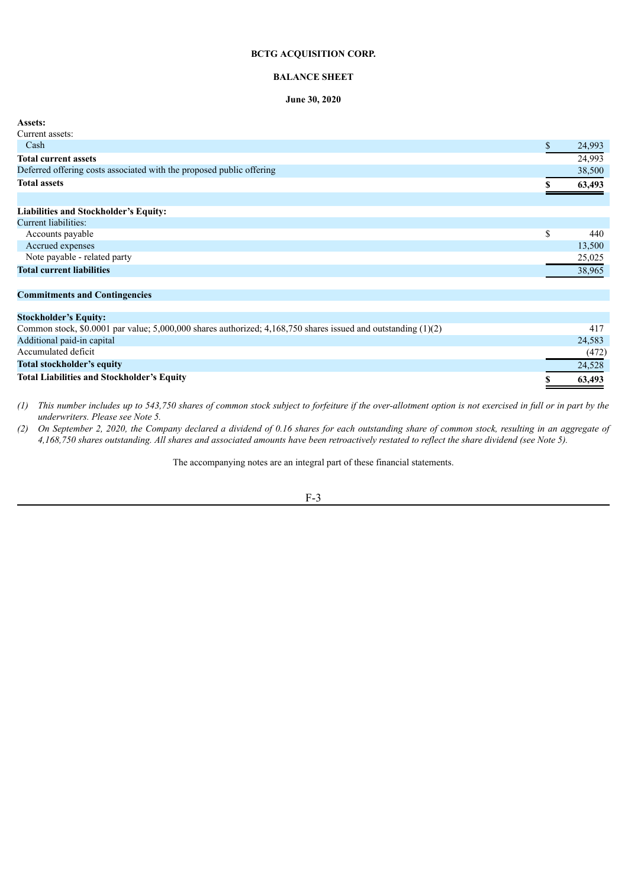**BCTG ACQUISITION CORP.**

**BALANCE SHEET**

**June 30, 2020**

| | | |
|---|---|---|
| **Assets:** | | |
| Current assets: | | |
| Cash | $ | 24,993 |
| **Total current assets** | | 24,993 |
| Deferred offering costs associated with the proposed public offering | | 38,500 |
| **Total assets** | **$** | **63,493** |
| | | |
| **Liabilities and Stockholder's Equity:** | | |
| Current liabilities: | | |
| Accounts payable | $ | 440 |
| Accrued expenses | | 13,500 |
| Note payable - related party | | 25,025 |
| **Total current liabilities** | | 38,965 |
| | | |
| **Commitments and Contingencies** | | |
| | | |
| **Stockholder's Equity:** | | |
| Common stock, $0.0001 par value; 5,000,000 shares authorized; 4,168,750 shares issued and outstanding (1)(2) | | 417 |
| Additional paid-in capital | | 24,583 |
| Accumulated deficit | | (472) |
| **Total stockholder's equity** | | 24,528 |
| **Total Liabilities and Stockholder's Equity** | **$** | **63,493** |

*(1) This number includes up to 543,750 shares of common stock subject to forfeiture if the over-allotment option is not exercised in full or in part by the underwriters. Please see Note 5.*

*(2) On September 2, 2020, the Company declared a dividend of 0.16 shares for each outstanding share of common stock, resulting in an aggregate of 4,168,750 shares outstanding. All shares and associated amounts have been retroactively restated to reflect the share dividend (see Note 5).*

The accompanying notes are an integral part of these financial statements.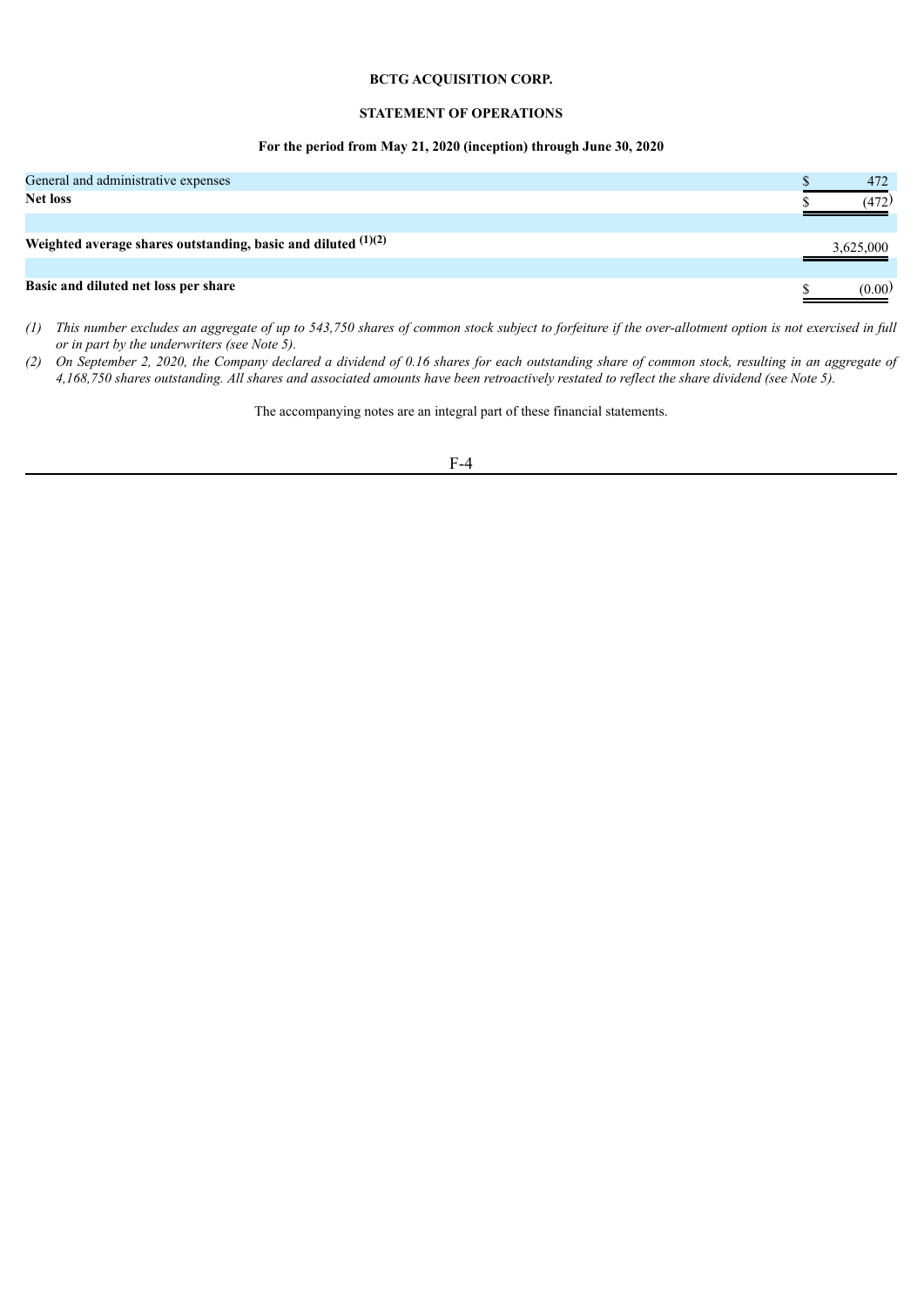**BCTG ACQUISITION CORP.**

**STATEMENT OF OPERATIONS**

**For the period from May 21, 2020 (inception) through June 30, 2020**

| | |
|---|---|
| General and administrative expenses | $ 472 |
| **Net loss** | $ (472) |
| | |
| **Weighted average shares outstanding, basic and diluted (1)(2)** | 3,625,000 |
| | |
| **Basic and diluted net loss per share** | $ (0.00) |

*(1) This number excludes an aggregate of up to 543,750 shares of common stock subject to forfeiture if the over-allotment option is not exercised in full or in part by the underwriters (see Note 5).*

*(2) On September 2, 2020, the Company declared a dividend of 0.16 shares for each outstanding share of common stock, resulting in an aggregate of 4,168,750 shares outstanding. All shares and associated amounts have been retroactively restated to reflect the share dividend (see Note 5).*

The accompanying notes are an integral part of these financial statements.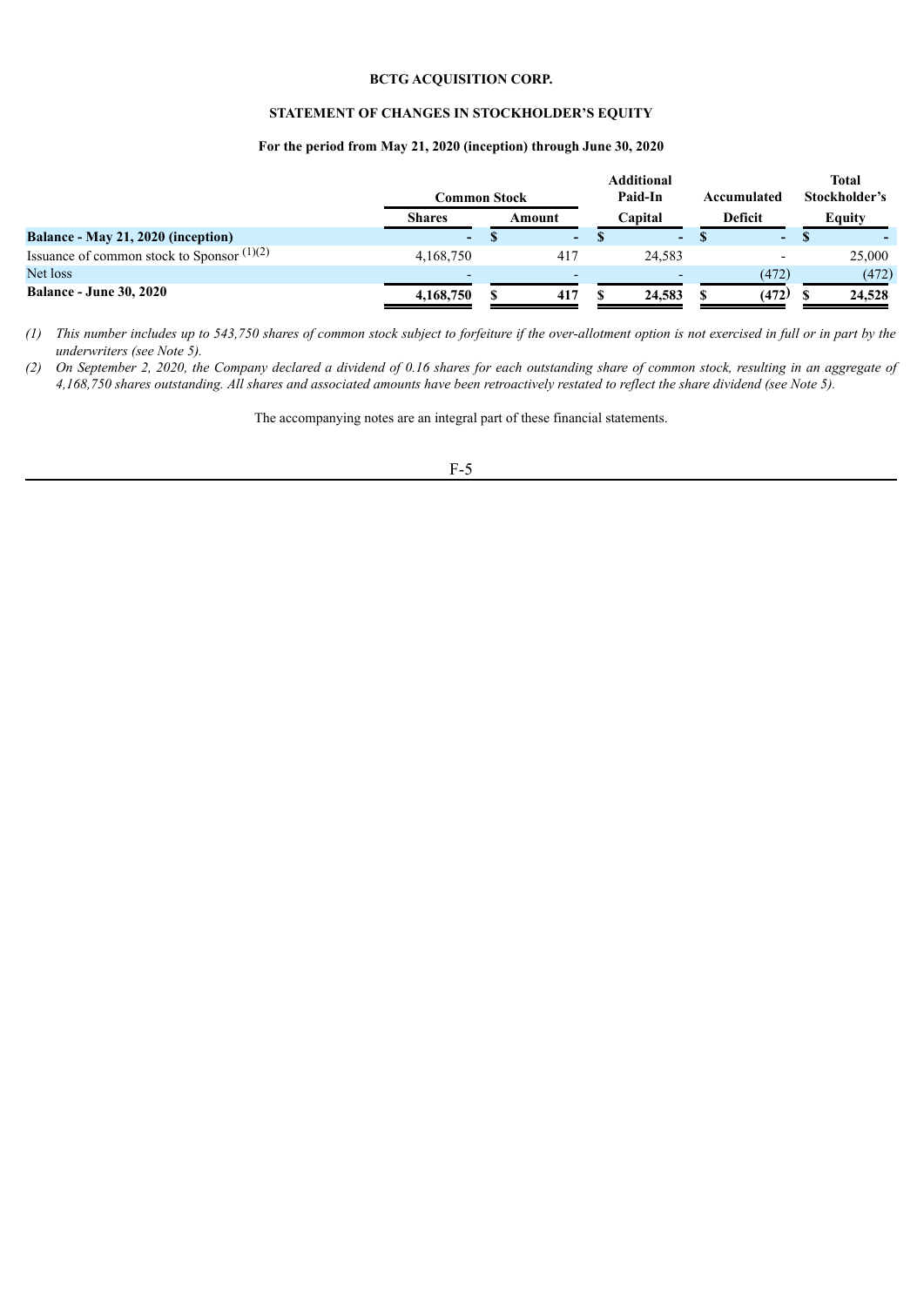**BCTG ACQUISITION CORP.**

**STATEMENT OF CHANGES IN STOCKHOLDER'S EQUITY**

**For the period from May 21, 2020 (inception) through June 30, 2020**

| | Common Stock | | Additional Paid-In | Accumulated | Total Stockholder's |
|---|---|---|---|---|---|
| | **Shares** | **Amount** | **Capital** | **Deficit** | **Equity** |
| **Balance - May 21, 2020 (inception)** | - | $ - | $ - | $ - | $ - |
| Issuance of common stock to Sponsor [(1)(2)] | 4,168,750 | 417 | 24,583 | - | 25,000 |
| Net loss | - | - | - | (472) | (472) |
| **Balance - June 30, 2020** | **4,168,750** | **$ 417** | **$ 24,583** | **$ (472)** | **$ 24,528** |

*(1) This number includes up to 543,750 shares of common stock subject to forfeiture if the over-allotment option is not exercised in full or in part by the underwriters (see Note 5).*

*(2) On September 2, 2020, the Company declared a dividend of 0.16 shares for each outstanding share of common stock, resulting in an aggregate of 4,168,750 shares outstanding. All shares and associated amounts have been retroactively restated to reflect the share dividend (see Note 5).*

The accompanying notes are an integral part of these financial statements.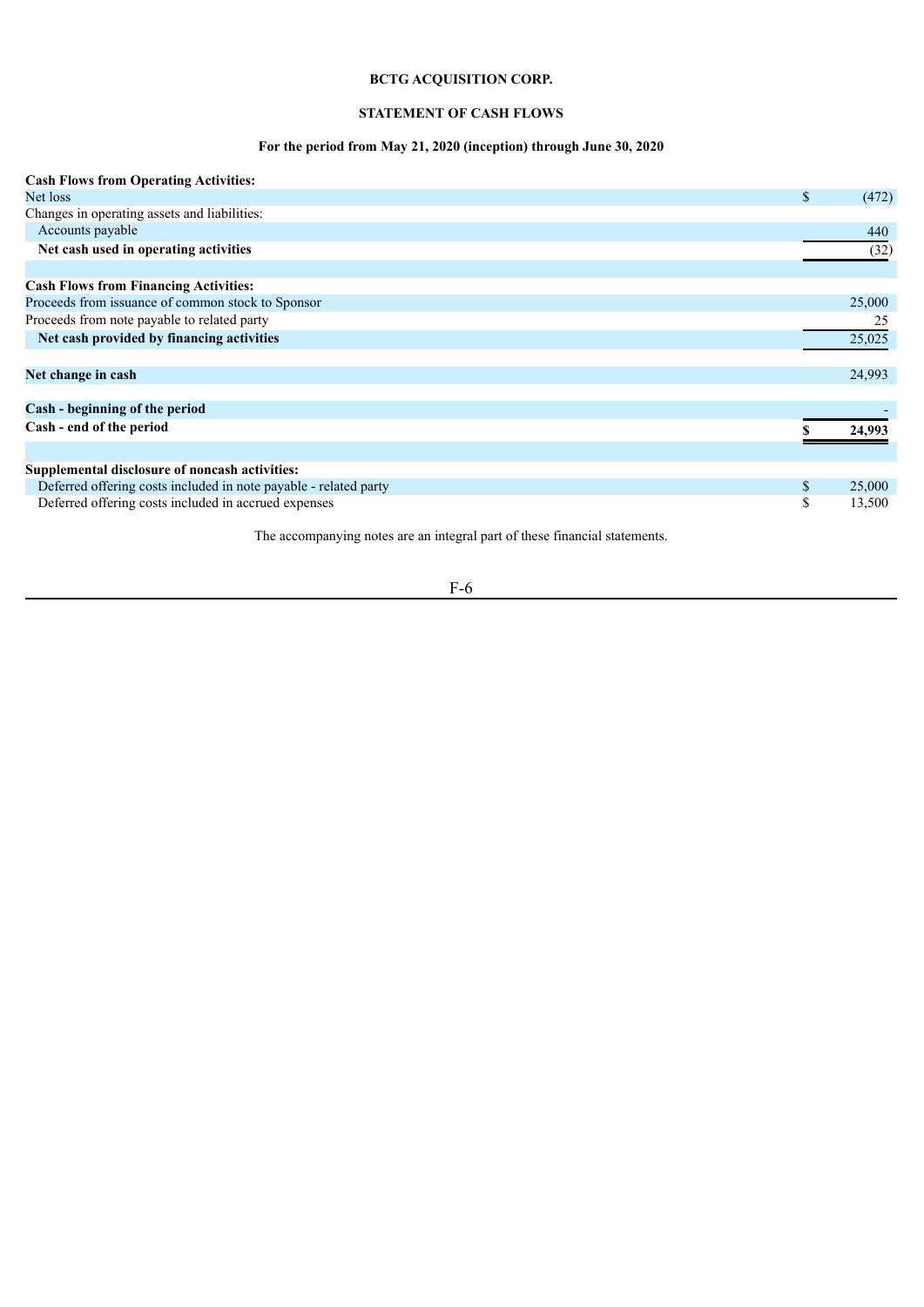**BCTG ACQUISITION CORP.**

**STATEMENT OF CASH FLOWS**

**For the period from May 21, 2020 (inception) through June 30, 2020**

| | |
|---|---|
| **Cash Flows from Operating Activities:** | |
| Net loss | $ (472) |
| Changes in operating assets and liabilities: | |
| Accounts payable | 440 |
| **Net cash used in operating activities** | (32) |
| | |
| **Cash Flows from Financing Activities:** | |
| Proceeds from issuance of common stock to Sponsor | 25,000 |
| Proceeds from note payable to related party | 25 |
| **Net cash provided by financing activities** | 25,025 |
| | |
| **Net change in cash** | 24,993 |
| | |
| **Cash - beginning of the period** | - |
| **Cash - end of the period** | **$ 24,993** |
| | |
| **Supplemental disclosure of noncash activities:** | |
| Deferred offering costs included in note payable - related party | $ 25,000 |
| Deferred offering costs included in accrued expenses | $ 13,500 |

The accompanying notes are an integral part of these financial statements.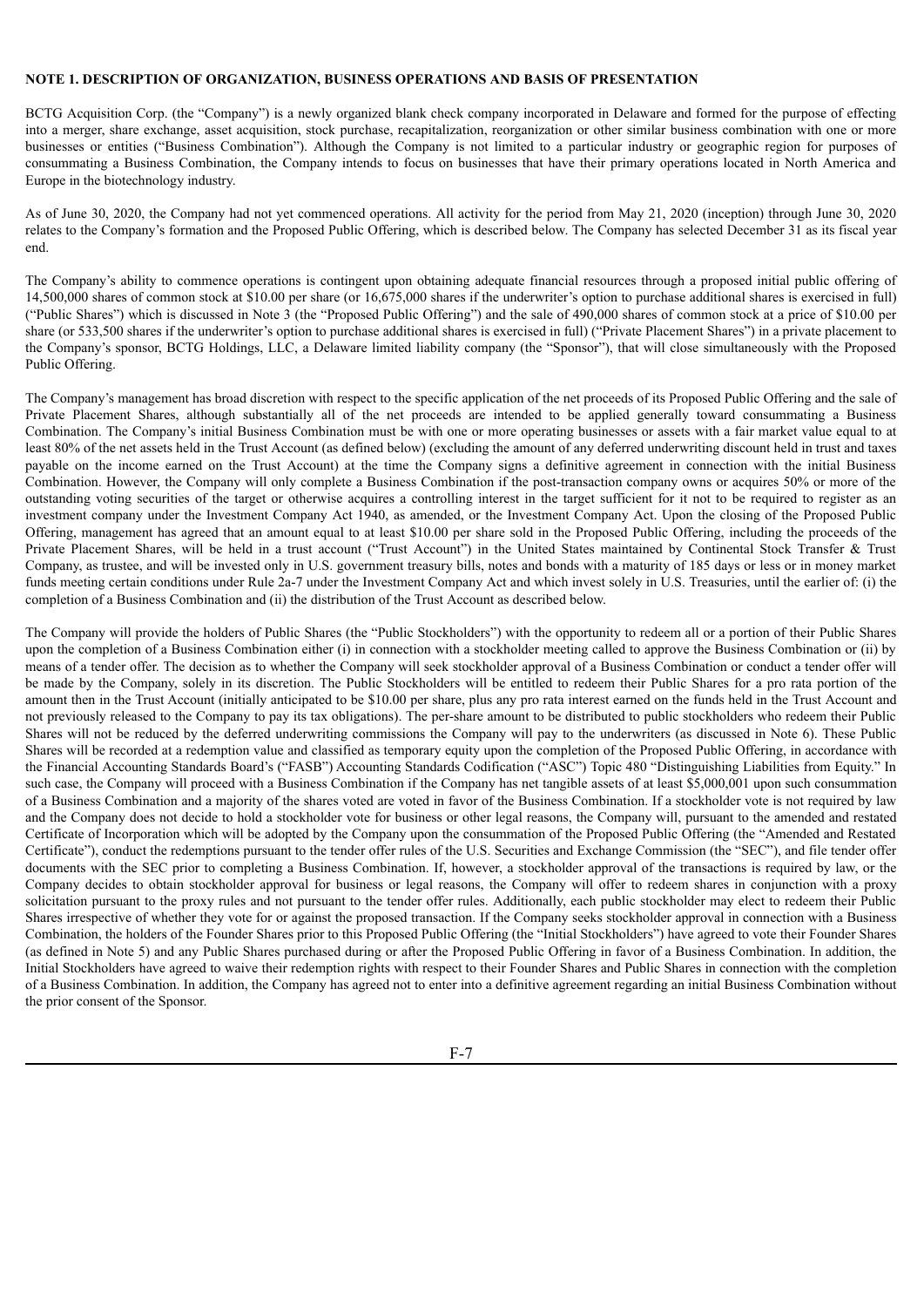**NOTE 1. DESCRIPTION OF ORGANIZATION, BUSINESS OPERATIONS AND BASIS OF PRESENTATION**

BCTG Acquisition Corp. (the "Company") is a newly organized blank check company incorporated in Delaware and formed for the purpose of effecting into a merger, share exchange, asset acquisition, stock purchase, recapitalization, reorganization or other similar business combination with one or more businesses or entities ("Business Combination"). Although the Company is not limited to a particular industry or geographic region for purposes of consummating a Business Combination, the Company intends to focus on businesses that have their primary operations located in North America and Europe in the biotechnology industry.

As of June 30, 2020, the Company had not yet commenced operations. All activity for the period from May 21, 2020 (inception) through June 30, 2020 relates to the Company's formation and the Proposed Public Offering, which is described below. The Company has selected December 31 as its fiscal year end.

The Company's ability to commence operations is contingent upon obtaining adequate financial resources through a proposed initial public offering of 14,500,000 shares of common stock at $10.00 per share (or 16,675,000 shares if the underwriter's option to purchase additional shares is exercised in full) ("Public Shares") which is discussed in Note 3 (the "Proposed Public Offering") and the sale of 490,000 shares of common stock at a price of $10.00 per share (or 533,500 shares if the underwriter's option to purchase additional shares is exercised in full) ("Private Placement Shares") in a private placement to the Company's sponsor, BCTG Holdings, LLC, a Delaware limited liability company (the "Sponsor"), that will close simultaneously with the Proposed Public Offering.

The Company's management has broad discretion with respect to the specific application of the net proceeds of its Proposed Public Offering and the sale of Private Placement Shares, although substantially all of the net proceeds are intended to be applied generally toward consummating a Business Combination. The Company's initial Business Combination must be with one or more operating businesses or assets with a fair market value equal to at least 80% of the net assets held in the Trust Account (as defined below) (excluding the amount of any deferred underwriting discount held in trust and taxes payable on the income earned on the Trust Account) at the time the Company signs a definitive agreement in connection with the initial Business Combination. However, the Company will only complete a Business Combination if the post-transaction company owns or acquires 50% or more of the outstanding voting securities of the target or otherwise acquires a controlling interest in the target sufficient for it not to be required to register as an investment company under the Investment Company Act 1940, as amended, or the Investment Company Act. Upon the closing of the Proposed Public Offering, management has agreed that an amount equal to at least $10.00 per share sold in the Proposed Public Offering, including the proceeds of the Private Placement Shares, will be held in a trust account ("Trust Account") in the United States maintained by Continental Stock Transfer & Trust Company, as trustee, and will be invested only in U.S. government treasury bills, notes and bonds with a maturity of 185 days or less or in money market funds meeting certain conditions under Rule 2a-7 under the Investment Company Act and which invest solely in U.S. Treasuries, until the earlier of: (i) the completion of a Business Combination and (ii) the distribution of the Trust Account as described below.

The Company will provide the holders of Public Shares (the "Public Stockholders") with the opportunity to redeem all or a portion of their Public Shares upon the completion of a Business Combination either (i) in connection with a stockholder meeting called to approve the Business Combination or (ii) by means of a tender offer. The decision as to whether the Company will seek stockholder approval of a Business Combination or conduct a tender offer will be made by the Company, solely in its discretion. The Public Stockholders will be entitled to redeem their Public Shares for a pro rata portion of the amount then in the Trust Account (initially anticipated to be $10.00 per share, plus any pro rata interest earned on the funds held in the Trust Account and not previously released to the Company to pay its tax obligations). The per-share amount to be distributed to public stockholders who redeem their Public Shares will not be reduced by the deferred underwriting commissions the Company will pay to the underwriters (as discussed in Note 6). These Public Shares will be recorded at a redemption value and classified as temporary equity upon the completion of the Proposed Public Offering, in accordance with the Financial Accounting Standards Board's ("FASB") Accounting Standards Codification ("ASC") Topic 480 "Distinguishing Liabilities from Equity." In such case, the Company will proceed with a Business Combination if the Company has net tangible assets of at least $5,000,001 upon such consummation of a Business Combination and a majority of the shares voted are voted in favor of the Business Combination. If a stockholder vote is not required by law and the Company does not decide to hold a stockholder vote for business or other legal reasons, the Company will, pursuant to the amended and restated Certificate of Incorporation which will be adopted by the Company upon the consummation of the Proposed Public Offering (the "Amended and Restated Certificate"), conduct the redemptions pursuant to the tender offer rules of the U.S. Securities and Exchange Commission (the "SEC"), and file tender offer documents with the SEC prior to completing a Business Combination. If, however, a stockholder approval of the transactions is required by law, or the Company decides to obtain stockholder approval for business or legal reasons, the Company will offer to redeem shares in conjunction with a proxy solicitation pursuant to the proxy rules and not pursuant to the tender offer rules. Additionally, each public stockholder may elect to redeem their Public Shares irrespective of whether they vote for or against the proposed transaction. If the Company seeks stockholder approval in connection with a Business Combination, the holders of the Founder Shares prior to this Proposed Public Offering (the "Initial Stockholders") have agreed to vote their Founder Shares (as defined in Note 5) and any Public Shares purchased during or after the Proposed Public Offering in favor of a Business Combination. In addition, the Initial Stockholders have agreed to waive their redemption rights with respect to their Founder Shares and Public Shares in connection with the completion of a Business Combination. In addition, the Company has agreed not to enter into a definitive agreement regarding an initial Business Combination without the prior consent of the Sponsor.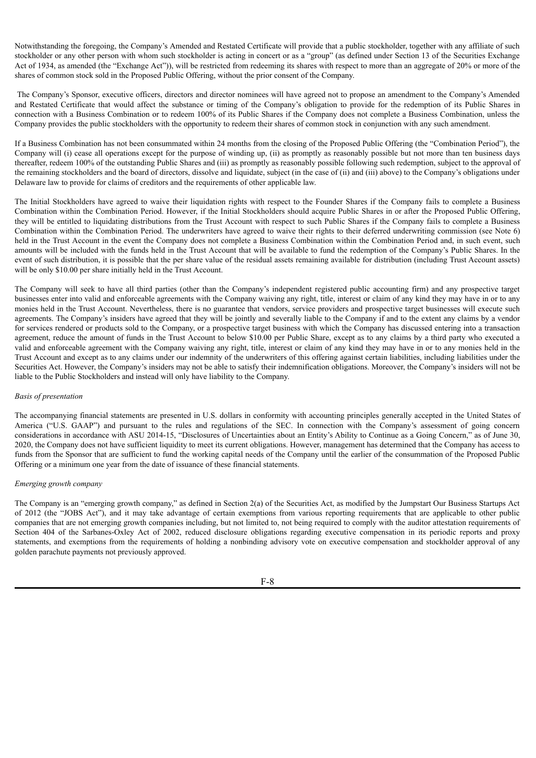Notwithstanding the foregoing, the Company's Amended and Restated Certificate will provide that a public stockholder, together with any affiliate of such stockholder or any other person with whom such stockholder is acting in concert or as a "group" (as defined under Section 13 of the Securities Exchange Act of 1934, as amended (the "Exchange Act")), will be restricted from redeeming its shares with respect to more than an aggregate of 20% or more of the shares of common stock sold in the Proposed Public Offering, without the prior consent of the Company.

The Company's Sponsor, executive officers, directors and director nominees will have agreed not to propose an amendment to the Company's Amended and Restated Certificate that would affect the substance or timing of the Company's obligation to provide for the redemption of its Public Shares in connection with a Business Combination or to redeem 100% of its Public Shares if the Company does not complete a Business Combination, unless the Company provides the public stockholders with the opportunity to redeem their shares of common stock in conjunction with any such amendment.

If a Business Combination has not been consummated within 24 months from the closing of the Proposed Public Offering (the "Combination Period"), the Company will (i) cease all operations except for the purpose of winding up, (ii) as promptly as reasonably possible but not more than ten business days thereafter, redeem 100% of the outstanding Public Shares and (iii) as promptly as reasonably possible following such redemption, subject to the approval of the remaining stockholders and the board of directors, dissolve and liquidate, subject (in the case of (ii) and (iii) above) to the Company's obligations under Delaware law to provide for claims of creditors and the requirements of other applicable law.

The Initial Stockholders have agreed to waive their liquidation rights with respect to the Founder Shares if the Company fails to complete a Business Combination within the Combination Period. However, if the Initial Stockholders should acquire Public Shares in or after the Proposed Public Offering, they will be entitled to liquidating distributions from the Trust Account with respect to such Public Shares if the Company fails to complete a Business Combination within the Combination Period. The underwriters have agreed to waive their rights to their deferred underwriting commission (see Note 6) held in the Trust Account in the event the Company does not complete a Business Combination within the Combination Period and, in such event, such amounts will be included with the funds held in the Trust Account that will be available to fund the redemption of the Company's Public Shares. In the event of such distribution, it is possible that the per share value of the residual assets remaining available for distribution (including Trust Account assets) will be only $10.00 per share initially held in the Trust Account.

The Company will seek to have all third parties (other than the Company's independent registered public accounting firm) and any prospective target businesses enter into valid and enforceable agreements with the Company waiving any right, title, interest or claim of any kind they may have in or to any monies held in the Trust Account. Nevertheless, there is no guarantee that vendors, service providers and prospective target businesses will execute such agreements. The Company's insiders have agreed that they will be jointly and severally liable to the Company if and to the extent any claims by a vendor for services rendered or products sold to the Company, or a prospective target business with which the Company has discussed entering into a transaction agreement, reduce the amount of funds in the Trust Account to below $10.00 per Public Share, except as to any claims by a third party who executed a valid and enforceable agreement with the Company waiving any right, title, interest or claim of any kind they may have in or to any monies held in the Trust Account and except as to any claims under our indemnity of the underwriters of this offering against certain liabilities, including liabilities under the Securities Act. However, the Company's insiders may not be able to satisfy their indemnification obligations. Moreover, the Company's insiders will not be liable to the Public Stockholders and instead will only have liability to the Company.

*Basis of presentation*

The accompanying financial statements are presented in U.S. dollars in conformity with accounting principles generally accepted in the United States of America ("U.S. GAAP") and pursuant to the rules and regulations of the SEC. In connection with the Company's assessment of going concern considerations in accordance with ASU 2014-15, "Disclosures of Uncertainties about an Entity's Ability to Continue as a Going Concern," as of June 30, 2020, the Company does not have sufficient liquidity to meet its current obligations. However, management has determined that the Company has access to funds from the Sponsor that are sufficient to fund the working capital needs of the Company until the earlier of the consummation of the Proposed Public Offering or a minimum one year from the date of issuance of these financial statements.

*Emerging growth company*

The Company is an "emerging growth company," as defined in Section 2(a) of the Securities Act, as modified by the Jumpstart Our Business Startups Act of 2012 (the "JOBS Act"), and it may take advantage of certain exemptions from various reporting requirements that are applicable to other public companies that are not emerging growth companies including, but not limited to, not being required to comply with the auditor attestation requirements of Section 404 of the Sarbanes-Oxley Act of 2002, reduced disclosure obligations regarding executive compensation in its periodic reports and proxy statements, and exemptions from the requirements of holding a nonbinding advisory vote on executive compensation and stockholder approval of any golden parachute payments not previously approved.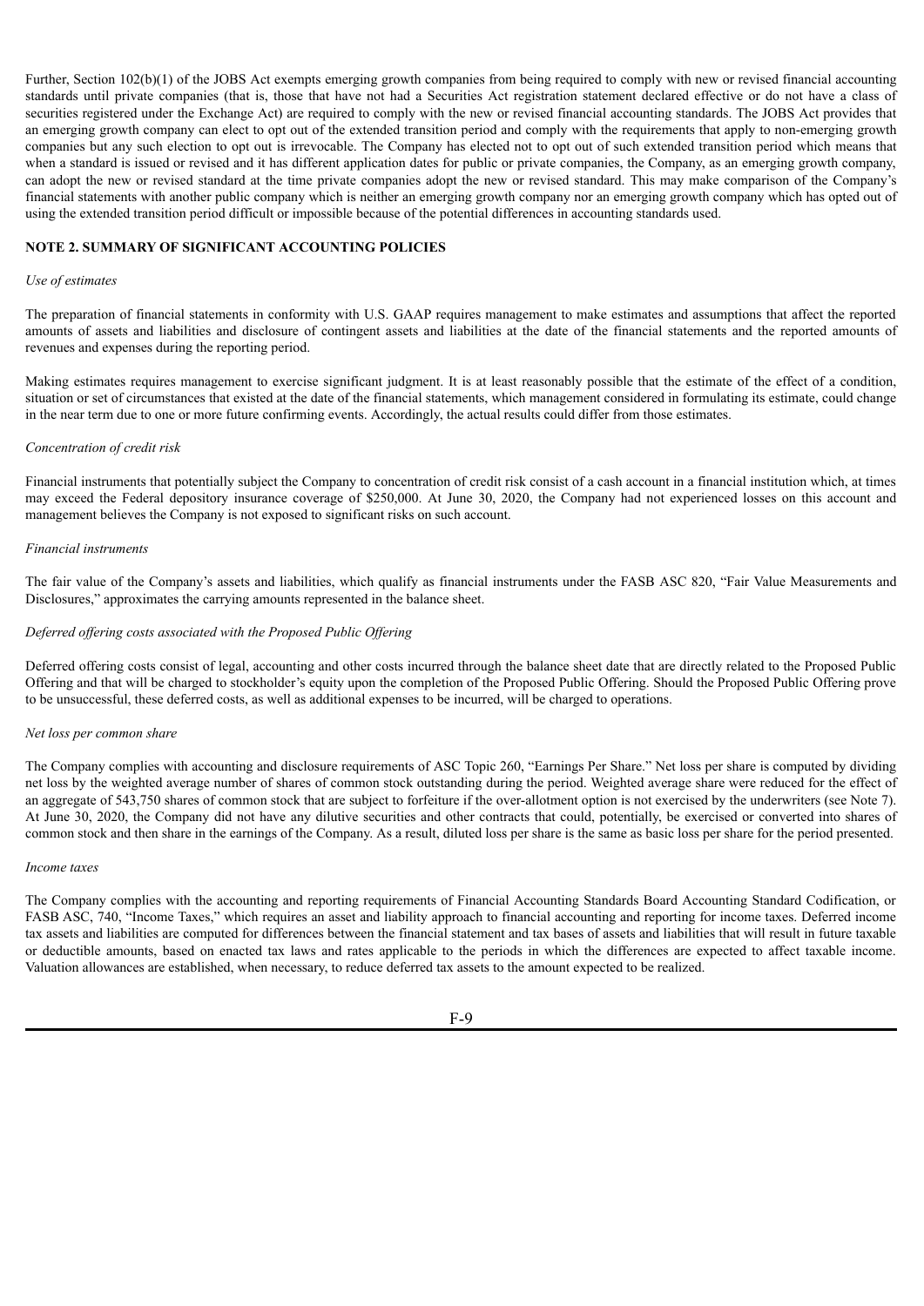Further, Section 102(b)(1) of the JOBS Act exempts emerging growth companies from being required to comply with new or revised financial accounting standards until private companies (that is, those that have not had a Securities Act registration statement declared effective or do not have a class of securities registered under the Exchange Act) are required to comply with the new or revised financial accounting standards. The JOBS Act provides that an emerging growth company can elect to opt out of the extended transition period and comply with the requirements that apply to non-emerging growth companies but any such election to opt out is irrevocable. The Company has elected not to opt out of such extended transition period which means that when a standard is issued or revised and it has different application dates for public or private companies, the Company, as an emerging growth company, can adopt the new or revised standard at the time private companies adopt the new or revised standard. This may make comparison of the Company's financial statements with another public company which is neither an emerging growth company nor an emerging growth company which has opted out of using the extended transition period difficult or impossible because of the potential differences in accounting standards used.

## NOTE 2. SUMMARY OF SIGNIFICANT ACCOUNTING POLICIES

*Use of estimates*

The preparation of financial statements in conformity with U.S. GAAP requires management to make estimates and assumptions that affect the reported amounts of assets and liabilities and disclosure of contingent assets and liabilities at the date of the financial statements and the reported amounts of revenues and expenses during the reporting period.

Making estimates requires management to exercise significant judgment. It is at least reasonably possible that the estimate of the effect of a condition, situation or set of circumstances that existed at the date of the financial statements, which management considered in formulating its estimate, could change in the near term due to one or more future confirming events. Accordingly, the actual results could differ from those estimates.

*Concentration of credit risk*

Financial instruments that potentially subject the Company to concentration of credit risk consist of a cash account in a financial institution which, at times may exceed the Federal depository insurance coverage of $250,000. At June 30, 2020, the Company had not experienced losses on this account and management believes the Company is not exposed to significant risks on such account.

*Financial instruments*

The fair value of the Company's assets and liabilities, which qualify as financial instruments under the FASB ASC 820, "Fair Value Measurements and Disclosures," approximates the carrying amounts represented in the balance sheet.

*Deferred offering costs associated with the Proposed Public Offering*

Deferred offering costs consist of legal, accounting and other costs incurred through the balance sheet date that are directly related to the Proposed Public Offering and that will be charged to stockholder's equity upon the completion of the Proposed Public Offering. Should the Proposed Public Offering prove to be unsuccessful, these deferred costs, as well as additional expenses to be incurred, will be charged to operations.

*Net loss per common share*

The Company complies with accounting and disclosure requirements of ASC Topic 260, "Earnings Per Share." Net loss per share is computed by dividing net loss by the weighted average number of shares of common stock outstanding during the period. Weighted average share were reduced for the effect of an aggregate of 543,750 shares of common stock that are subject to forfeiture if the over-allotment option is not exercised by the underwriters (see Note 7). At June 30, 2020, the Company did not have any dilutive securities and other contracts that could, potentially, be exercised or converted into shares of common stock and then share in the earnings of the Company. As a result, diluted loss per share is the same as basic loss per share for the period presented.

*Income taxes*

The Company complies with the accounting and reporting requirements of Financial Accounting Standards Board Accounting Standard Codification, or FASB ASC, 740, "Income Taxes," which requires an asset and liability approach to financial accounting and reporting for income taxes. Deferred income tax assets and liabilities are computed for differences between the financial statement and tax bases of assets and liabilities that will result in future taxable or deductible amounts, based on enacted tax laws and rates applicable to the periods in which the differences are expected to affect taxable income. Valuation allowances are established, when necessary, to reduce deferred tax assets to the amount expected to be realized.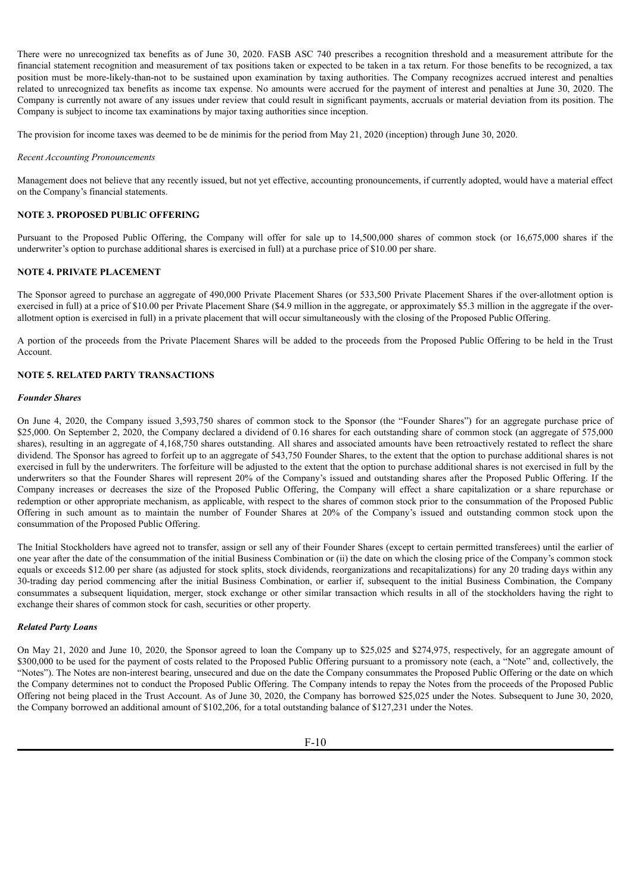There were no unrecognized tax benefits as of June 30, 2020. FASB ASC 740 prescribes a recognition threshold and a measurement attribute for the financial statement recognition and measurement of tax positions taken or expected to be taken in a tax return. For those benefits to be recognized, a tax position must be more-likely-than-not to be sustained upon examination by taxing authorities. The Company recognizes accrued interest and penalties related to unrecognized tax benefits as income tax expense. No amounts were accrued for the payment of interest and penalties at June 30, 2020. The Company is currently not aware of any issues under review that could result in significant payments, accruals or material deviation from its position. The Company is subject to income tax examinations by major taxing authorities since inception.

The provision for income taxes was deemed to be de minimis for the period from May 21, 2020 (inception) through June 30, 2020.

*Recent Accounting Pronouncements*

Management does not believe that any recently issued, but not yet effective, accounting pronouncements, if currently adopted, would have a material effect on the Company's financial statements.

## NOTE 3. PROPOSED PUBLIC OFFERING

Pursuant to the Proposed Public Offering, the Company will offer for sale up to 14,500,000 shares of common stock (or 16,675,000 shares if the underwriter's option to purchase additional shares is exercised in full) at a purchase price of $10.00 per share.

## NOTE 4. PRIVATE PLACEMENT

The Sponsor agreed to purchase an aggregate of 490,000 Private Placement Shares (or 533,500 Private Placement Shares if the over-allotment option is exercised in full) at a price of $10.00 per Private Placement Share ($4.9 million in the aggregate, or approximately $5.3 million in the aggregate if the over-allotment option is exercised in full) in a private placement that will occur simultaneously with the closing of the Proposed Public Offering.

A portion of the proceeds from the Private Placement Shares will be added to the proceeds from the Proposed Public Offering to be held in the Trust Account.

## NOTE 5. RELATED PARTY TRANSACTIONS

***Founder Shares***

On June 4, 2020, the Company issued 3,593,750 shares of common stock to the Sponsor (the "Founder Shares") for an aggregate purchase price of $25,000. On September 2, 2020, the Company declared a dividend of 0.16 shares for each outstanding share of common stock (an aggregate of 575,000 shares), resulting in an aggregate of 4,168,750 shares outstanding. All shares and associated amounts have been retroactively restated to reflect the share dividend. The Sponsor has agreed to forfeit up to an aggregate of 543,750 Founder Shares, to the extent that the option to purchase additional shares is not exercised in full by the underwriters. The forfeiture will be adjusted to the extent that the option to purchase additional shares is not exercised in full by the underwriters so that the Founder Shares will represent 20% of the Company's issued and outstanding shares after the Proposed Public Offering. If the Company increases or decreases the size of the Proposed Public Offering, the Company will effect a share capitalization or a share repurchase or redemption or other appropriate mechanism, as applicable, with respect to the shares of common stock prior to the consummation of the Proposed Public Offering in such amount as to maintain the number of Founder Shares at 20% of the Company's issued and outstanding common stock upon the consummation of the Proposed Public Offering.

The Initial Stockholders have agreed not to transfer, assign or sell any of their Founder Shares (except to certain permitted transferees) until the earlier of one year after the date of the consummation of the initial Business Combination or (ii) the date on which the closing price of the Company's common stock equals or exceeds $12.00 per share (as adjusted for stock splits, stock dividends, reorganizations and recapitalizations) for any 20 trading days within any 30-trading day period commencing after the initial Business Combination, or earlier if, subsequent to the initial Business Combination, the Company consummates a subsequent liquidation, merger, stock exchange or other similar transaction which results in all of the stockholders having the right to exchange their shares of common stock for cash, securities or other property.

***Related Party Loans***

On May 21, 2020 and June 10, 2020, the Sponsor agreed to loan the Company up to $25,025 and $274,975, respectively, for an aggregate amount of $300,000 to be used for the payment of costs related to the Proposed Public Offering pursuant to a promissory note (each, a "Note" and, collectively, the "Notes"). The Notes are non-interest bearing, unsecured and due on the date the Company consummates the Proposed Public Offering or the date on which the Company determines not to conduct the Proposed Public Offering. The Company intends to repay the Notes from the proceeds of the Proposed Public Offering not being placed in the Trust Account. As of June 30, 2020, the Company has borrowed $25,025 under the Notes. Subsequent to June 30, 2020, the Company borrowed an additional amount of $102,206, for a total outstanding balance of $127,231 under the Notes.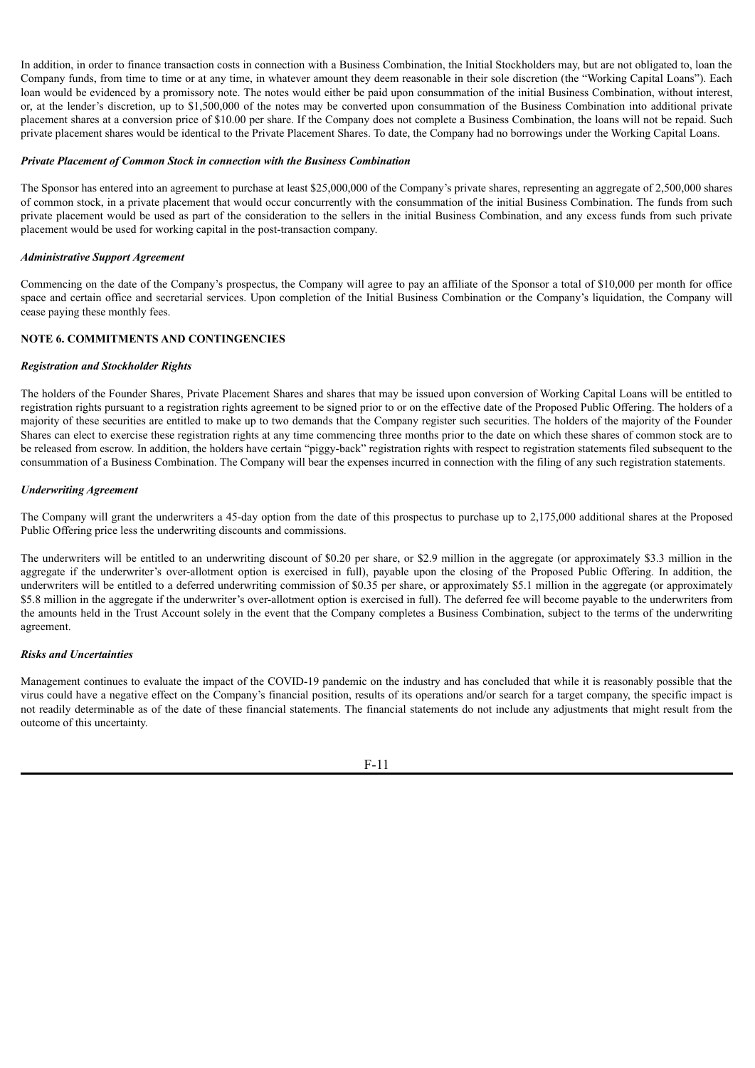In addition, in order to finance transaction costs in connection with a Business Combination, the Initial Stockholders may, but are not obligated to, loan the Company funds, from time to time or at any time, in whatever amount they deem reasonable in their sole discretion (the "Working Capital Loans"). Each loan would be evidenced by a promissory note. The notes would either be paid upon consummation of the initial Business Combination, without interest, or, at the lender's discretion, up to $1,500,000 of the notes may be converted upon consummation of the Business Combination into additional private placement shares at a conversion price of $10.00 per share. If the Company does not complete a Business Combination, the loans will not be repaid. Such private placement shares would be identical to the Private Placement Shares. To date, the Company had no borrowings under the Working Capital Loans.

***Private Placement of Common Stock in connection with the Business Combination***

The Sponsor has entered into an agreement to purchase at least $25,000,000 of the Company's private shares, representing an aggregate of 2,500,000 shares of common stock, in a private placement that would occur concurrently with the consummation of the initial Business Combination. The funds from such private placement would be used as part of the consideration to the sellers in the initial Business Combination, and any excess funds from such private placement would be used for working capital in the post-transaction company.

***Administrative Support Agreement***

Commencing on the date of the Company's prospectus, the Company will agree to pay an affiliate of the Sponsor a total of $10,000 per month for office space and certain office and secretarial services. Upon completion of the Initial Business Combination or the Company's liquidation, the Company will cease paying these monthly fees.

**NOTE 6. COMMITMENTS AND CONTINGENCIES**

***Registration and Stockholder Rights***

The holders of the Founder Shares, Private Placement Shares and shares that may be issued upon conversion of Working Capital Loans will be entitled to registration rights pursuant to a registration rights agreement to be signed prior to or on the effective date of the Proposed Public Offering. The holders of a majority of these securities are entitled to make up to two demands that the Company register such securities. The holders of the majority of the Founder Shares can elect to exercise these registration rights at any time commencing three months prior to the date on which these shares of common stock are to be released from escrow. In addition, the holders have certain "piggy-back" registration rights with respect to registration statements filed subsequent to the consummation of a Business Combination. The Company will bear the expenses incurred in connection with the filing of any such registration statements.

***Underwriting Agreement***

The Company will grant the underwriters a 45-day option from the date of this prospectus to purchase up to 2,175,000 additional shares at the Proposed Public Offering price less the underwriting discounts and commissions.

The underwriters will be entitled to an underwriting discount of $0.20 per share, or $2.9 million in the aggregate (or approximately $3.3 million in the aggregate if the underwriter's over-allotment option is exercised in full), payable upon the closing of the Proposed Public Offering. In addition, the underwriters will be entitled to a deferred underwriting commission of $0.35 per share, or approximately $5.1 million in the aggregate (or approximately $5.8 million in the aggregate if the underwriter's over-allotment option is exercised in full). The deferred fee will become payable to the underwriters from the amounts held in the Trust Account solely in the event that the Company completes a Business Combination, subject to the terms of the underwriting agreement.

***Risks and Uncertainties***

Management continues to evaluate the impact of the COVID-19 pandemic on the industry and has concluded that while it is reasonably possible that the virus could have a negative effect on the Company's financial position, results of its operations and/or search for a target company, the specific impact is not readily determinable as of the date of these financial statements. The financial statements do not include any adjustments that might result from the outcome of this uncertainty.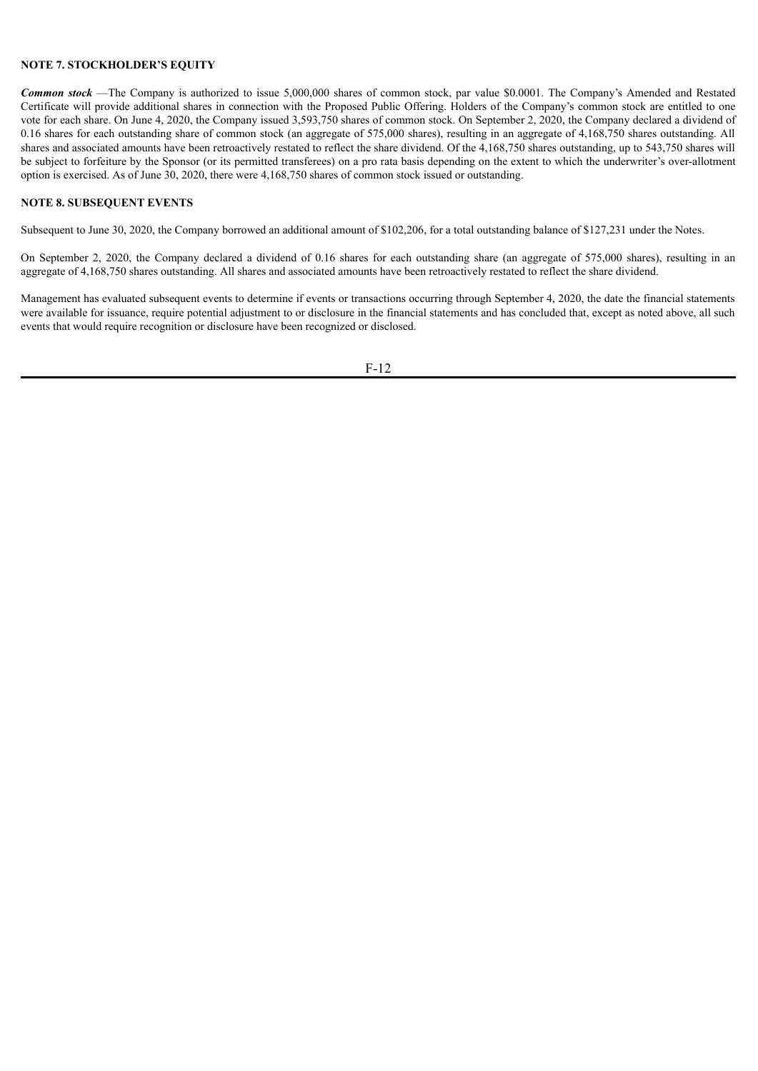## NOTE 7. STOCKHOLDER'S EQUITY

***Common stock*** —The Company is authorized to issue 5,000,000 shares of common stock, par value $0.0001. The Company's Amended and Restated Certificate will provide additional shares in connection with the Proposed Public Offering. Holders of the Company's common stock are entitled to one vote for each share. On June 4, 2020, the Company issued 3,593,750 shares of common stock. On September 2, 2020, the Company declared a dividend of 0.16 shares for each outstanding share of common stock (an aggregate of 575,000 shares), resulting in an aggregate of 4,168,750 shares outstanding. All shares and associated amounts have been retroactively restated to reflect the share dividend. Of the 4,168,750 shares outstanding, up to 543,750 shares will be subject to forfeiture by the Sponsor (or its permitted transferees) on a pro rata basis depending on the extent to which the underwriter's over-allotment option is exercised. As of June 30, 2020, there were 4,168,750 shares of common stock issued or outstanding.

## NOTE 8. SUBSEQUENT EVENTS

Subsequent to June 30, 2020, the Company borrowed an additional amount of $102,206, for a total outstanding balance of $127,231 under the Notes.

On September 2, 2020, the Company declared a dividend of 0.16 shares for each outstanding share (an aggregate of 575,000 shares), resulting in an aggregate of 4,168,750 shares outstanding. All shares and associated amounts have been retroactively restated to reflect the share dividend.

Management has evaluated subsequent events to determine if events or transactions occurring through September 4, 2020, the date the financial statements were available for issuance, require potential adjustment to or disclosure in the financial statements and has concluded that, except as noted above, all such events that would require recognition or disclosure have been recognized or disclosed.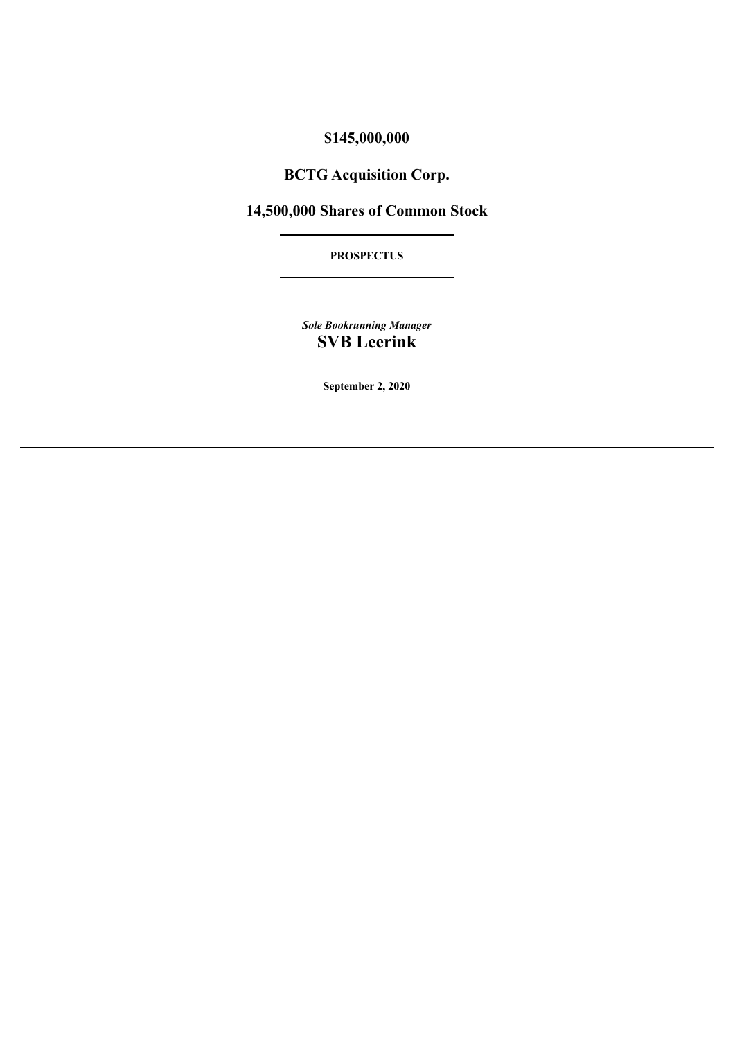**$145,000,000**

**BCTG Acquisition Corp.**

**14,500,000 Shares of Common Stock**

---

**PROSPECTUS**

---

***Sole Bookrunning Manager***

**SVB Leerink**

**September 2, 2020**